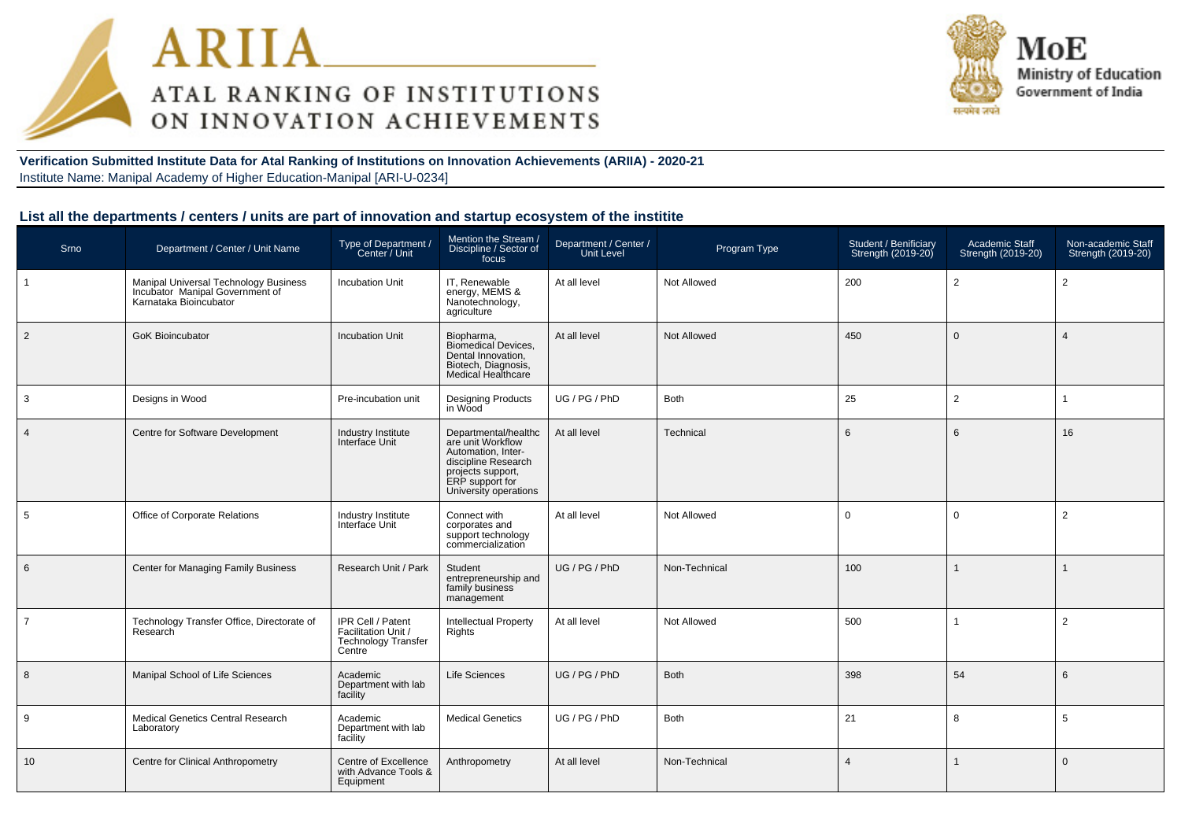**Verification Submitted Institute Data for Atal Ranking of Institutions on Innovation Achievements (ARIIA) - 2020-21**

Institute Name: Manipal Academy of Higher Education-Manipal [ARI-U-0234]

## List all the departments / centers / units are part of innovation and startup ecosystem of the institite

| Srno | Department / Center / Unit Name | Type of Department / Center / Unit | Mention the Stream / Discipline / Sector of focus | Department / Center / Unit Level | Program Type | Student / Benificiary Strength (2019-20) | Academic Staff Strength (2019-20) | Non-academic Staff Strength (2019-20) |
|---|---|---|---|---|---|---|---|---|
| 1 | Manipal Universal Technology Business Incubator Manipal Government of Karnataka Bioincubator | Incubation Unit | IT, Renewable energy, MEMS & Nanotechnology, agriculture | At all level | Not Allowed | 200 | 2 | 2 |
| 2 | GoK Bioincubator | Incubation Unit | Biopharma, Biomedical Devices, Dental Innovation, Biotech, Diagnosis, Medical Healthcare | At all level | Not Allowed | 450 | 0 | 4 |
| 3 | Designs in Wood | Pre-incubation unit | Designing Products in Wood | UG / PG / PhD | Both | 25 | 2 | 1 |
| 4 | Centre for Software Development | Industry Institute Interface Unit | Departmental/healthcare unit Workflow Automation, Inter-discipline Research projects support, ERP support for University operations | At all level | Technical | 6 | 6 | 16 |
| 5 | Office of Corporate Relations | Industry Institute Interface Unit | Connect with corporates and support technology commercialization | At all level | Not Allowed | 0 | 0 | 2 |
| 6 | Center for Managing Family Business | Research Unit / Park | Student entrepreneurship and family business management | UG / PG / PhD | Non-Technical | 100 | 1 | 1 |
| 7 | Technology Transfer Office, Directorate of Research | IPR Cell / Patent Facilitation Unit / Technology Transfer Centre | Intellectual Property Rights | At all level | Not Allowed | 500 | 1 | 2 |
| 8 | Manipal School of Life Sciences | Academic Department with lab facility | Life Sciences | UG / PG / PhD | Both | 398 | 54 | 6 |
| 9 | Medical Genetics Central Research Laboratory | Academic Department with lab facility | Medical Genetics | UG / PG / PhD | Both | 21 | 8 | 5 |
| 10 | Centre for Clinical Anthropometry | Centre of Excellence with Advance Tools & Equipment | Anthropometry | At all level | Non-Technical | 4 | 1 | 0 |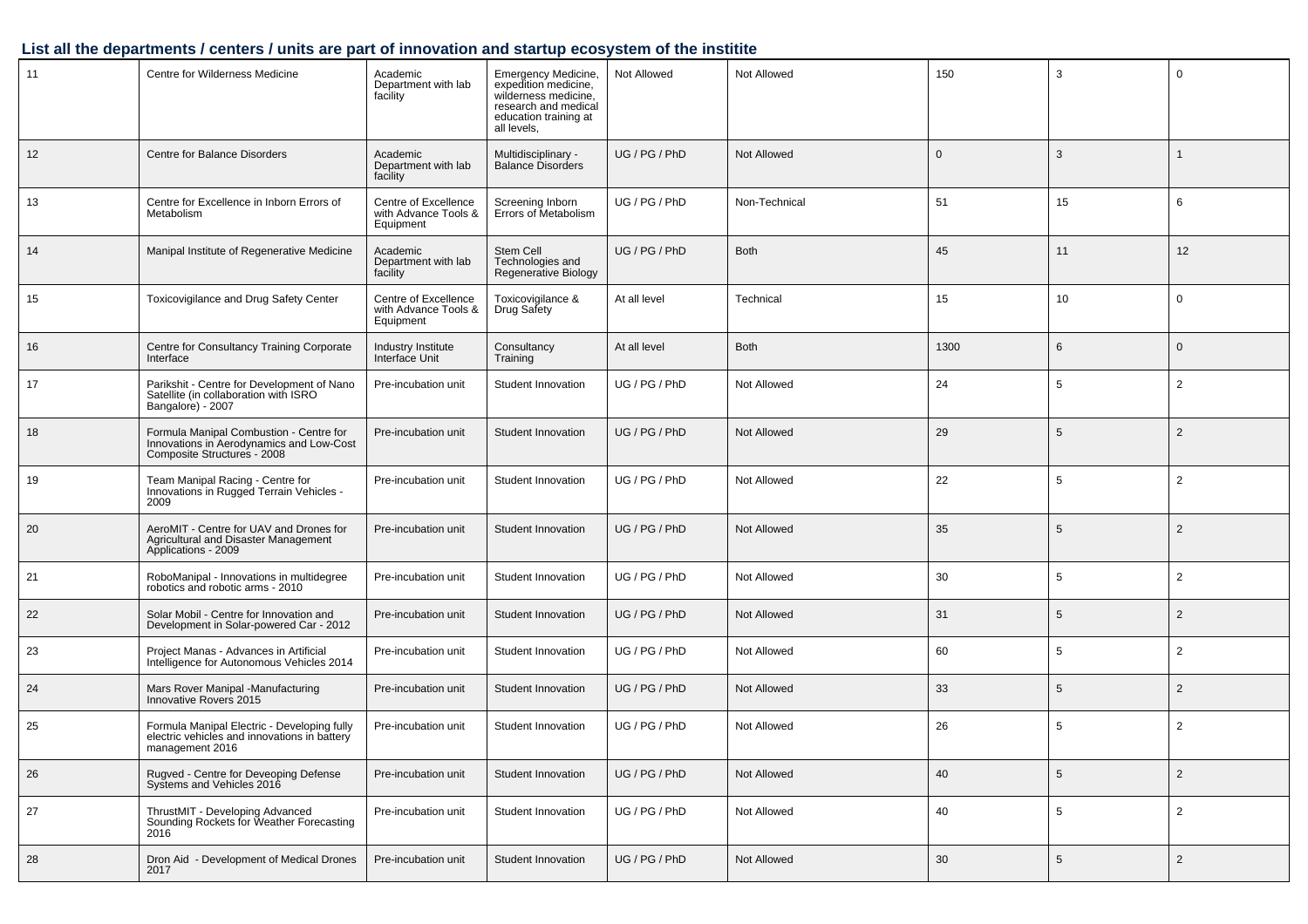## List all the departments / centers / units are part of innovation and startup ecosystem of the institite

| | | | | | | | | |
|---|---|---|---|---|---|---|---|---|
| 11 | Centre for Wilderness Medicine | Academic Department with lab facility | Emergency Medicine, expedition medicine, wilderness medicine, research and medical education training at all levels, | Not Allowed | Not Allowed | 150 | 3 | 0 |
| 12 | Centre for Balance Disorders | Academic Department with lab facility | Multidisciplinary - Balance Disorders | UG / PG / PhD | Not Allowed | 0 | 3 | 1 |
| 13 | Centre for Excellence in Inborn Errors of Metabolism | Centre of Excellence with Advance Tools & Equipment | Screening Inborn Errors of Metabolism | UG / PG / PhD | Non-Technical | 51 | 15 | 6 |
| 14 | Manipal Institute of Regenerative Medicine | Academic Department with lab facility | Stem Cell Technologies and Regenerative Biology | UG / PG / PhD | Both | 45 | 11 | 12 |
| 15 | Toxicovigilance and Drug Safety Center | Centre of Excellence with Advance Tools & Equipment | Toxicovigilance & Drug Safety | At all level | Technical | 15 | 10 | 0 |
| 16 | Centre for Consultancy Training Corporate Interface | Industry Institute Interface Unit | Consultancy Training | At all level | Both | 1300 | 6 | 0 |
| 17 | Parikshit - Centre for Development of Nano Satellite (in collaboration with ISRO Bangalore) - 2007 | Pre-incubation unit | Student Innovation | UG / PG / PhD | Not Allowed | 24 | 5 | 2 |
| 18 | Formula Manipal Combustion - Centre for Innovations in Aerodynamics and Low-Cost Composite Structures - 2008 | Pre-incubation unit | Student Innovation | UG / PG / PhD | Not Allowed | 29 | 5 | 2 |
| 19 | Team Manipal Racing - Centre for Innovations in Rugged Terrain Vehicles - 2009 | Pre-incubation unit | Student Innovation | UG / PG / PhD | Not Allowed | 22 | 5 | 2 |
| 20 | AeroMIT - Centre for UAV and Drones for Agricultural and Disaster Management Applications - 2009 | Pre-incubation unit | Student Innovation | UG / PG / PhD | Not Allowed | 35 | 5 | 2 |
| 21 | RoboManipal - Innovations in multidegree robotics and robotic arms - 2010 | Pre-incubation unit | Student Innovation | UG / PG / PhD | Not Allowed | 30 | 5 | 2 |
| 22 | Solar Mobil - Centre for Innovation and Development in Solar-powered Car - 2012 | Pre-incubation unit | Student Innovation | UG / PG / PhD | Not Allowed | 31 | 5 | 2 |
| 23 | Project Manas - Advances in Artificial Intelligence for Autonomous Vehicles 2014 | Pre-incubation unit | Student Innovation | UG / PG / PhD | Not Allowed | 60 | 5 | 2 |
| 24 | Mars Rover Manipal -Manufacturing Innovative Rovers 2015 | Pre-incubation unit | Student Innovation | UG / PG / PhD | Not Allowed | 33 | 5 | 2 |
| 25 | Formula Manipal Electric - Developing fully electric vehicles and innovations in battery management 2016 | Pre-incubation unit | Student Innovation | UG / PG / PhD | Not Allowed | 26 | 5 | 2 |
| 26 | Rugved - Centre for Deveoping Defense Systems and Vehicles 2016 | Pre-incubation unit | Student Innovation | UG / PG / PhD | Not Allowed | 40 | 5 | 2 |
| 27 | ThrustMIT - Developing Advanced Sounding Rockets for Weather Forecasting 2016 | Pre-incubation unit | Student Innovation | UG / PG / PhD | Not Allowed | 40 | 5 | 2 |
| 28 | Dron Aid - Development of Medical Drones 2017 | Pre-incubation unit | Student Innovation | UG / PG / PhD | Not Allowed | 30 | 5 | 2 |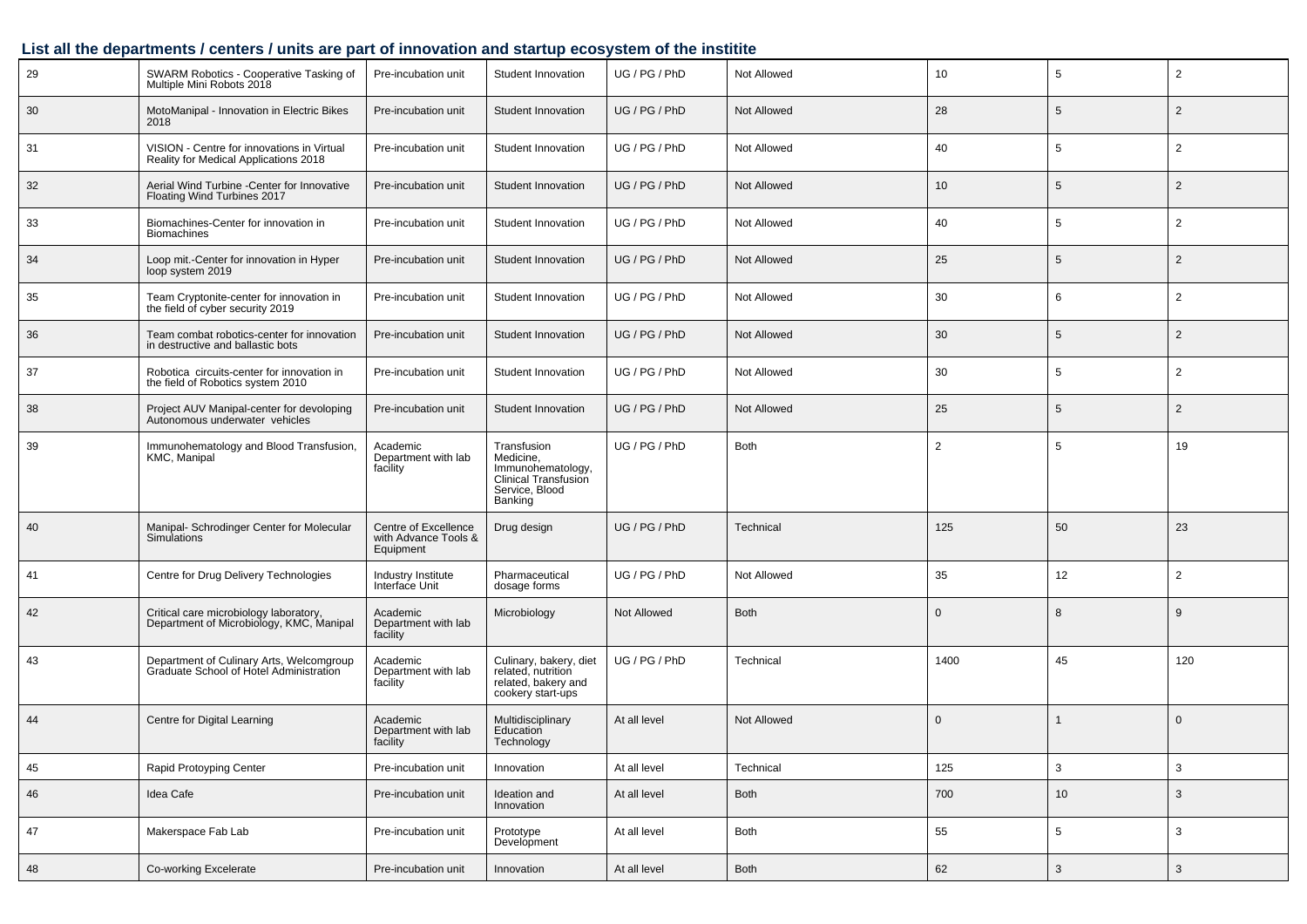### List all the departments / centers / units are part of innovation and startup ecosystem of the institite

| | | | | | | | | |
|---|---|---|---|---|---|---|---|---|
| 29 | SWARM Robotics - Cooperative Tasking of Multiple Mini Robots 2018 | Pre-incubation unit | Student Innovation | UG / PG / PhD | Not Allowed | 10 | 5 | 2 |
| 30 | MotoManipal - Innovation in Electric Bikes 2018 | Pre-incubation unit | Student Innovation | UG / PG / PhD | Not Allowed | 28 | 5 | 2 |
| 31 | VISION - Centre for innovations in Virtual Reality for Medical Applications 2018 | Pre-incubation unit | Student Innovation | UG / PG / PhD | Not Allowed | 40 | 5 | 2 |
| 32 | Aerial Wind Turbine -Center for Innovative Floating Wind Turbines 2017 | Pre-incubation unit | Student Innovation | UG / PG / PhD | Not Allowed | 10 | 5 | 2 |
| 33 | Biomachines-Center for innovation in Biomachines | Pre-incubation unit | Student Innovation | UG / PG / PhD | Not Allowed | 40 | 5 | 2 |
| 34 | Loop mit.-Center for innovation in Hyper loop system 2019 | Pre-incubation unit | Student Innovation | UG / PG / PhD | Not Allowed | 25 | 5 | 2 |
| 35 | Team Cryptonite-center for innovation in the field of cyber security 2019 | Pre-incubation unit | Student Innovation | UG / PG / PhD | Not Allowed | 30 | 6 | 2 |
| 36 | Team combat robotics-center for innovation in destructive and ballastic bots | Pre-incubation unit | Student Innovation | UG / PG / PhD | Not Allowed | 30 | 5 | 2 |
| 37 | Robotica circuits-center for innovation in the field of Robotics system 2010 | Pre-incubation unit | Student Innovation | UG / PG / PhD | Not Allowed | 30 | 5 | 2 |
| 38 | Project AUV Manipal-center for devoloping Autonomous underwater vehicles | Pre-incubation unit | Student Innovation | UG / PG / PhD | Not Allowed | 25 | 5 | 2 |
| 39 | Immunohematology and Blood Transfusion, KMC, Manipal | Academic Department with lab facility | Transfusion Medicine, Immunohematology, Clinical Transfusion Service, Blood Banking | UG / PG / PhD | Both | 2 | 5 | 19 |
| 40 | Manipal- Schrodinger Center for Molecular Simulations | Centre of Excellence with Advance Tools & Equipment | Drug design | UG / PG / PhD | Technical | 125 | 50 | 23 |
| 41 | Centre for Drug Delivery Technologies | Industry Institute Interface Unit | Pharmaceutical dosage forms | UG / PG / PhD | Not Allowed | 35 | 12 | 2 |
| 42 | Critical care microbiology laboratory, Department of Microbiology, KMC, Manipal | Academic Department with lab facility | Microbiology | Not Allowed | Both | 0 | 8 | 9 |
| 43 | Department of Culinary Arts, Welcomgroup Graduate School of Hotel Administration | Academic Department with lab facility | Culinary, bakery, diet related, nutrition related, bakery and cookery start-ups | UG / PG / PhD | Technical | 1400 | 45 | 120 |
| 44 | Centre for Digital Learning | Academic Department with lab facility | Multidisciplinary Education Technology | At all level | Not Allowed | 0 | 1 | 0 |
| 45 | Rapid Protoyping Center | Pre-incubation unit | Innovation | At all level | Technical | 125 | 3 | 3 |
| 46 | Idea Cafe | Pre-incubation unit | Ideation and Innovation | At all level | Both | 700 | 10 | 3 |
| 47 | Makerspace Fab Lab | Pre-incubation unit | Prototype Development | At all level | Both | 55 | 5 | 3 |
| 48 | Co-working Excelerate | Pre-incubation unit | Innovation | At all level | Both | 62 | 3 | 3 |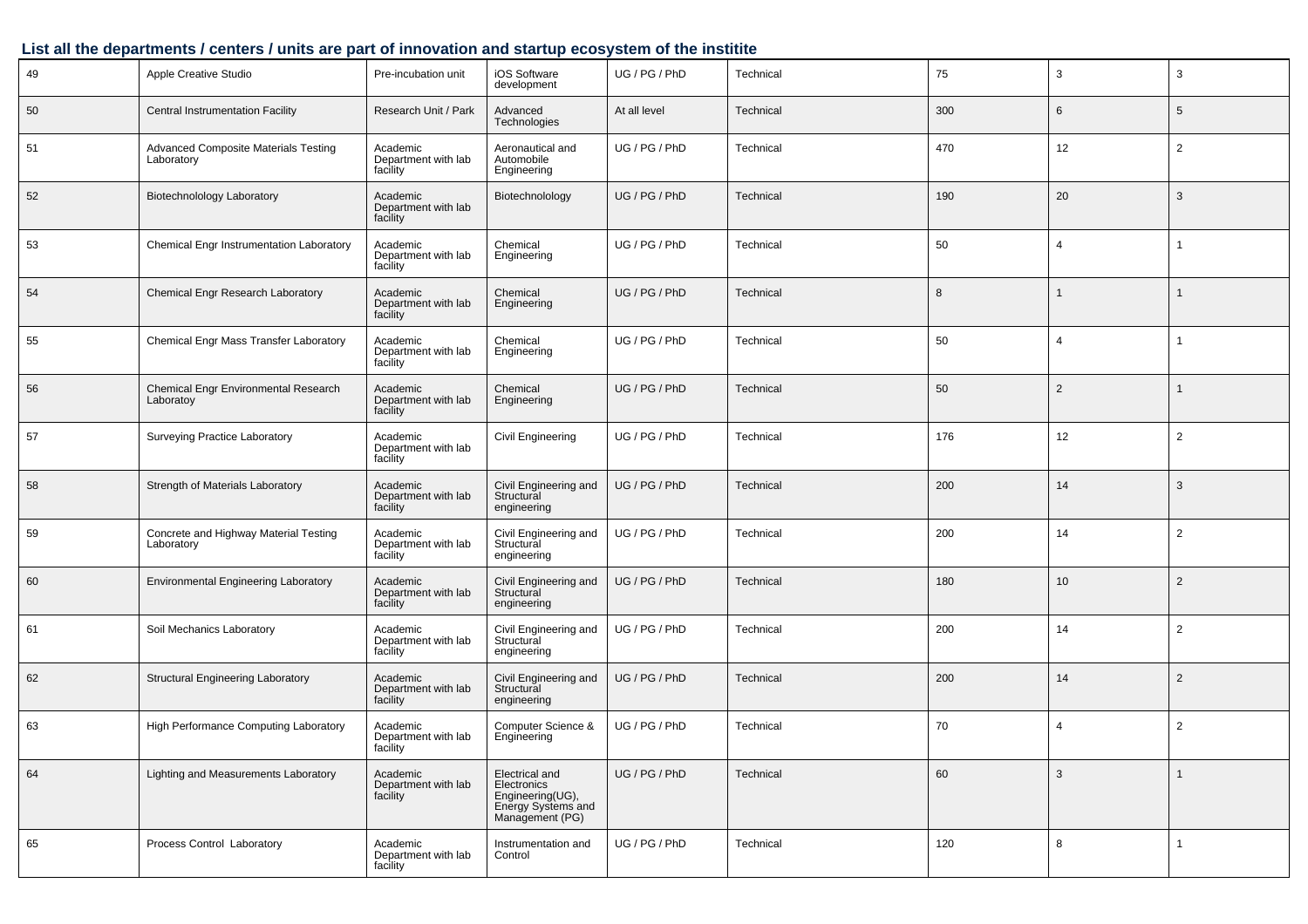**List all the departments / centers / units are part of innovation and startup ecosystem of the institite**

| | | | | | | | | |
|---|---|---|---|---|---|---|---|---|
| 49 | Apple Creative Studio | Pre-incubation unit | iOS Software development | UG / PG / PhD | Technical | 75 | 3 | 3 |
| 50 | Central Instrumentation Facility | Research Unit / Park | Advanced Technologies | At all level | Technical | 300 | 6 | 5 |
| 51 | Advanced Composite Materials Testing Laboratory | Academic Department with lab facility | Aeronautical and Automobile Engineering | UG / PG / PhD | Technical | 470 | 12 | 2 |
| 52 | Biotechnolology Laboratory | Academic Department with lab facility | Biotechnolology | UG / PG / PhD | Technical | 190 | 20 | 3 |
| 53 | Chemical Engr Instrumentation Laboratory | Academic Department with lab facility | Chemical Engineering | UG / PG / PhD | Technical | 50 | 4 | 1 |
| 54 | Chemical Engr Research Laboratory | Academic Department with lab facility | Chemical Engineering | UG / PG / PhD | Technical | 8 | 1 | 1 |
| 55 | Chemical Engr Mass Transfer Laboratory | Academic Department with lab facility | Chemical Engineering | UG / PG / PhD | Technical | 50 | 4 | 1 |
| 56 | Chemical Engr Environmental Research Laboratoy | Academic Department with lab facility | Chemical Engineering | UG / PG / PhD | Technical | 50 | 2 | 1 |
| 57 | Surveying Practice Laboratory | Academic Department with lab facility | Civil Engineering | UG / PG / PhD | Technical | 176 | 12 | 2 |
| 58 | Strength of Materials Laboratory | Academic Department with lab facility | Civil Engineering and Structural engineering | UG / PG / PhD | Technical | 200 | 14 | 3 |
| 59 | Concrete and Highway Material Testing Laboratory | Academic Department with lab facility | Civil Engineering and Structural engineering | UG / PG / PhD | Technical | 200 | 14 | 2 |
| 60 | Environmental Engineering Laboratory | Academic Department with lab facility | Civil Engineering and Structural engineering | UG / PG / PhD | Technical | 180 | 10 | 2 |
| 61 | Soil Mechanics Laboratory | Academic Department with lab facility | Civil Engineering and Structural engineering | UG / PG / PhD | Technical | 200 | 14 | 2 |
| 62 | Structural Engineering Laboratory | Academic Department with lab facility | Civil Engineering and Structural engineering | UG / PG / PhD | Technical | 200 | 14 | 2 |
| 63 | High Performance Computing Laboratory | Academic Department with lab facility | Computer Science & Engineering | UG / PG / PhD | Technical | 70 | 4 | 2 |
| 64 | Lighting and Measurements Laboratory | Academic Department with lab facility | Electrical and Electronics Engineering(UG), Energy Systems and Management (PG) | UG / PG / PhD | Technical | 60 | 3 | 1 |
| 65 | Process Control Laboratory | Academic Department with lab facility | Instrumentation and Control | UG / PG / PhD | Technical | 120 | 8 | 1 |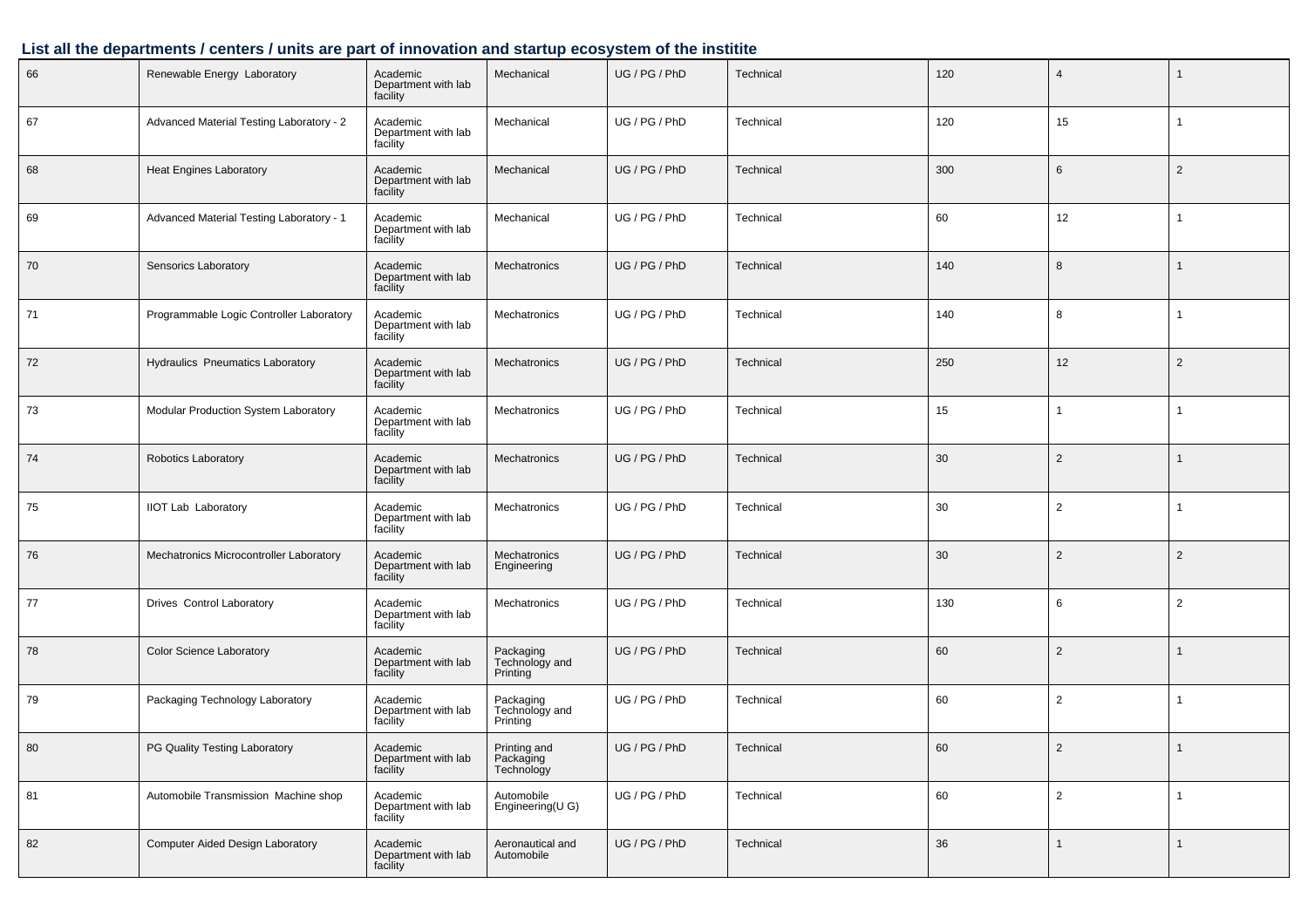## List all the departments / centers / units are part of innovation and startup ecosystem of the institite

| | | | | | | | | |
|---|---|---|---|---|---|---|---|---|
| 66 | Renewable Energy  Laboratory | Academic Department with lab facility | Mechanical | UG / PG / PhD | Technical | 120 | 4 | 1 |
| 67 | Advanced Material Testing Laboratory - 2 | Academic Department with lab facility | Mechanical | UG / PG / PhD | Technical | 120 | 15 | 1 |
| 68 | Heat Engines Laboratory | Academic Department with lab facility | Mechanical | UG / PG / PhD | Technical | 300 | 6 | 2 |
| 69 | Advanced Material Testing Laboratory - 1 | Academic Department with lab facility | Mechanical | UG / PG / PhD | Technical | 60 | 12 | 1 |
| 70 | Sensorics Laboratory | Academic Department with lab facility | Mechatronics | UG / PG / PhD | Technical | 140 | 8 | 1 |
| 71 | Programmable Logic Controller Laboratory | Academic Department with lab facility | Mechatronics | UG / PG / PhD | Technical | 140 | 8 | 1 |
| 72 | Hydraulics  Pneumatics Laboratory | Academic Department with lab facility | Mechatronics | UG / PG / PhD | Technical | 250 | 12 | 2 |
| 73 | Modular Production System Laboratory | Academic Department with lab facility | Mechatronics | UG / PG / PhD | Technical | 15 | 1 | 1 |
| 74 | Robotics Laboratory | Academic Department with lab facility | Mechatronics | UG / PG / PhD | Technical | 30 | 2 | 1 |
| 75 | IIOT Lab  Laboratory | Academic Department with lab facility | Mechatronics | UG / PG / PhD | Technical | 30 | 2 | 1 |
| 76 | Mechatronics Microcontroller Laboratory | Academic Department with lab facility | Mechatronics Engineering | UG / PG / PhD | Technical | 30 | 2 | 2 |
| 77 | Drives  Control Laboratory | Academic Department with lab facility | Mechatronics | UG / PG / PhD | Technical | 130 | 6 | 2 |
| 78 | Color Science Laboratory | Academic Department with lab facility | Packaging Technology and Printing | UG / PG / PhD | Technical | 60 | 2 | 1 |
| 79 | Packaging Technology Laboratory | Academic Department with lab facility | Packaging Technology and Printing | UG / PG / PhD | Technical | 60 | 2 | 1 |
| 80 | PG Quality Testing Laboratory | Academic Department with lab facility | Printing and Packaging Technology | UG / PG / PhD | Technical | 60 | 2 | 1 |
| 81 | Automobile Transmission  Machine shop | Academic Department with lab facility | Automobile Engineering(U G) | UG / PG / PhD | Technical | 60 | 2 | 1 |
| 82 | Computer Aided Design Laboratory | Academic Department with lab facility | Aeronautical and Automobile | UG / PG / PhD | Technical | 36 | 1 | 1 |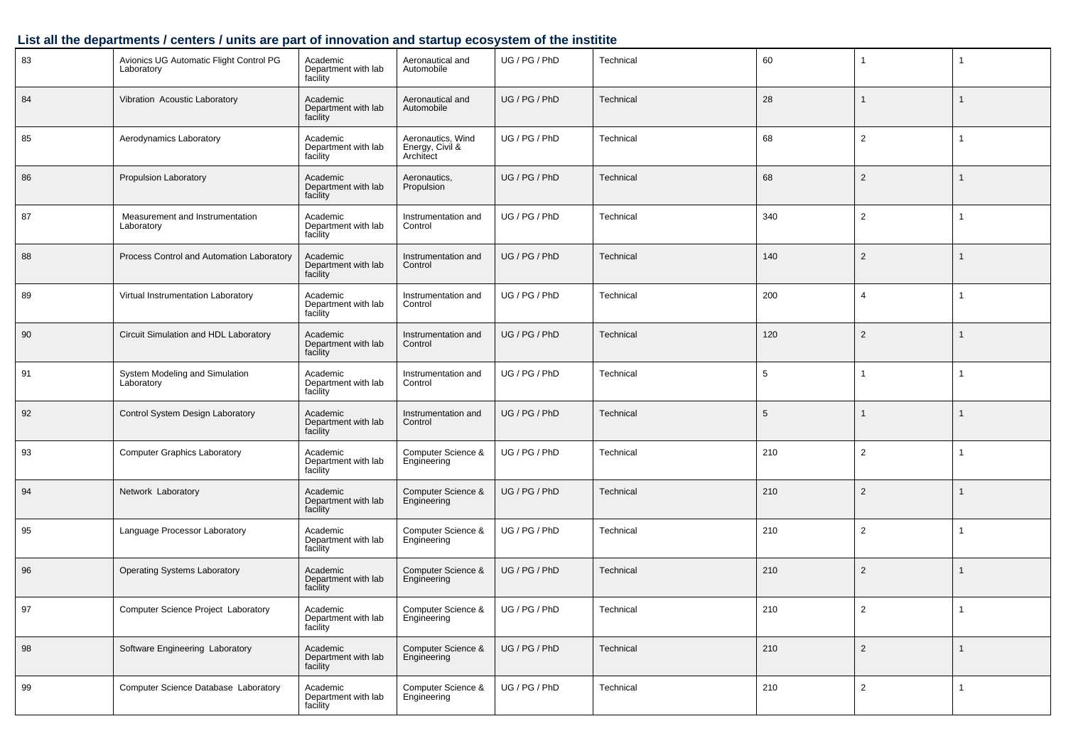## List all the departments / centers / units are part of innovation and startup ecosystem of the institite

| | | | | | | | | |
|---|---|---|---|---|---|---|---|---|
| 83 | Avionics UG Automatic Flight Control PG Laboratory | Academic Department with lab facility | Aeronautical and Automobile | UG / PG / PhD | Technical | 60 | 1 | 1 |
| 84 | Vibration Acoustic Laboratory | Academic Department with lab facility | Aeronautical and Automobile | UG / PG / PhD | Technical | 28 | 1 | 1 |
| 85 | Aerodynamics Laboratory | Academic Department with lab facility | Aeronautics, Wind Energy, Civil & Architect | UG / PG / PhD | Technical | 68 | 2 | 1 |
| 86 | Propulsion Laboratory | Academic Department with lab facility | Aeronautics, Propulsion | UG / PG / PhD | Technical | 68 | 2 | 1 |
| 87 | Measurement and Instrumentation Laboratory | Academic Department with lab facility | Instrumentation and Control | UG / PG / PhD | Technical | 340 | 2 | 1 |
| 88 | Process Control and Automation Laboratory | Academic Department with lab facility | Instrumentation and Control | UG / PG / PhD | Technical | 140 | 2 | 1 |
| 89 | Virtual Instrumentation Laboratory | Academic Department with lab facility | Instrumentation and Control | UG / PG / PhD | Technical | 200 | 4 | 1 |
| 90 | Circuit Simulation and HDL Laboratory | Academic Department with lab facility | Instrumentation and Control | UG / PG / PhD | Technical | 120 | 2 | 1 |
| 91 | System Modeling and Simulation Laboratory | Academic Department with lab facility | Instrumentation and Control | UG / PG / PhD | Technical | 5 | 1 | 1 |
| 92 | Control System Design Laboratory | Academic Department with lab facility | Instrumentation and Control | UG / PG / PhD | Technical | 5 | 1 | 1 |
| 93 | Computer Graphics Laboratory | Academic Department with lab facility | Computer Science & Engineering | UG / PG / PhD | Technical | 210 | 2 | 1 |
| 94 | Network Laboratory | Academic Department with lab facility | Computer Science & Engineering | UG / PG / PhD | Technical | 210 | 2 | 1 |
| 95 | Language Processor Laboratory | Academic Department with lab facility | Computer Science & Engineering | UG / PG / PhD | Technical | 210 | 2 | 1 |
| 96 | Operating Systems Laboratory | Academic Department with lab facility | Computer Science & Engineering | UG / PG / PhD | Technical | 210 | 2 | 1 |
| 97 | Computer Science Project Laboratory | Academic Department with lab facility | Computer Science & Engineering | UG / PG / PhD | Technical | 210 | 2 | 1 |
| 98 | Software Engineering Laboratory | Academic Department with lab facility | Computer Science & Engineering | UG / PG / PhD | Technical | 210 | 2 | 1 |
| 99 | Computer Science Database Laboratory | Academic Department with lab facility | Computer Science & Engineering | UG / PG / PhD | Technical | 210 | 2 | 1 |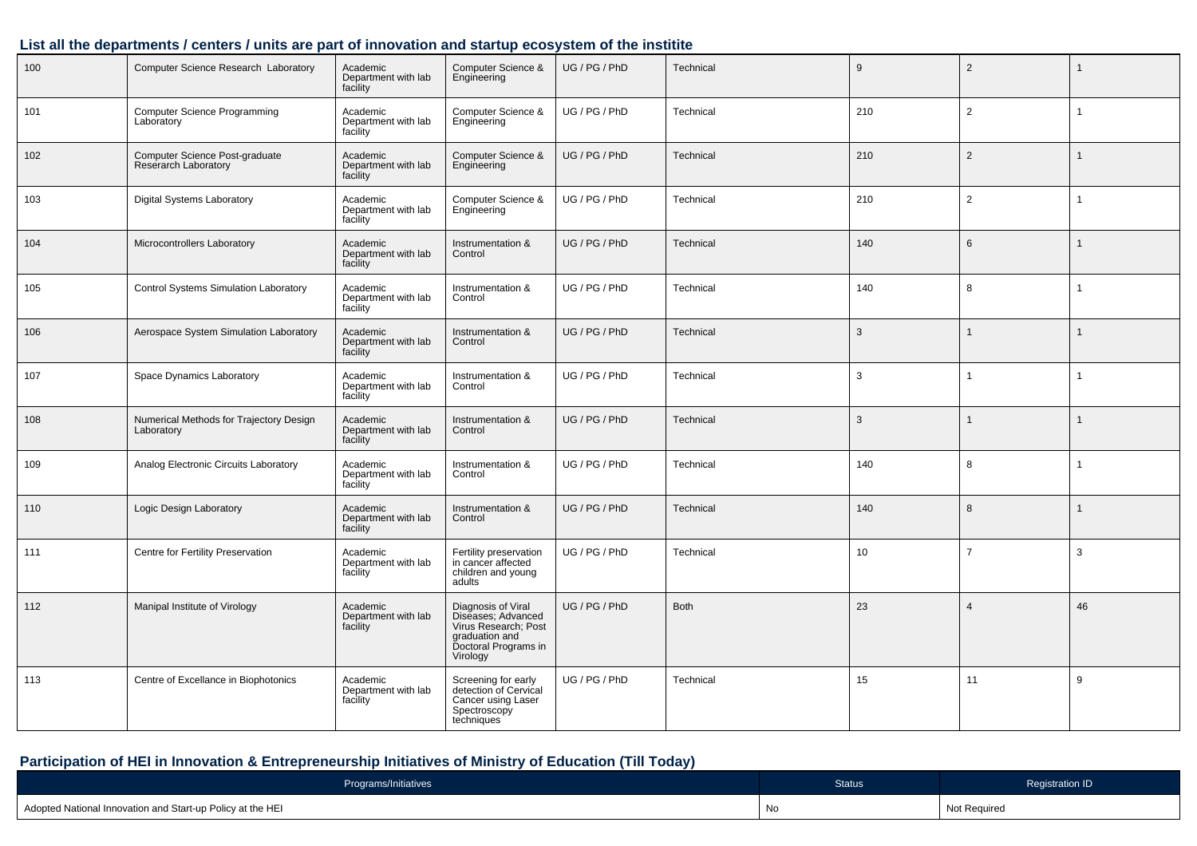### List all the departments / centers / units are part of innovation and startup ecosystem of the institite

| | | | | | | | | |
|---|---|---|---|---|---|---|---|---|
| 100 | Computer Science Research Laboratory | Academic Department with lab facility | Computer Science & Engineering | UG / PG / PhD | Technical | 9 | 2 | 1 |
| 101 | Computer Science Programming Laboratory | Academic Department with lab facility | Computer Science & Engineering | UG / PG / PhD | Technical | 210 | 2 | 1 |
| 102 | Computer Science Post-graduate Reserach Laboratory | Academic Department with lab facility | Computer Science & Engineering | UG / PG / PhD | Technical | 210 | 2 | 1 |
| 103 | Digital Systems Laboratory | Academic Department with lab facility | Computer Science & Engineering | UG / PG / PhD | Technical | 210 | 2 | 1 |
| 104 | Microcontrollers Laboratory | Academic Department with lab facility | Instrumentation & Control | UG / PG / PhD | Technical | 140 | 6 | 1 |
| 105 | Control Systems Simulation Laboratory | Academic Department with lab facility | Instrumentation & Control | UG / PG / PhD | Technical | 140 | 8 | 1 |
| 106 | Aerospace System Simulation Laboratory | Academic Department with lab facility | Instrumentation & Control | UG / PG / PhD | Technical | 3 | 1 | 1 |
| 107 | Space Dynamics Laboratory | Academic Department with lab facility | Instrumentation & Control | UG / PG / PhD | Technical | 3 | 1 | 1 |
| 108 | Numerical Methods for Trajectory Design Laboratory | Academic Department with lab facility | Instrumentation & Control | UG / PG / PhD | Technical | 3 | 1 | 1 |
| 109 | Analog Electronic Circuits Laboratory | Academic Department with lab facility | Instrumentation & Control | UG / PG / PhD | Technical | 140 | 8 | 1 |
| 110 | Logic Design Laboratory | Academic Department with lab facility | Instrumentation & Control | UG / PG / PhD | Technical | 140 | 8 | 1 |
| 111 | Centre for Fertility Preservation | Academic Department with lab facility | Fertility preservation in cancer affected children and young adults | UG / PG / PhD | Technical | 10 | 7 | 3 |
| 112 | Manipal Institute of Virology | Academic Department with lab facility | Diagnosis of Viral Diseases; Advanced Virus Research; Post graduation and Doctoral Programs in Virology | UG / PG / PhD | Both | 23 | 4 | 46 |
| 113 | Centre of Excellance in Biophotonics | Academic Department with lab facility | Screening for early detection of Cervical Cancer using Laser Spectroscopy techniques | UG / PG / PhD | Technical | 15 | 11 | 9 |

### Participation of HEI in Innovation & Entrepreneurship Initiatives of Ministry of Education (Till Today)

| Programs/Initiatives | Status | Registration ID |
|---|---|---|
| Adopted National Innovation and Start-up Policy at the HEI | No | Not Required |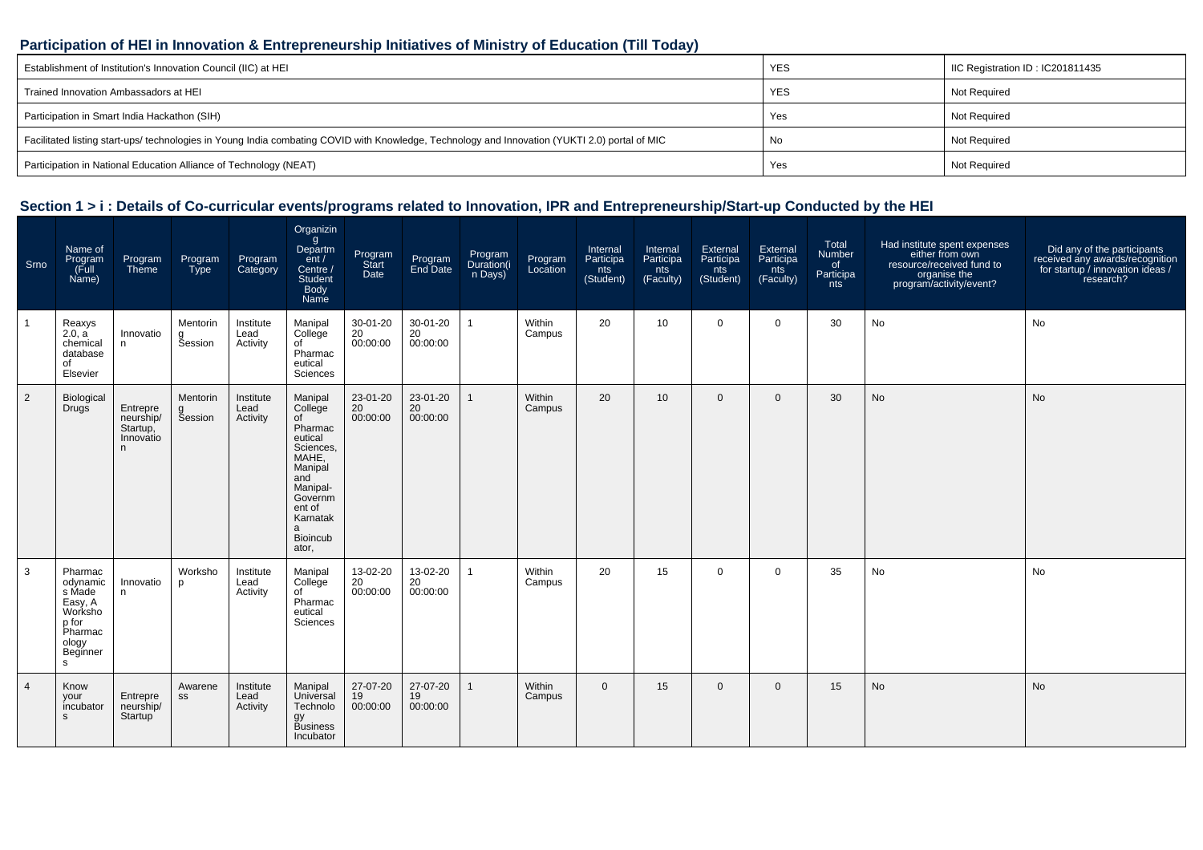## Participation of HEI in Innovation & Entrepreneurship Initiatives of Ministry of Education (Till Today)

| | | |
|---|---|---|
| Establishment of Institution's Innovation Council (IIC) at HEI | YES | IIC Registration ID : IC201811435 |
| Trained Innovation Ambassadors at HEI | YES | Not Required |
| Participation in Smart India Hackathon (SIH) | Yes | Not Required |
| Facilitated listing start-ups/ technologies in Young India combating COVID with Knowledge, Technology and Innovation (YUKTI 2.0) portal of MIC | No | Not Required |
| Participation in National Education Alliance of Technology (NEAT) | Yes | Not Required |

## Section 1 > i : Details of Co-curricular events/programs related to Innovation, IPR and Entrepreneurship/Start-up Conducted by the HEI

| Srno | Name of Program (Full Name) | Program Theme | Program Type | Program Category | Organizing Department / Centre / Student Body Name | Program Start Date | Program End Date | Program Duration(in Days) | Program Location | Internal Participants (Student) | Internal Participants (Faculty) | External Participants (Student) | External Participants (Faculty) | Total Number of Participants | Had institute spent expenses either from own resource/received fund to organise the program/activity/event? | Did any of the participants received any awards/recognition for startup / innovation ideas / research? |
|---|---|---|---|---|---|---|---|---|---|---|---|---|---|---|---|---|
| 1 | Reaxys 2.0, a chemical database of Elsevier | Innovation | Mentoring Session | Institute Lead Activity | Manipal College of Pharmaceutical Sciences | 30-01-2020 00:00:00 | 30-01-2020 00:00:00 | 1 | Within Campus | 20 | 10 | 0 | 0 | 30 | No | No |
| 2 | Biological Drugs | Entrepreneurship/ Startup, Innovation | Mentoring Session | Institute Lead Activity | Manipal College of Pharmaceutical Sciences, MAHE, Manipal and Manipal-Government of Karnataka Bioincubator, | 23-01-2020 00:00:00 | 23-01-2020 00:00:00 | 1 | Within Campus | 20 | 10 | 0 | 0 | 30 | No | No |
| 3 | Pharmacodynamics Made Easy, A Workshop for Pharmacology Beginners | Innovation | Workshop | Institute Lead Activity | Manipal College of Pharmaceutical Sciences | 13-02-2020 00:00:00 | 13-02-2020 00:00:00 | 1 | Within Campus | 20 | 15 | 0 | 0 | 35 | No | No |
| 4 | Know your incubators | Entrepreneurship/ Startup | Awareness | Institute Lead Activity | Manipal Universal Technology Business Incubator | 27-07-2019 00:00:00 | 27-07-2019 00:00:00 | 1 | Within Campus | 0 | 15 | 0 | 0 | 15 | No | No |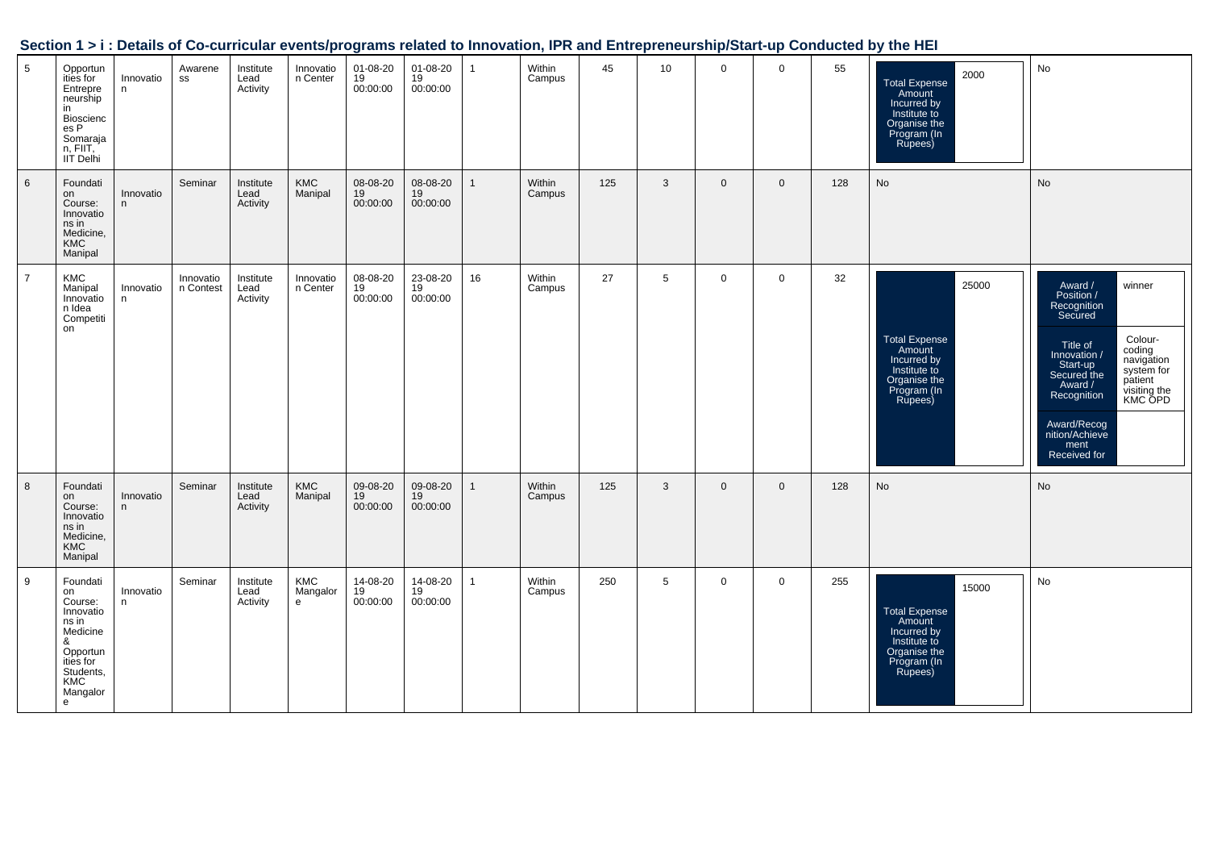## Section 1 > i : Details of Co-curricular events/programs related to Innovation, IPR and Entrepreneurship/Start-up Conducted by the HEI

| | | | | | | | | | | | | | | | | |
|---|---|---|---|---|---|---|---|---|---|---|---|---|---|---|---|---|
| 5 | Opportunities for Entrepreneurship in Biosciences P Somarajan, FIIT, IIT Delhi | Innovation | Awareness | Institute Lead Activity | Innovation Center | 01-08-2019 00:00:00 | 01-08-2019 00:00:00 | 1 | Within Campus | 45 | 10 | 0 | 0 | 55 | Total Expense Amount Incurred by Institute to Organise the Program (In Rupees): 2000 | No |
| 6 | Foundation Course: Innovations in Medicine, KMC Manipal | Innovation | Seminar | Institute Lead Activity | KMC Manipal | 08-08-2019 00:00:00 | 08-08-2019 00:00:00 | 1 | Within Campus | 125 | 3 | 0 | 0 | 128 | No | No |
| 7 | KMC Manipal Innovation Idea Competition | Innovation | Innovation Contest | Institute Lead Activity | Innovation Center | 08-08-2019 00:00:00 | 23-08-2019 00:00:00 | 16 | Within Campus | 27 | 5 | 0 | 0 | 32 | Total Expense Amount Incurred by Institute to Organise the Program (In Rupees): 25000 | Award / Position / Recognition Secured: winner; Title of Innovation / Start-up Secured the Award / Recognition: Colour-coding navigation system for patient visiting the KMC OPD; Award/Recognition/Achievement Received for: |
| 8 | Foundation Course: Innovations in Medicine, KMC Manipal | Innovation | Seminar | Institute Lead Activity | KMC Manipal | 09-08-2019 00:00:00 | 09-08-2019 00:00:00 | 1 | Within Campus | 125 | 3 | 0 | 0 | 128 | No | No |
| 9 | Foundation Course: Innovations in Medicine & Opportunities for Students, KMC Mangalore | Innovation | Seminar | Institute Lead Activity | KMC Mangalore | 14-08-2019 00:00:00 | 14-08-2019 00:00:00 | 1 | Within Campus | 250 | 5 | 0 | 0 | 255 | Total Expense Amount Incurred by Institute to Organise the Program (In Rupees): 15000 | No |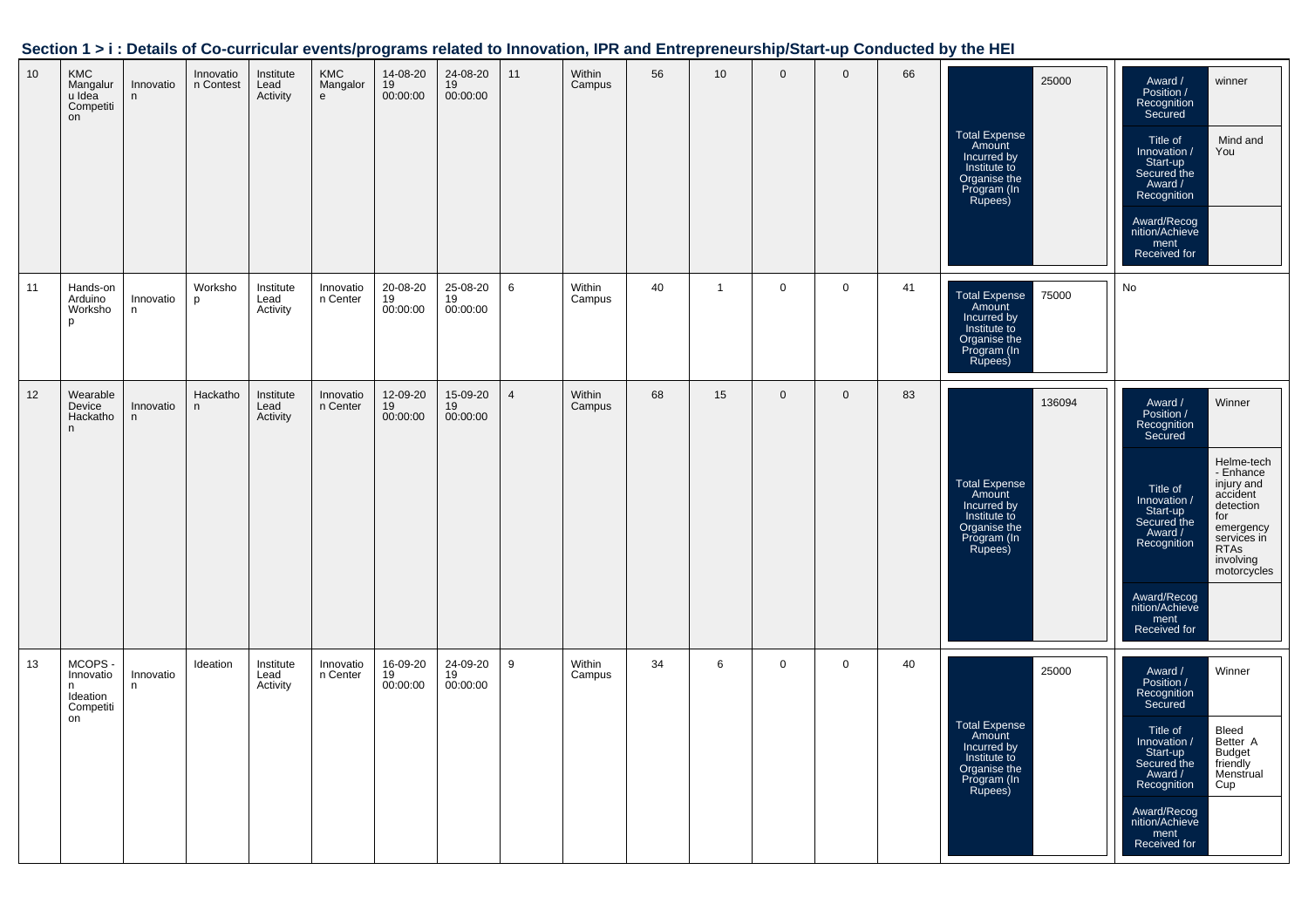## Section 1 > i : Details of Co-curricular events/programs related to Innovation, IPR and Entrepreneurship/Start-up Conducted by the HEI

| | | | | | | | | | | | | | | | | |
|---|---|---|---|---|---|---|---|---|---|---|---|---|---|---|---|---|
| 10 | KMC Mangaluru Idea Competition | Innovation | Innovation Contest | Institute Lead Activity | KMC Mangalore | 14-08-2019 00:00:00 | 24-08-2019 00:00:00 | 11 | Within Campus | 56 | 10 | 0 | 0 | 66 | Total Expense Amount Incurred by Institute to Organise the Program (In Rupees): 25000 | Award / Position / Recognition Secured: winner; Title of Innovation / Start-up Secured the Award / Recognition: Mind and You; Award/Recognition/Achievement Received for: |
| 11 | Hands-on Arduino Workshop | Innovation | Workshop | Institute Lead Activity | Innovation Center | 20-08-2019 00:00:00 | 25-08-2019 00:00:00 | 6 | Within Campus | 40 | 1 | 0 | 0 | 41 | Total Expense Amount Incurred by Institute to Organise the Program (In Rupees): 75000 | No |
| 12 | Wearable Device Hackathon | Innovation | Hackathon | Institute Lead Activity | Innovation Center | 12-09-2019 00:00:00 | 15-09-2019 00:00:00 | 4 | Within Campus | 68 | 15 | 0 | 0 | 83 | Total Expense Amount Incurred by Institute to Organise the Program (In Rupees): 136094 | Award / Position / Recognition Secured: Winner; Title of Innovation / Start-up Secured the Award / Recognition: Helme-tech - Enhance injury and accident detection for emergency services in RTAs involving motorcycles; Award/Recognition/Achievement Received for: |
| 13 | MCOPS - Innovation Ideation Competition | Innovation | Ideation | Institute Lead Activity | Innovation Center | 16-09-2019 00:00:00 | 24-09-2019 00:00:00 | 9 | Within Campus | 34 | 6 | 0 | 0 | 40 | Total Expense Amount Incurred by Institute to Organise the Program (In Rupees): 25000 | Award / Position / Recognition Secured: Winner; Title of Innovation / Start-up Secured the Award / Recognition: Bleed Better A Budget friendly Menstrual Cup; Award/Recognition/Achievement Received for: |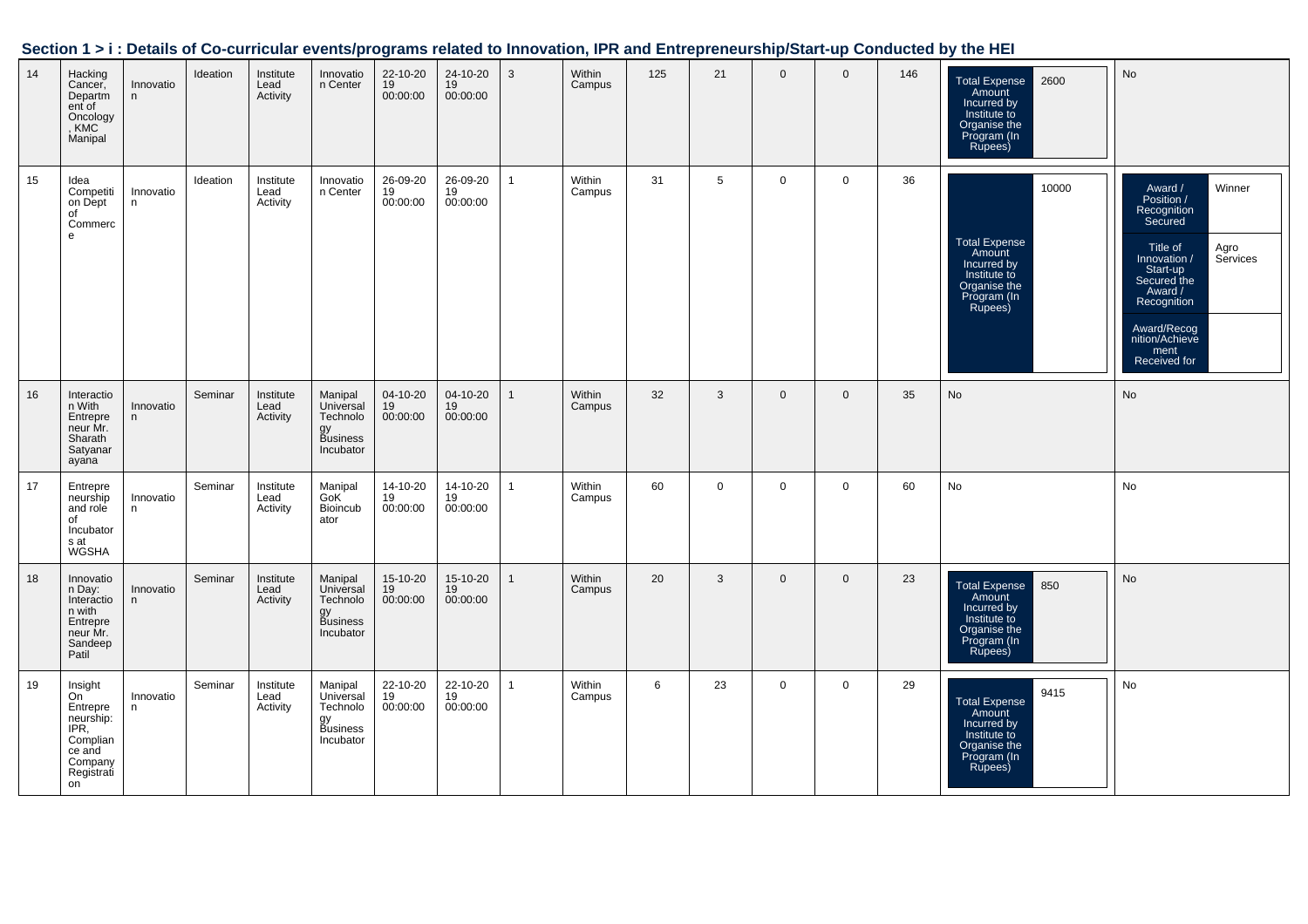### Section 1 > i : Details of Co-curricular events/programs related to Innovation, IPR and Entrepreneurship/Start-up Conducted by the HEI

| | | | | | | | | | | | | | | | | |
|---|---|---|---|---|---|---|---|---|---|---|---|---|---|---|---|---|
| 14 | Hacking Cancer, Department of Oncology, KMC Manipal | Innovation | Ideation | Institute Lead Activity | Innovation Center | 22-10-2019 00:00:00 | 24-10-2019 00:00:00 | 3 | Within Campus | 125 | 21 | 0 | 0 | 146 | Total Expense Amount Incurred by Institute to Organise the Program (In Rupees): 2600 | No |
| 15 | Idea Competition Dept of Commerce | Innovation | Ideation | Institute Lead Activity | Innovation Center | 26-09-2019 00:00:00 | 26-09-2019 00:00:00 | 1 | Within Campus | 31 | 5 | 0 | 0 | 36 | Total Expense Amount Incurred by Institute to Organise the Program (In Rupees): 10000 | Award / Position / Recognition Secured: Winner; Title of Innovation / Start-up Secured the Award / Recognition: Agro Services; Award/Recognition/Achievement Received for: |
| 16 | Interaction With Entrepreneur Mr. Sharath Satyanarayana | Innovation | Seminar | Institute Lead Activity | Manipal Universal Technology Business Incubator | 04-10-2019 00:00:00 | 04-10-2019 00:00:00 | 1 | Within Campus | 32 | 3 | 0 | 0 | 35 | No | No |
| 17 | Entrepreneurship and role of Incubators at WGSHA | Innovation | Seminar | Institute Lead Activity | Manipal GoK Bioincubator | 14-10-2019 00:00:00 | 14-10-2019 00:00:00 | 1 | Within Campus | 60 | 0 | 0 | 0 | 60 | No | No |
| 18 | Innovation Day: Interaction with Entrepreneur Mr. Sandeep Patil | Innovation | Seminar | Institute Lead Activity | Manipal Universal Technology Business Incubator | 15-10-2019 00:00:00 | 15-10-2019 00:00:00 | 1 | Within Campus | 20 | 3 | 0 | 0 | 23 | Total Expense Amount Incurred by Institute to Organise the Program (In Rupees): 850 | No |
| 19 | Insight On Entrepreneurship: IPR, Compliance and Company Registration | Innovation | Seminar | Institute Lead Activity | Manipal Universal Technology Business Incubator | 22-10-2019 00:00:00 | 22-10-2019 00:00:00 | 1 | Within Campus | 6 | 23 | 0 | 0 | 29 | Total Expense Amount Incurred by Institute to Organise the Program (In Rupees): 9415 | No |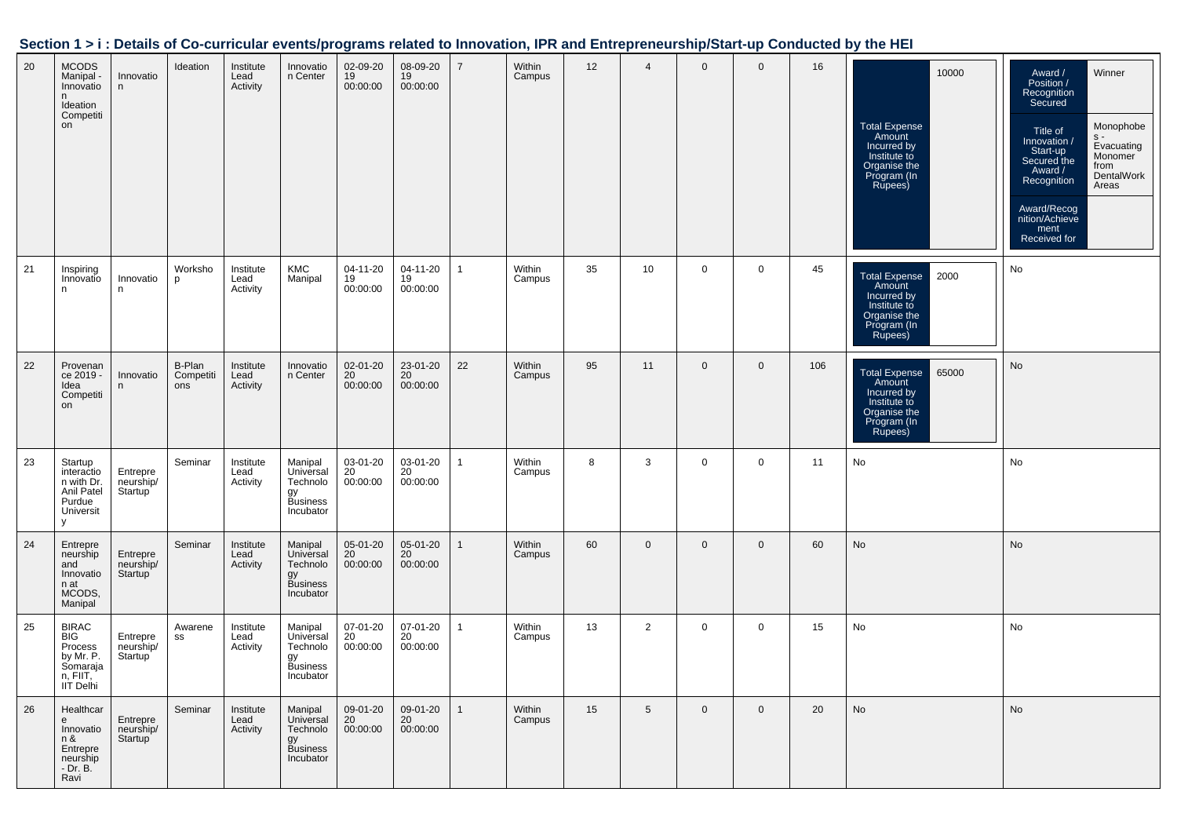## Section 1 > i : Details of Co-curricular events/programs related to Innovation, IPR and Entrepreneurship/Start-up Conducted by the HEI

| | | | | | | | | | | | | | | | | |
|---|---|---|---|---|---|---|---|---|---|---|---|---|---|---|---|---|
| 20 | MCODS Manipal - Innovation Ideation Competition | Innovation | Ideation | Institute Lead Activity | Innovation Center | 02-09-2019 00:00:00 | 08-09-2019 00:00:00 | 7 | Within Campus | 12 | 4 | 0 | 0 | 16 | Total Expense Amount Incurred by Institute to Organise the Program (In Rupees): 10000 | Award / Position / Recognition Secured: Winner; Title of Innovation / Start-up Secured the Award / Recognition: Monophobes - Evacuating Monomer from DentalWork Areas; Award/Recognition/Achievement Received for: |
| 21 | Inspiring Innovation | Innovation | Workshop | Institute Lead Activity | KMC Manipal | 04-11-2019 00:00:00 | 04-11-2019 00:00:00 | 1 | Within Campus | 35 | 10 | 0 | 0 | 45 | Total Expense Amount Incurred by Institute to Organise the Program (In Rupees): 2000 | No |
| 22 | Provenance 2019 - Idea Competition | Innovation | B-Plan Competitions | Institute Lead Activity | Innovation Center | 02-01-2020 00:00:00 | 23-01-2020 00:00:00 | 22 | Within Campus | 95 | 11 | 0 | 0 | 106 | Total Expense Amount Incurred by Institute to Organise the Program (In Rupees): 65000 | No |
| 23 | Startup interaction with Dr. Anil Patel Purdue University | Entrepreneurship/Startup | Seminar | Institute Lead Activity | Manipal Universal Technology Business Incubator | 03-01-2020 00:00:00 | 03-01-2020 00:00:00 | 1 | Within Campus | 8 | 3 | 0 | 0 | 11 | No | No |
| 24 | Entrepreneurship and Innovation at MCODS, Manipal | Entrepreneurship/Startup | Seminar | Institute Lead Activity | Manipal Universal Technology Business Incubator | 05-01-2020 00:00:00 | 05-01-2020 00:00:00 | 1 | Within Campus | 60 | 0 | 0 | 0 | 60 | No | No |
| 25 | BIRAC BIG Process by Mr. P. Somarajan, FIIT, IIT Delhi | Entrepreneurship/Startup | Awareness | Institute Lead Activity | Manipal Universal Technology Business Incubator | 07-01-2020 00:00:00 | 07-01-2020 00:00:00 | 1 | Within Campus | 13 | 2 | 0 | 0 | 15 | No | No |
| 26 | Healthcare Innovation & Entrepreneurship - Dr. B. Ravi | Entrepreneurship/Startup | Seminar | Institute Lead Activity | Manipal Universal Technology Business Incubator | 09-01-2020 00:00:00 | 09-01-2020 00:00:00 | 1 | Within Campus | 15 | 5 | 0 | 0 | 20 | No | No |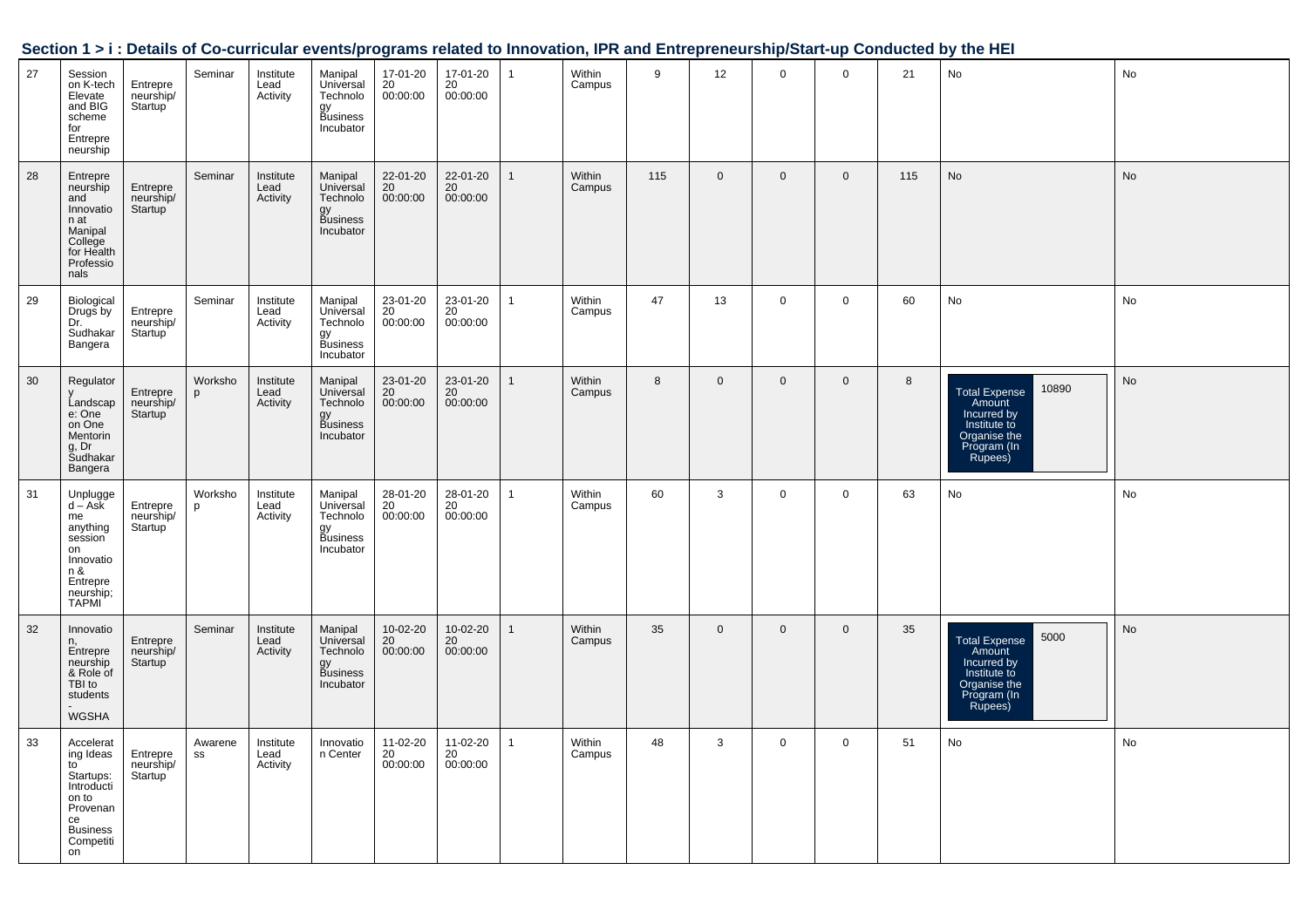## Section 1 > i : Details of Co-curricular events/programs related to Innovation, IPR and Entrepreneurship/Start-up Conducted by the HEI

| | | | | | | | | | | | | | | | | |
|---|---|---|---|---|---|---|---|---|---|---|---|---|---|---|---|---|
| 27 | Session on K-tech Elevate and BIG scheme for Entrepreneurship | Entrepreneurship/ Startup | Seminar | Institute Lead Activity | Manipal Universal Technology Business Incubator | 17-01-2020 00:00:00 | 17-01-2020 00:00:00 | 1 | Within Campus | 9 | 12 | 0 | 0 | 21 | No | No |
| 28 | Entrepreneurship and Innovation at Manipal College for Health Professionals | Entrepreneurship/ Startup | Seminar | Institute Lead Activity | Manipal Universal Technology Business Incubator | 22-01-2020 00:00:00 | 22-01-2020 00:00:00 | 1 | Within Campus | 115 | 0 | 0 | 0 | 115 | No | No |
| 29 | Biological Drugs by Dr. Sudhakar Bangera | Entrepreneurship/ Startup | Seminar | Institute Lead Activity | Manipal Universal Technology Business Incubator | 23-01-2020 00:00:00 | 23-01-2020 00:00:00 | 1 | Within Campus | 47 | 13 | 0 | 0 | 60 | No | No |
| 30 | Regulatory Landscape: One on One Mentoring, Dr Sudhakar Bangera | Entrepreneurship/ Startup | Workshop | Institute Lead Activity | Manipal Universal Technology Business Incubator | 23-01-2020 00:00:00 | 23-01-2020 00:00:00 | 1 | Within Campus | 8 | 0 | 0 | 0 | 8 | Total Expense Amount Incurred by Institute to Organise the Program (In Rupees): 10890 | No |
| 31 | Unplugged – Ask me anything session on Innovation & Entrepreneurship; TAPMI | Entrepreneurship/ Startup | Workshop | Institute Lead Activity | Manipal Universal Technology Business Incubator | 28-01-2020 00:00:00 | 28-01-2020 00:00:00 | 1 | Within Campus | 60 | 3 | 0 | 0 | 63 | No | No |
| 32 | Innovation, Entrepreneurship & Role of TBI to students - WGSHA | Entrepreneurship/ Startup | Seminar | Institute Lead Activity | Manipal Universal Technology Business Incubator | 10-02-2020 00:00:00 | 10-02-2020 00:00:00 | 1 | Within Campus | 35 | 0 | 0 | 0 | 35 | Total Expense Amount Incurred by Institute to Organise the Program (In Rupees): 5000 | No |
| 33 | Accelerating Ideas to Startups: Introduction to Provenance Business Competition | Entrepreneurship/ Startup | Awareness | Institute Lead Activity | Innovation Center | 11-02-2020 00:00:00 | 11-02-2020 00:00:00 | 1 | Within Campus | 48 | 3 | 0 | 0 | 51 | No | No |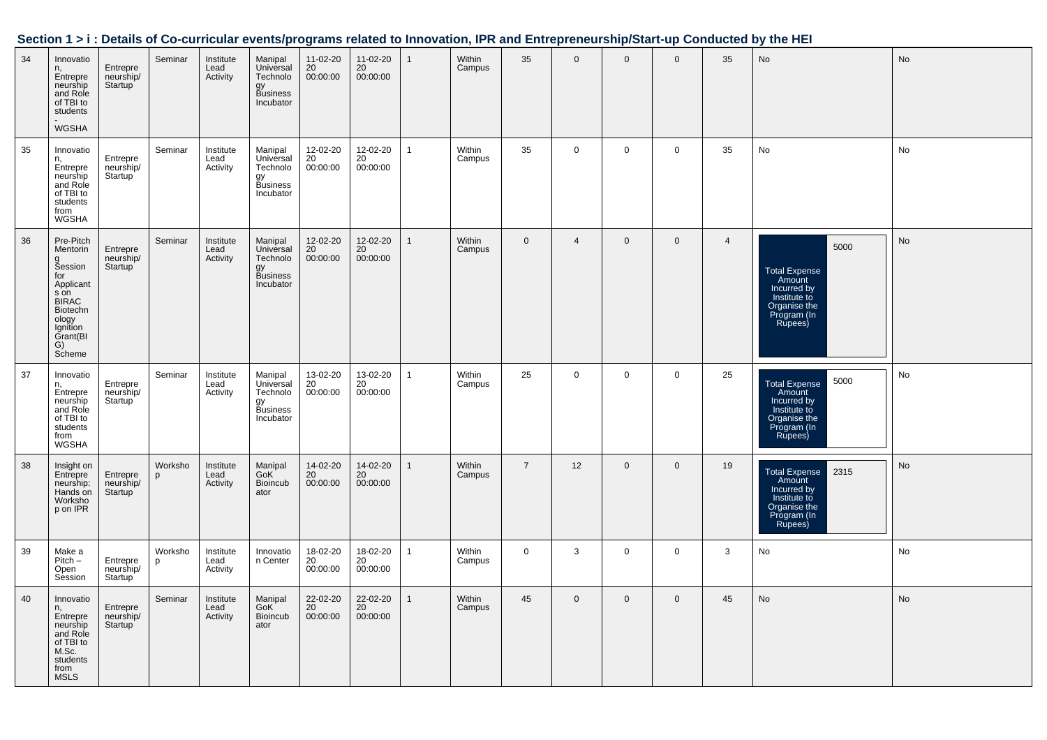## Section 1 > i : Details of Co-curricular events/programs related to Innovation, IPR and Entrepreneurship/Start-up Conducted by the HEI

| | | | | | | | | | | | | | | | | |
|---|---|---|---|---|---|---|---|---|---|---|---|---|---|---|---|---|
| 34 | Innovation, Entrepreneurship and Role of TBI to students - WGSHA | Entrepreneurship/Startup | Seminar | Institute Lead Activity | Manipal Universal Technology Business Incubator | 11-02-2020 00:00:00 | 11-02-2020 00:00:00 | 1 | Within Campus | 35 | 0 | 0 | 0 | 35 | No | No |
| 35 | Innovation, Entrepreneurship and Role of TBI to students from WGSHA | Entrepreneurship/Startup | Seminar | Institute Lead Activity | Manipal Universal Technology Business Incubator | 12-02-2020 00:00:00 | 12-02-2020 00:00:00 | 1 | Within Campus | 35 | 0 | 0 | 0 | 35 | No | No |
| 36 | Pre-Pitch Mentoring Session for Applicants on BIRAC Biotechnology Ignition Grant(BIG) Scheme | Entrepreneurship/Startup | Seminar | Institute Lead Activity | Manipal Universal Technology Business Incubator | 12-02-2020 00:00:00 | 12-02-2020 00:00:00 | 1 | Within Campus | 0 | 4 | 0 | 0 | 4 | Total Expense Amount Incurred by Institute to Organise the Program (In Rupees): 5000 | No |
| 37 | Innovation, Entrepreneurship and Role of TBI to students from WGSHA | Entrepreneurship/Startup | Seminar | Institute Lead Activity | Manipal Universal Technology Business Incubator | 13-02-2020 00:00:00 | 13-02-2020 00:00:00 | 1 | Within Campus | 25 | 0 | 0 | 0 | 25 | Total Expense Amount Incurred by Institute to Organise the Program (In Rupees): 5000 | No |
| 38 | Insight on Entrepreneurship: Hands on Workshop on IPR | Entrepreneurship/Startup | Workshop | Institute Lead Activity | Manipal GoK Bioincubator | 14-02-2020 00:00:00 | 14-02-2020 00:00:00 | 1 | Within Campus | 7 | 12 | 0 | 0 | 19 | Total Expense Amount Incurred by Institute to Organise the Program (In Rupees): 2315 | No |
| 39 | Make a Pitch – Open Session | Entrepreneurship/Startup | Workshop | Institute Lead Activity | Innovation Center | 18-02-2020 00:00:00 | 18-02-2020 00:00:00 | 1 | Within Campus | 0 | 3 | 0 | 0 | 3 | No | No |
| 40 | Innovation, Entrepreneurship and Role of TBI to M.Sc. students from MSLS | Entrepreneurship/Startup | Seminar | Institute Lead Activity | Manipal GoK Bioincubator | 22-02-2020 00:00:00 | 22-02-2020 00:00:00 | 1 | Within Campus | 45 | 0 | 0 | 0 | 45 | No | No |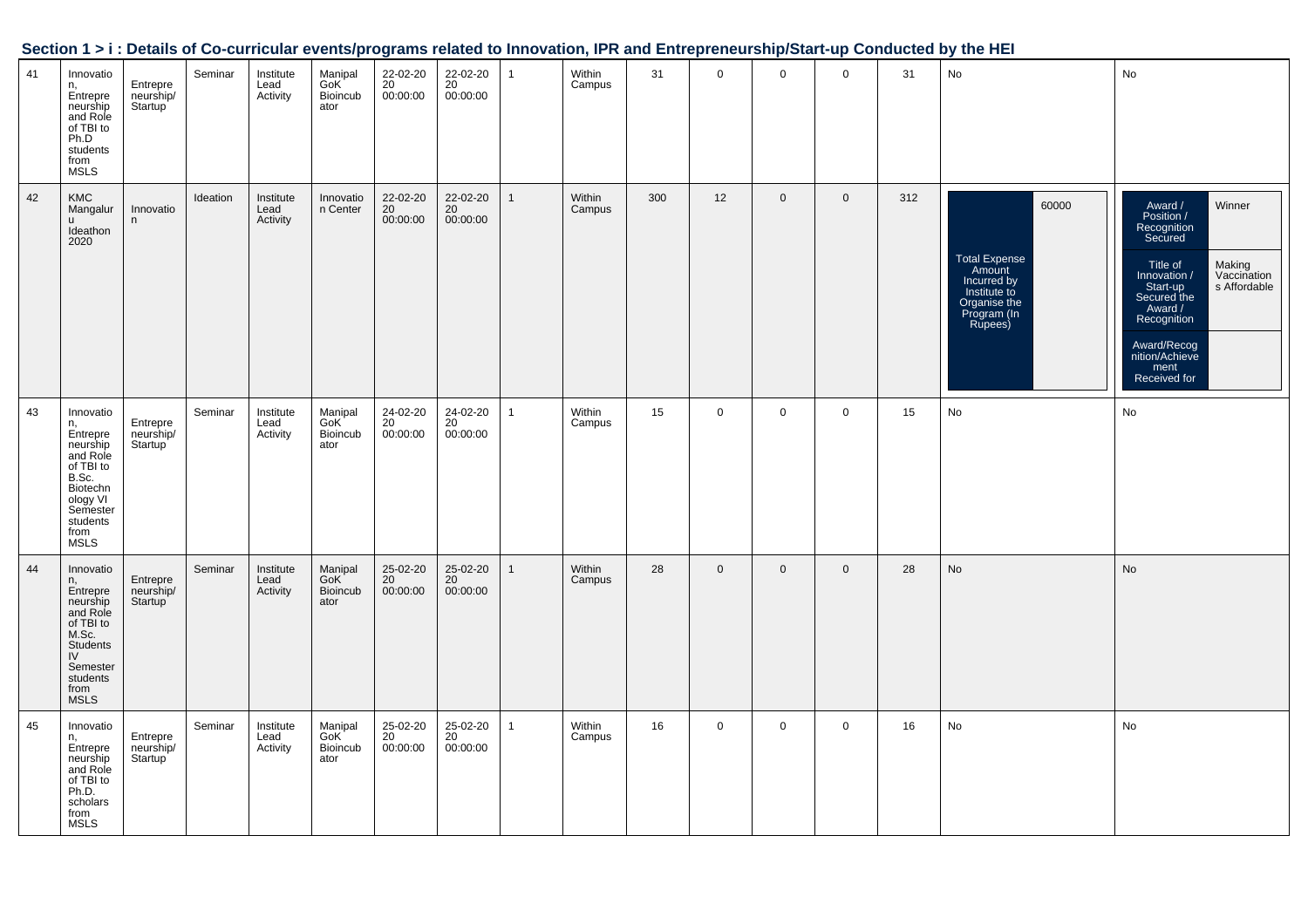## Section 1 > i : Details of Co-curricular events/programs related to Innovation, IPR and Entrepreneurship/Start-up Conducted by the HEI

| | | | | | | | | | | | | | | | | |
|---|---|---|---|---|---|---|---|---|---|---|---|---|---|---|---|---|
| 41 | Innovation, Entrepreneurship and Role of TBI to Ph.D students from MSLS | Entrepreneurship/ Startup | Seminar | Institute Lead Activity | Manipal GoK Bioincubator | 22-02-2020 00:00:00 | 22-02-2020 00:00:00 | 1 | Within Campus | 31 | 0 | 0 | 0 | 31 | No | No |
| 42 | KMC Mangaluru Ideathon 2020 | Innovation | Ideation | Institute Lead Activity | Innovation Center | 22-02-2020 00:00:00 | 22-02-2020 00:00:00 | 1 | Within Campus | 300 | 12 | 0 | 0 | 312 | Total Expense Amount Incurred by Institute to Organise the Program (In Rupees): 60000 | Award / Position / Recognition Secured: Winner; Title of Innovation / Start-up Secured the Award / Recognition: Making Vaccination s Affordable; Award/Recognition/Achievement Received for: |
| 43 | Innovation, Entrepreneurship and Role of TBI to B.Sc. Biotechnology VI Semester students from MSLS | Entrepreneurship/ Startup | Seminar | Institute Lead Activity | Manipal GoK Bioincubator | 24-02-2020 00:00:00 | 24-02-2020 00:00:00 | 1 | Within Campus | 15 | 0 | 0 | 0 | 15 | No | No |
| 44 | Innovation, Entrepreneurship and Role of TBI to M.Sc. Students IV Semester students from MSLS | Entrepreneurship/ Startup | Seminar | Institute Lead Activity | Manipal GoK Bioincubator | 25-02-2020 00:00:00 | 25-02-2020 00:00:00 | 1 | Within Campus | 28 | 0 | 0 | 0 | 28 | No | No |
| 45 | Innovation, Entrepreneurship and Role of TBI to Ph.D. scholars from MSLS | Entrepreneurship/ Startup | Seminar | Institute Lead Activity | Manipal GoK Bioincubator | 25-02-2020 00:00:00 | 25-02-2020 00:00:00 | 1 | Within Campus | 16 | 0 | 0 | 0 | 16 | No | No |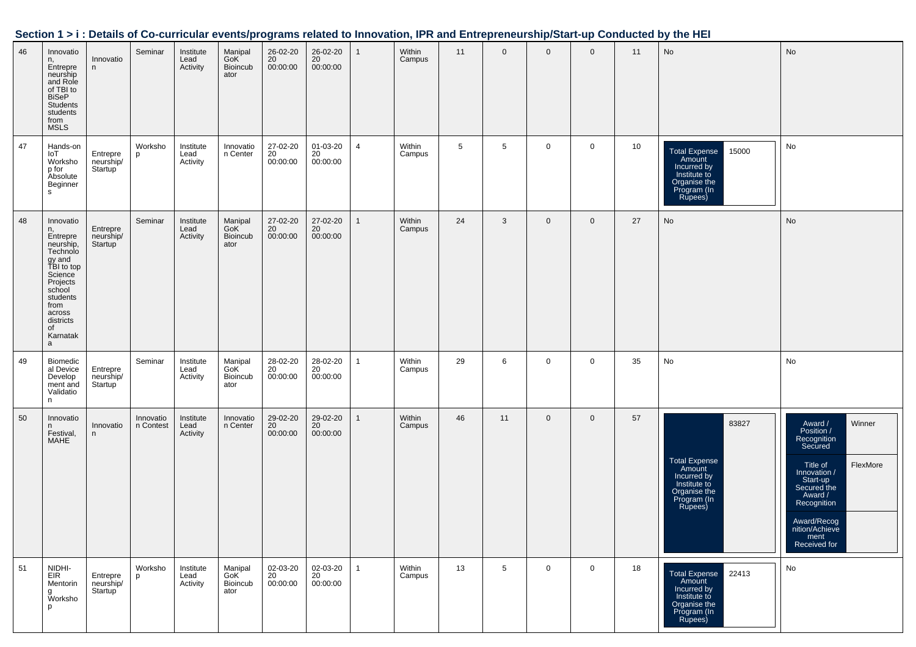## Section 1 > i : Details of Co-curricular events/programs related to Innovation, IPR and Entrepreneurship/Start-up Conducted by the HEI

| | | | | | | | | | | | | | | | | |
|---|---|---|---|---|---|---|---|---|---|---|---|---|---|---|---|---|
| 46 | Innovation, Entrepreneurship and Role of TBI to BiSeP Students from MSLS | Innovation | Seminar | Institute Lead Activity | Manipal GoK Bioincubator | 26-02-2020 00:00:00 | 26-02-2020 00:00:00 | 1 | Within Campus | 11 | 0 | 0 | 0 | 11 | No | No |
| 47 | Hands-on IoT Workshop for Absolute Beginners | Entrepreneurship/ Startup | Workshop | Institute Lead Activity | Innovation Center | 27-02-2020 00:00:00 | 01-03-2020 00:00:00 | 4 | Within Campus | 5 | 5 | 0 | 0 | 10 | Total Expense Amount Incurred by Institute to Organise the Program (In Rupees): 15000 | No |
| 48 | Innovation, Entrepreneurship, Technology and TBI to top Science Projects school students from across districts of Karnataka | Entrepreneurship/ Startup | Seminar | Institute Lead Activity | Manipal GoK Bioincubator | 27-02-2020 00:00:00 | 27-02-2020 00:00:00 | 1 | Within Campus | 24 | 3 | 0 | 0 | 27 | No | No |
| 49 | Biomedical Device Development and Validation | Entrepreneurship/ Startup | Seminar | Institute Lead Activity | Manipal GoK Bioincubator | 28-02-2020 00:00:00 | 28-02-2020 00:00:00 | 1 | Within Campus | 29 | 6 | 0 | 0 | 35 | No | No |
| 50 | Innovation Festival, MAHE | Innovation | Innovation Contest | Institute Lead Activity | Innovation Center | 29-02-2020 00:00:00 | 29-02-2020 00:00:00 | 1 | Within Campus | 46 | 11 | 0 | 0 | 57 | Total Expense Amount Incurred by Institute to Organise the Program (In Rupees): 83827 | Award / Position / Recognition Secured: Winner; Title of Innovation / Start-up Secured the Award / Recognition: FlexMore; Award/Recognition/Achievement Received for: |
| 51 | NIDHI-EIR Mentoring Workshop | Entrepreneurship/ Startup | Workshop | Institute Lead Activity | Manipal GoK Bioincubator | 02-03-2020 00:00:00 | 02-03-2020 00:00:00 | 1 | Within Campus | 13 | 5 | 0 | 0 | 18 | Total Expense Amount Incurred by Institute to Organise the Program (In Rupees): 22413 | No |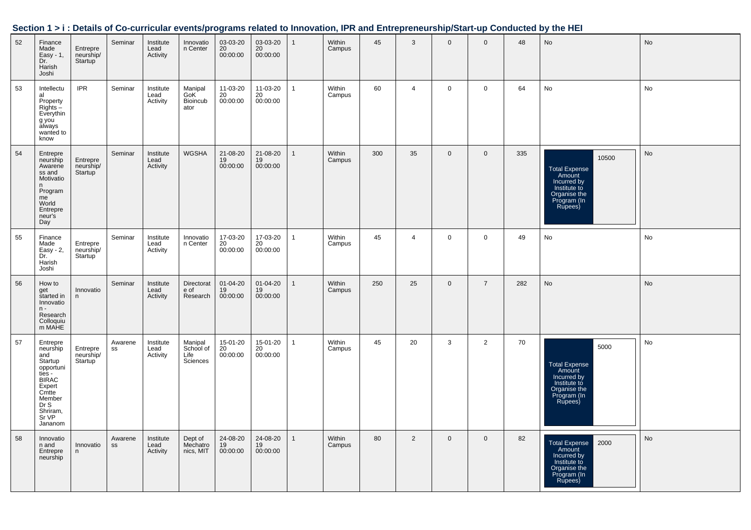## Section 1 > i : Details of Co-curricular events/programs related to Innovation, IPR and Entrepreneurship/Start-up Conducted by the HEI

| | | | | | | | | | | | | | | | | |
|---|---|---|---|---|---|---|---|---|---|---|---|---|---|---|---|---|
| 52 | Finance Made Easy - 1, Dr. Harish Joshi | Entrepreneurship/Startup | Seminar | Institute Lead Activity | Innovation Center | 03-03-2020 00:00:00 | 03-03-2020 00:00:00 | 1 | Within Campus | 45 | 3 | 0 | 0 | 48 | No | No |
| 53 | Intellectual Property Rights – Everything you always wanted to know | IPR | Seminar | Institute Lead Activity | Manipal GoK Bioincubator | 11-03-2020 00:00:00 | 11-03-2020 00:00:00 | 1 | Within Campus | 60 | 4 | 0 | 0 | 64 | No | No |
| 54 | Entrepreneurship Awareness and Motivation Programme World Entrepreneur's Day | Entrepreneurship/Startup | Seminar | Institute Lead Activity | WGSHA | 21-08-2019 00:00:00 | 21-08-2019 00:00:00 | 1 | Within Campus | 300 | 35 | 0 | 0 | 335 | Total Expense Amount Incurred by Institute to Organise the Program (In Rupees): 10500 | No |
| 55 | Finance Made Easy - 2, Dr. Harish Joshi | Entrepreneurship/Startup | Seminar | Institute Lead Activity | Innovation Center | 17-03-2020 00:00:00 | 17-03-2020 00:00:00 | 1 | Within Campus | 45 | 4 | 0 | 0 | 49 | No | No |
| 56 | How to get started in Innovation - Research Colloquium MAHE | Innovation | Seminar | Institute Lead Activity | Directorate of Research | 01-04-2019 00:00:00 | 01-04-2019 00:00:00 | 1 | Within Campus | 250 | 25 | 0 | 7 | 282 | No | No |
| 57 | Entrepreneurship and Startup opportunities - BIRAC Expert Cmtte Member Dr S Shriram, Sr VP Jananom | Entrepreneurship/Startup | Awareness | Institute Lead Activity | Manipal School of Life Sciences | 15-01-2020 00:00:00 | 15-01-2020 00:00:00 | 1 | Within Campus | 45 | 20 | 3 | 2 | 70 | Total Expense Amount Incurred by Institute to Organise the Program (In Rupees): 5000 | No |
| 58 | Innovation and Entrepreneurship | Innovation | Awareness | Institute Lead Activity | Dept of Mechatronics, MIT | 24-08-2019 00:00:00 | 24-08-2019 00:00:00 | 1 | Within Campus | 80 | 2 | 0 | 0 | 82 | Total Expense Amount Incurred by Institute to Organise the Program (In Rupees): 2000 | No |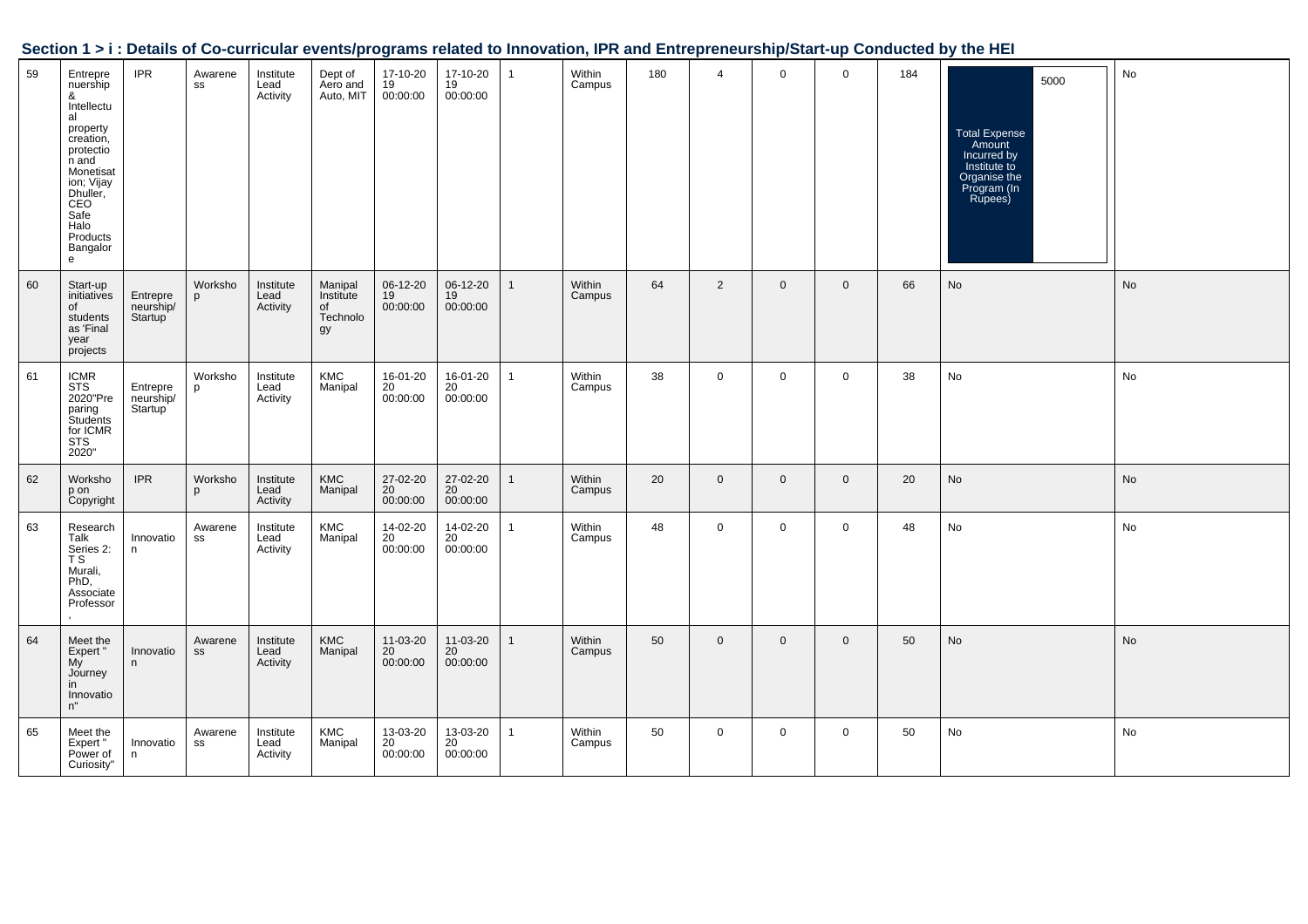## Section 1 > i : Details of Co-curricular events/programs related to Innovation, IPR and Entrepreneurship/Start-up Conducted by the HEI

| | | | | | | | | | | | | | | | | |
|---|---|---|---|---|---|---|---|---|---|---|---|---|---|---|---|---|
| 59 | Entrepreneurship & Intellectual property creation, protection and Monetisation; Vijay Dhuller, CEO Safe Halo Products Bangalore | IPR | Awareness | Institute Lead Activity | Dept of Aero and Auto, MIT | 17-10-2019 00:00:00 | 17-10-2019 00:00:00 | 1 | Within Campus | 180 | 4 | 0 | 0 | 184 | Total Expense Amount Incurred by Institute to Organise the Program (In Rupees): 5000 | No |
| 60 | Start-up initiatives of students as 'Final year projects | Entrepreneurship/Startup | Workshop | Institute Lead Activity | Manipal Institute of Technology | 06-12-2019 00:00:00 | 06-12-2019 00:00:00 | 1 | Within Campus | 64 | 2 | 0 | 0 | 66 | No | No |
| 61 | ICMR STS 2020"Preparing Students for ICMR STS 2020" | Entrepreneurship/Startup | Workshop | Institute Lead Activity | KMC Manipal | 16-01-2020 00:00:00 | 16-01-2020 00:00:00 | 1 | Within Campus | 38 | 0 | 0 | 0 | 38 | No | No |
| 62 | Workshop on Copyright | IPR | Workshop | Institute Lead Activity | KMC Manipal | 27-02-2020 00:00:00 | 27-02-2020 00:00:00 | 1 | Within Campus | 20 | 0 | 0 | 0 | 20 | No | No |
| 63 | Research Talk Series 2: T S Murali, PhD, Associate Professor , | Innovation | Awareness | Institute Lead Activity | KMC Manipal | 14-02-2020 00:00:00 | 14-02-2020 00:00:00 | 1 | Within Campus | 48 | 0 | 0 | 0 | 48 | No | No |
| 64 | Meet the Expert " My Journey in Innovation" | Innovation | Awareness | Institute Lead Activity | KMC Manipal | 11-03-2020 00:00:00 | 11-03-2020 00:00:00 | 1 | Within Campus | 50 | 0 | 0 | 0 | 50 | No | No |
| 65 | Meet the Expert " Power of Curiosity" | Innovation | Awareness | Institute Lead Activity | KMC Manipal | 13-03-2020 00:00:00 | 13-03-2020 00:00:00 | 1 | Within Campus | 50 | 0 | 0 | 0 | 50 | No | No |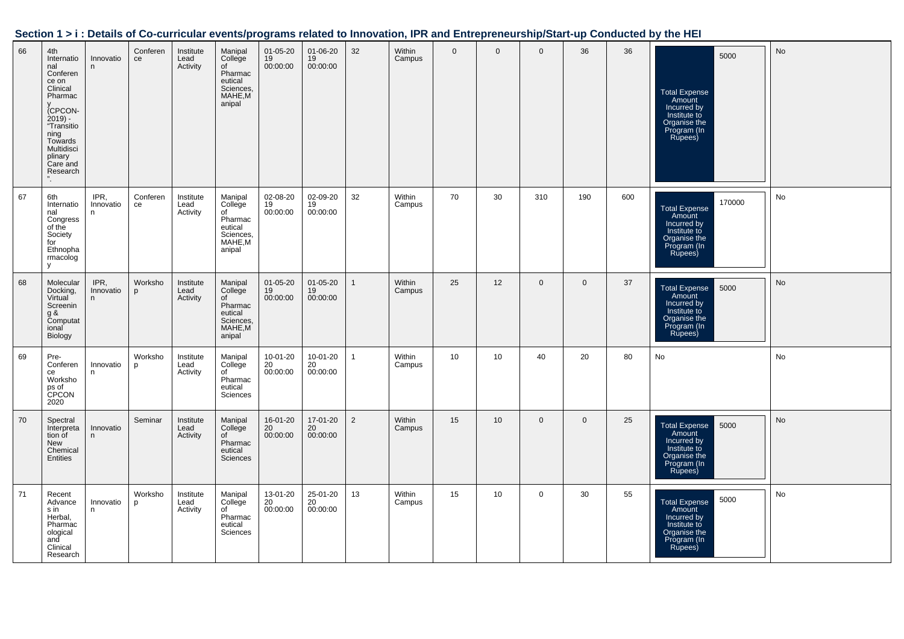## Section 1 > i : Details of Co-curricular events/programs related to Innovation, IPR and Entrepreneurship/Start-up Conducted by the HEI

| | | | | | | | | | | | | | | | | |
|---|---|---|---|---|---|---|---|---|---|---|---|---|---|---|---|---|
| 66 | 4th International Conference on Clinical Pharmacy (CPCON-2019) - "Transitioning Towards Multidisciplinary Care and Research". | Innovation | Conference | Institute Lead Activity | Manipal College of Pharmaceutical Sciences, MAHE,Manipal | 01-05-2019 00:00:00 | 01-06-2019 00:00:00 | 32 | Within Campus | 0 | 0 | 0 | 36 | 36 | Total Expense Amount Incurred by Institute to Organise the Program (In Rupees): 5000 | No |
| 67 | 6th International Congress of the Society for Ethnopharmacology | IPR, Innovation | Conference | Institute Lead Activity | Manipal College of Pharmaceutical Sciences, MAHE,Manipal | 02-08-2019 00:00:00 | 02-09-2019 00:00:00 | 32 | Within Campus | 70 | 30 | 310 | 190 | 600 | Total Expense Amount Incurred by Institute to Organise the Program (In Rupees): 170000 | No |
| 68 | Molecular Docking, Virtual Screening & Computational Biology | IPR, Innovation | Workshop | Institute Lead Activity | Manipal College of Pharmaceutical Sciences, MAHE,Manipal | 01-05-2019 00:00:00 | 01-05-2019 00:00:00 | 1 | Within Campus | 25 | 12 | 0 | 0 | 37 | Total Expense Amount Incurred by Institute to Organise the Program (In Rupees): 5000 | No |
| 69 | Pre-Conference Workshops of CPCON 2020 | Innovation | Workshop | Institute Lead Activity | Manipal College of Pharmaceutical Sciences | 10-01-2020 00:00:00 | 10-01-2020 00:00:00 | 1 | Within Campus | 10 | 10 | 40 | 20 | 80 | No | No |
| 70 | Spectral Interpretation of New Chemical Entities | Innovation | Seminar | Institute Lead Activity | Manipal College of Pharmaceutical Sciences | 16-01-2020 00:00:00 | 17-01-2020 00:00:00 | 2 | Within Campus | 15 | 10 | 0 | 0 | 25 | Total Expense Amount Incurred by Institute to Organise the Program (In Rupees): 5000 | No |
| 71 | Recent Advances in Herbal, Pharmacological and Clinical Research | Innovation | Workshop | Institute Lead Activity | Manipal College of Pharmaceutical Sciences | 13-01-2020 00:00:00 | 25-01-2020 00:00:00 | 13 | Within Campus | 15 | 10 | 0 | 30 | 55 | Total Expense Amount Incurred by Institute to Organise the Program (In Rupees): 5000 | No |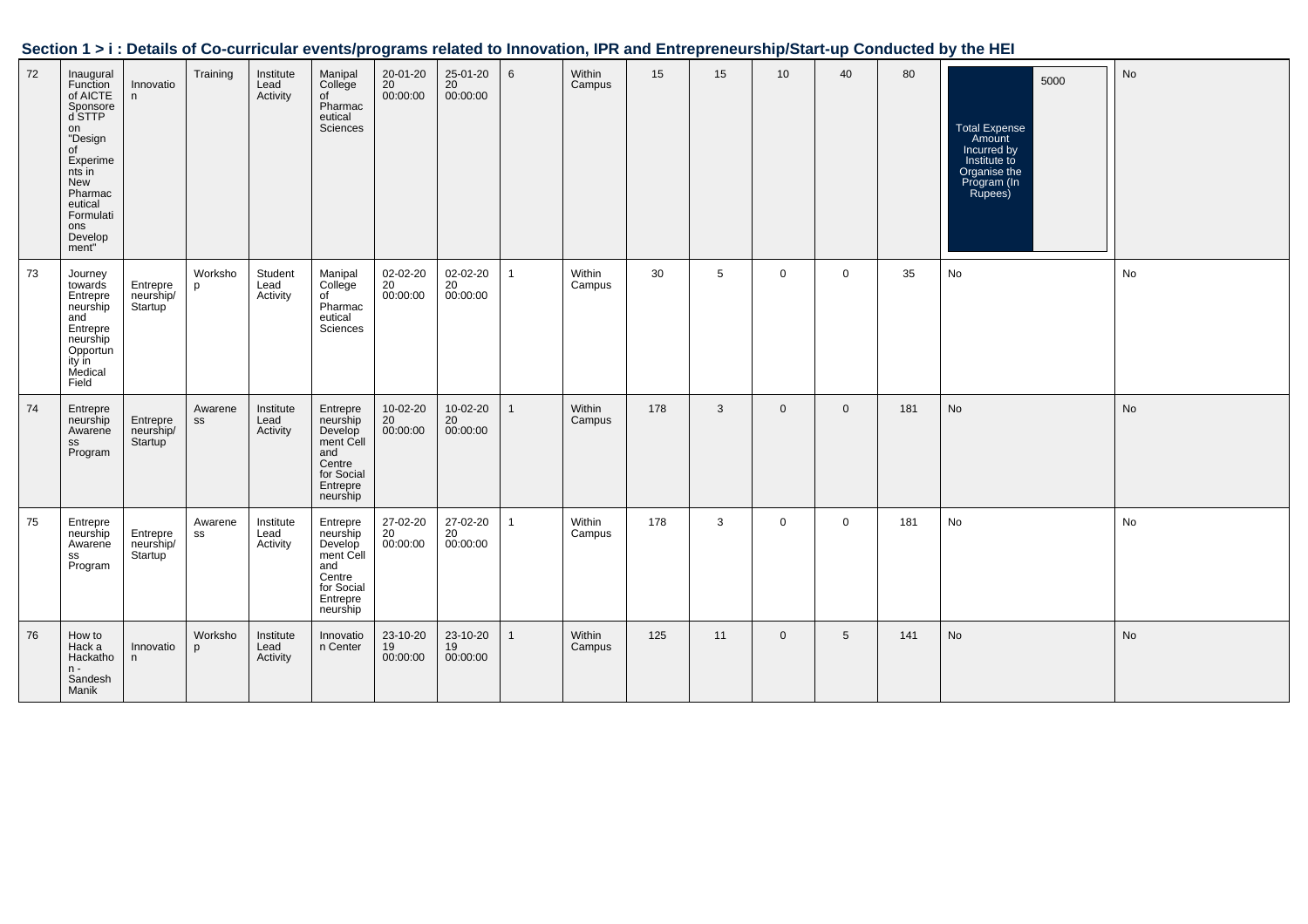## Section 1 > i : Details of Co-curricular events/programs related to Innovation, IPR and Entrepreneurship/Start-up Conducted by the HEI

| | | | | | | | | | | | | | | | | |
|---|---|---|---|---|---|---|---|---|---|---|---|---|---|---|---|---|
| 72 | Inaugural Function of AICTE Sponsored STTP on "Design of Experiments in New Pharmaceutical Formulations Development" | Innovation | Training | Institute Lead Activity | Manipal College of Pharmaceutical Sciences | 20-01-2020 00:00:00 | 25-01-2020 00:00:00 | 6 | Within Campus | 15 | 15 | 10 | 40 | 80 | Total Expense Amount Incurred by Institute to Organise the Program (In Rupees): 5000 | No |
| 73 | Journey towards Entrepreneurship and Entrepreneurship Opportunity in Medical Field | Entrepreneurship/Startup | Workshop | Student Lead Activity | Manipal College of Pharmaceutical Sciences | 02-02-2020 00:00:00 | 02-02-2020 00:00:00 | 1 | Within Campus | 30 | 5 | 0 | 0 | 35 | No | No |
| 74 | Entrepreneurship Awareness Program | Entrepreneurship/Startup | Awareness | Institute Lead Activity | Entrepreneurship Development Cell and Centre for Social Entrepreneurship | 10-02-2020 00:00:00 | 10-02-2020 00:00:00 | 1 | Within Campus | 178 | 3 | 0 | 0 | 181 | No | No |
| 75 | Entrepreneurship Awareness Program | Entrepreneurship/Startup | Awareness | Institute Lead Activity | Entrepreneurship Development Cell and Centre for Social Entrepreneurship | 27-02-2020 00:00:00 | 27-02-2020 00:00:00 | 1 | Within Campus | 178 | 3 | 0 | 0 | 181 | No | No |
| 76 | How to Hack a Hackathon - Sandesh Manik | Innovation | Workshop | Institute Lead Activity | Innovation Center | 23-10-2019 00:00:00 | 23-10-2019 00:00:00 | 1 | Within Campus | 125 | 11 | 0 | 5 | 141 | No | No |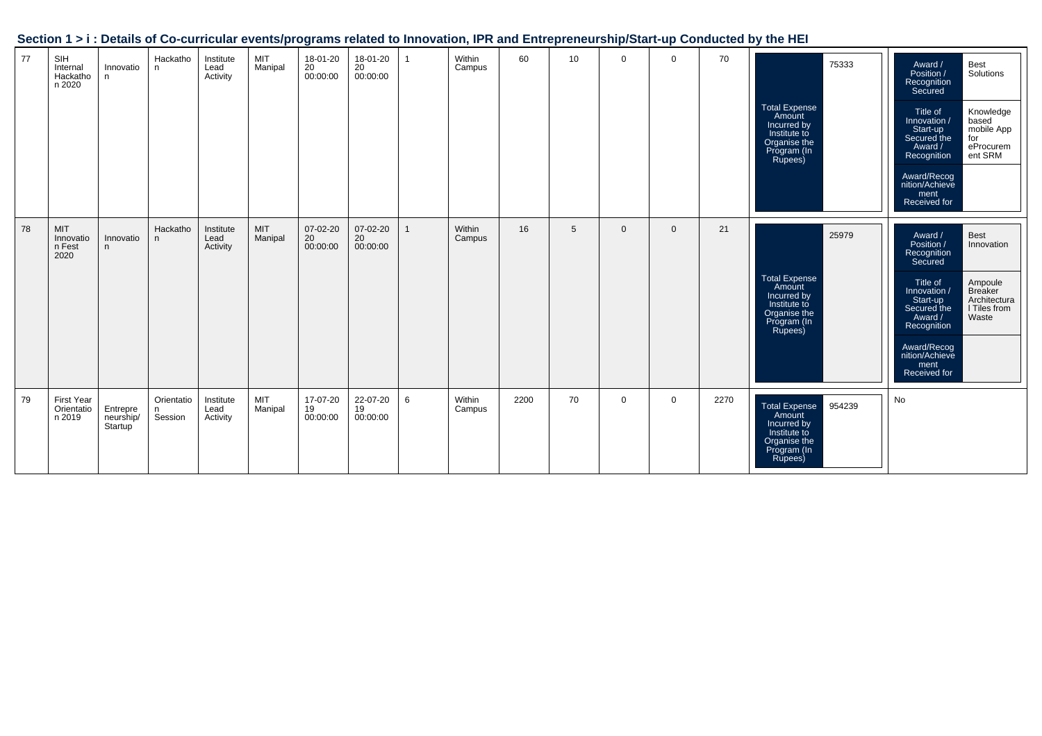## Section 1 > i : Details of Co-curricular events/programs related to Innovation, IPR and Entrepreneurship/Start-up Conducted by the HEI

| | | | | | | | | | | | | | | | | |
|---|---|---|---|---|---|---|---|---|---|---|---|---|---|---|---|---|
| 77 | SIH Internal Hackathon 2020 | Innovation | Hackathon | Institute Lead Activity | MIT Manipal | 18-01-2020 00:00:00 | 18-01-2020 00:00:00 | 1 | Within Campus | 60 | 10 | 0 | 0 | 70 | Total Expense Amount Incurred by Institute to Organise the Program (In Rupees): 75333 | Award / Position / Recognition Secured: Best Solutions; Title of Innovation / Start-up Secured the Award / Recognition: Knowledge based mobile App for eProcurement SRM; Award/Recognition/Achievement Received for: |
| 78 | MIT Innovation Fest 2020 | Innovation | Hackathon | Institute Lead Activity | MIT Manipal | 07-02-2020 00:00:00 | 07-02-2020 00:00:00 | 1 | Within Campus | 16 | 5 | 0 | 0 | 21 | Total Expense Amount Incurred by Institute to Organise the Program (In Rupees): 25979 | Award / Position / Recognition Secured: Best Innovation; Title of Innovation / Start-up Secured the Award / Recognition: Ampoule Breaker Architectural Tiles from Waste; Award/Recognition/Achievement Received for: |
| 79 | First Year Orientation 2019 | Entrepreneurship/Startup | Orientation Session | Institute Lead Activity | MIT Manipal | 17-07-2019 00:00:00 | 22-07-2019 00:00:00 | 6 | Within Campus | 2200 | 70 | 0 | 0 | 2270 | Total Expense Amount Incurred by Institute to Organise the Program (In Rupees): 954239 | No |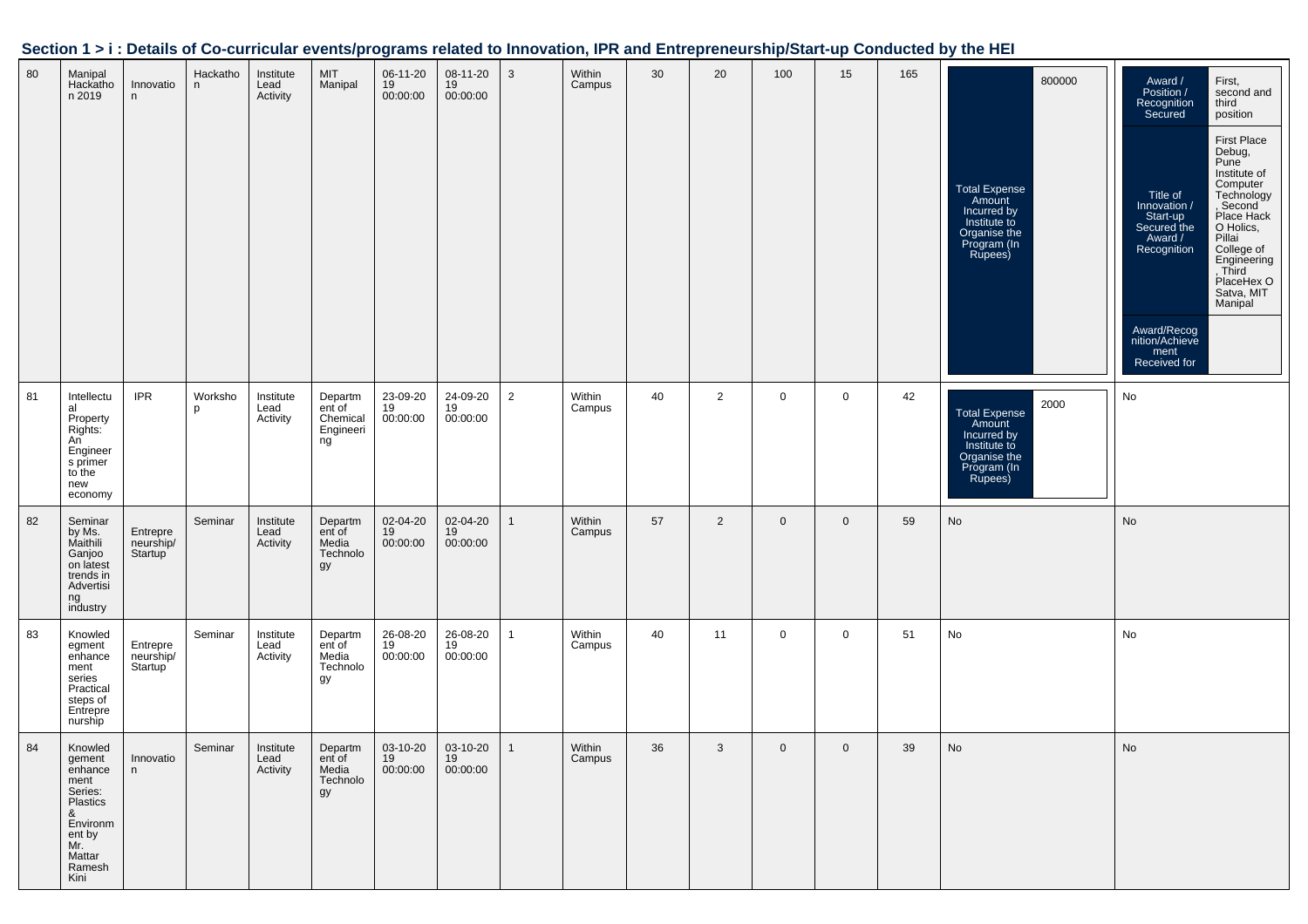## Section 1 > i : Details of Co-curricular events/programs related to Innovation, IPR and Entrepreneurship/Start-up Conducted by the HEI

| | | | | | | | | | | | | | | | | |
|---|---|---|---|---|---|---|---|---|---|---|---|---|---|---|---|---|
| 80 | Manipal Hackathon 2019 | Innovation | Hackathon | Institute Lead Activity | MIT Manipal | 06-11-2019 00:00:00 | 08-11-2019 00:00:00 | 3 | Within Campus | 30 | 20 | 100 | 15 | 165 | Total Expense Amount Incurred by Institute to Organise the Program (In Rupees): 800000 | Award / Position / Recognition Secured: First, second and third position; Title of Innovation / Start-up Secured the Award / Recognition: First Place Debug, Pune Institute of Computer Technology, Second Place Hack O Holics, Pillai College of Engineering, Third PlaceHex O Satva, MIT Manipal; Award/Recognition/Achievement Received for: |
| 81 | Intellectual Property Rights: An Engineers primer to the new economy | IPR | Workshop | Institute Lead Activity | Department of Chemical Engineering | 23-09-2019 00:00:00 | 24-09-2019 00:00:00 | 2 | Within Campus | 40 | 2 | 0 | 0 | 42 | Total Expense Amount Incurred by Institute to Organise the Program (In Rupees): 2000 | No |
| 82 | Seminar by Ms. Maithili Ganjoo on latest trends in Advertising industry | Entrepreneurship/ Startup | Seminar | Institute Lead Activity | Department of Media Technology | 02-04-2019 00:00:00 | 02-04-2019 00:00:00 | 1 | Within Campus | 57 | 2 | 0 | 0 | 59 | No | No |
| 83 | Knowledgment enhancement series Practical steps of Entrepreneurship | Entrepreneurship/ Startup | Seminar | Institute Lead Activity | Department of Media Technology | 26-08-2019 00:00:00 | 26-08-2019 00:00:00 | 1 | Within Campus | 40 | 11 | 0 | 0 | 51 | No | No |
| 84 | Knowledgement enhancement Series: Plastics & Environment by Mr. Mattar Ramesh Kini | Innovation | Seminar | Institute Lead Activity | Department of Media Technology | 03-10-2019 00:00:00 | 03-10-2019 00:00:00 | 1 | Within Campus | 36 | 3 | 0 | 0 | 39 | No | No |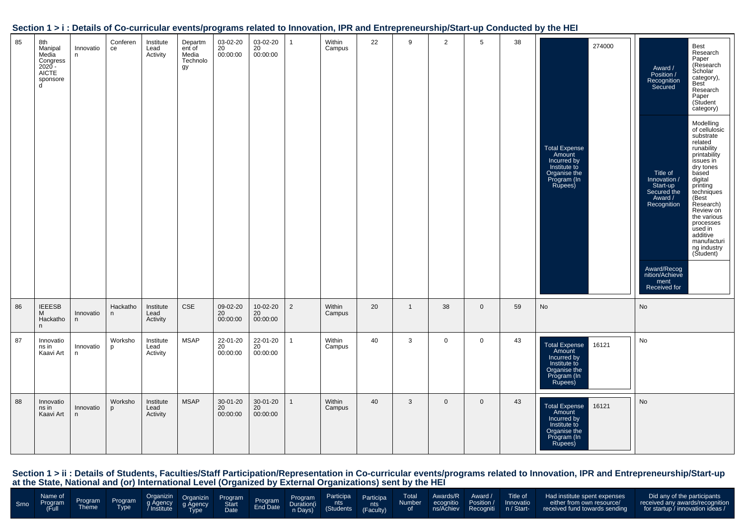## Section 1 > i : Details of Co-curricular events/programs related to Innovation, IPR and Entrepreneurship/Start-up Conducted by the HEI

| | | | | | | | | | | | | | | | | |
|---|---|---|---|---|---|---|---|---|---|---|---|---|---|---|---|---|
| 85 | 8th Manipal Media Congress 2020 - AICTE sponsored | Innovation | Conference | Institute Lead Activity | Department of Media Technology | 03-02-2020 00:00:00 | 03-02-2020 00:00:00 | 1 | Within Campus | 22 | 9 | 2 | 5 | 38 | Total Expense Amount Incurred by Institute to Organise the Program (In Rupees): 274000 | Award / Position / Recognition Secured: Best Research Paper (Research Scholar category), Best Research Paper (Student category); Title of Innovation / Start-up Secured the Award / Recognition: Modelling of cellulosic substrate related runability printability issues in dry tones based digital printing techniques (Best Research) Review on the various processes used in additive manufacturing industry (Student); Award/Recognition/Achievement Received for: |
| 86 | IEEESBM Hackathon | Innovation | Hackathon | Institute Lead Activity | CSE | 09-02-2020 00:00:00 | 10-02-2020 00:00:00 | 2 | Within Campus | 20 | 1 | 38 | 0 | 59 | No | No |
| 87 | Innovations in Kaavi Art | Innovation | Workshop | Institute Lead Activity | MSAP | 22-01-2020 00:00:00 | 22-01-2020 00:00:00 | 1 | Within Campus | 40 | 3 | 0 | 0 | 43 | Total Expense Amount Incurred by Institute to Organise the Program (In Rupees): 16121 | No |
| 88 | Innovations in Kaavi Art | Innovation | Workshop | Institute Lead Activity | MSAP | 30-01-2020 00:00:00 | 30-01-2020 00:00:00 | 1 | Within Campus | 40 | 3 | 0 | 0 | 43 | Total Expense Amount Incurred by Institute to Organise the Program (In Rupees): 16121 | No |

## Section 1 > ii : Details of Students, Faculties/Staff Participation/Representation in Co-curricular events/programs related to Innovation, IPR and Entrepreneurship/Start-up at the State, National and (or) International Level (Organized by External Organizations) sent by the HEI

| Srno | Name of Program (Full | Program Theme | Program Type | Organizing Agency / Institute | Organizing Agency Type | Program Start Date | Program End Date | Program Duration(in Days) | Participants (Students | Participants (Faculty) | Total Number of | Awards/Recognitions/Achiev | Award / Position / Recogniti | Title of Innovation / Start- | Had institute spent expenses either from own resource/ received fund towards sending | Did any of the participants received any awards/recognition for startup / innovation ideas / |
|---|---|---|---|---|---|---|---|---|---|---|---|---|---|---|---|---|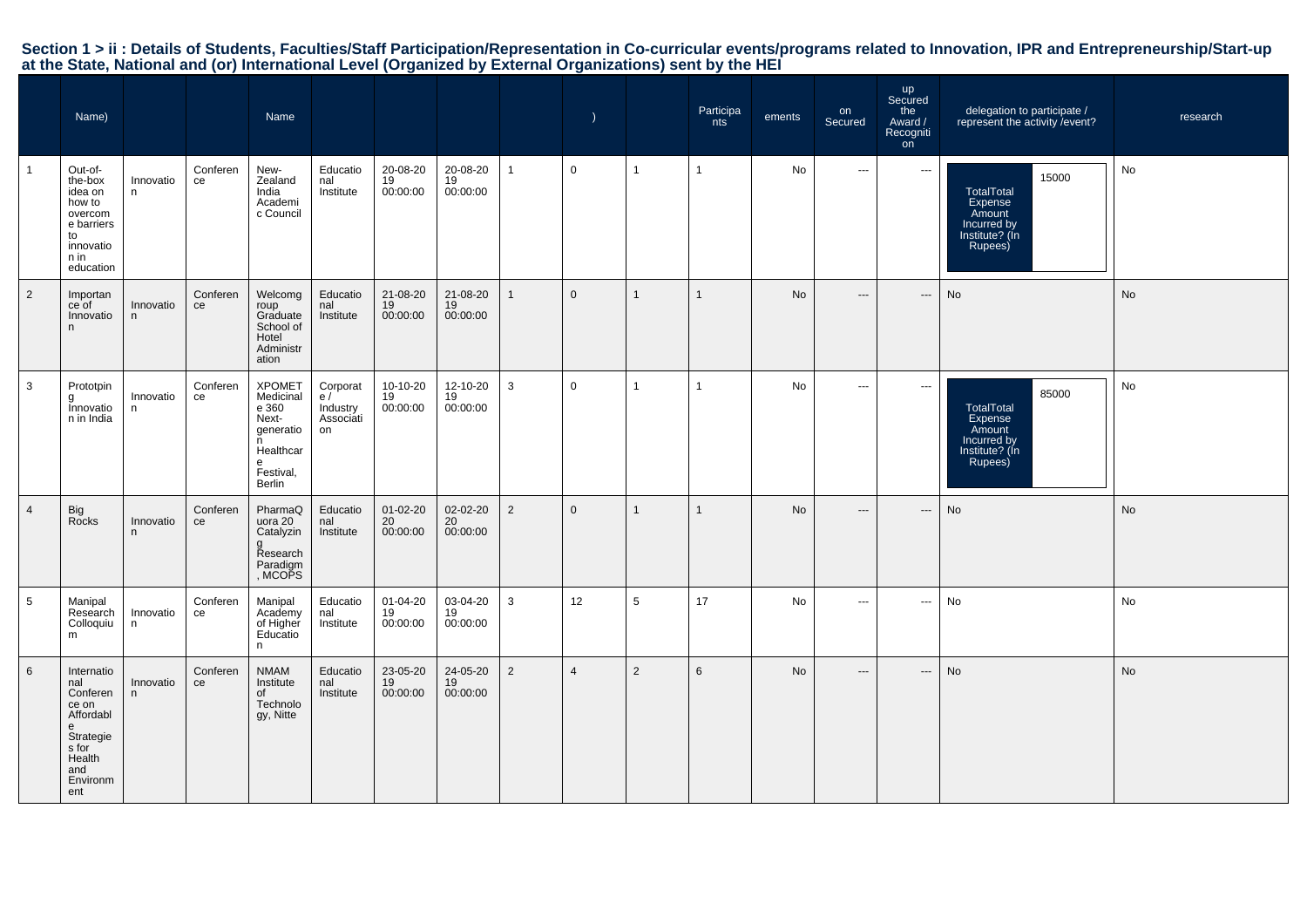**Section 1 > ii : Details of Students, Faculties/Staff Participation/Representation in Co-curricular events/programs related to Innovation, IPR and Entrepreneurship/Start-up at the State, National and (or) International Level (Organized by External Organizations) sent by the HEI**

| | Name) | | | Name | | | | | ) | | Participants | ements | on Secured | up Secured the Award / Recognition | delegation to participate / represent the activity /event? | research |
|---|---|---|---|---|---|---|---|---|---|---|---|---|---|---|---|---|
| 1 | Out-of-the-box idea on how to overcome barriers to innovation in education | Innovation | Conference | New-Zealand India Academic Council | Educational Institute | 20-08-2019 00:00:00 | 20-08-2019 00:00:00 | 1 | 0 | 1 | 1 | No | --- | --- | TotalTotal Expense Amount Incurred by Institute? (In Rupees) 15000 | No |
| 2 | Importance of Innovation | Innovation | Conference | Welcomgroup Graduate School of Hotel Administration | Educational Institute | 21-08-2019 00:00:00 | 21-08-2019 00:00:00 | 1 | 0 | 1 | 1 | No | --- | --- | No | No |
| 3 | Prototyping Innovation in India | Innovation | Conference | XPOMET Medicinale 360 Next-generation Healthcare Festival, Berlin | Corporate / Industry Association | 10-10-2019 00:00:00 | 12-10-2019 00:00:00 | 3 | 0 | 1 | 1 | No | --- | --- | TotalTotal Expense Amount Incurred by Institute? (In Rupees) 85000 | No |
| 4 | Big Rocks | Innovation | Conference | PharmaQuora 20 Catalyzing Research Paradigm , MCOPS | Educational Institute | 01-02-2020 00:00:00 | 02-02-2020 00:00:00 | 2 | 0 | 1 | 1 | No | --- | --- | No | No |
| 5 | Manipal Research Colloquium | Innovation | Conference | Manipal Academy of Higher Education | Educational Institute | 01-04-2019 00:00:00 | 03-04-2019 00:00:00 | 3 | 12 | 5 | 17 | No | --- | --- | No | No |
| 6 | International Conference on Affordable Strategies for Health and Environment | Innovation | Conference | NMAM Institute of Technology, Nitte | Educational Institute | 23-05-2019 00:00:00 | 24-05-2019 00:00:00 | 2 | 4 | 2 | 6 | No | --- | --- | No | No |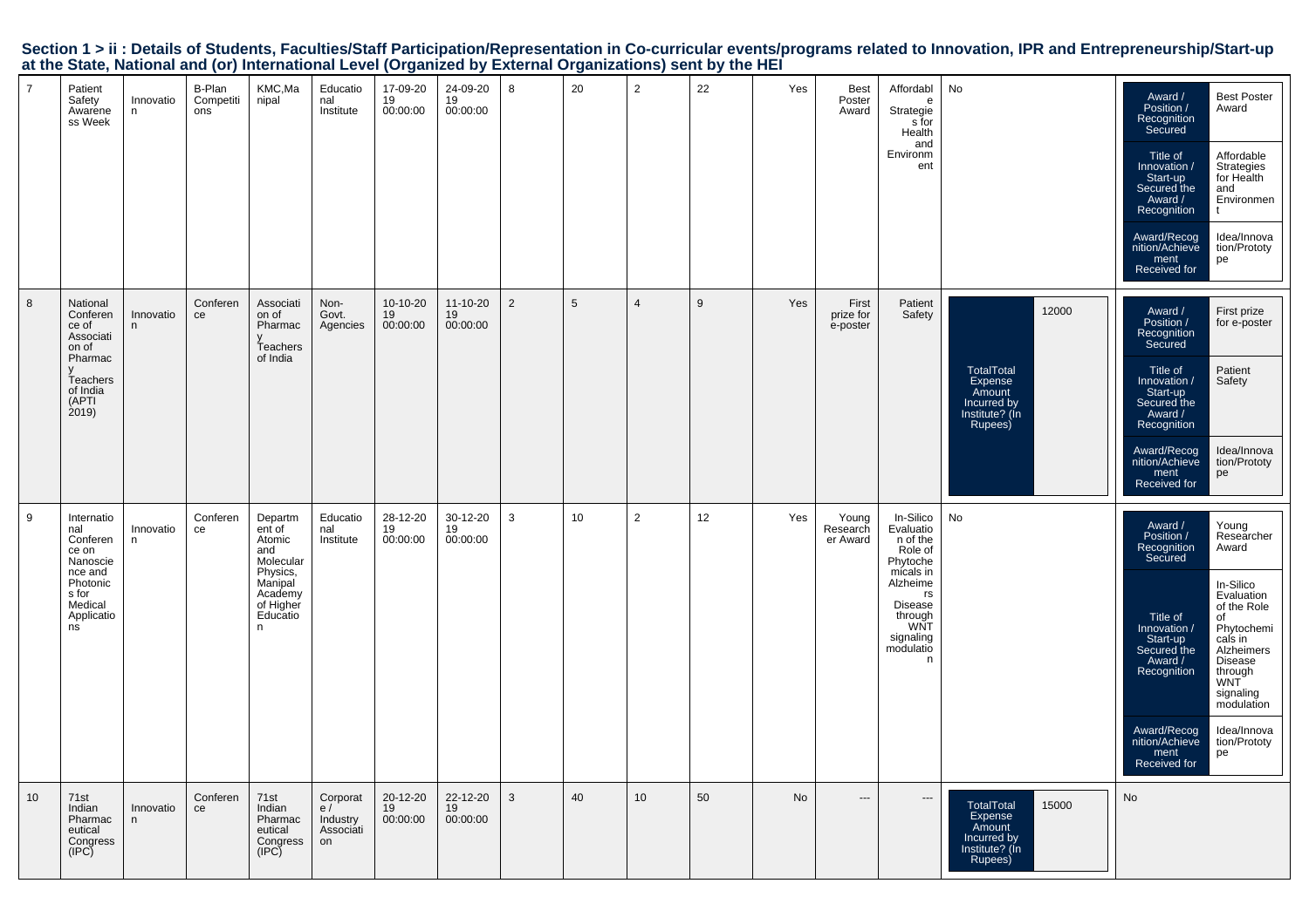# Section 1 > ii : Details of Students, Faculties/Staff Participation/Representation in Co-curricular events/programs related to Innovation, IPR and Entrepreneurship/Start-up at the State, National and (or) International Level (Organized by External Organizations) sent by the HEI

| | | | | | | | | | | | | | | | | |
|---|---|---|---|---|---|---|---|---|---|---|---|---|---|---|---|---|
| 7 | Patient Safety Awareness Week | Innovation | B-Plan Competitions | KMC,Manipal | Educational Institute | 17-09-2019 00:00:00 | 24-09-2019 00:00:00 | 8 | 20 | 2 | 22 | Yes | Best Poster Award | Affordable Strategies for Health and Environment | No | Award / Position / Recognition Secured: Best Poster Award; Title of Innovation / Start-up Secured the Award / Recognition: Affordable Strategies for Health and Environment; Award/Recognition/Achievement Received for: Idea/Innovation/Prototype |
| 8 | National Conference of Association of Pharmacy Teachers of India (APTI 2019) | Innovation | Conference | Association of Pharmacy Teachers of India | Non-Govt. Agencies | 10-10-2019 00:00:00 | 11-10-2019 00:00:00 | 2 | 5 | 4 | 9 | Yes | First prize for e-poster | Patient Safety | TotalTotal Expense Amount Incurred by Institute? (In Rupees): 12000 | Award / Position / Recognition Secured: First prize for e-poster; Title of Innovation / Start-up Secured the Award / Recognition: Patient Safety; Award/Recognition/Achievement Received for: Idea/Innovation/Prototype |
| 9 | International Conference on Nanoscience and Photonics for Medical Applications | Innovation | Conference | Department of Atomic and Molecular Physics, Manipal Academy of Higher Education | Educational Institute | 28-12-2019 00:00:00 | 30-12-2019 00:00:00 | 3 | 10 | 2 | 12 | Yes | Young Researcher Award | In-Silico Evaluation of the Role of Phytochemicals in Alzheimers Disease through WNT signaling modulation | No | Award / Position / Recognition Secured: Young Researcher Award; Title of Innovation / Start-up Secured the Award / Recognition: In-Silico Evaluation of the Role of Phytochemicals in Alzheimers Disease through WNT signaling modulation; Award/Recognition/Achievement Received for: Idea/Innovation/Prototype |
| 10 | 71st Indian Pharmaceutical Congress (IPC) | Innovation | Conference | 71st Indian Pharmaceutical Congress (IPC) | Corporate / Industry Association | 20-12-2019 00:00:00 | 22-12-2019 00:00:00 | 3 | 40 | 10 | 50 | No | --- | --- | TotalTotal Expense Amount Incurred by Institute? (In Rupees): 15000 | No |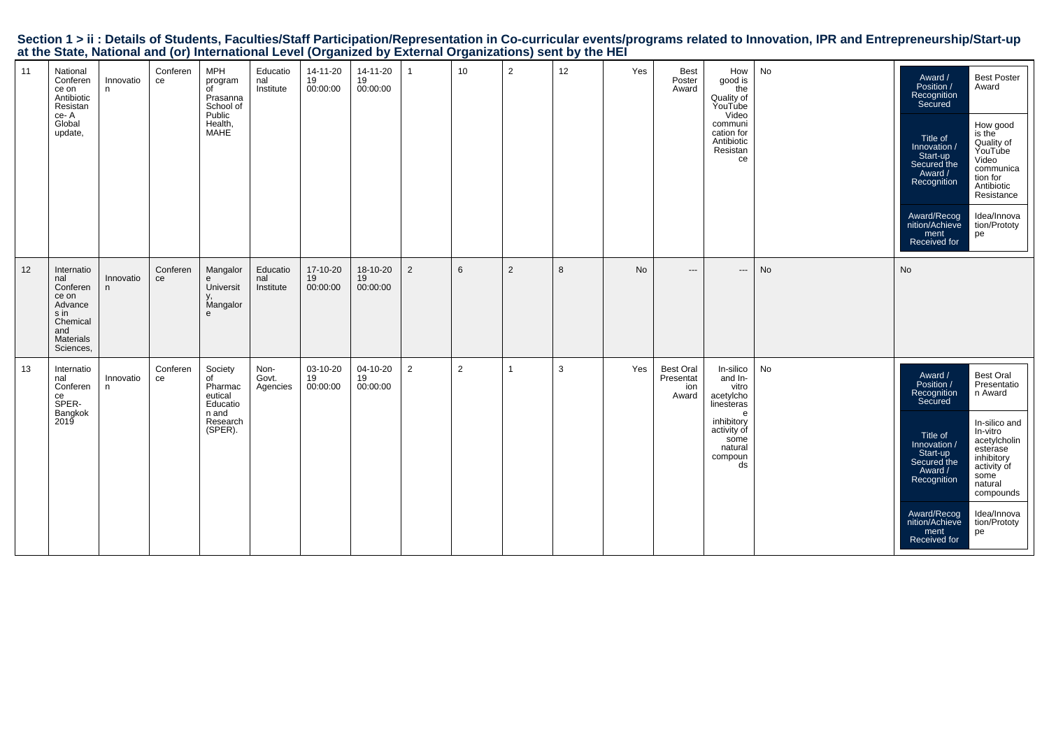**Section 1 > ii : Details of Students, Faculties/Staff Participation/Representation in Co-curricular events/programs related to Innovation, IPR and Entrepreneurship/Start-up at the State, National and (or) International Level (Organized by External Organizations) sent by the HEI**

| | | | | | | | | | | | | | | | | |
|---|---|---|---|---|---|---|---|---|---|---|---|---|---|---|---|---|
| 11 | National Conference on Antibiotic Resistance- A Global update, | Innovation | Conference | MPH program of Prasanna School of Public Health, MAHE | Educational Institute | 14-11-2019 00:00:00 | 14-11-2019 00:00:00 | 1 | 10 | 2 | 12 | Yes | Best Poster Award | How good is the Quality of YouTube Video communication for Antibiotic Resistance | No | Award / Position / Recognition Secured: Best Poster Award; Title of Innovation / Start-up Secured the Award / Recognition: How good is the Quality of YouTube Video communication for Antibiotic Resistance; Award/Recognition/Achievement Received for: Idea/Innovation/Prototype |
| 12 | International Conference on Advances in Chemical and Materials Sciences, | Innovation | Conference | Mangalore University, Mangalore | Educational Institute | 17-10-2019 00:00:00 | 18-10-2019 00:00:00 | 2 | 6 | 2 | 8 | No | --- | --- | No | No |
| 13 | International Conference SPER-Bangkok 2019 | Innovation | Conference | Society of Pharmaceutical Education and Research (SPER). | Non-Govt. Agencies | 03-10-2019 00:00:00 | 04-10-2019 00:00:00 | 2 | 2 | 1 | 3 | Yes | Best Oral Presentation Award | In-silico and In-vitro acetylcholinesterase inhibitory activity of some natural compounds | No | Award / Position / Recognition Secured: Best Oral Presentation Award; Title of Innovation / Start-up Secured the Award / Recognition: In-silico and In-vitro acetylcholinesterase inhibitory activity of some natural compounds; Award/Recognition/Achievement Received for: Idea/Innovation/Prototype |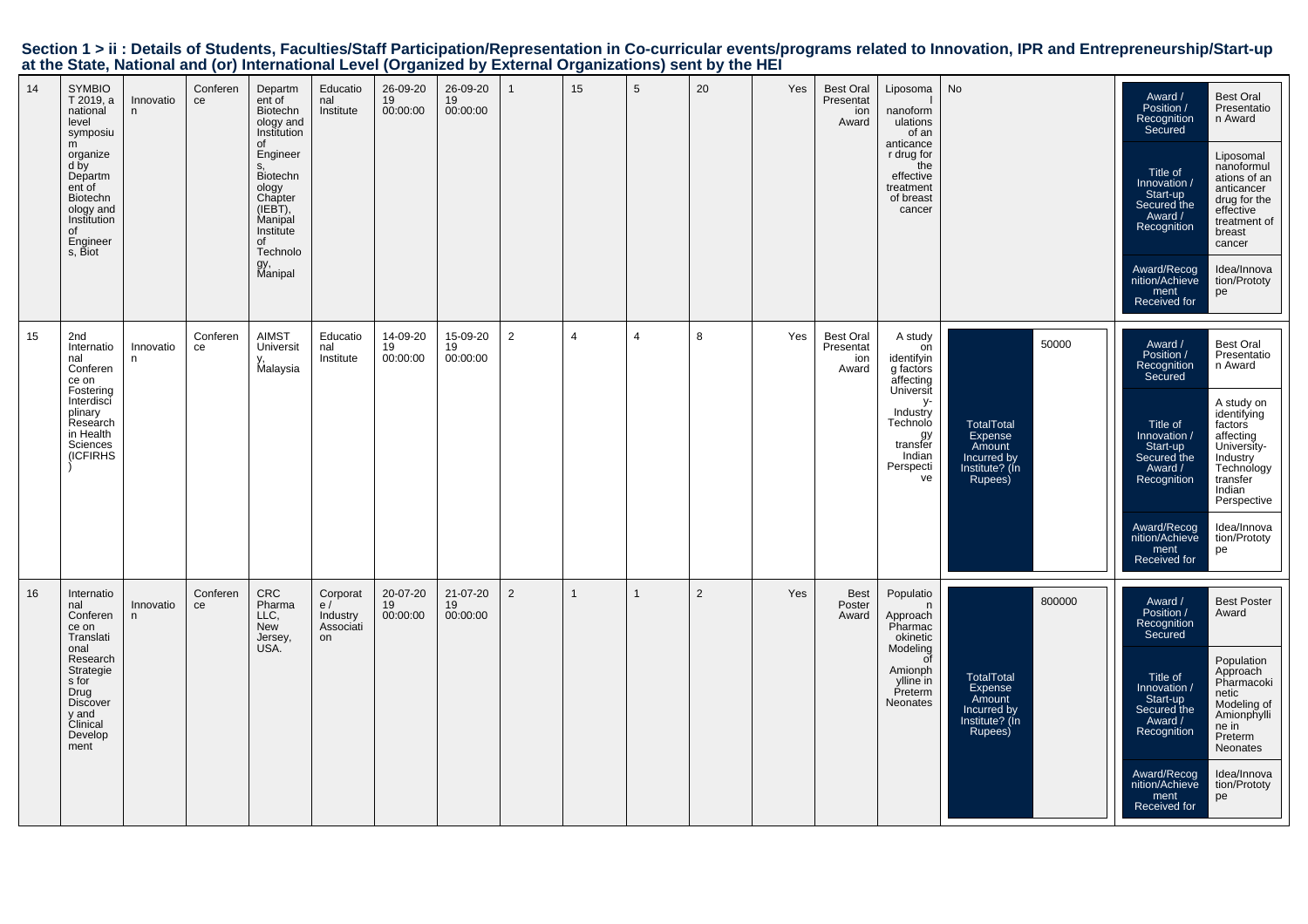## Section 1 > ii : Details of Students, Faculties/Staff Participation/Representation in Co-curricular events/programs related to Innovation, IPR and Entrepreneurship/Start-up at the State, National and (or) International Level (Organized by External Organizations) sent by the HEI

| | | | | | | | | | | | | | | | | |
|---|---|---|---|---|---|---|---|---|---|---|---|---|---|---|---|---|
| 14 | SYMBIOT 2019, a national level symposium organized by Department of Biotechnology and Institution of Engineers, Biot | Innovation | Conference | Department of Biotechnology and Institution of Engineers, Biotechnology Chapter (IEBT), Manipal Institute of Technology, Manipal | Educational Institute | 26-09-2019 00:00:00 | 26-09-2019 00:00:00 | 1 | 15 | 5 | 20 | Yes | Best Oral Presentation Award | Liposomal nanoformulations of an anticancer drug for the effective treatment of breast cancer | No | Award / Position / Recognition Secured: Best Oral Presentation Award; Title of Innovation / Start-up Secured the Award / Recognition: Liposomal nanoformulations of an anticancer drug for the effective treatment of breast cancer; Award/Recognition/Achievement Received for: Idea/Innovation/Prototype |
| 15 | 2nd International Conference on Fostering Interdisciplinary Research in Health Sciences (ICFIRHS) | Innovation | Conference | AIMST University, Malaysia | Educational Institute | 14-09-2019 00:00:00 | 15-09-2019 00:00:00 | 2 | 4 | 4 | 8 | Yes | Best Oral Presentation Award | A study on identifying factors affecting University-Industry Technology transfer Indian Perspective | TotalTotal Expense Amount Incurred by Institute? (In Rupees): 50000 | Award / Position / Recognition Secured: Best Oral Presentation Award; Title of Innovation / Start-up Secured the Award / Recognition: A study on identifying factors affecting University-Industry Technology transfer Indian Perspective; Award/Recognition/Achievement Received for: Idea/Innovation/Prototype |
| 16 | International Conference on Translational Research Strategies for Drug Discovery and Clinical Development | Innovation | Conference | CRC Pharma LLC, New Jersey, USA. | Corporate / Industry Association | 20-07-2019 00:00:00 | 21-07-2019 00:00:00 | 2 | 1 | 1 | 2 | Yes | Best Poster Award | Population Approach Pharmacokinetic Modeling of Amionphylline in Preterm Neonates | TotalTotal Expense Amount Incurred by Institute? (In Rupees): 800000 | Award / Position / Recognition Secured: Best Poster Award; Title of Innovation / Start-up Secured the Award / Recognition: Population Approach Pharmacokinetic Modeling of Amionphylline in Preterm Neonates; Award/Recognition/Achievement Received for: Idea/Innovation/Prototype |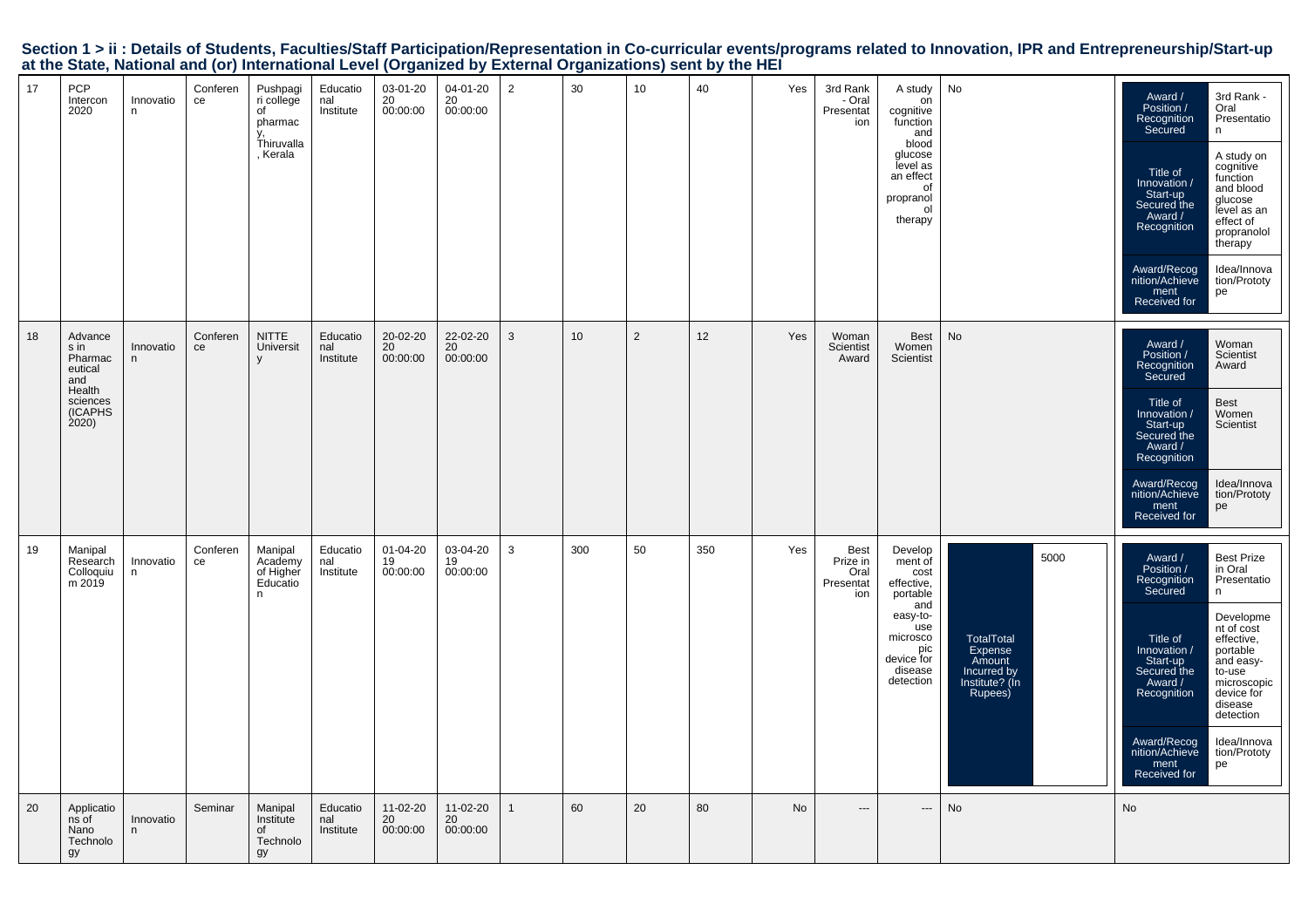**Section 1 > ii : Details of Students, Faculties/Staff Participation/Representation in Co-curricular events/programs related to Innovation, IPR and Entrepreneurship/Start-up at the State, National and (or) International Level (Organized by External Organizations) sent by the HEI**

| | | | | | | | | | | | | | | | | |
|---|---|---|---|---|---|---|---|---|---|---|---|---|---|---|---|---|
| 17 | PCP Intercon 2020 | Innovation | Conference | Pushpagiri college of pharmacy, Thiruvalla, Kerala | Educational Institute | 03-01-2020 00:00:00 | 04-01-2020 00:00:00 | 2 | 30 | 10 | 40 | Yes | 3rd Rank - Oral Presentation | A study on cognitive function and blood glucose level as an effect of propranolol therapy | No | Award / Position / Recognition Secured: 3rd Rank - Oral Presentation; Title of Innovation / Start-up Secured the Award / Recognition: A study on cognitive function and blood glucose level as an effect of propranolol therapy; Award/Recognition/Achievement Received for: Idea/Innovation/Prototype |
| 18 | Advances in Pharmaceutical and Health sciences (ICAPHS 2020) | Innovation | Conference | NITTE University | Educational Institute | 20-02-2020 00:00:00 | 22-02-2020 00:00:00 | 3 | 10 | 2 | 12 | Yes | Woman Scientist Award | Best Women Scientist | No | Award / Position / Recognition Secured: Woman Scientist Award; Title of Innovation / Start-up Secured the Award / Recognition: Best Women Scientist; Award/Recognition/Achievement Received for: Idea/Innovation/Prototype |
| 19 | Manipal Research Colloquium 2019 | Innovation | Conference | Manipal Academy of Higher Education | Educational Institute | 01-04-2019 00:00:00 | 03-04-2019 00:00:00 | 3 | 300 | 50 | 350 | Yes | Best Prize in Oral Presentation | Development of cost effective, portable and easy-to-use microscopic device for disease detection | TotalTotal Expense Amount Incurred by Institute? (In Rupees): 5000 | Award / Position / Recognition Secured: Best Prize in Oral Presentation; Title of Innovation / Start-up Secured the Award / Recognition: Development of cost effective, portable and easy-to-use microscopic device for disease detection; Award/Recognition/Achievement Received for: Idea/Innovation/Prototype |
| 20 | Applications of Nano Technology | Innovation | Seminar | Manipal Institute of Technology | Educational Institute | 11-02-2020 00:00:00 | 11-02-2020 00:00:00 | 1 | 60 | 20 | 80 | No | --- | --- | No | No |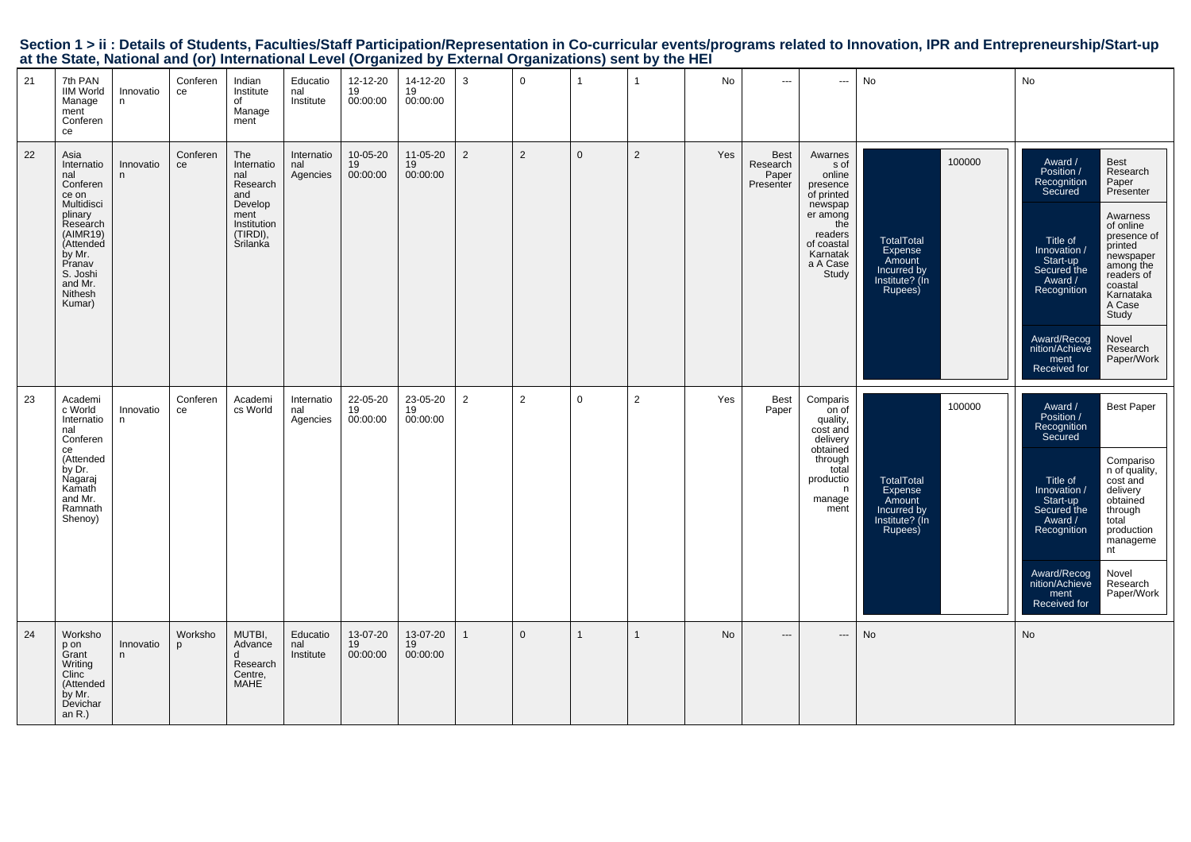# Section 1 > ii : Details of Students, Faculties/Staff Participation/Representation in Co-curricular events/programs related to Innovation, IPR and Entrepreneurship/Start-up at the State, National and (or) International Level (Organized by External Organizations) sent by the HEI

| | | | | | | | | | | | | | | | | |
|---|---|---|---|---|---|---|---|---|---|---|---|---|---|---|---|---|
| 21 | 7th PAN IIM World Management Conference | Innovation | Conference | Indian Institute of Management | Educational Institute | 12-12-2019 00:00:00 | 14-12-2019 00:00:00 | 3 | 0 | 1 | 1 | No | --- | --- | No | No |
| 22 | Asia International Conference on Multidisciplinary Research (AIMR19) (Attended by Mr. Pranav S. Joshi and Mr. Nithesh Kumar) | Innovation | Conference | The International Research and Development Institution (TIRDI), Srilanka | International Agencies | 10-05-2019 00:00:00 | 11-05-2019 00:00:00 | 2 | 2 | 0 | 2 | Yes | Best Research Paper Presenter | Awarness of online presence of printed newspaper among the readers of coastal Karnataka A Case Study | TotalTotal Expense Amount Incurred by Institute? (In Rupees): 100000 | Award / Position / Recognition Secured: Best Research Paper Presenter; Title of Innovation / Start-up Secured the Award / Recognition: Awarness of online presence of printed newspaper among the readers of coastal Karnataka A Case Study; Award/Recognition/Achievement Received for: Novel Research Paper/Work |
| 23 | Academic World International Conference (Attended by Dr. Nagaraj Kamath and Mr. Ramnath Shenoy) | Innovation | Conference | Academics World | International Agencies | 22-05-2019 00:00:00 | 23-05-2019 00:00:00 | 2 | 2 | 0 | 2 | Yes | Best Paper | Comparison of quality, cost and delivery obtained through total production management | TotalTotal Expense Amount Incurred by Institute? (In Rupees): 100000 | Award / Position / Recognition Secured: Best Paper; Title of Innovation / Start-up Secured the Award / Recognition: Comparison of quality, cost and delivery obtained through total production management; Award/Recognition/Achievement Received for: Novel Research Paper/Work |
| 24 | Workshop on Grant Writing Clinc (Attended by Mr. Devicharan R.) | Innovation | Workshop | MUTBI, Advanced Research Centre, MAHE | Educational Institute | 13-07-2019 00:00:00 | 13-07-2019 00:00:00 | 1 | 0 | 1 | 1 | No | --- | --- | No | No |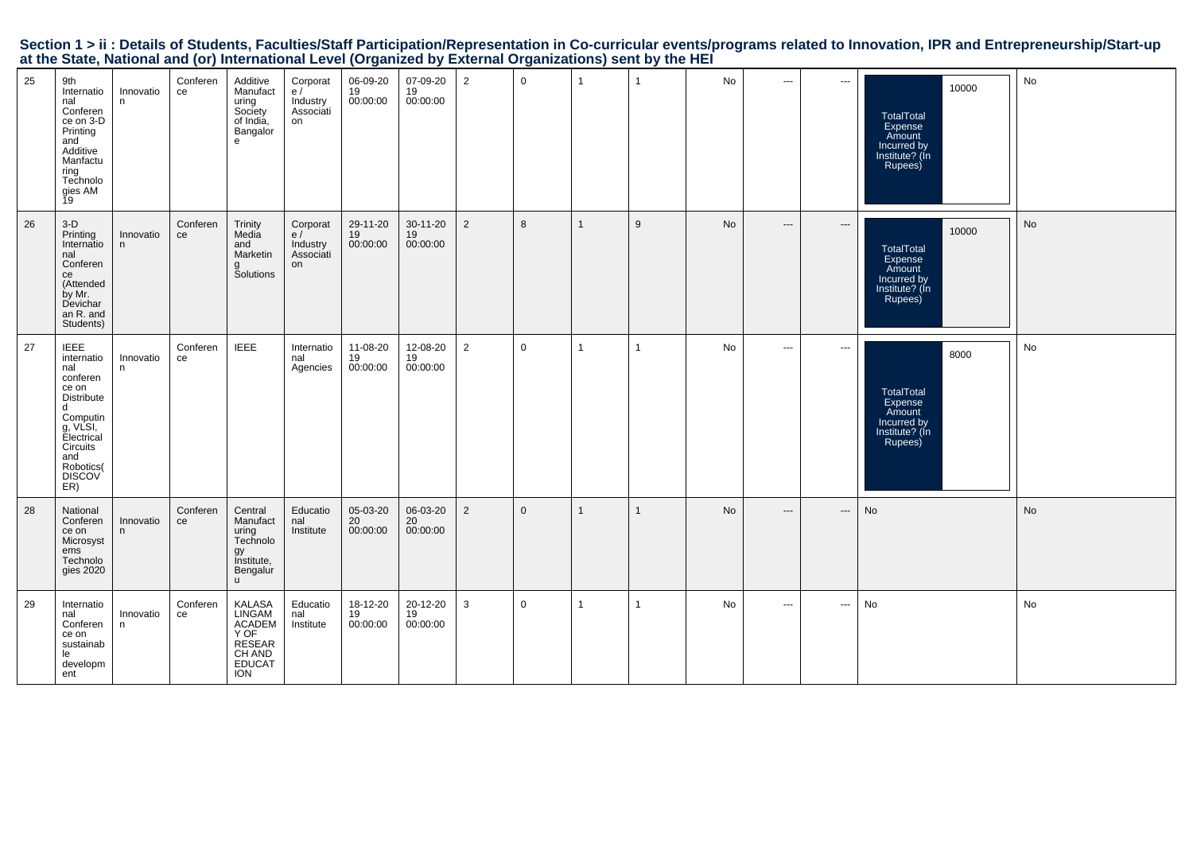## Section 1 > ii : Details of Students, Faculties/Staff Participation/Representation in Co-curricular events/programs related to Innovation, IPR and Entrepreneurship/Start-up at the State, National and (or) International Level (Organized by External Organizations) sent by the HEI

| | | | | | | | | | | | | | | | | |
|---|---|---|---|---|---|---|---|---|---|---|---|---|---|---|---|---|
| 25 | 9th International Conference on 3-D Printing and Additive Manfacturing Technologies AM 19 | Innovation | Conference | Additive Manufacturing Society of India, Bangalore | Corporate / Industry Association | 06-09-2019 00:00:00 | 07-09-2019 00:00:00 | 2 | 0 | 1 | 1 | No | --- | --- | TotalTotal Expense Amount Incurred by Institute? (In Rupees) 10000 | No |
| 26 | 3-D Printing International Conference (Attended by Mr. Devicharan R. and Students) | Innovation | Conference | Trinity Media and Marketing Solutions | Corporate / Industry Association | 29-11-2019 00:00:00 | 30-11-2019 00:00:00 | 2 | 8 | 1 | 9 | No | --- | --- | TotalTotal Expense Amount Incurred by Institute? (In Rupees) 10000 | No |
| 27 | IEEE international conference on Distributed Computing, VLSI, Electrical Circuits and Robotics( DISCOVER) | Innovation | Conference | IEEE | International Agencies | 11-08-2019 00:00:00 | 12-08-2019 00:00:00 | 2 | 0 | 1 | 1 | No | --- | --- | TotalTotal Expense Amount Incurred by Institute? (In Rupees) 8000 | No |
| 28 | National Conference on Microsystems Technologies 2020 | Innovation | Conference | Central Manufacturing Technology Institute, Bengaluru | Educational Institute | 05-03-2020 00:00:00 | 06-03-2020 00:00:00 | 2 | 0 | 1 | 1 | No | --- | --- | No | No |
| 29 | International Conference on sustainable development | Innovation | Conference | KALASALINGAM ACADEMY OF RESEARCH AND EDUCATION | Educational Institute | 18-12-2019 00:00:00 | 20-12-2019 00:00:00 | 3 | 0 | 1 | 1 | No | --- | --- | No | No |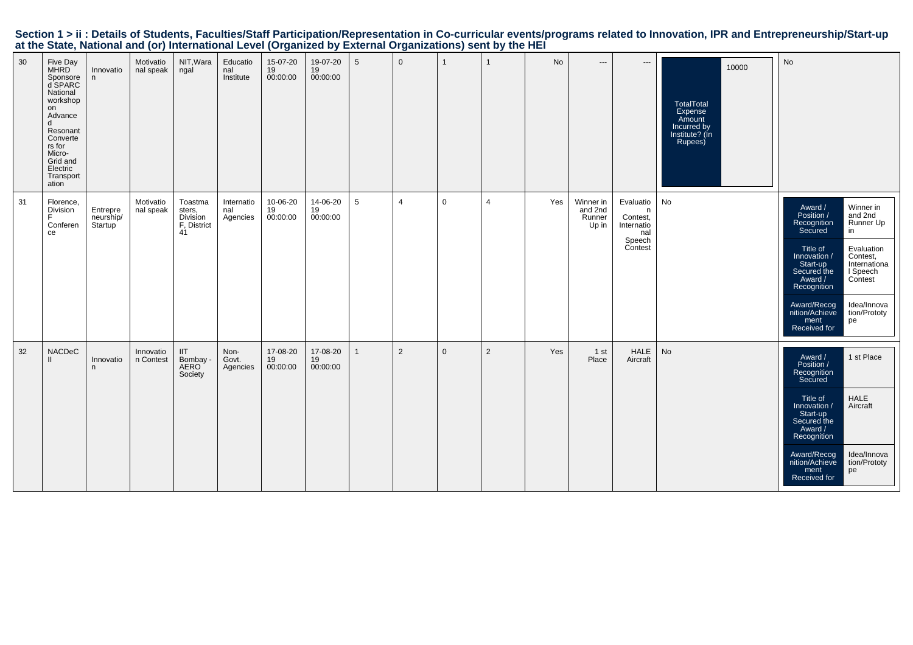## Section 1 > ii : Details of Students, Faculties/Staff Participation/Representation in Co-curricular events/programs related to Innovation, IPR and Entrepreneurship/Start-up at the State, National and (or) International Level (Organized by External Organizations) sent by the HEI

| | | | | | | | | | | | | | | | | |
|---|---|---|---|---|---|---|---|---|---|---|---|---|---|---|---|---|
| 30 | Five Day MHRD Sponsored SPARC National workshop on Advanced Resonant Converters for Micro-Grid and Electric Transportation | Innovation | Motivational speak | NIT,Warangal | Educational Institute | 15-07-2019 00:00:00 | 19-07-2019 00:00:00 | 5 | 0 | 1 | 1 | No | --- | --- | TotalTotal Expense Amount Incurred by Institute? (In Rupees): 10000 | No |
| 31 | Florence, Division F Conference | Entrepreneurship/ Startup | Motivational speak | Toastmasters, Division F, District 41 | International Agencies | 10-06-2019 00:00:00 | 14-06-2019 00:00:00 | 5 | 4 | 0 | 4 | Yes | Winner in and 2nd Runner Up in | Evaluation Contest, International Speech Contest | No | Award / Position / Recognition Secured: Winner in and 2nd Runner Up in; Title of Innovation / Start-up Secured the Award / Recognition: Evaluation Contest, International Speech Contest; Award/Recognition/Achievement Received for: Idea/Innovation/Prototype |
| 32 | NACDeC II | Innovation | Innovation Contest | IIT Bombay - AERO Society | Non-Govt. Agencies | 17-08-2019 00:00:00 | 17-08-2019 00:00:00 | 1 | 2 | 0 | 2 | Yes | 1 st Place | HALE Aircraft | No | Award / Position / Recognition Secured: 1 st Place; Title of Innovation / Start-up Secured the Award / Recognition: HALE Aircraft; Award/Recognition/Achievement Received for: Idea/Innovation/Prototype |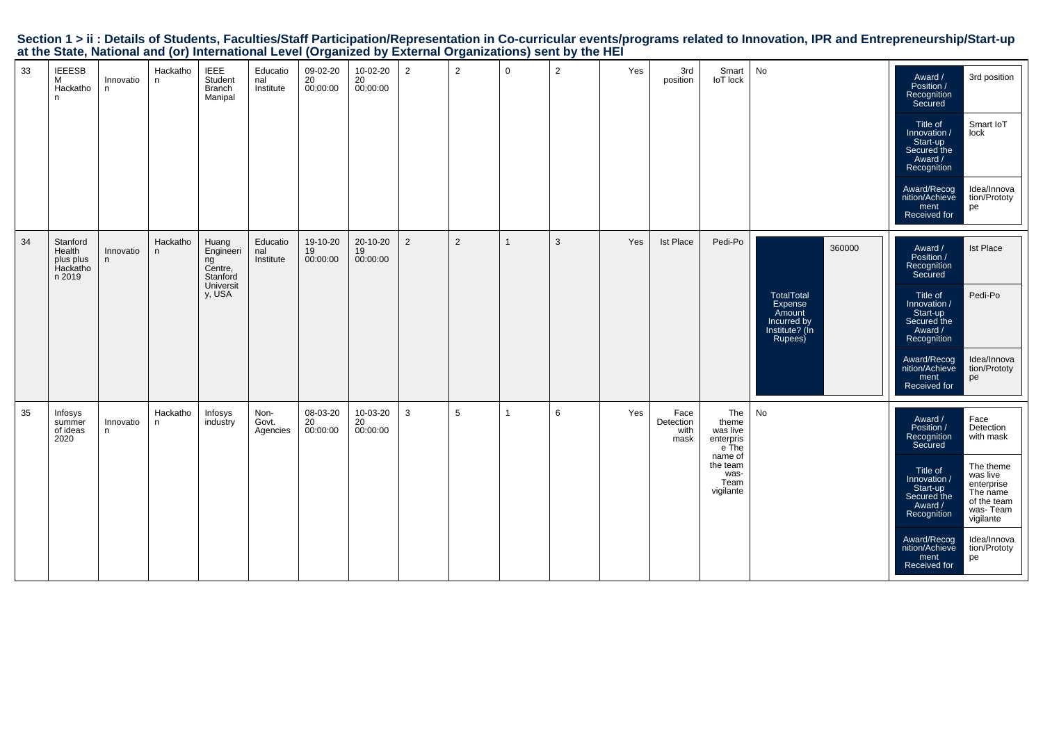# Section 1 > ii : Details of Students, Faculties/Staff Participation/Representation in Co-curricular events/programs related to Innovation, IPR and Entrepreneurship/Start-up at the State, National and (or) International Level (Organized by External Organizations) sent by the HEI

| | | | | | | | | | | | | | | | | |
|---|---|---|---|---|---|---|---|---|---|---|---|---|---|---|---|---|
| 33 | IEEESB M Hackathon | Innovation | Hackathon | IEEE Student Branch Manipal | Educational Institute | 09-02-2020 00:00:00 | 10-02-2020 00:00:00 | 2 | 2 | 0 | 2 | Yes | 3rd position | Smart IoT lock | No | Award / Position / Recognition Secured: 3rd position; Title of Innovation / Start-up Secured the Award / Recognition: Smart IoT lock; Award/Recognition/Achievement Received for: Idea/Innovation/Prototype |
| 34 | Stanford Health plus plus Hackathon 2019 | Innovation | Hackathon | Huang Engineering Centre, Stanford University, USA | Educational Institute | 19-10-2019 00:00:00 | 20-10-2019 00:00:00 | 2 | 2 | 1 | 3 | Yes | Ist Place | Pedi-Po | TotalTotal Expense Amount Incurred by Institute? (In Rupees): 360000 | Award / Position / Recognition Secured: Ist Place; Title of Innovation / Start-up Secured the Award / Recognition: Pedi-Po; Award/Recognition/Achievement Received for: Idea/Innovation/Prototype |
| 35 | Infosys summer of ideas 2020 | Innovation | Hackathon | Infosys industry | Non-Govt. Agencies | 08-03-2020 00:00:00 | 10-03-2020 00:00:00 | 3 | 5 | 1 | 6 | Yes | Face Detection with mask | The theme was live enterprise The name of the team was- Team vigilante | No | Award / Position / Recognition Secured: Face Detection with mask; Title of Innovation / Start-up Secured the Award / Recognition: The theme was live enterprise The name of the team was- Team vigilante; Award/Recognition/Achievement Received for: Idea/Innovation/Prototype |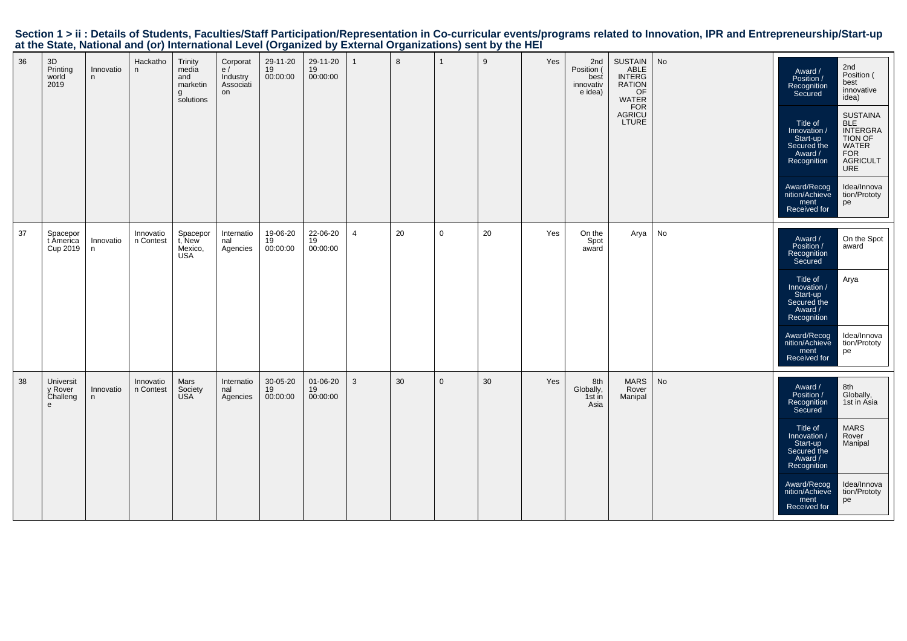**Section 1 > ii : Details of Students, Faculties/Staff Participation/Representation in Co-curricular events/programs related to Innovation, IPR and Entrepreneurship/Start-up at the State, National and (or) International Level (Organized by External Organizations) sent by the HEI**

| | | | | | | | | | | | | | | | | |
|---|---|---|---|---|---|---|---|---|---|---|---|---|---|---|---|---|
| 36 | 3D Printing world 2019 | Innovation | Hackathon | Trinity media and marketing solutions | Corporate / Industry Association | 29-11-2019 00:00:00 | 29-11-2019 00:00:00 | 1 | 8 | 1 | 9 | Yes | 2nd Position ( best innovative idea) | SUSTAINABLE INTERGRATION OF WATER FOR AGRICULTURE | No | Award / Position / Recognition Secured: 2nd Position ( best innovative idea); Title of Innovation / Start-up Secured the Award / Recognition: SUSTAINABLE INTERGRATION OF WATER FOR AGRICULTURE; Award/Recognition/Achievement Received for: Idea/Innovation/Prototype |
| 37 | Spaceport America Cup 2019 | Innovation | Innovation Contest | Spaceport, New Mexico, USA | International Agencies | 19-06-2019 00:00:00 | 22-06-2019 00:00:00 | 4 | 20 | 0 | 20 | Yes | On the Spot award | Arya | No | Award / Position / Recognition Secured: On the Spot award; Title of Innovation / Start-up Secured the Award / Recognition: Arya; Award/Recognition/Achievement Received for: Idea/Innovation/Prototype |
| 38 | University Rover Challenge | Innovation | Innovation Contest | Mars Society USA | International Agencies | 30-05-2019 00:00:00 | 01-06-2019 00:00:00 | 3 | 30 | 0 | 30 | Yes | 8th Globally, 1st in Asia | MARS Rover Manipal | No | Award / Position / Recognition Secured: 8th Globally, 1st in Asia; Title of Innovation / Start-up Secured the Award / Recognition: MARS Rover Manipal; Award/Recognition/Achievement Received for: Idea/Innovation/Prototype |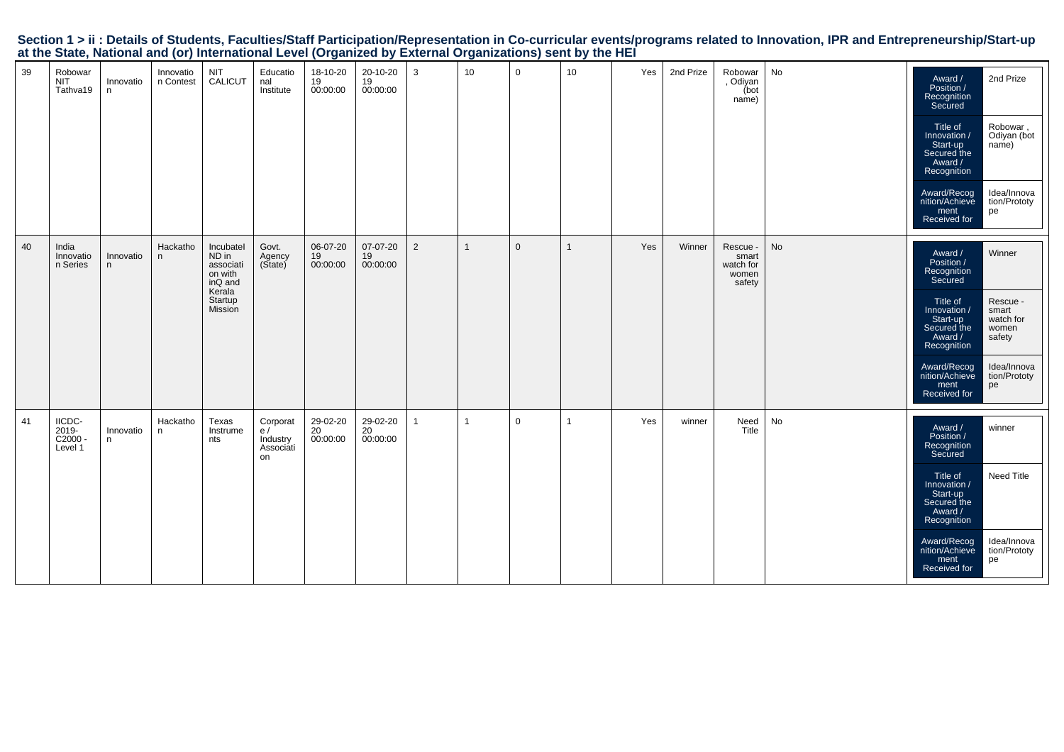## Section 1 > ii : Details of Students, Faculties/Staff Participation/Representation in Co-curricular events/programs related to Innovation, IPR and Entrepreneurship/Start-up at the State, National and (or) International Level (Organized by External Organizations) sent by the HEI

| | | | | | | | | | | | | | | | | |
|---|---|---|---|---|---|---|---|---|---|---|---|---|---|---|---|---|
| 39 | Robowar NIT Tathva19 | Innovation | Innovation Contest | NIT CALICUT | Educational Institute | 18-10-2019 00:00:00 | 20-10-2019 00:00:00 | 3 | 10 | 0 | 10 | Yes | 2nd Prize | Robowar , Odiyan (bot name) | No | Award / Position / Recognition Secured: 2nd Prize; Title of Innovation / Start-up Secured the Award / Recognition: Robowar , Odiyan (bot name); Award/Recognition/Achievement Received for: Idea/Innovation/Prototype |
| 40 | India Innovation Series | Innovation | Hackathon | IncubateIND in association with inQ and Kerala Startup Mission | Govt. Agency (State) | 06-07-2019 00:00:00 | 07-07-2019 00:00:00 | 2 | 1 | 0 | 1 | Yes | Winner | Rescue - smart watch for women safety | No | Award / Position / Recognition Secured: Winner; Title of Innovation / Start-up Secured the Award / Recognition: Rescue - smart watch for women safety; Award/Recognition/Achievement Received for: Idea/Innovation/Prototype |
| 41 | IICDC-2019-C2000 - Level 1 | Innovation | Hackathon | Texas Instruments | Corporate / Industry Association | 29-02-2020 00:00:00 | 29-02-2020 00:00:00 | 1 | 1 | 0 | 1 | Yes | winner | Need Title | No | Award / Position / Recognition Secured: winner; Title of Innovation / Start-up Secured the Award / Recognition: Need Title; Award/Recognition/Achievement Received for: Idea/Innovation/Prototype |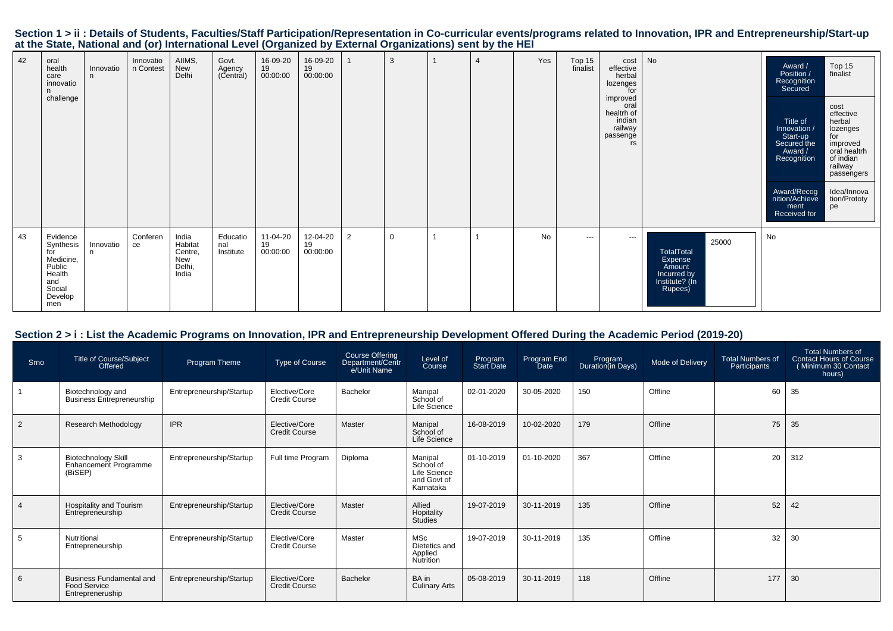## Section 1 > ii : Details of Students, Faculties/Staff Participation/Representation in Co-curricular events/programs related to Innovation, IPR and Entrepreneurship/Start-up at the State, National and (or) International Level (Organized by External Organizations) sent by the HEI

| | | | | | | | | | | | | | | | | |
|---|---|---|---|---|---|---|---|---|---|---|---|---|---|---|---|---|
| 42 | oral health care innovation challenge | Innovation | Innovation Contest | AIIMS, New Delhi | Govt. Agency (Central) | 16-09-2019 00:00:00 | 16-09-2019 00:00:00 | 1 | 3 | 1 | 4 | Yes | Top 15 finalist | cost effective herbal lozenges for improved oral healtrh of indian railway passengers | No | Award / Position / Recognition Secured: Top 15 finalist; Title of Innovation / Start-up Secured the Award / Recognition: cost effective herbal lozenges for improved oral healtrh of indian railway passengers; Award/Recognition/Achievement Received for: Idea/Innovation/Prototype |
| 43 | Evidence Synthesis for Medicine, Public Health and Social Developmen | Innovation | Conference | India Habitat Centre, New Delhi, India | Educational Institute | 11-04-2019 00:00:00 | 12-04-2019 00:00:00 | 2 | 0 | 1 | 1 | No | --- | --- | TotalTotal Expense Amount Incurred by Institute? (In Rupees): 25000 | No |

## Section 2 > i : List the Academic Programs on Innovation, IPR and Entrepreneurship Development Offered During the Academic Period (2019-20)

| Srno | Title of Course/Subject Offered | Program Theme | Type of Course | Course Offering Department/Centre/Unit Name | Level of Course | Program Start Date | Program End Date | Program Duration(in Days) | Mode of Delivery | Total Numbers of Participants | Total Numbers of Contact Hours of Course ( Minimum 30 Contact hours) |
|---|---|---|---|---|---|---|---|---|---|---|---|
| 1 | Biotechnology and Business Entrepreneurship | Entrepreneurship/Startup | Elective/Core Credit Course | Bachelor | Manipal School of Life Science | 02-01-2020 | 30-05-2020 | 150 | Offline | 60 | 35 |
| 2 | Research Methodology | IPR | Elective/Core Credit Course | Master | Manipal School of Life Science | 16-08-2019 | 10-02-2020 | 179 | Offline | 75 | 35 |
| 3 | Biotechnology Skill Enhancement Programme (BiSEP) | Entrepreneurship/Startup | Full time Program | Diploma | Manipal School of Life Science and Govt of Karnataka | 01-10-2019 | 01-10-2020 | 367 | Offline | 20 | 312 |
| 4 | Hospitality and Tourism Entrepreneurship | Entrepreneurship/Startup | Elective/Core Credit Course | Master | Allied Hopitality Studies | 19-07-2019 | 30-11-2019 | 135 | Offline | 52 | 42 |
| 5 | Nutritional Entrepreneurship | Entrepreneurship/Startup | Elective/Core Credit Course | Master | MSc Dietetics and Applied Nutrition | 19-07-2019 | 30-11-2019 | 135 | Offline | 32 | 30 |
| 6 | Business Fundamental and Food Service Entrepreneruship | Entrepreneurship/Startup | Elective/Core Credit Course | Bachelor | BA in Culinary Arts | 05-08-2019 | 30-11-2019 | 118 | Offline | 177 | 30 |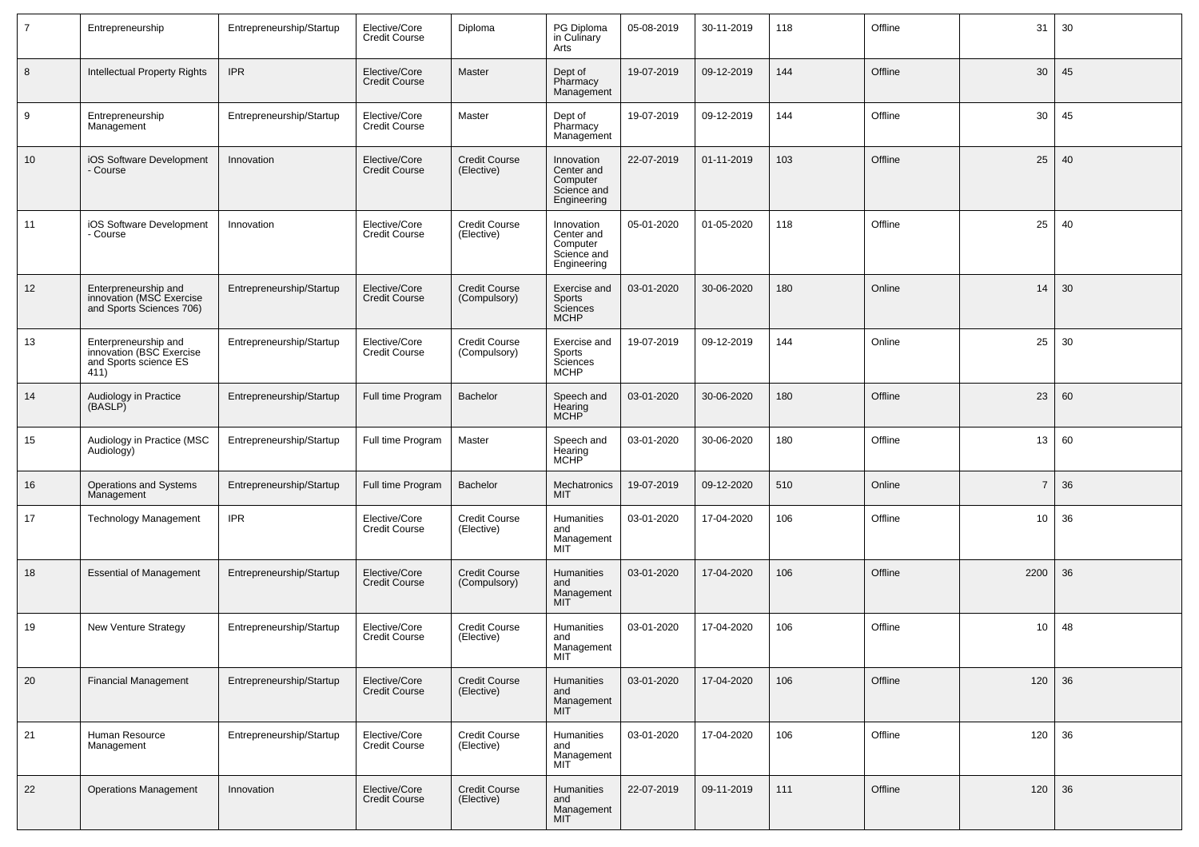| 7 | Entrepreneurship | Entrepreneurship/Startup | Elective/Core Credit Course | Diploma | PG Diploma in Culinary Arts | 05-08-2019 | 30-11-2019 | 118 | Offline | 31 | 30 |
|---|---|---|---|---|---|---|---|---|---|---|---|
| 8 | Intellectual Property Rights | IPR | Elective/Core Credit Course | Master | Dept of Pharmacy Management | 19-07-2019 | 09-12-2019 | 144 | Offline | 30 | 45 |
| 9 | Entrepreneurship Management | Entrepreneurship/Startup | Elective/Core Credit Course | Master | Dept of Pharmacy Management | 19-07-2019 | 09-12-2019 | 144 | Offline | 30 | 45 |
| 10 | iOS Software Development - Course | Innovation | Elective/Core Credit Course | Credit Course (Elective) | Innovation Center and Computer Science and Engineering | 22-07-2019 | 01-11-2019 | 103 | Offline | 25 | 40 |
| 11 | iOS Software Development - Course | Innovation | Elective/Core Credit Course | Credit Course (Elective) | Innovation Center and Computer Science and Engineering | 05-01-2020 | 01-05-2020 | 118 | Offline | 25 | 40 |
| 12 | Entrepreneurship and innovation (MSC Exercise and Sports Sciences 706) | Entrepreneurship/Startup | Elective/Core Credit Course | Credit Course (Compulsory) | Exercise and Sports Sciences MCHP | 03-01-2020 | 30-06-2020 | 180 | Online | 14 | 30 |
| 13 | Entrepreneurship and innovation (BSC Exercise and Sports science ES 411) | Entrepreneurship/Startup | Elective/Core Credit Course | Credit Course (Compulsory) | Exercise and Sports Sciences MCHP | 19-07-2019 | 09-12-2019 | 144 | Online | 25 | 30 |
| 14 | Audiology in Practice (BASLP) | Entrepreneurship/Startup | Full time Program | Bachelor | Speech and Hearing MCHP | 03-01-2020 | 30-06-2020 | 180 | Offline | 23 | 60 |
| 15 | Audiology in Practice (MSC Audiology) | Entrepreneurship/Startup | Full time Program | Master | Speech and Hearing MCHP | 03-01-2020 | 30-06-2020 | 180 | Offline | 13 | 60 |
| 16 | Operations and Systems Management | Entrepreneurship/Startup | Full time Program | Bachelor | Mechatronics MIT | 19-07-2019 | 09-12-2020 | 510 | Online | 7 | 36 |
| 17 | Technology Management | IPR | Elective/Core Credit Course | Credit Course (Elective) | Humanities and Management MIT | 03-01-2020 | 17-04-2020 | 106 | Offline | 10 | 36 |
| 18 | Essential of Management | Entrepreneurship/Startup | Elective/Core Credit Course | Credit Course (Compulsory) | Humanities and Management MIT | 03-01-2020 | 17-04-2020 | 106 | Offline | 2200 | 36 |
| 19 | New Venture Strategy | Entrepreneurship/Startup | Elective/Core Credit Course | Credit Course (Elective) | Humanities and Management MIT | 03-01-2020 | 17-04-2020 | 106 | Offline | 10 | 48 |
| 20 | Financial Management | Entrepreneurship/Startup | Elective/Core Credit Course | Credit Course (Elective) | Humanities and Management MIT | 03-01-2020 | 17-04-2020 | 106 | Offline | 120 | 36 |
| 21 | Human Resource Management | Entrepreneurship/Startup | Elective/Core Credit Course | Credit Course (Elective) | Humanities and Management MIT | 03-01-2020 | 17-04-2020 | 106 | Offline | 120 | 36 |
| 22 | Operations Management | Innovation | Elective/Core Credit Course | Credit Course (Elective) | Humanities and Management MIT | 22-07-2019 | 09-11-2019 | 111 | Offline | 120 | 36 |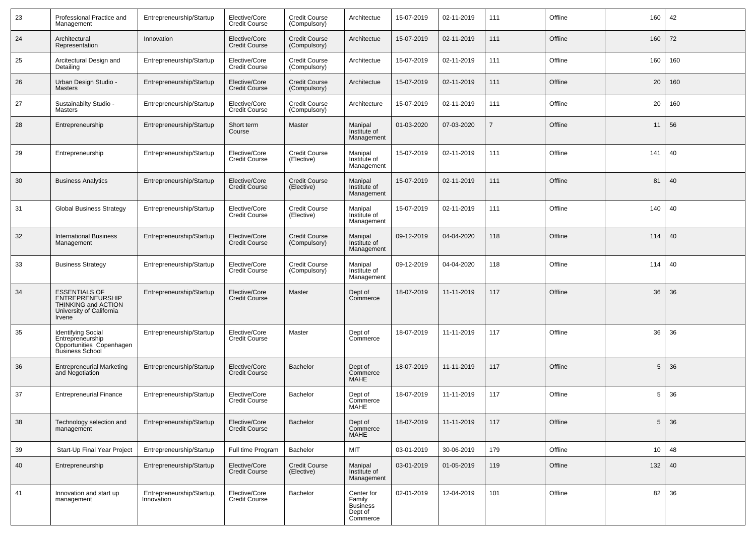| 23 | Professional Practice and Management | Entrepreneurship/Startup | Elective/Core Credit Course | Credit Course (Compulsory) | Architectue | 15-07-2019 | 02-11-2019 | 111 | Offline | 160 | 42 |
|---|---|---|---|---|---|---|---|---|---|---|---|
| 24 | Architectural Representation | Innovation | Elective/Core Credit Course | Credit Course (Compulsory) | Architectue | 15-07-2019 | 02-11-2019 | 111 | Offline | 160 | 72 |
| 25 | Arcitectural Design and Detailing | Entrepreneurship/Startup | Elective/Core Credit Course | Credit Course (Compulsory) | Architectue | 15-07-2019 | 02-11-2019 | 111 | Offline | 160 | 160 |
| 26 | Urban Design Studio - Masters | Entrepreneurship/Startup | Elective/Core Credit Course | Credit Course (Compulsory) | Architectue | 15-07-2019 | 02-11-2019 | 111 | Offline | 20 | 160 |
| 27 | Sustainabilty Studio - Masters | Entrepreneurship/Startup | Elective/Core Credit Course | Credit Course (Compulsory) | Architecture | 15-07-2019 | 02-11-2019 | 111 | Offline | 20 | 160 |
| 28 | Entrepreneurship | Entrepreneurship/Startup | Short term Course | Master | Manipal Institute of Management | 01-03-2020 | 07-03-2020 | 7 | Offline | 11 | 56 |
| 29 | Entrepreneurship | Entrepreneurship/Startup | Elective/Core Credit Course | Credit Course (Elective) | Manipal Institute of Management | 15-07-2019 | 02-11-2019 | 111 | Offline | 141 | 40 |
| 30 | Business Analytics | Entrepreneurship/Startup | Elective/Core Credit Course | Credit Course (Elective) | Manipal Institute of Management | 15-07-2019 | 02-11-2019 | 111 | Offline | 81 | 40 |
| 31 | Global Business Strategy | Entrepreneurship/Startup | Elective/Core Credit Course | Credit Course (Elective) | Manipal Institute of Management | 15-07-2019 | 02-11-2019 | 111 | Offline | 140 | 40 |
| 32 | International Business Management | Entrepreneurship/Startup | Elective/Core Credit Course | Credit Course (Compulsory) | Manipal Institute of Management | 09-12-2019 | 04-04-2020 | 118 | Offline | 114 | 40 |
| 33 | Business Strategy | Entrepreneurship/Startup | Elective/Core Credit Course | Credit Course (Compulsory) | Manipal Institute of Management | 09-12-2019 | 04-04-2020 | 118 | Offline | 114 | 40 |
| 34 | ESSENTIALS OF ENTREPRENEURSHIP THINKING and ACTION University of California Irvene | Entrepreneurship/Startup | Elective/Core Credit Course | Master | Dept of Commerce | 18-07-2019 | 11-11-2019 | 117 | Offline | 36 | 36 |
| 35 | Identifying Social Entrepreneurship Opportunities Copenhagen Business School | Entrepreneurship/Startup | Elective/Core Credit Course | Master | Dept of Commerce | 18-07-2019 | 11-11-2019 | 117 | Offline | 36 | 36 |
| 36 | Entrepreneurial Marketing and Negotiation | Entrepreneurship/Startup | Elective/Core Credit Course | Bachelor | Dept of Commerce MAHE | 18-07-2019 | 11-11-2019 | 117 | Offline | 5 | 36 |
| 37 | Entrepreneurial Finance | Entrepreneurship/Startup | Elective/Core Credit Course | Bachelor | Dept of Commerce MAHE | 18-07-2019 | 11-11-2019 | 117 | Offline | 5 | 36 |
| 38 | Technology selection and management | Entrepreneurship/Startup | Elective/Core Credit Course | Bachelor | Dept of Commerce MAHE | 18-07-2019 | 11-11-2019 | 117 | Offline | 5 | 36 |
| 39 | Start-Up Final Year Project | Entrepreneurship/Startup | Full time Program | Bachelor | MIT | 03-01-2019 | 30-06-2019 | 179 | Offline | 10 | 48 |
| 40 | Entrepreneurship | Entrepreneurship/Startup | Elective/Core Credit Course | Credit Course (Elective) | Manipal Institute of Management | 03-01-2019 | 01-05-2019 | 119 | Offline | 132 | 40 |
| 41 | Innovation and start up management | Entrepreneurship/Startup, Innovation | Elective/Core Credit Course | Bachelor | Center for Family Business Dept of Commerce | 02-01-2019 | 12-04-2019 | 101 | Offline | 82 | 36 |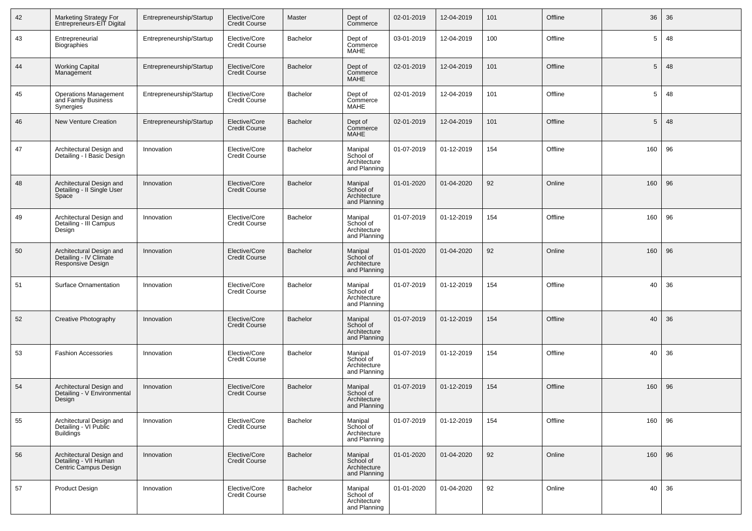| 42 | Marketing Strategy For Entrepreneurs-EIT Digital | Entrepreneurship/Startup | Elective/Core Credit Course | Master | Dept of Commerce | 02-01-2019 | 12-04-2019 | 101 | Offline | 36 | 36 |
|---|---|---|---|---|---|---|---|---|---|---|---|
| 43 | Entrepreneurial Biographies | Entrepreneurship/Startup | Elective/Core Credit Course | Bachelor | Dept of Commerce MAHE | 03-01-2019 | 12-04-2019 | 100 | Offline | 5 | 48 |
| 44 | Working Capital Management | Entrepreneurship/Startup | Elective/Core Credit Course | Bachelor | Dept of Commerce MAHE | 02-01-2019 | 12-04-2019 | 101 | Offline | 5 | 48 |
| 45 | Operations Management and Family Business Synergies | Entrepreneurship/Startup | Elective/Core Credit Course | Bachelor | Dept of Commerce MAHE | 02-01-2019 | 12-04-2019 | 101 | Offline | 5 | 48 |
| 46 | New Venture Creation | Entrepreneurship/Startup | Elective/Core Credit Course | Bachelor | Dept of Commerce MAHE | 02-01-2019 | 12-04-2019 | 101 | Offline | 5 | 48 |
| 47 | Architectural Design and Detailing - I Basic Design | Innovation | Elective/Core Credit Course | Bachelor | Manipal School of Architecture and Planning | 01-07-2019 | 01-12-2019 | 154 | Offline | 160 | 96 |
| 48 | Architectural Design and Detailing - II Single User Space | Innovation | Elective/Core Credit Course | Bachelor | Manipal School of Architecture and Planning | 01-01-2020 | 01-04-2020 | 92 | Online | 160 | 96 |
| 49 | Architectural Design and Detailing - III Campus Design | Innovation | Elective/Core Credit Course | Bachelor | Manipal School of Architecture and Planning | 01-07-2019 | 01-12-2019 | 154 | Offline | 160 | 96 |
| 50 | Architectural Design and Detailing - IV Climate Responsive Design | Innovation | Elective/Core Credit Course | Bachelor | Manipal School of Architecture and Planning | 01-01-2020 | 01-04-2020 | 92 | Online | 160 | 96 |
| 51 | Surface Ornamentation | Innovation | Elective/Core Credit Course | Bachelor | Manipal School of Architecture and Planning | 01-07-2019 | 01-12-2019 | 154 | Offline | 40 | 36 |
| 52 | Creative Photography | Innovation | Elective/Core Credit Course | Bachelor | Manipal School of Architecture and Planning | 01-07-2019 | 01-12-2019 | 154 | Offline | 40 | 36 |
| 53 | Fashion Accessories | Innovation | Elective/Core Credit Course | Bachelor | Manipal School of Architecture and Planning | 01-07-2019 | 01-12-2019 | 154 | Offline | 40 | 36 |
| 54 | Architectural Design and Detailing - V Environmental Design | Innovation | Elective/Core Credit Course | Bachelor | Manipal School of Architecture and Planning | 01-07-2019 | 01-12-2019 | 154 | Offline | 160 | 96 |
| 55 | Architectural Design and Detailing - VI Public Buildings | Innovation | Elective/Core Credit Course | Bachelor | Manipal School of Architecture and Planning | 01-07-2019 | 01-12-2019 | 154 | Offline | 160 | 96 |
| 56 | Architectural Design and Detailing - VII Human Centric Campus Design | Innovation | Elective/Core Credit Course | Bachelor | Manipal School of Architecture and Planning | 01-01-2020 | 01-04-2020 | 92 | Online | 160 | 96 |
| 57 | Product Design | Innovation | Elective/Core Credit Course | Bachelor | Manipal School of Architecture and Planning | 01-01-2020 | 01-04-2020 | 92 | Online | 40 | 36 |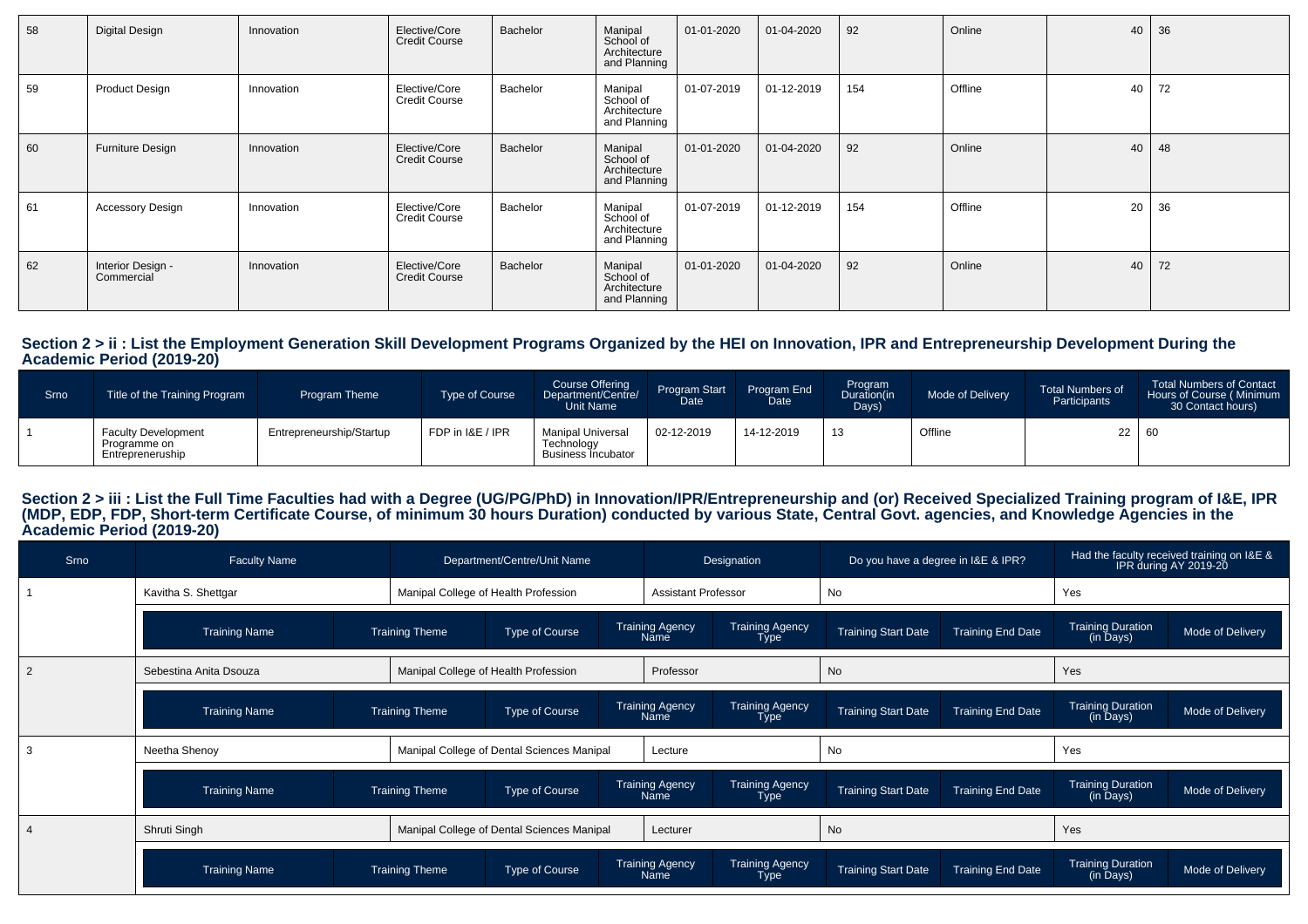| 58 | Digital Design | Innovation | Elective/Core Credit Course | Bachelor | Manipal School of Architecture and Planning | 01-01-2020 | 01-04-2020 | 92 | Online | 40 | 36 |
|---|---|---|---|---|---|---|---|---|---|---|---|
| 59 | Product Design | Innovation | Elective/Core Credit Course | Bachelor | Manipal School of Architecture and Planning | 01-07-2019 | 01-12-2019 | 154 | Offline | 40 | 72 |
| 60 | Furniture Design | Innovation | Elective/Core Credit Course | Bachelor | Manipal School of Architecture and Planning | 01-01-2020 | 01-04-2020 | 92 | Online | 40 | 48 |
| 61 | Accessory Design | Innovation | Elective/Core Credit Course | Bachelor | Manipal School of Architecture and Planning | 01-07-2019 | 01-12-2019 | 154 | Offline | 20 | 36 |
| 62 | Interior Design - Commercial | Innovation | Elective/Core Credit Course | Bachelor | Manipal School of Architecture and Planning | 01-01-2020 | 01-04-2020 | 92 | Online | 40 | 72 |

## Section 2 > ii : List the Employment Generation Skill Development Programs Organized by the HEI on Innovation, IPR and Entrepreneurship Development During the Academic Period (2019-20)

| Srno | Title of the Training Program | Program Theme | Type of Course | Course Offering Department/Centre/ Unit Name | Program Start Date | Program End Date | Program Duration(in Days) | Mode of Delivery | Total Numbers of Participants | Total Numbers of Contact Hours of Course ( Minimum 30 Contact hours) |
|---|---|---|---|---|---|---|---|---|---|---|
| 1 | Faculty Development Programme on Entrepreneruship | Entrepreneurship/Startup | FDP in I&E / IPR | Manipal Universal Technology Business Incubator | 02-12-2019 | 14-12-2019 | 13 | Offline | 22 | 60 |

## Section 2 > iii : List the Full Time Faculties had with a Degree (UG/PG/PhD) in Innovation/IPR/Entrepreneurship and (or) Received Specialized Training program of I&E, IPR (MDP, EDP, FDP, Short-term Certificate Course, of minimum 30 hours Duration) conducted by various State, Central Govt. agencies, and Knowledge Agencies in the Academic Period (2019-20)

| Srno | Faculty Name | Department/Centre/Unit Name | Designation | Do you have a degree in I&E & IPR? | Had the faculty received training on I&E & IPR during AY 2019-20 |
|---|---|---|---|---|---|
| 1 | Kavitha S. Shettgar | Manipal College of Health Profession | Assistant Professor | No | Yes |
| 2 | Sebestina Anita Dsouza | Manipal College of Health Profession | Professor | No | Yes |
| 3 | Neetha Shenoy | Manipal College of Dental Sciences Manipal | Lecture | No | Yes |
| 4 | Shruti Singh | Manipal College of Dental Sciences Manipal | Lecturer | No | Yes |

| Training Name | Training Theme | Type of Course | Training Agency Name | Training Agency Type | Training Start Date | Training End Date | Training Duration (in Days) | Mode of Delivery |
|---|---|---|---|---|---|---|---|---|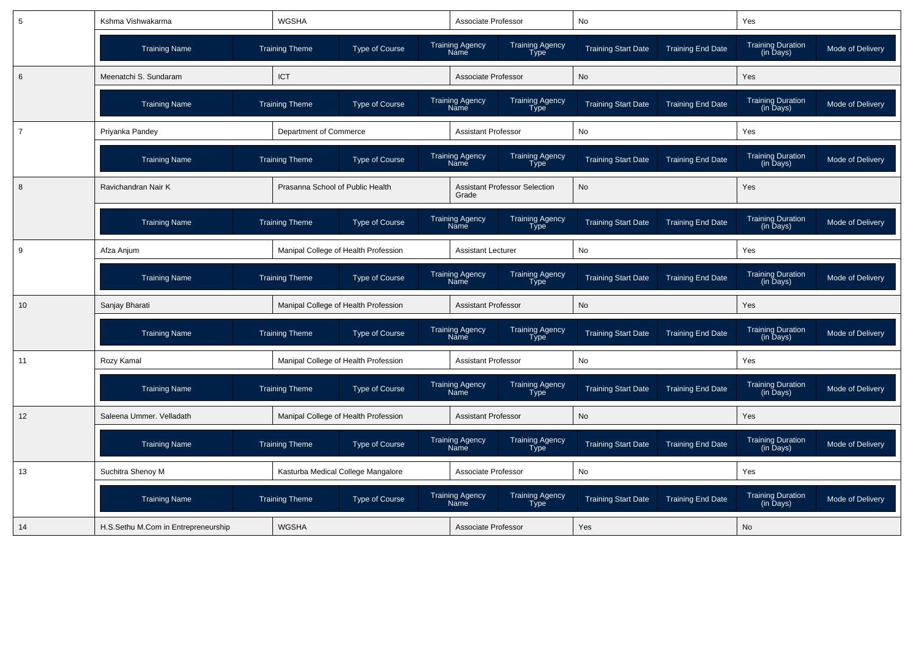| 5 | Kshma Vishwakarma | WGSHA | | Associate Professor | | No | | Yes | |
|---|---|---|---|---|---|---|---|---|---|
| | Training Name | Training Theme | Type of Course | Training Agency Name | Training Agency Type | Training Start Date | Training End Date | Training Duration (in Days) | Mode of Delivery |
| 6 | Meenatchi S. Sundaram | ICT | | Associate Professor | | No | | Yes | |
| | Training Name | Training Theme | Type of Course | Training Agency Name | Training Agency Type | Training Start Date | Training End Date | Training Duration (in Days) | Mode of Delivery |
| 7 | Priyanka Pandey | Department of Commerce | | Assistant Professor | | No | | Yes | |
| | Training Name | Training Theme | Type of Course | Training Agency Name | Training Agency Type | Training Start Date | Training End Date | Training Duration (in Days) | Mode of Delivery |
| 8 | Ravichandran Nair K | Prasanna School of Public Health | | Assistant Professor Selection Grade | | No | | Yes | |
| | Training Name | Training Theme | Type of Course | Training Agency Name | Training Agency Type | Training Start Date | Training End Date | Training Duration (in Days) | Mode of Delivery |
| 9 | Afza Anjum | Manipal College of Health Profession | | Assistant Lecturer | | No | | Yes | |
| | Training Name | Training Theme | Type of Course | Training Agency Name | Training Agency Type | Training Start Date | Training End Date | Training Duration (in Days) | Mode of Delivery |
| 10 | Sanjay Bharati | Manipal College of Health Profession | | Assistant Professor | | No | | Yes | |
| | Training Name | Training Theme | Type of Course | Training Agency Name | Training Agency Type | Training Start Date | Training End Date | Training Duration (in Days) | Mode of Delivery |
| 11 | Rozy Kamal | Manipal College of Health Profession | | Assistant Professor | | No | | Yes | |
| | Training Name | Training Theme | Type of Course | Training Agency Name | Training Agency Type | Training Start Date | Training End Date | Training Duration (in Days) | Mode of Delivery |
| 12 | Saleena Ummer. Velladath | Manipal College of Health Profession | | Assistant Professor | | No | | Yes | |
| | Training Name | Training Theme | Type of Course | Training Agency Name | Training Agency Type | Training Start Date | Training End Date | Training Duration (in Days) | Mode of Delivery |
| 13 | Suchitra Shenoy M | Kasturba Medical College Mangalore | | Associate Professor | | No | | Yes | |
| | Training Name | Training Theme | Type of Course | Training Agency Name | Training Agency Type | Training Start Date | Training End Date | Training Duration (in Days) | Mode of Delivery |
| 14 | H.S.Sethu M.Com in Entrepreneurship | WGSHA | | Associate Professor | | Yes | | No | |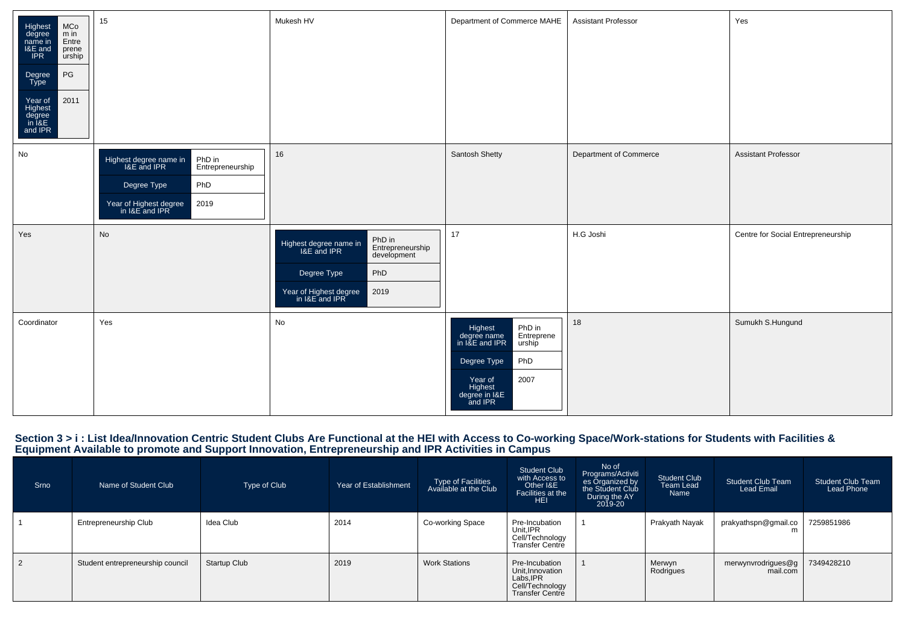| Highest degree name in I&E and IPR: MCom in Entrepreneurship; Degree Type: PG; Year of Highest degree in I&E and IPR: 2011 | 15 | Mukesh HV | Department of Commerce MAHE | Assistant Professor | Yes |
|---|---|---|---|---|---|
| No | Highest degree name in I&E and IPR: PhD in Entrepreneurship; Degree Type: PhD; Year of Highest degree in I&E and IPR: 2019 | 16 | Santosh Shetty | Department of Commerce | Assistant Professor |
| Yes | No | Highest degree name in I&E and IPR: PhD in Entrepreneurship development; Degree Type: PhD; Year of Highest degree in I&E and IPR: 2019 | 17 | H.G Joshi | Centre for Social Entrepreneurship |
| Coordinator | Yes | No | Highest degree name in I&E and IPR: PhD in Entrepreneurship; Degree Type: PhD; Year of Highest degree in I&E and IPR: 2007 | 18 | Sumukh S.Hungund |

## Section 3 > i : List Idea/Innovation Centric Student Clubs Are Functional at the HEI with Access to Co-working Space/Work-stations for Students with Facilities & Equipment Available to promote and Support Innovation, Entrepreneurship and IPR Activities in Campus

| Srno | Name of Student Club | Type of Club | Year of Establishment | Type of Facilities Available at the Club | Student Club with Access to Other I&E Facilities at the HEI | No of Programs/Activities Organized by the Student Club During the AY 2019-20 | Student Club Team Lead Name | Student Club Team Lead Email | Student Club Team Lead Phone |
|---|---|---|---|---|---|---|---|---|---|
| 1 | Entrepreneurship Club | Idea Club | 2014 | Co-working Space | Pre-Incubation Unit,IPR Cell/Technology Transfer Centre | 1 | Prakyath Nayak | prakyathspn@gmail.com | 7259851986 |
| 2 | Student entrepreneurship council | Startup Club | 2019 | Work Stations | Pre-Incubation Unit,Innovation Labs,IPR Cell/Technology Transfer Centre | 1 | Merwyn Rodrigues | merwynvrodrigues@gmail.com | 7349428210 |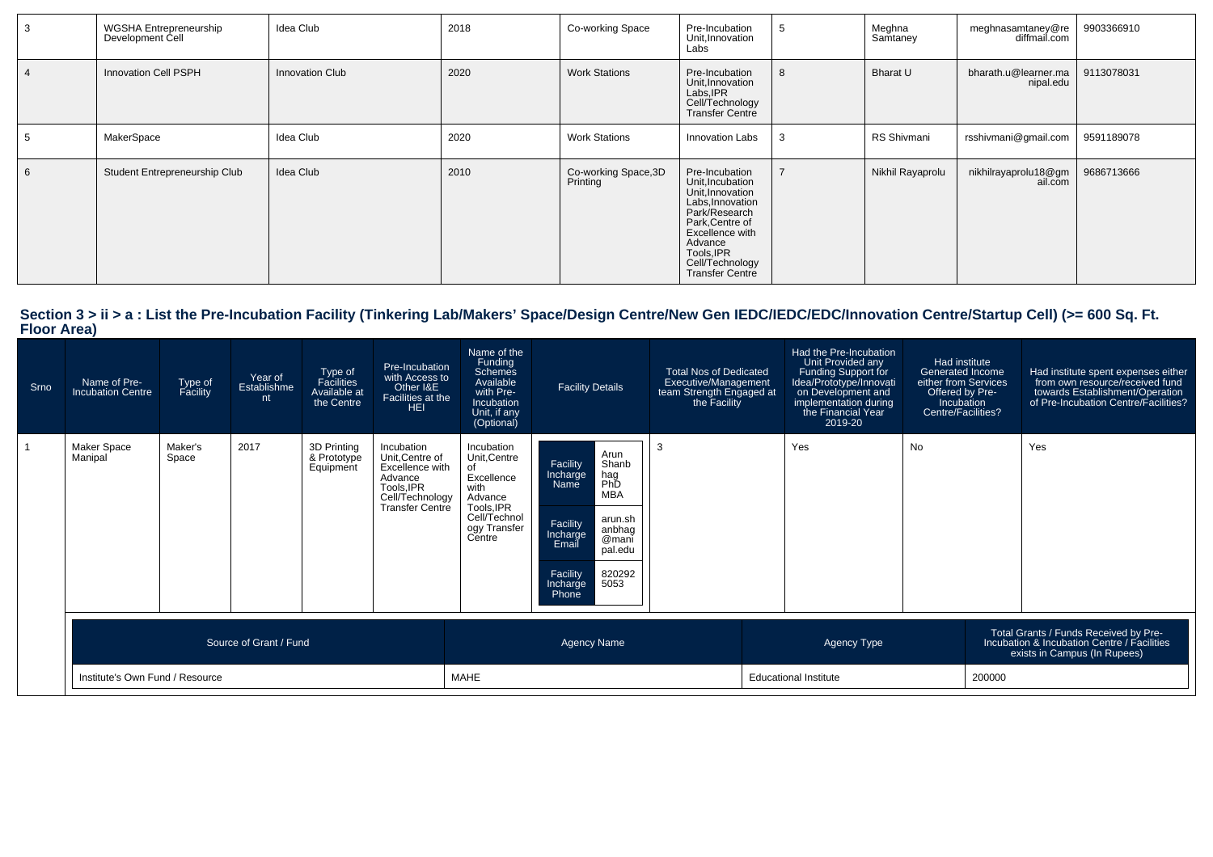| 3 | WGSHA Entrepreneurship Development Cell | Idea Club | 2018 | Co-working Space | Pre-Incubation Unit,Innovation Labs | 5 | Meghna Samtaney | meghnasamtaney@rediffmail.com | 9903366910 |
|---|---|---|---|---|---|---|---|---|---|
| 4 | Innovation Cell PSPH | Innovation Club | 2020 | Work Stations | Pre-Incubation Unit,Innovation Labs,IPR Cell/Technology Transfer Centre | 8 | Bharat U | bharath.u@learner.manipal.edu | 9113078031 |
| 5 | MakerSpace | Idea Club | 2020 | Work Stations | Innovation Labs | 3 | RS Shivmani | rsshivmani@gmail.com | 9591189078 |
| 6 | Student Entrepreneurship Club | Idea Club | 2010 | Co-working Space,3D Printing | Pre-Incubation Unit,Incubation Unit,Innovation Labs,Innovation Park/Research Park,Centre of Excellence with Advance Tools,IPR Cell/Technology Transfer Centre | 7 | Nikhil Rayaprolu | nikhilrayaprolu18@gmail.com | 9686713666 |

## Section 3 > ii > a : List the Pre-Incubation Facility (Tinkering Lab/Makers' Space/Design Centre/New Gen IEDC/IEDC/EDC/Innovation Centre/Startup Cell) (>= 600 Sq. Ft. Floor Area)

| Srno | Name of Pre-Incubation Centre | Type of Facility | Year of Establishment | Type of Facilities Available at the Centre | Pre-Incubation with Access to Other I&E Facilities at the HEI | Name of the Funding Schemes Available with Pre-Incubation Unit, if any (Optional) | Facility Details | Total Nos of Dedicated Executive/Management team Strength Engaged at the Facility | Had the Pre-Incubation Unit Provided any Funding Support for Idea/Prototype/Innovation on Development and implementation during the Financial Year 2019-20 | Had institute Generated Income either from Services Offered by Pre-Incubation Centre/Facilities? | Had institute spent expenses either from own resource/received fund towards Establishment/Operation of Pre-Incubation Centre/Facilities? |
|---|---|---|---|---|---|---|---|---|---|---|---|
| 1 | Maker Space Manipal | Maker's Space | 2017 | 3D Printing & Prototype Equipment | Incubation Unit,Centre of Excellence with Advance Tools,IPR Cell/Technology Transfer Centre | Incubation Unit,Centre of Excellence with Advance Tools,IPR Cell/Technology Transfer Centre | Facility Incharge Name: Arun Shanbhag PhD MBA; Facility Incharge Email: arun.shanbhag@manipal.edu; Facility Incharge Phone: 8202925053 | 3 | Yes | No | Yes |

| Source of Grant / Fund | Agency Name | Agency Type | Total Grants / Funds Received by Pre-Incubation & Incubation Centre / Facilities exists in Campus (In Rupees) |
|---|---|---|---|
| Institute's Own Fund / Resource | MAHE | Educational Institute | 200000 |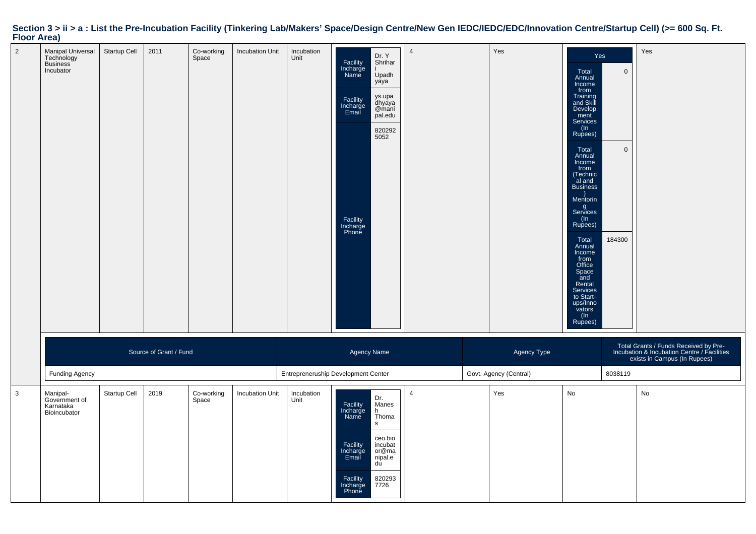## Section 3 > ii > a : List the Pre-Incubation Facility (Tinkering Lab/Makers' Space/Design Centre/New Gen IEDC/IEDC/EDC/Innovation Centre/Startup Cell) (>= 600 Sq. Ft. Floor Area)

| | | | | | | | | | | | |
|---|---|---|---|---|---|---|---|---|---|---|---|
| 2 | Manipal Universal Technology Business Incubator | Startup Cell | 2011 | Co-working Space | Incubation Unit | Incubation Unit | Facility Incharge Name: Dr. Y Shrihari Upadhyaya<br>Facility Incharge Email: ys.upadhyaya@manipal.edu<br>Facility Incharge Phone: 8202925052 | 4 | Yes | Yes<br>Total Annual Income from Training and Skill Development Services (In Rupees): 0<br>Total Annual Income from (Technical and Business) Mentoring Services (In Rupees): 0<br>Total Annual Income from Office Space and Rental Services to Start-ups/Innovators (In Rupees): 184300 | Yes |

| Source of Grant / Fund | Agency Name | Agency Type | Total Grants / Funds Received by Pre-Incubation & Incubation Centre / Facilities exists in Campus (In Rupees) |
|---|---|---|---|
| Funding Agency | Entrepreneruship Development Center | Govt. Agency (Central) | 8038119 |

| | | | | | | | | | | | |
|---|---|---|---|---|---|---|---|---|---|---|---|
| 3 | Manipal-Government of Karnataka Bioincubator | Startup Cell | 2019 | Co-working Space | Incubation Unit | Incubation Unit | Facility Incharge Name: Dr. Manesh Thomas<br>Facility Incharge Email: ceo.bioincubator@manipal.edu<br>Facility Incharge Phone: 8202937726 | 4 | Yes | No | No |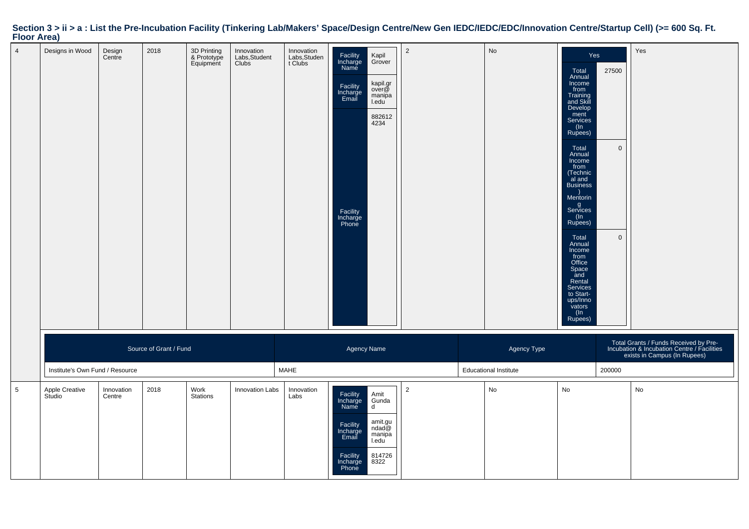## Section 3 > ii > a : List the Pre-Incubation Facility (Tinkering Lab/Makers' Space/Design Centre/New Gen IEDC/IEDC/EDC/Innovation Centre/Startup Cell) (>= 600 Sq. Ft. Floor Area)

| | | | | | | | | | | | |
|---|---|---|---|---|---|---|---|---|---|---|---|
| 4 | Designs in Wood | Design Centre | 2018 | 3D Printing & Prototype Equipment | Innovation Labs,Student Clubs | Innovation Labs,Student Clubs | Facility Incharge Name: Kapil Grover<br>Facility Incharge Email: kapil.grover@manipal.edu<br>Facility Incharge Phone: 8826124234 | 2 | No | Yes<br>Total Annual Income from Training and Skill Development Services (In Rupees): 27500<br>Total Annual Income from (Technical and Business) Mentoring Services (In Rupees): 0<br>Total Annual Income from Office Space and Rental Services to Start-ups/Innovators (In Rupees): 0 | Yes |

| Source of Grant / Fund | Agency Name | Agency Type | Total Grants / Funds Received by Pre-Incubation & Incubation Centre / Facilities exists in Campus (In Rupees) |
|---|---|---|---|
| Institute's Own Fund / Resource | MAHE | Educational Institute | 200000 |

| | | | | | | | | | | | |
|---|---|---|---|---|---|---|---|---|---|---|---|
| 5 | Apple Creative Studio | Innovation Centre | 2018 | Work Stations | Innovation Labs | Innovation Labs | Facility Incharge Name: Amit Gundad<br>Facility Incharge Email: amit.gundad@manipal.edu<br>Facility Incharge Phone: 8147268322 | 2 | No | No | No |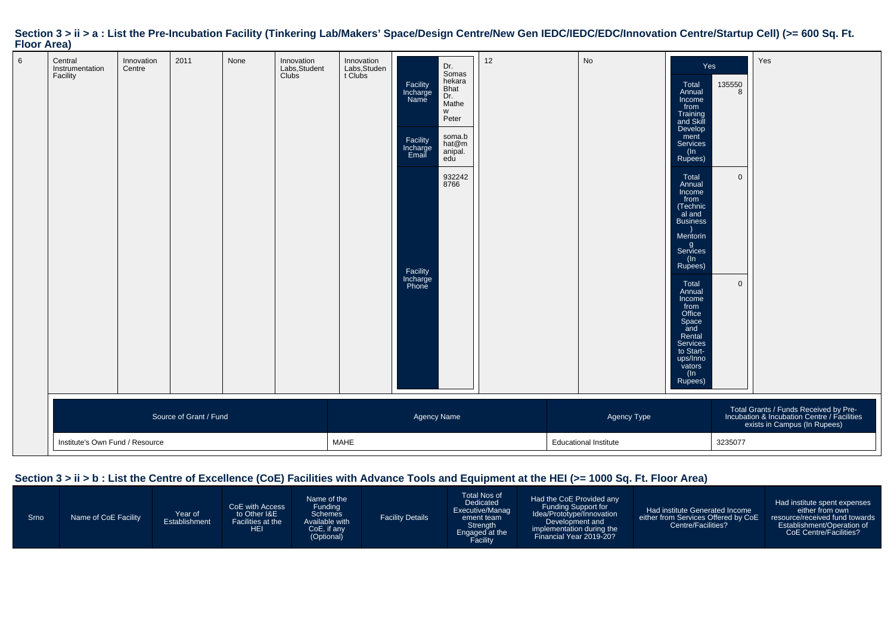## Section 3 > ii > a : List the Pre-Incubation Facility (Tinkering Lab/Makers' Space/Design Centre/New Gen IEDC/IEDC/EDC/Innovation Centre/Startup Cell) (>= 600 Sq. Ft. Floor Area)

| | | | | | | | | | | | |
|---|---|---|---|---|---|---|---|---|---|---|---|
| 6 | Central Instrumentation Facility | Innovation Centre | 2011 | None | Innovation Labs,Student Clubs | Innovation Labs,Student Clubs | Facility Incharge Name: Dr. Somashekara Bhat Dr. Mathew Peter<br>Facility Incharge Email: soma.bhat@manipal.edu<br>Facility Incharge Phone: 9322428766 | 12 | No | Yes<br>Total Annual Income from Training and Skill Development Services (In Rupees): 1355508<br>Total Annual Income from (Technical and Business) Mentoring Services (In Rupees): 0<br>Total Annual Income from Office Space and Rental Services to Start-ups/Innovators (In Rupees): 0 | Yes |

| Source of Grant / Fund | Agency Name | Agency Type | Total Grants / Funds Received by Pre-Incubation & Incubation Centre / Facilities exists in Campus (In Rupees) |
|---|---|---|---|
| Institute's Own Fund / Resource | MAHE | Educational Institute | 3235077 |

## Section 3 > ii > b : List the Centre of Excellence (CoE) Facilities with Advance Tools and Equipment at the HEI (>= 1000 Sq. Ft. Floor Area)

| Srno | Name of CoE Facility | Year of Establishment | CoE with Access to Other I&E Facilities at the HEI | Name of the Funding Schemes Available with CoE, if any (Optional) | Facility Details | Total Nos of Dedicated Executive/Management team Strength Engaged at the Facility | Had the CoE Provided any Funding Support for Idea/Prototype/Innovation Development and implementation during the Financial Year 2019-20? | Had institute Generated Income either from Services Offered by CoE Centre/Facilities? | Had institute spent expenses either from own resource/received fund towards Establishment/Operation of CoE Centre/Facilities? |
|---|---|---|---|---|---|---|---|---|---|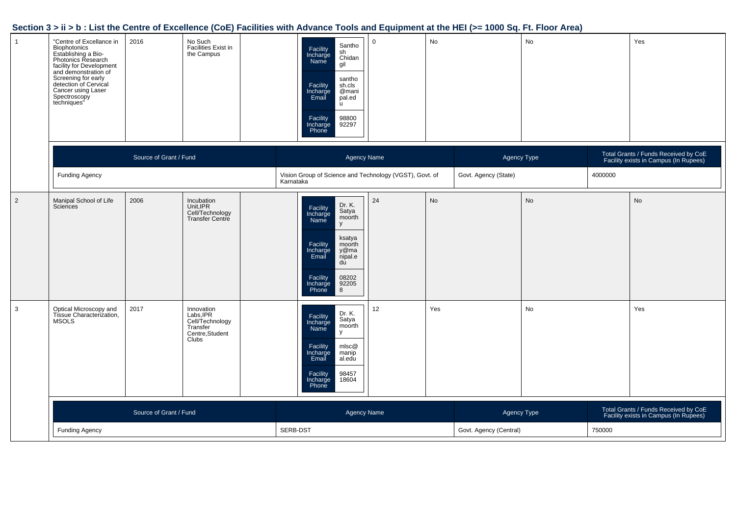## Section 3 > ii > b : List the Centre of Excellence (CoE) Facilities with Advance Tools and Equipment at the HEI (>= 1000 Sq. Ft. Floor Area)

| | | | | | | | | | |
|---|---|---|---|---|---|---|---|---|---|
| 1 | "Centre of Excellance in Biophotonics Establishing a Bio-Photonics Research facility for Development and demonstration of Screening for early detection of Cervical Cancer using Laser Spectroscopy techniques" | 2016 | No Such Facilities Exist in the Campus | | Facility Incharge Name: Santhosh Chidangil<br>Facility Incharge Email: santhosh.cls@manipal.edu<br>Facility Incharge Phone: 9880092297 | 0 | No | No | Yes |

| Source of Grant / Fund | Agency Name | Agency Type | Total Grants / Funds Received by CoE Facility exists in Campus (In Rupees) |
|---|---|---|---|
| Funding Agency | Vision Group of Science and Technology (VGST), Govt. of Karnataka | Govt. Agency (State) | 4000000 |

| | | | | | | | | | |
|---|---|---|---|---|---|---|---|---|---|
| 2 | Manipal School of Life Sciences | 2006 | Incubation Unit,IPR Cell/Technology Transfer Centre | | Facility Incharge Name: Dr. K. Satyamoorthy<br>Facility Incharge Email: ksatyamoorthy@manipal.edu<br>Facility Incharge Phone: 082029220​58 | 24 | No | No | No |
| 3 | Optical Microscopy and Tissue Characterization, MSOLS | 2017 | Innovation Labs,IPR Cell/Technology Transfer Centre,Student Clubs | | Facility Incharge Name: Dr. K. Satyamoorthy<br>Facility Incharge Email: mlsc@manipal.edu<br>Facility Incharge Phone: 9845718604 | 12 | Yes | No | Yes |

| Source of Grant / Fund | Agency Name | Agency Type | Total Grants / Funds Received by CoE Facility exists in Campus (In Rupees) |
|---|---|---|---|
| Funding Agency | SERB-DST | Govt. Agency (Central) | 750000 |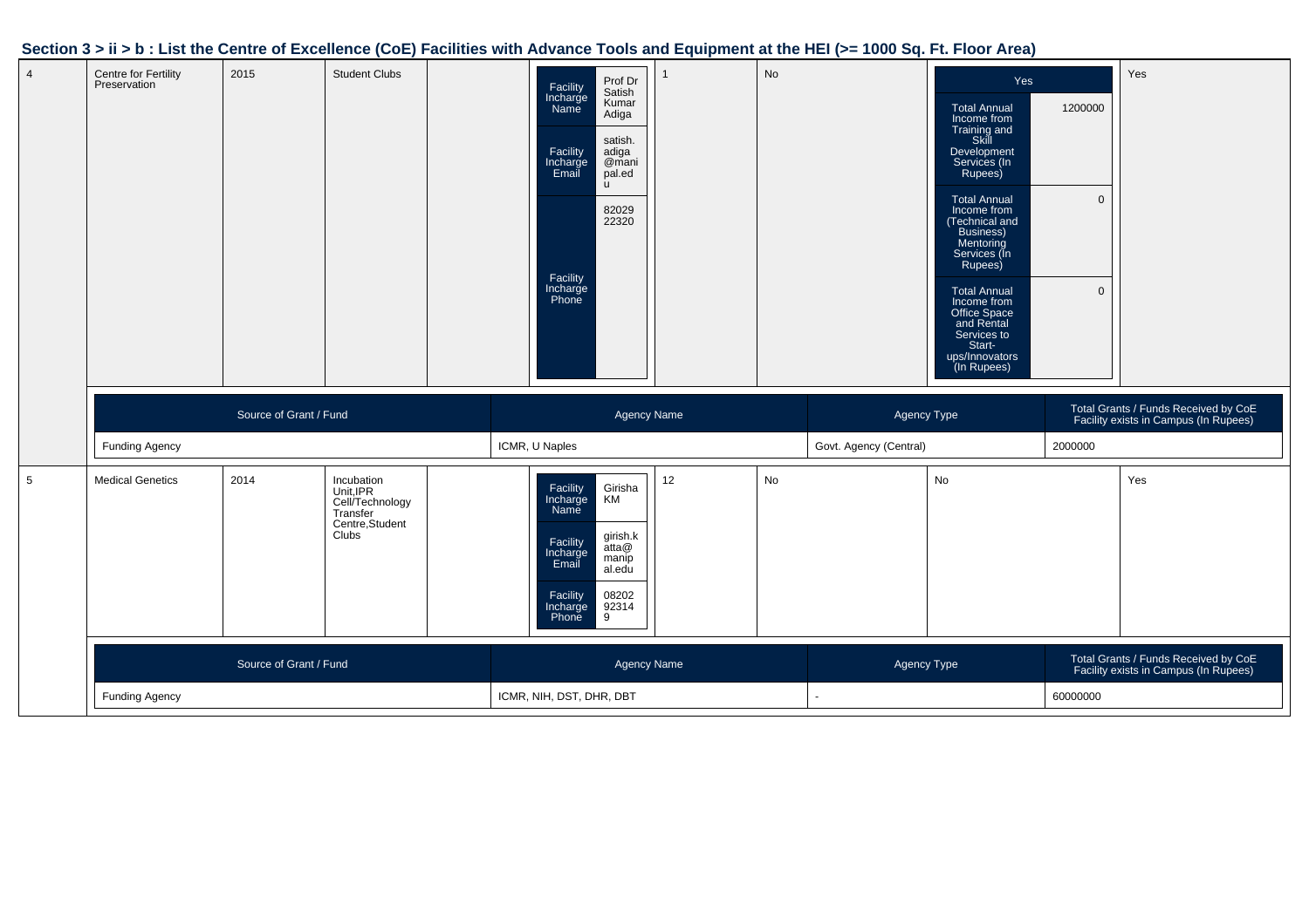## Section 3 > ii > b : List the Centre of Excellence (CoE) Facilities with Advance Tools and Equipment at the HEI (>= 1000 Sq. Ft. Floor Area)

| | | | | | | | | | |
|---|---|---|---|---|---|---|---|---|---|
| 4 | Centre for Fertility Preservation | 2015 | Student Clubs | | Facility Incharge Name: Prof Dr Satish Kumar Adiga; Facility Incharge Email: satish.adiga@manipal.edu; Facility Incharge Phone: 8202922320 | 1 | No | Yes; Total Annual Income from Training and Skill Development Services (In Rupees): 1200000; Total Annual Income from (Technical and Business) Mentoring Services (In Rupees): 0; Total Annual Income from Office Space and Rental Services to Start-ups/Innovators (In Rupees): 0 | Yes |

| Source of Grant / Fund | Agency Name | Agency Type | Total Grants / Funds Received by CoE Facility exists in Campus (In Rupees) |
|---|---|---|---|
| Funding Agency | ICMR, U Naples | Govt. Agency (Central) | 2000000 |

| | | | | | | | | | |
|---|---|---|---|---|---|---|---|---|---|
| 5 | Medical Genetics | 2014 | Incubation Unit,IPR Cell/Technology Transfer Centre,Student Clubs | | Facility Incharge Name: Girisha KM; Facility Incharge Email: girish.katta@manipal.edu; Facility Incharge Phone: 082029231 49 | 12 | No | No | Yes |

| Source of Grant / Fund | Agency Name | Agency Type | Total Grants / Funds Received by CoE Facility exists in Campus (In Rupees) |
|---|---|---|---|
| Funding Agency | ICMR, NIH, DST, DHR, DBT | - | 60000000 |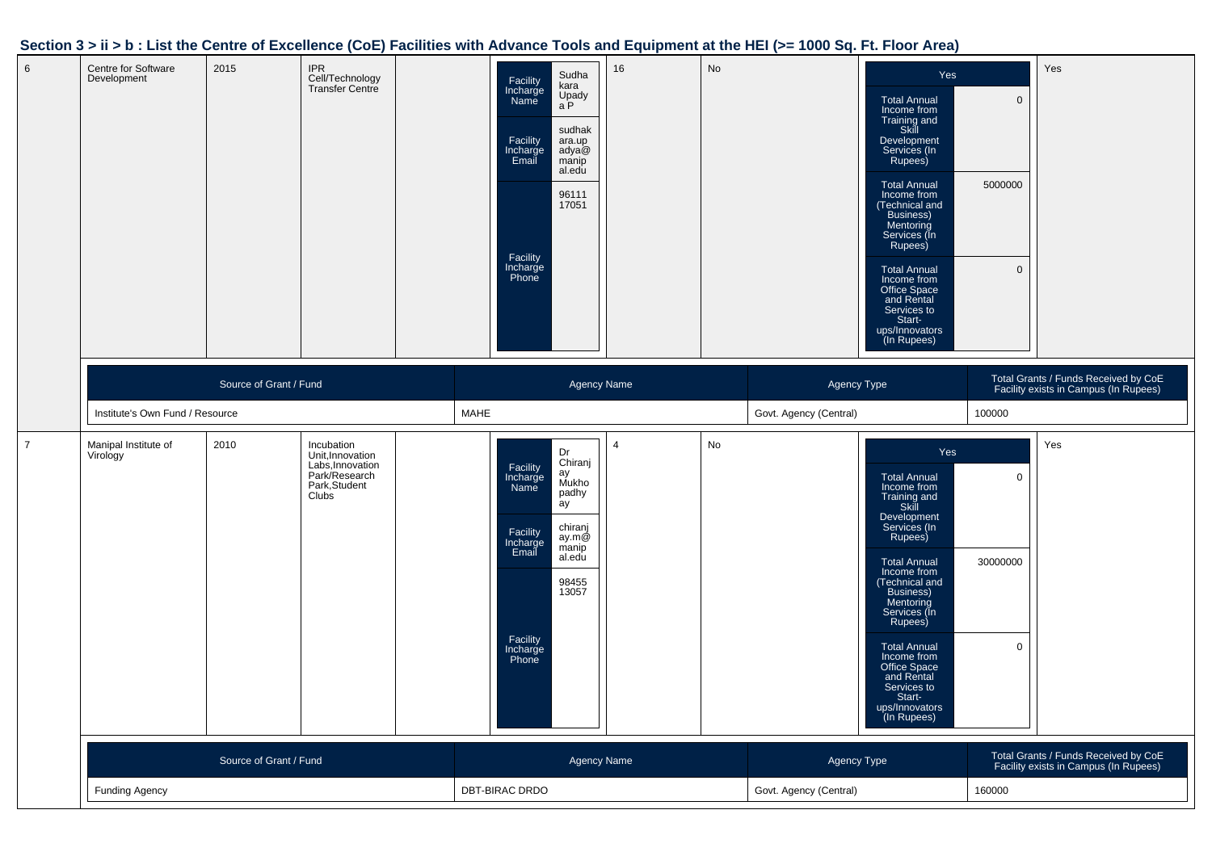## Section 3 > ii > b : List the Centre of Excellence (CoE) Facilities with Advance Tools and Equipment at the HEI (>= 1000 Sq. Ft. Floor Area)

| | | | | | | | | | |
|---|---|---|---|---|---|---|---|---|---|
| 6 | Centre for Software Development | 2015 | IPR Cell/Technology Transfer Centre | | Facility Incharge Name: Sudhakara Upadya P<br>Facility Incharge Email: sudhakara.upadya@manipal.edu<br>Facility Incharge Phone: 9611117051 | 16 | No | Yes<br>Total Annual Income from Training and Skill Development Services (In Rupees): 0<br>Total Annual Income from (Technical and Business) Mentoring Services (In Rupees): 5000000<br>Total Annual Income from Office Space and Rental Services to Start-ups/Innovators (In Rupees): 0 | Yes |

| Source of Grant / Fund | Agency Name | Agency Type | Total Grants / Funds Received by CoE Facility exists in Campus (In Rupees) |
|---|---|---|---|
| Institute's Own Fund / Resource | MAHE | Govt. Agency (Central) | 100000 |

| | | | | | | | | | |
|---|---|---|---|---|---|---|---|---|---|
| 7 | Manipal Institute of Virology | 2010 | Incubation Unit,Innovation Labs,Innovation Park/Research Park,Student Clubs | | Facility Incharge Name: Dr Chiranjay Mukhopadhyay<br>Facility Incharge Email: chiranjay.m@manipal.edu<br>Facility Incharge Phone: 9845513057 | 4 | No | Yes<br>Total Annual Income from Training and Skill Development Services (In Rupees): 0<br>Total Annual Income from (Technical and Business) Mentoring Services (In Rupees): 30000000<br>Total Annual Income from Office Space and Rental Services to Start-ups/Innovators (In Rupees): 0 | Yes |

| Source of Grant / Fund | Agency Name | Agency Type | Total Grants / Funds Received by CoE Facility exists in Campus (In Rupees) |
|---|---|---|---|
| Funding Agency | DBT-BIRAC DRDO | Govt. Agency (Central) | 160000 |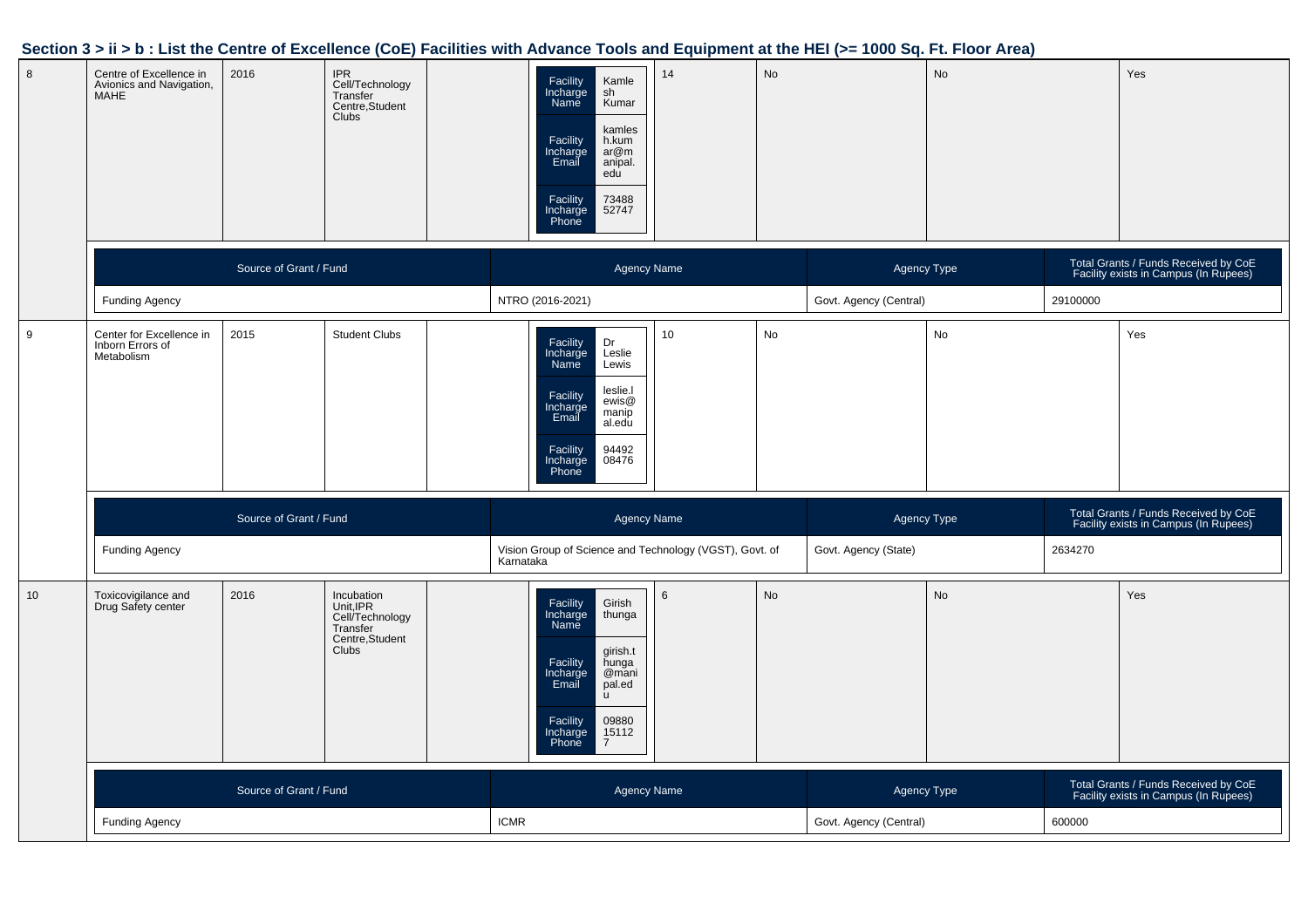## Section 3 > ii > b : List the Centre of Excellence (CoE) Facilities with Advance Tools and Equipment at the HEI (>= 1000 Sq. Ft. Floor Area)

| | | | | | | | | | |
|---|---|---|---|---|---|---|---|---|---|
| 8 | Centre of Excellence in Avionics and Navigation, MAHE | 2016 | IPR Cell/Technology Transfer Centre,Student Clubs | | Facility Incharge Name: Kamlesh Kumar; Facility Incharge Email: kamlesh.kumar@manipal.edu; Facility Incharge Phone: 7348852747 | 14 | No | No | Yes |

| Source of Grant / Fund | Agency Name | Agency Type | Total Grants / Funds Received by CoE Facility exists in Campus (In Rupees) |
|---|---|---|---|
| Funding Agency | NTRO (2016-2021) | Govt. Agency (Central) | 29100000 |

| | | | | | | | | | |
|---|---|---|---|---|---|---|---|---|---|
| 9 | Center for Excellence in Inborn Errors of Metabolism | 2015 | Student Clubs | | Facility Incharge Name: Dr Leslie Lewis; Facility Incharge Email: leslie.lewis@manipal.edu; Facility Incharge Phone: 9449208476 | 10 | No | No | Yes |

| Source of Grant / Fund | Agency Name | Agency Type | Total Grants / Funds Received by CoE Facility exists in Campus (In Rupees) |
|---|---|---|---|
| Funding Agency | Vision Group of Science and Technology (VGST), Govt. of Karnataka | Govt. Agency (State) | 2634270 |

| | | | | | | | | | |
|---|---|---|---|---|---|---|---|---|---|
| 10 | Toxicovigilance and Drug Safety center | 2016 | Incubation Unit,IPR Cell/Technology Transfer Centre,Student Clubs | | Facility Incharge Name: Girish thunga; Facility Incharge Email: girish.thunga@manipal.edu; Facility Incharge Phone: 098801511 27 | 6 | No | No | Yes |

| Source of Grant / Fund | Agency Name | Agency Type | Total Grants / Funds Received by CoE Facility exists in Campus (In Rupees) |
|---|---|---|---|
| Funding Agency | ICMR | Govt. Agency (Central) | 600000 |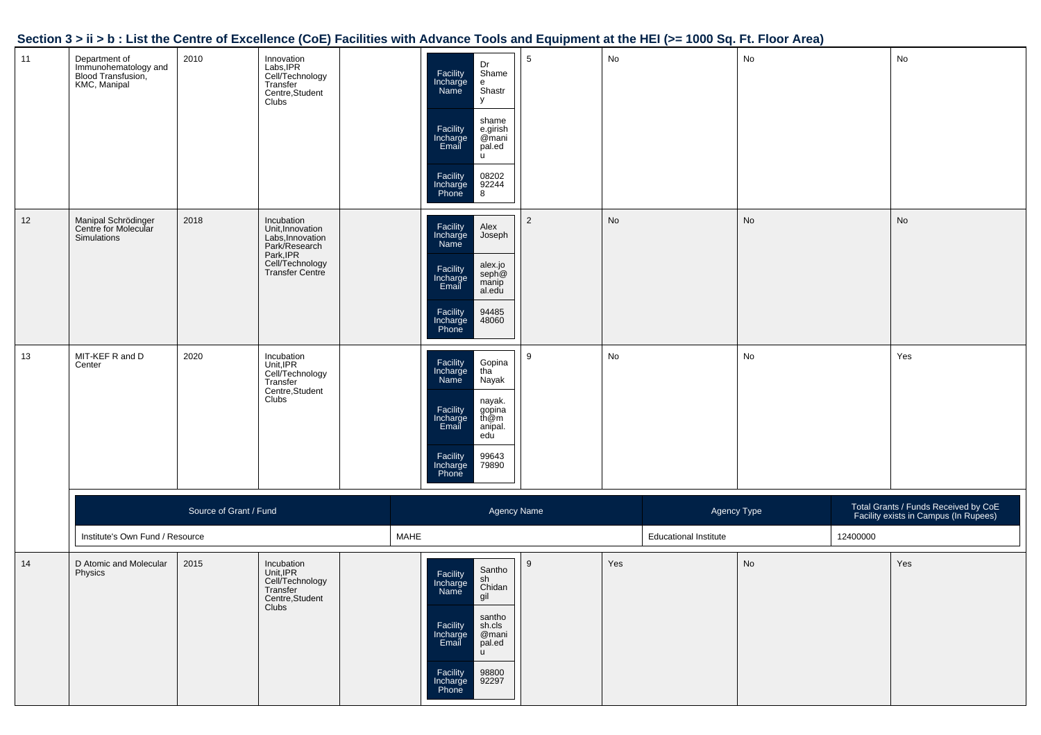## Section 3 > ii > b : List the Centre of Excellence (CoE) Facilities with Advance Tools and Equipment at the HEI (>= 1000 Sq. Ft. Floor Area)

| | | | | | | | | | |
|---|---|---|---|---|---|---|---|---|---|
| 11 | Department of Immunohematology and Blood Transfusion, KMC, Manipal | 2010 | Innovation Labs,IPR Cell/Technology Transfer Centre,Student Clubs | | Facility Incharge Name: Dr Shamee Shastry<br>Facility Incharge Email: shamee.girish@manipal.edu<br>Facility Incharge Phone: 08202922448 | 5 | No | No | No |
| 12 | Manipal Schrödinger Centre for Molecular Simulations | 2018 | Incubation Unit,Innovation Labs,Innovation Park/Research Park,IPR Cell/Technology Transfer Centre | | Facility Incharge Name: Alex Joseph<br>Facility Incharge Email: alex.joseph@manipal.edu<br>Facility Incharge Phone: 9448548060 | 2 | No | No | No |
| 13 | MIT-KEF R and D Center | 2020 | Incubation Unit,IPR Cell/Technology Transfer Centre,Student Clubs | | Facility Incharge Name: Gopinatha Nayak<br>Facility Incharge Email: nayak.gopinath@manipal.edu<br>Facility Incharge Phone: 9964379890 | 9 | No | No | Yes |
| 14 | D Atomic and Molecular Physics | 2015 | Incubation Unit,IPR Cell/Technology Transfer Centre,Student Clubs | | Facility Incharge Name: Santhosh Chidangil<br>Facility Incharge Email: santhosh.cls@manipal.edu<br>Facility Incharge Phone: 9880092297 | 9 | Yes | No | Yes |

Grant details for row 13 (MIT-KEF R and D Center):

| Source of Grant / Fund | Agency Name | Agency Type | Total Grants / Funds Received by CoE Facility exists in Campus (In Rupees) |
|---|---|---|---|
| Institute's Own Fund / Resource | MAHE | Educational Institute | 12400000 |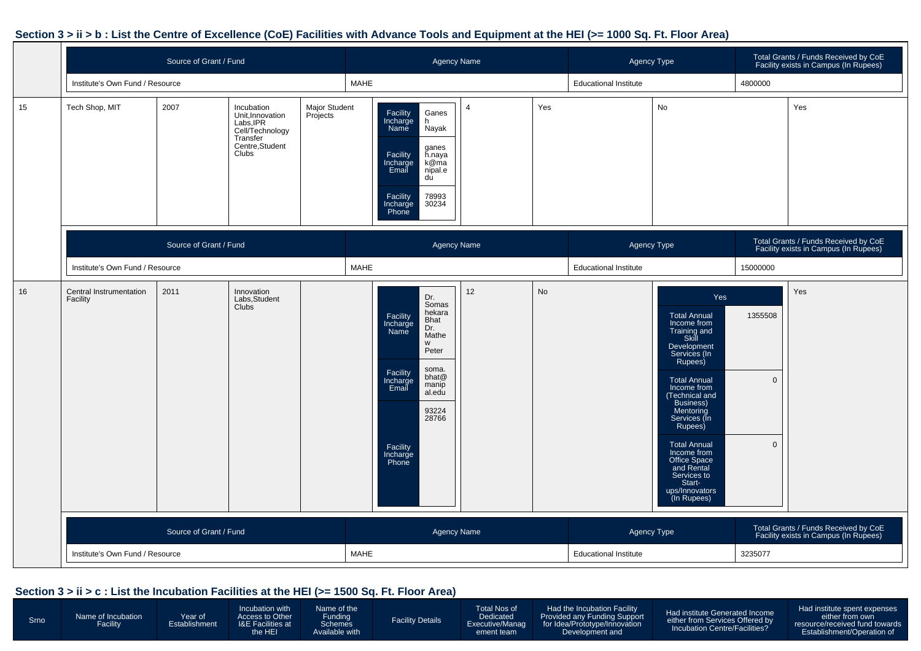## Section 3 > ii > b : List the Centre of Excellence (CoE) Facilities with Advance Tools and Equipment at the HEI (>= 1000 Sq. Ft. Floor Area)

| Source of Grant / Fund | Agency Name | Agency Type | Total Grants / Funds Received by CoE Facility exists in Campus (In Rupees) |
|---|---|---|---|
| Institute's Own Fund / Resource | MAHE | Educational Institute | 4800000 |

| Srno | Name | Year | Access to Other I&E Facilities | Funding Schemes | Facility Details | Team | Funding Support | Income Generated | Expenses |
|---|---|---|---|---|---|---|---|---|---|
| 15 | Tech Shop, MIT | 2007 | Incubation Unit,Innovation Labs,IPR Cell/Technology Transfer Centre,Student Clubs | Major Student Projects | Facility Incharge Name: Ganesh Nayak; Facility Incharge Email: ganesh.nayak@manipal.edu; Facility Incharge Phone: 7899330234 | 4 | Yes | No | Yes |

| Source of Grant / Fund | Agency Name | Agency Type | Total Grants / Funds Received by CoE Facility exists in Campus (In Rupees) |
|---|---|---|---|
| Institute's Own Fund / Resource | MAHE | Educational Institute | 15000000 |

| Srno | Name | Year | Access to Other I&E Facilities | Funding Schemes | Facility Details | Team | Funding Support | Income Generated | Expenses |
|---|---|---|---|---|---|---|---|---|---|
| 16 | Central Instrumentation Facility | 2011 | Innovation Labs,Student Clubs | | Facility Incharge Name: Dr. Somashekara Bhat Dr. Mathew Peter; Facility Incharge Email: soma.bhat@manipal.edu; Facility Incharge Phone: 9322428766 | 12 | No | Yes — Total Annual Income from Training and Skill Development Services (In Rupees): 1355508; Total Annual Income from (Technical and Business) Mentoring Services (In Rupees): 0; Total Annual Income from Office Space and Rental Services to Start-ups/Innovators (In Rupees): 0 | Yes |

| Source of Grant / Fund | Agency Name | Agency Type | Total Grants / Funds Received by CoE Facility exists in Campus (In Rupees) |
|---|---|---|---|
| Institute's Own Fund / Resource | MAHE | Educational Institute | 3235077 |

## Section 3 > ii > c : List the Incubation Facilities at the HEI (>= 1500 Sq. Ft. Floor Area)

| Srno | Name of Incubation Facility | Year of Establishment | Incubation with Access to Other I&E Facilities at the HEI | Name of the Funding Schemes Available with | Facility Details | Total Nos of Dedicated Executive/Management team | Had the Incubation Facility Provided any Funding Support for Idea/Prototype/Innovation Development and | Had institute Generated Income either from Services Offered by Incubation Centre/Facilities? | Had institute spent expenses either from own resource/received fund towards Establishment/Operation of |
|---|---|---|---|---|---|---|---|---|---|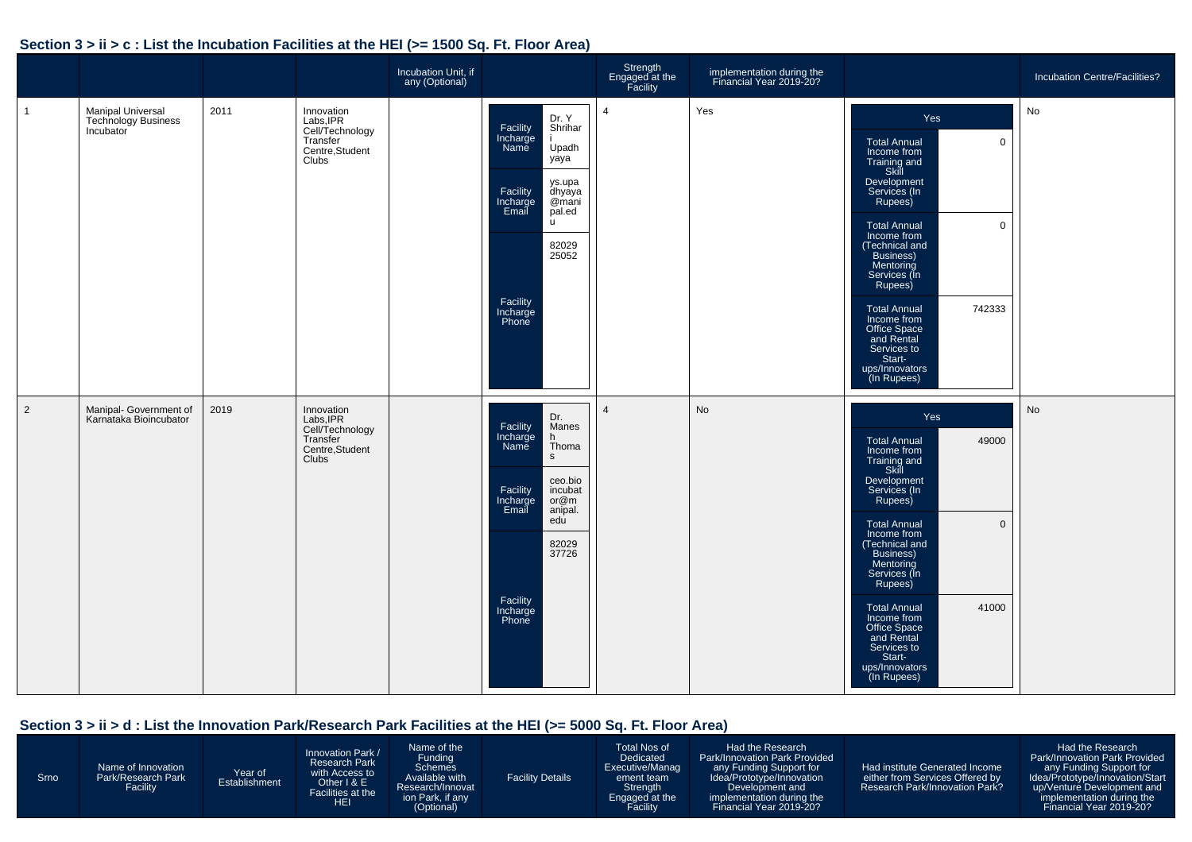## Section 3 > ii > c : List the Incubation Facilities at the HEI (>= 1500 Sq. Ft. Floor Area)

| | | | | Incubation Unit, if any (Optional) | | Strength Engaged at the Facility | implementation during the Financial Year 2019-20? | | Incubation Centre/Facilities? |
|---|---|---|---|---|---|---|---|---|---|
| 1 | Manipal Universal Technology Business Incubator | 2011 | Innovation Labs,IPR Cell/Technology Transfer Centre,Student Clubs | | Facility Incharge Name: Dr. Y Shrihari Upadhyaya; Facility Incharge Email: ys.upadhyaya@manipal.edu; Facility Incharge Phone: 8202925052 | 4 | Yes | Yes; Total Annual Income from Training and Skill Development Services (In Rupees): 0; Total Annual Income from (Technical and Business) Mentoring Services (In Rupees): 0; Total Annual Income from Office Space and Rental Services to Start-ups/Innovators (In Rupees): 742333 | No |
| 2 | Manipal- Government of Karnataka Bioincubator | 2019 | Innovation Labs,IPR Cell/Technology Transfer Centre,Student Clubs | | Facility Incharge Name: Dr. Manesh Thomas; Facility Incharge Email: ceo.bioincubator@manipal.edu; Facility Incharge Phone: 8202937726 | 4 | No | Yes; Total Annual Income from Training and Skill Development Services (In Rupees): 49000; Total Annual Income from (Technical and Business) Mentoring Services (In Rupees): 0; Total Annual Income from Office Space and Rental Services to Start-ups/Innovators (In Rupees): 41000 | No |

## Section 3 > ii > d : List the Innovation Park/Research Park Facilities at the HEI (>= 5000 Sq. Ft. Floor Area)

| Srno | Name of Innovation Park/Research Park Facility | Year of Establishment | Innovation Park / Research Park with Access to Other I & E Facilities at the HEI | Name of the Funding Schemes Available with Research/Innovation Park, if any (Optional) | Facility Details | Total Nos of Dedicated Executive/Management team Strength Engaged at the Facility | Had the Research Park/Innovation Park Provided any Funding Support for Idea/Prototype/Innovation Development and implementation during the Financial Year 2019-20? | Had institute Generated Income either from Services Offered by Research Park/Innovation Park? | Had the Research Park/Innovation Park Provided any Funding Support for Idea/Prototype/Innovation/Start up/Venture Development and implementation during the Financial Year 2019-20? |
|---|---|---|---|---|---|---|---|---|---|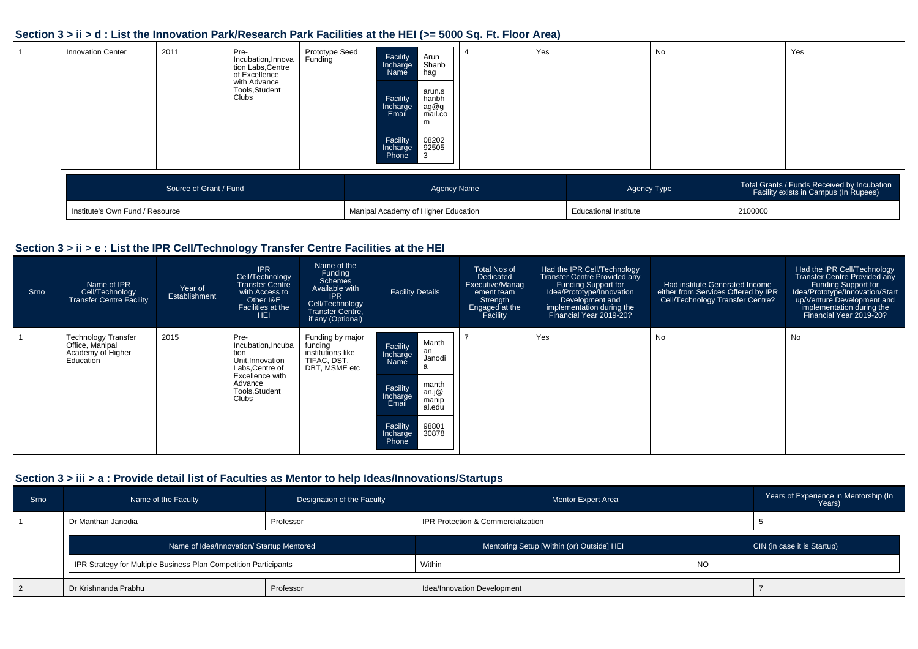## Section 3 > ii > d : List the Innovation Park/Research Park Facilities at the HEI (>= 5000 Sq. Ft. Floor Area)

| 1 | Innovation Center | 2011 | Pre-Incubation,Innovation Labs,Centre of Excellence with Advance Tools,Student Clubs | Prototype Seed Funding | Facility Incharge Name: Arun Shanbhag; Facility Incharge Email: arun.shanbhag@gmail.com; Facility Incharge Phone: 0820292505 3 | 4 | Yes | No | Yes |
|---|---|---|---|---|---|---|---|---|---|

| Source of Grant / Fund | Agency Name | Agency Type | Total Grants / Funds Received by Incubation Facility exists in Campus (In Rupees) |
|---|---|---|---|
| Institute's Own Fund / Resource | Manipal Academy of Higher Education | Educational Institute | 2100000 |

## Section 3 > ii > e : List the IPR Cell/Technology Transfer Centre Facilities at the HEI

| Srno | Name of IPR Cell/Technology Transfer Centre Facility | Year of Establishment | IPR Cell/Technology Transfer Centre with Access to Other I&E Facilities at the HEI | Name of the Funding Schemes Available with IPR Cell/Technology Transfer Centre, if any (Optional) | Facility Details | Total Nos of Dedicated Executive/Management team Strength Engaged at the Facility | Had the IPR Cell/Technology Transfer Centre Provided any Funding Support for Idea/Prototype/Innovation Development and implementation during the Financial Year 2019-20? | Had institute Generated Income either from Services Offered by IPR Cell/Technology Transfer Centre? | Had the IPR Cell/Technology Transfer Centre Provided any Funding Support for Idea/Prototype/Innovation/Start up/Venture Development and implementation during the Financial Year 2019-20? |
|---|---|---|---|---|---|---|---|---|---|
| 1 | Technology Transfer Office, Manipal Academy of Higher Education | 2015 | Pre-Incubation,Incubation Unit,Innovation Labs,Centre of Excellence with Advance Tools,Student Clubs | Funding by major funding institutions like TIFAC, DST, DBT, MSME etc | Facility Incharge Name: Manthan Janodia; Facility Incharge Email: manthan.j@manipal.edu; Facility Incharge Phone: 9880130878 | 7 | Yes | No | No |

## Section 3 > iii > a : Provide detail list of Faculties as Mentor to help Ideas/Innovations/Startups

| Srno | Name of the Faculty | Designation of the Faculty | Mentor Expert Area | Years of Experience in Mentorship (In Years) |
|---|---|---|---|---|
| 1 | Dr Manthan Janodia | Professor | IPR Protection & Commercialization | 5 |

| Name of Idea/Innovation/ Startup Mentored | Mentoring Setup [Within (or) Outside] HEI | CIN (in case it is Startup) |
|---|---|---|
| IPR Strategy for Multiple Business Plan Competition Participants | Within | NO |

| Srno | Name of the Faculty | Designation of the Faculty | Mentor Expert Area | Years of Experience in Mentorship (In Years) |
|---|---|---|---|---|
| 2 | Dr Krishnanda Prabhu | Professor | Idea/Innovation Development | 7 |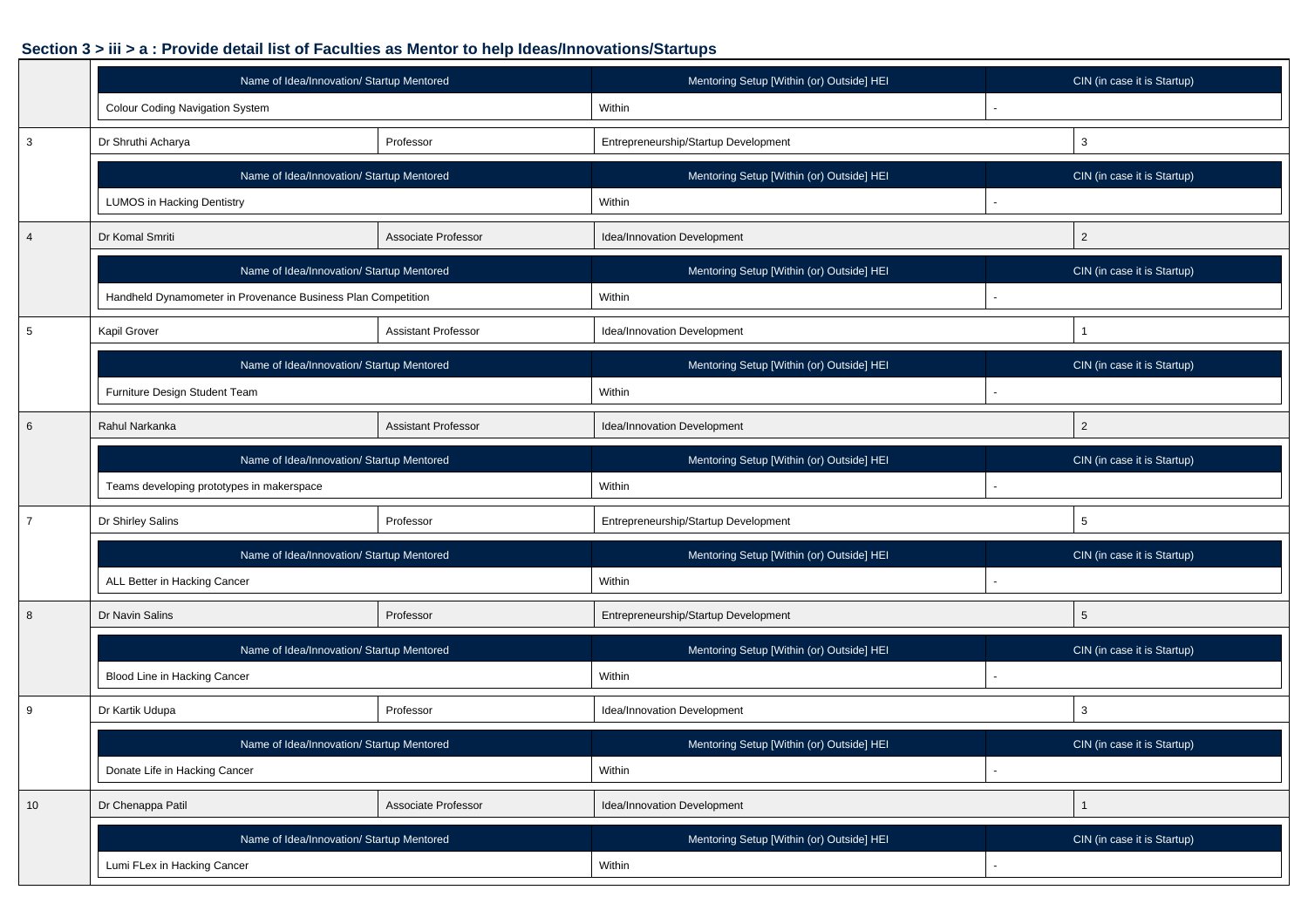### Section 3 > iii > a : Provide detail list of Faculties as Mentor to help Ideas/Innovations/Startups

| | | | | |
|---|---|---|---|---|
| | Name of Idea/Innovation/ Startup Mentored | | Mentoring Setup [Within (or) Outside] HEI | CIN (in case it is Startup) |
| | Colour Coding Navigation System | | Within | - |
| 3 | Dr Shruthi Acharya | Professor | Entrepreneurship/Startup Development | 3 |
| | Name of Idea/Innovation/ Startup Mentored | | Mentoring Setup [Within (or) Outside] HEI | CIN (in case it is Startup) |
| | LUMOS in Hacking Dentistry | | Within | - |
| 4 | Dr Komal Smriti | Associate Professor | Idea/Innovation Development | 2 |
| | Name of Idea/Innovation/ Startup Mentored | | Mentoring Setup [Within (or) Outside] HEI | CIN (in case it is Startup) |
| | Handheld Dynamometer in Provenance Business Plan Competition | | Within | - |
| 5 | Kapil Grover | Assistant Professor | Idea/Innovation Development | 1 |
| | Name of Idea/Innovation/ Startup Mentored | | Mentoring Setup [Within (or) Outside] HEI | CIN (in case it is Startup) |
| | Furniture Design Student Team | | Within | - |
| 6 | Rahul Narkanka | Assistant Professor | Idea/Innovation Development | 2 |
| | Name of Idea/Innovation/ Startup Mentored | | Mentoring Setup [Within (or) Outside] HEI | CIN (in case it is Startup) |
| | Teams developing prototypes in makerspace | | Within | - |
| 7 | Dr Shirley Salins | Professor | Entrepreneurship/Startup Development | 5 |
| | Name of Idea/Innovation/ Startup Mentored | | Mentoring Setup [Within (or) Outside] HEI | CIN (in case it is Startup) |
| | ALL Better in Hacking Cancer | | Within | - |
| 8 | Dr Navin Salins | Professor | Entrepreneurship/Startup Development | 5 |
| | Name of Idea/Innovation/ Startup Mentored | | Mentoring Setup [Within (or) Outside] HEI | CIN (in case it is Startup) |
| | Blood Line in Hacking Cancer | | Within | - |
| 9 | Dr Kartik Udupa | Professor | Idea/Innovation Development | 3 |
| | Name of Idea/Innovation/ Startup Mentored | | Mentoring Setup [Within (or) Outside] HEI | CIN (in case it is Startup) |
| | Donate Life in Hacking Cancer | | Within | - |
| 10 | Dr Chenappa Patil | Associate Professor | Idea/Innovation Development | 1 |
| | Name of Idea/Innovation/ Startup Mentored | | Mentoring Setup [Within (or) Outside] HEI | CIN (in case it is Startup) |
| | Lumi FLex in Hacking Cancer | | Within | - |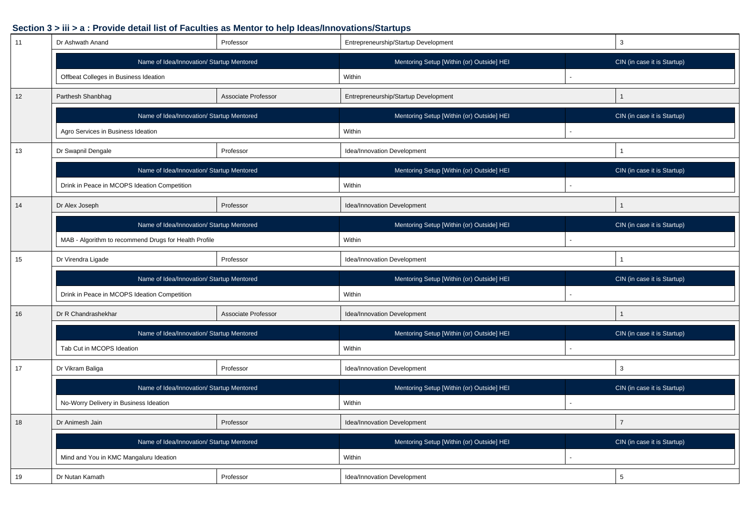### Section 3 > iii > a : Provide detail list of Faculties as Mentor to help Ideas/Innovations/Startups

| | | | | |
|---|---|---|---|---|
| 11 | Dr Ashwath Anand | Professor | Entrepreneurship/Startup Development | 3 |
| | **Name of Idea/Innovation/ Startup Mentored** | | **Mentoring Setup [Within (or) Outside] HEI** | **CIN (in case it is Startup)** |
| | Offbeat Colleges in Business Ideation | | Within | - |
| 12 | Parthesh Shanbhag | Associate Professor | Entrepreneurship/Startup Development | 1 |
| | **Name of Idea/Innovation/ Startup Mentored** | | **Mentoring Setup [Within (or) Outside] HEI** | **CIN (in case it is Startup)** |
| | Agro Services in Business Ideation | | Within | - |
| 13 | Dr Swapnil Dengale | Professor | Idea/Innovation Development | 1 |
| | **Name of Idea/Innovation/ Startup Mentored** | | **Mentoring Setup [Within (or) Outside] HEI** | **CIN (in case it is Startup)** |
| | Drink in Peace in MCOPS Ideation Competition | | Within | - |
| 14 | Dr Alex Joseph | Professor | Idea/Innovation Development | 1 |
| | **Name of Idea/Innovation/ Startup Mentored** | | **Mentoring Setup [Within (or) Outside] HEI** | **CIN (in case it is Startup)** |
| | MAB - Algorithm to recommend Drugs for Health Profile | | Within | - |
| 15 | Dr Virendra Ligade | Professor | Idea/Innovation Development | 1 |
| | **Name of Idea/Innovation/ Startup Mentored** | | **Mentoring Setup [Within (or) Outside] HEI** | **CIN (in case it is Startup)** |
| | Drink in Peace in MCOPS Ideation Competition | | Within | - |
| 16 | Dr R Chandrashekhar | Associate Professor | Idea/Innovation Development | 1 |
| | **Name of Idea/Innovation/ Startup Mentored** | | **Mentoring Setup [Within (or) Outside] HEI** | **CIN (in case it is Startup)** |
| | Tab Cut in MCOPS Ideation | | Within | - |
| 17 | Dr Vikram Baliga | Professor | Idea/Innovation Development | 3 |
| | **Name of Idea/Innovation/ Startup Mentored** | | **Mentoring Setup [Within (or) Outside] HEI** | **CIN (in case it is Startup)** |
| | No-Worry Delivery in Business Ideation | | Within | - |
| 18 | Dr Animesh Jain | Professor | Idea/Innovation Development | 7 |
| | **Name of Idea/Innovation/ Startup Mentored** | | **Mentoring Setup [Within (or) Outside] HEI** | **CIN (in case it is Startup)** |
| | Mind and You in KMC Mangaluru Ideation | | Within | - |
| 19 | Dr Nutan Kamath | Professor | Idea/Innovation Development | 5 |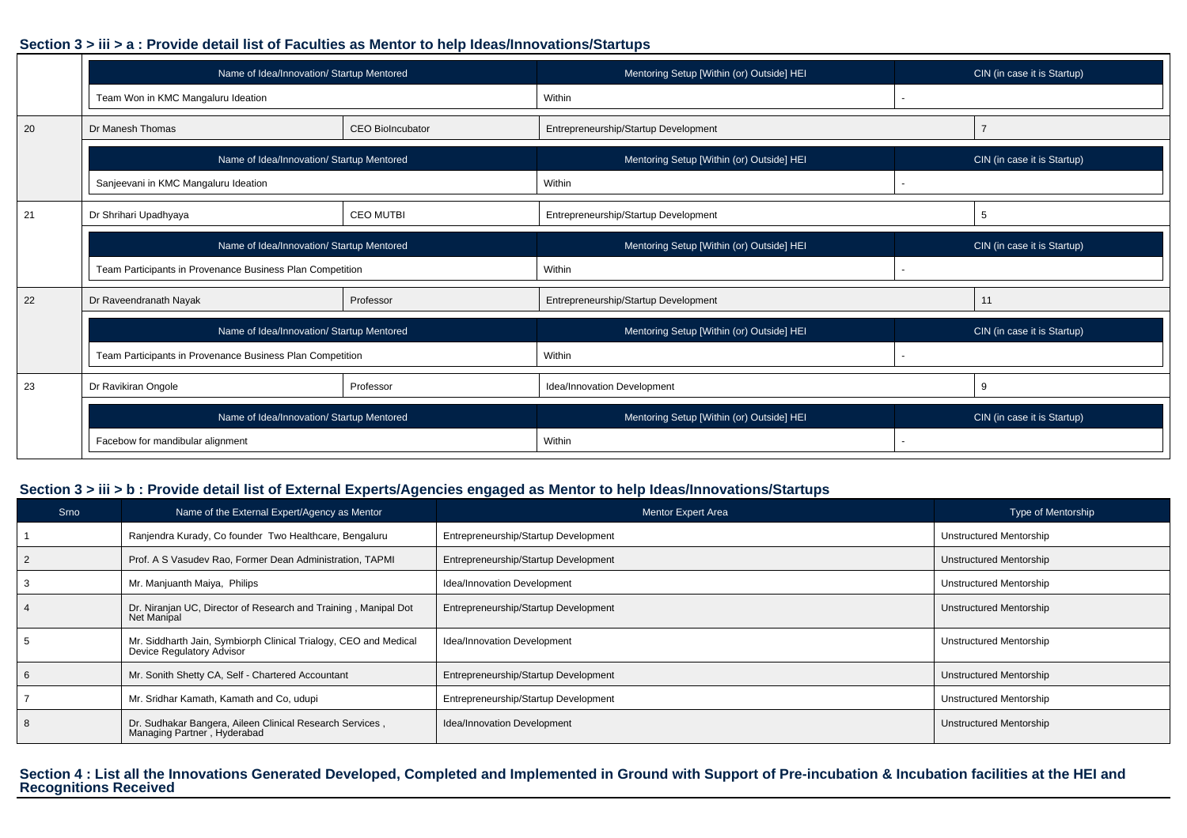## Section 3 > iii > a : Provide detail list of Faculties as Mentor to help Ideas/Innovations/Startups

| | Name of Idea/Innovation/ Startup Mentored | | Mentoring Setup [Within (or) Outside] HEI | CIN (in case it is Startup) |
|---|---|---|---|---|
| | Team Won in KMC Mangaluru Ideation | | Within | - |
| 20 | Dr Manesh Thomas | CEO BioIncubator | Entrepreneurship/Startup Development | 7 |
| | Name of Idea/Innovation/ Startup Mentored | | Mentoring Setup [Within (or) Outside] HEI | CIN (in case it is Startup) |
| | Sanjeevani in KMC Mangaluru Ideation | | Within | - |
| 21 | Dr Shrihari Upadhyaya | CEO MUTBI | Entrepreneurship/Startup Development | 5 |
| | Name of Idea/Innovation/ Startup Mentored | | Mentoring Setup [Within (or) Outside] HEI | CIN (in case it is Startup) |
| | Team Participants in Provenance Business Plan Competition | | Within | - |
| 22 | Dr Raveendranath Nayak | Professor | Entrepreneurship/Startup Development | 11 |
| | Name of Idea/Innovation/ Startup Mentored | | Mentoring Setup [Within (or) Outside] HEI | CIN (in case it is Startup) |
| | Team Participants in Provenance Business Plan Competition | | Within | - |
| 23 | Dr Ravikiran Ongole | Professor | Idea/Innovation Development | 9 |
| | Name of Idea/Innovation/ Startup Mentored | | Mentoring Setup [Within (or) Outside] HEI | CIN (in case it is Startup) |
| | Facebow for mandibular alignment | | Within | - |

## Section 3 > iii > b : Provide detail list of External Experts/Agencies engaged as Mentor to help Ideas/Innovations/Startups

| Srno | Name of the External Expert/Agency as Mentor | Mentor Expert Area | Type of Mentorship |
|---|---|---|---|
| 1 | Ranjendra Kurady, Co founder Two Healthcare, Bengaluru | Entrepreneurship/Startup Development | Unstructured Mentorship |
| 2 | Prof. A S Vasudev Rao, Former Dean Administration, TAPMI | Entrepreneurship/Startup Development | Unstructured Mentorship |
| 3 | Mr. Manjuanth Maiya, Philips | Idea/Innovation Development | Unstructured Mentorship |
| 4 | Dr. Niranjan UC, Director of Research and Training , Manipal Dot Net Manipal | Entrepreneurship/Startup Development | Unstructured Mentorship |
| 5 | Mr. Siddharth Jain, Symbiorph Clinical Trialogy, CEO and Medical Device Regulatory Advisor | Idea/Innovation Development | Unstructured Mentorship |
| 6 | Mr. Sonith Shetty CA, Self - Chartered Accountant | Entrepreneurship/Startup Development | Unstructured Mentorship |
| 7 | Mr. Sridhar Kamath, Kamath and Co, udupi | Entrepreneurship/Startup Development | Unstructured Mentorship |
| 8 | Dr. Sudhakar Bangera, Aileen Clinical Research Services , Managing Partner , Hyderabad | Idea/Innovation Development | Unstructured Mentorship |

## Section 4 : List all the Innovations Generated Developed, Completed and Implemented in Ground with Support of Pre-incubation & Incubation facilities at the HEI and Recognitions Received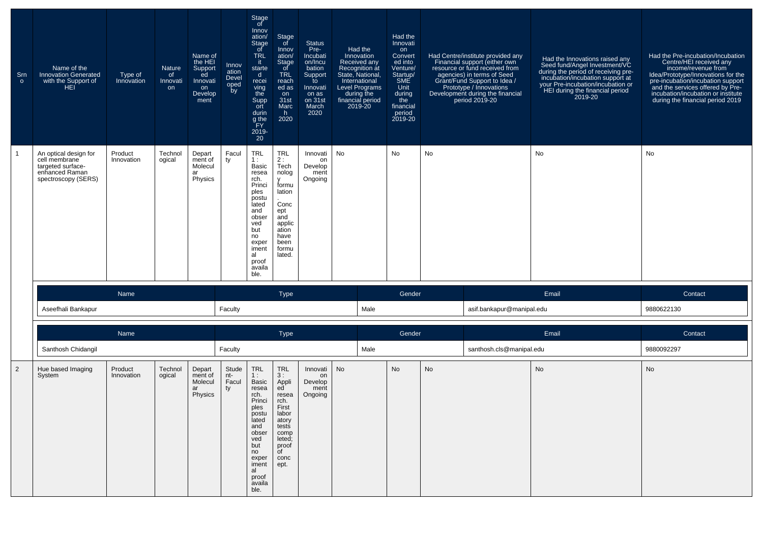| Srno | Name of the Innovation Generated with the Support of HEI | Type of Innovation | Nature of Innovation | Name of the HEI Supported Innovation Development | Innovation Developed by | Stage of Innovation/ Stage of TRL it started receiving the Support during the FY 2019-20 | Stage of Innovation/ Stage of TRL reached as on 31st March 2020 | Status Pre-Incubation/Incubation Support to Innovation as on 31st March 2020 | Had the Innovation Received any Recognition at State, National, International Level Programs during the financial period 2019-20 | Had the Innovation Converted into Venture/ Startup/ SME Unit during the financial period 2019-20 | Had Centre/institute provided any Financial support (either own resource or fund received from agencies) in terms of Seed Grant/Fund Support to Idea / Prototype / Innovations Development during the financial period 2019-20 | Had the Innovations raised any Seed fund/Angel Investment/VC during the period of receiving pre-incubation/incubation support at your Pre-incubation/incubation or HEI during the financial period 2019-20 | Had the Pre-incubation/Incubation Centre/HEI received any income/revenue from Idea/Prototype/Innovations for the pre-incubation/incubation support and the services offered by Pre-incubation/incubation or institute during the financial period 2019 |
|---|---|---|---|---|---|---|---|---|---|---|---|---|---|
| 1 | An optical design for cell membrane targeted surface-enhanced Raman spectroscopy (SERS) | Product Innovation | Technological | Department of Molecular Physics | Faculty | TRL 1 : Basic research. Principles postulated and observed but no experimental proof available. | TRL 2 : Technology formulation. Concept and application have been formulated. | Innovation Development Ongoing | No | No | No | No | No |

| Name | Type | Gender | Email | Contact |
|---|---|---|---|---|
| Aseefhali Bankapur | Faculty | Male | asif.bankapur@manipal.edu | 9880622130 |

| Name | Type | Gender | Email | Contact |
|---|---|---|---|---|
| Santhosh Chidangil | Faculty | Male | santhosh.cls@manipal.edu | 9880092297 |

| Srno | Name of the Innovation Generated with the Support of HEI | Type of Innovation | Nature of Innovation | Name of the HEI Supported Innovation Development | Innovation Developed by | Stage of Innovation/ Stage of TRL it started receiving the Support during the FY 2019-20 | Stage of Innovation/ Stage of TRL reached as on 31st March 2020 | Status Pre-Incubation/Incubation Support to Innovation as on 31st March 2020 | Had the Innovation Received any Recognition at State, National, International Level Programs during the financial period 2019-20 | Had the Innovation Converted into Venture/ Startup/ SME Unit during the financial period 2019-20 | Had Centre/institute provided any Financial support (either own resource or fund received from agencies) in terms of Seed Grant/Fund Support to Idea / Prototype / Innovations Development during the financial period 2019-20 | Had the Innovations raised any Seed fund/Angel Investment/VC during the period of receiving pre-incubation/incubation support at your Pre-incubation/incubation or HEI during the financial period 2019-20 | Had the Pre-incubation/Incubation Centre/HEI received any income/revenue from Idea/Prototype/Innovations for the pre-incubation/incubation support and the services offered by Pre-incubation/incubation or institute during the financial period 2019 |
|---|---|---|---|---|---|---|---|---|---|---|---|---|---|
| 2 | Hue based Imaging System | Product Innovation | Technological | Department of Molecular Physics | Student-Faculty | TRL 1 : Basic research. Principles postulated and observed but no experimental proof available. | TRL 3 : Applied research. First laboratory tests completed; proof of concept. | Innovation Development Ongoing | No | No | No | No | No |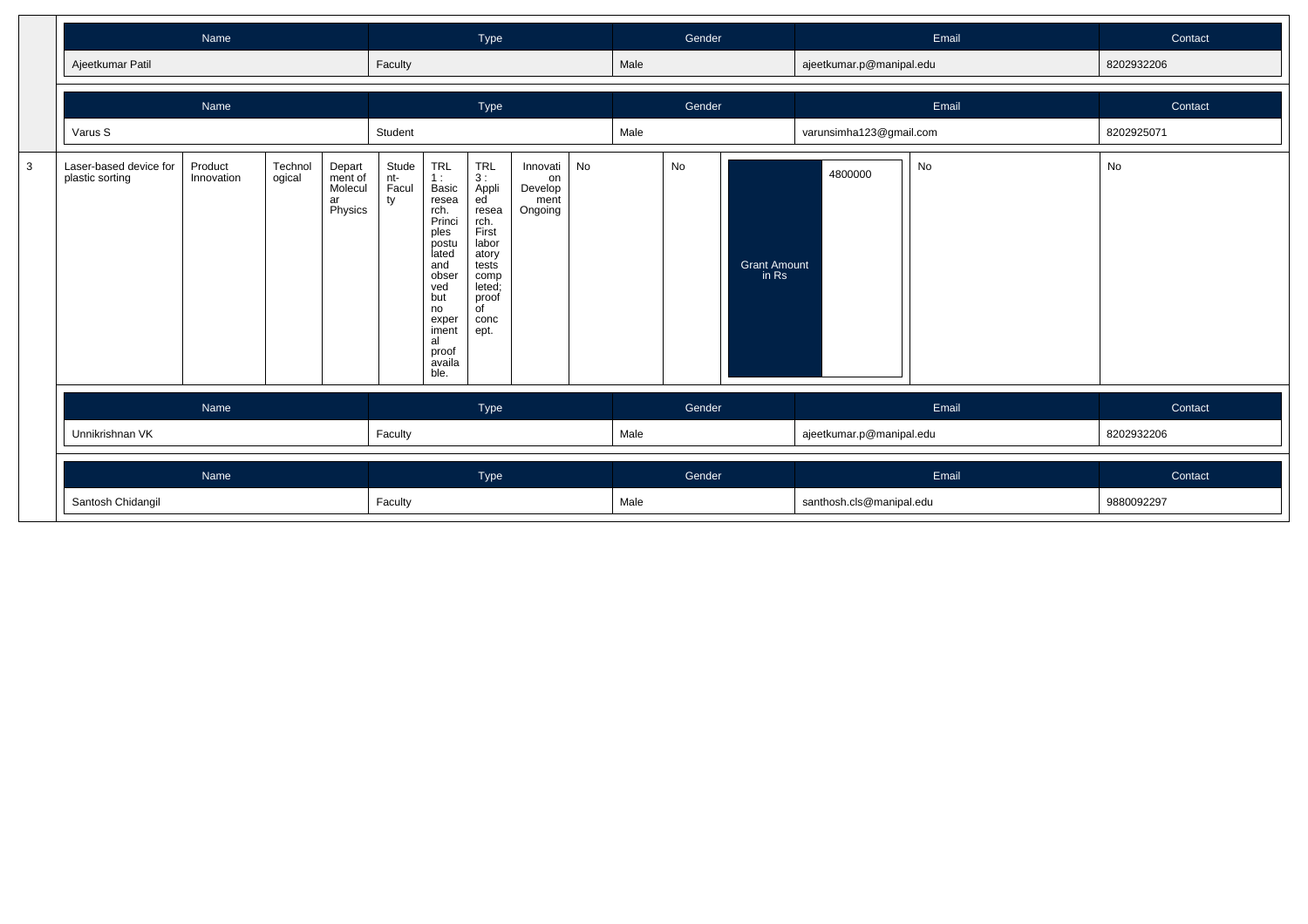| Name | Type | Gender | Email | Contact |
|---|---|---|---|---|
| Ajeetkumar Patil | Faculty | Male | ajeetkumar.p@manipal.edu | 8202932206 |

| Name | Type | Gender | Email | Contact |
|---|---|---|---|---|
| Varus S | Student | Male | varunsimha123@gmail.com | 8202925071 |

| 3 | Laser-based device for plastic sorting | Product Innovation | Technological | Department of Molecular Physics | Student-Faculty | TRL 1 : Basic research. Principles postulated and observed but no experimental proof available. | TRL 3 : Applied research. First laboratory tests completed; proof of concept. | Innovation Development Ongoing | No | No | Grant Amount in Rs: 4800000 | No | No |
|---|---|---|---|---|---|---|---|---|---|---|---|---|---|

| Name | Type | Gender | Email | Contact |
|---|---|---|---|---|
| Unnikrishnan VK | Faculty | Male | ajeetkumar.p@manipal.edu | 8202932206 |

| Name | Type | Gender | Email | Contact |
|---|---|---|---|---|
| Santosh Chidangil | Faculty | Male | santhosh.cls@manipal.edu | 9880092297 |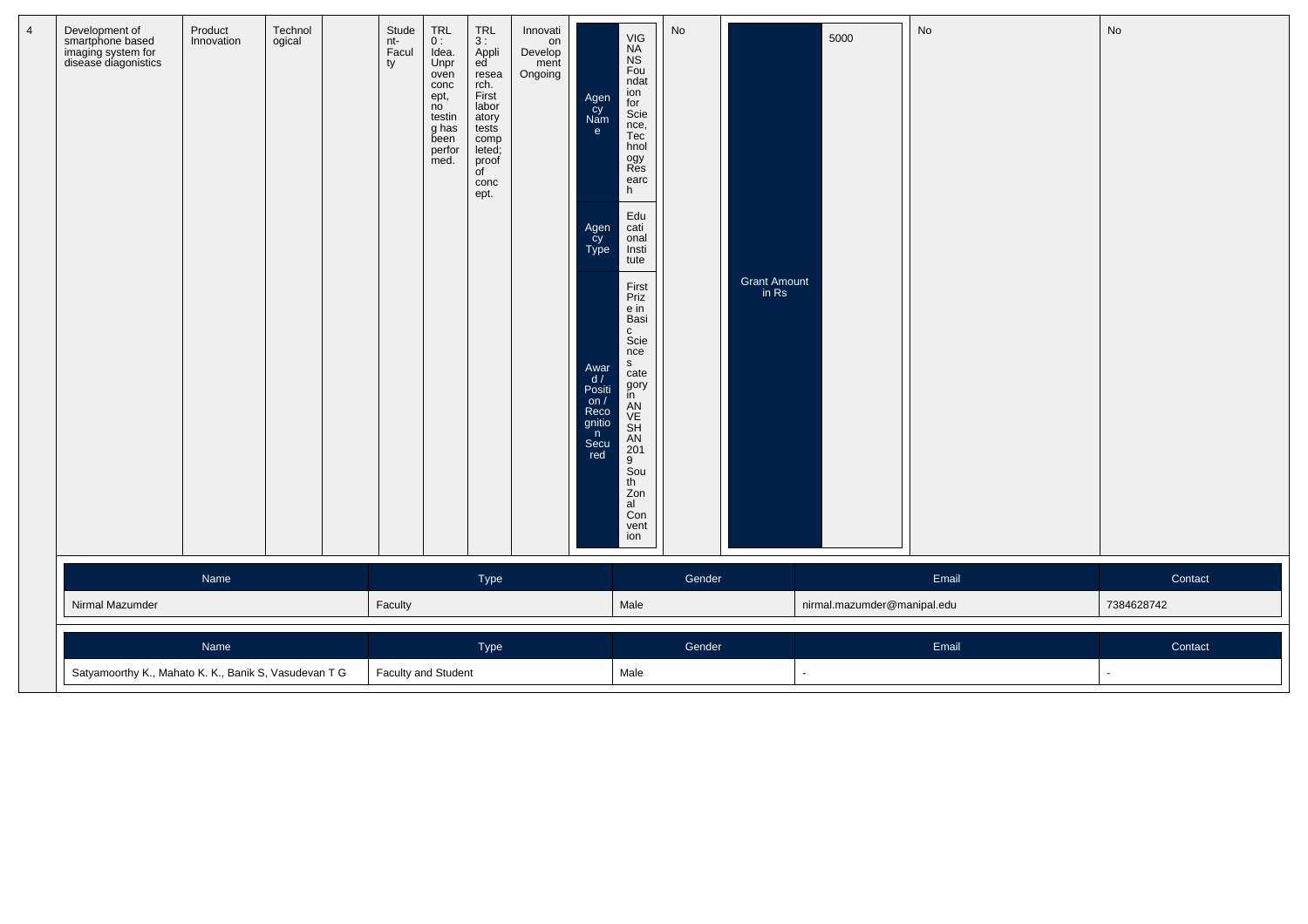| 4 | Development of smartphone based imaging system for disease diagonistics | Product Innovation | Technological | | Student-Faculty | TRL 0 : Idea. Unproven concept, no testing has been performed. | TRL 3 : Applied research. First laboratory tests completed; proof of concept. | Innovation Development Ongoing | Agency Name: VIGNANS Foundation for Science, Technology Research<br>Agency Type: Educational Institute<br>Award / Position / Recognition Secured: First Prize in Basic Sciences category in ANVESHAN 2019 South Zonal Convention | No | Grant Amount in Rs: 5000 | No | No |
|---|---|---|---|---|---|---|---|---|---|---|---|---|---|

| Name | Type | Gender | Email | Contact |
|---|---|---|---|---|
| Nirmal Mazumder | Faculty | Male | nirmal.mazumder@manipal.edu | 7384628742 |

| Name | Type | Gender | Email | Contact |
|---|---|---|---|---|
| Satyamoorthy K., Mahato K. K., Banik S, Vasudevan T G | Faculty and Student | Male | - | - |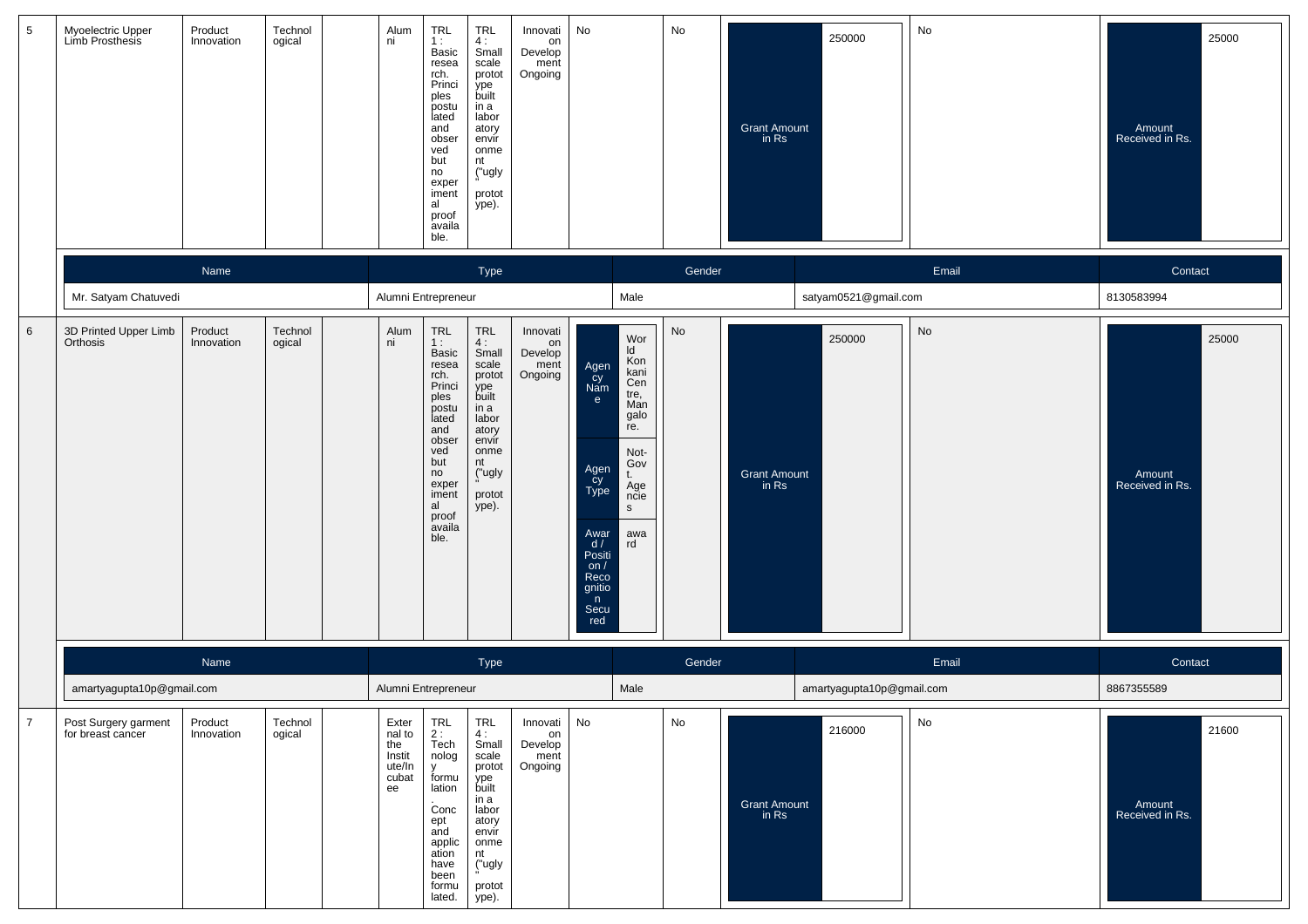| 5 | Myoelectric Upper Limb Prosthesis | Product Innovation | Technological | | Alumni | TRL 1 : Basic research. Principles postulated and observed but no experimental proof available. | TRL 4 : Small scale prototype built in a laboratory environment ("ugly" prototype). | Innovation Development Ongoing | No | No | Grant Amount in Rs | 250000 | No | Amount Received in Rs. | 25000 |
|---|---|---|---|---|---|---|---|---|---|---|---|---|---|---|---|

| Name | Type | Gender | Email | Contact |
|---|---|---|---|---|
| Mr. Satyam Chatuvedi | Alumni Entrepreneur | Male | satyam0521@gmail.com | 8130583994 |

| 6 | 3D Printed Upper Limb Orthosis | Product Innovation | Technological | | Alumni | TRL 1 : Basic research. Principles postulated and observed but no experimental proof available. | TRL 4 : Small scale prototype built in a laboratory environment ("ugly" prototype). | Innovation Development Ongoing | Agency Name: World Konkani Centre, Mangalore.<br>Agency Type: Not-Govt. Agencies<br>Award / Position / Recognition Secured: award | No | Grant Amount in Rs | 250000 | No | Amount Received in Rs. | 25000 |
|---|---|---|---|---|---|---|---|---|---|---|---|---|---|---|---|

| Name | Type | Gender | Email | Contact |
|---|---|---|---|---|
| amartyagupta10p@gmail.com | Alumni Entrepreneur | Male | amartyagupta10p@gmail.com | 8867355589 |

| 7 | Post Surgery garment for breast cancer | Product Innovation | Technological | | External to the Institute/Incubatee | TRL 2 : Technology formulation. Concept and application have been formulated. | TRL 4 : Small scale prototype built in a laboratory environment ("ugly" prototype). | Innovation Development Ongoing | No | No | Grant Amount in Rs | 216000 | No | Amount Received in Rs. | 21600 |
|---|---|---|---|---|---|---|---|---|---|---|---|---|---|---|---|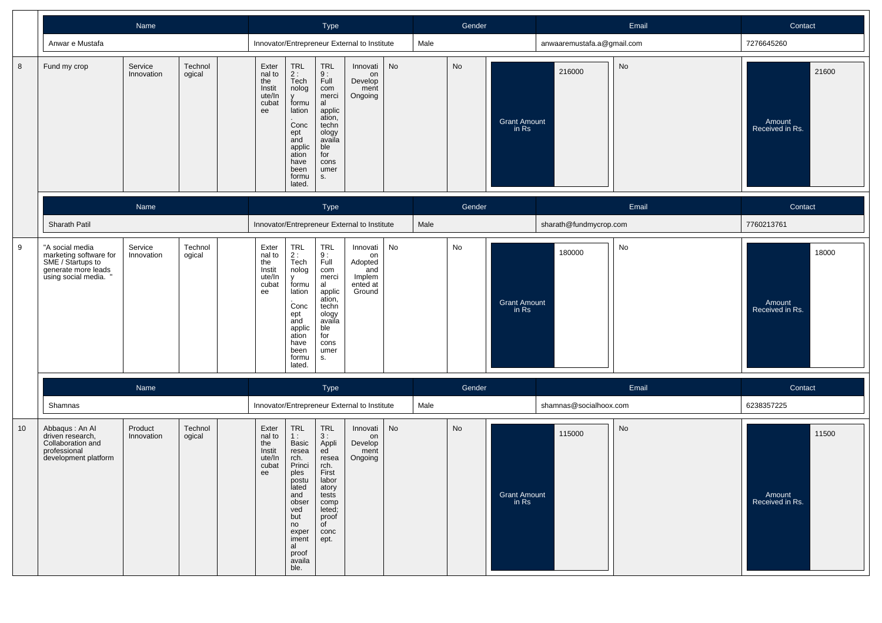| Name | Type | Gender | Email | Contact |
|---|---|---|---|---|
| Anwar e Mustafa | Innovator/Entrepreneur External to Institute | Male | anwaaremustafa.a@gmail.com | 7276645260 |

| 8 | Fund my crop | Service Innovation | Technological | | External to the Institute/Incubatee | TRL 2 : Technology formulation. Concept and application have been formulated. | TRL 9 : Full commercial application, technology available for consumers. | Innovation Development Ongoing | No | No | Grant Amount in Rs | 216000 | No | Amount Received in Rs. | 21600 |
|---|---|---|---|---|---|---|---|---|---|---|---|---|---|---|---|

| Name | Type | Gender | Email | Contact |
|---|---|---|---|---|
| Sharath Patil | Innovator/Entrepreneur External to Institute | Male | sharath@fundmycrop.com | 7760213761 |

| 9 | "A social media marketing software for SME / Startups to generate more leads using social media. " | Service Innovation | Technological | | External to the Institute/Incubatee | TRL 2 : Technology formulation. Concept and application have been formulated. | TRL 9 : Full commercial application, technology available for consumers. | Innovation Adopted and Implemented at Ground | No | No | Grant Amount in Rs | 180000 | No | Amount Received in Rs. | 18000 |
|---|---|---|---|---|---|---|---|---|---|---|---|---|---|---|---|

| Name | Type | Gender | Email | Contact |
|---|---|---|---|---|
| Shamnas | Innovator/Entrepreneur External to Institute | Male | shamnas@socialhoox.com | 6238357225 |

| 10 | Abbaqus : An AI driven research, Collaboration and professional development platform | Product Innovation | Technological | | External to the Institute/Incubatee | TRL 1 : Basic research. Principles postulated and observed but no experimental proof available. | TRL 3 : Applied research. First laboratory tests completed; proof of concept. | Innovation Development Ongoing | No | No | Grant Amount in Rs | 115000 | No | Amount Received in Rs. | 11500 |
|---|---|---|---|---|---|---|---|---|---|---|---|---|---|---|---|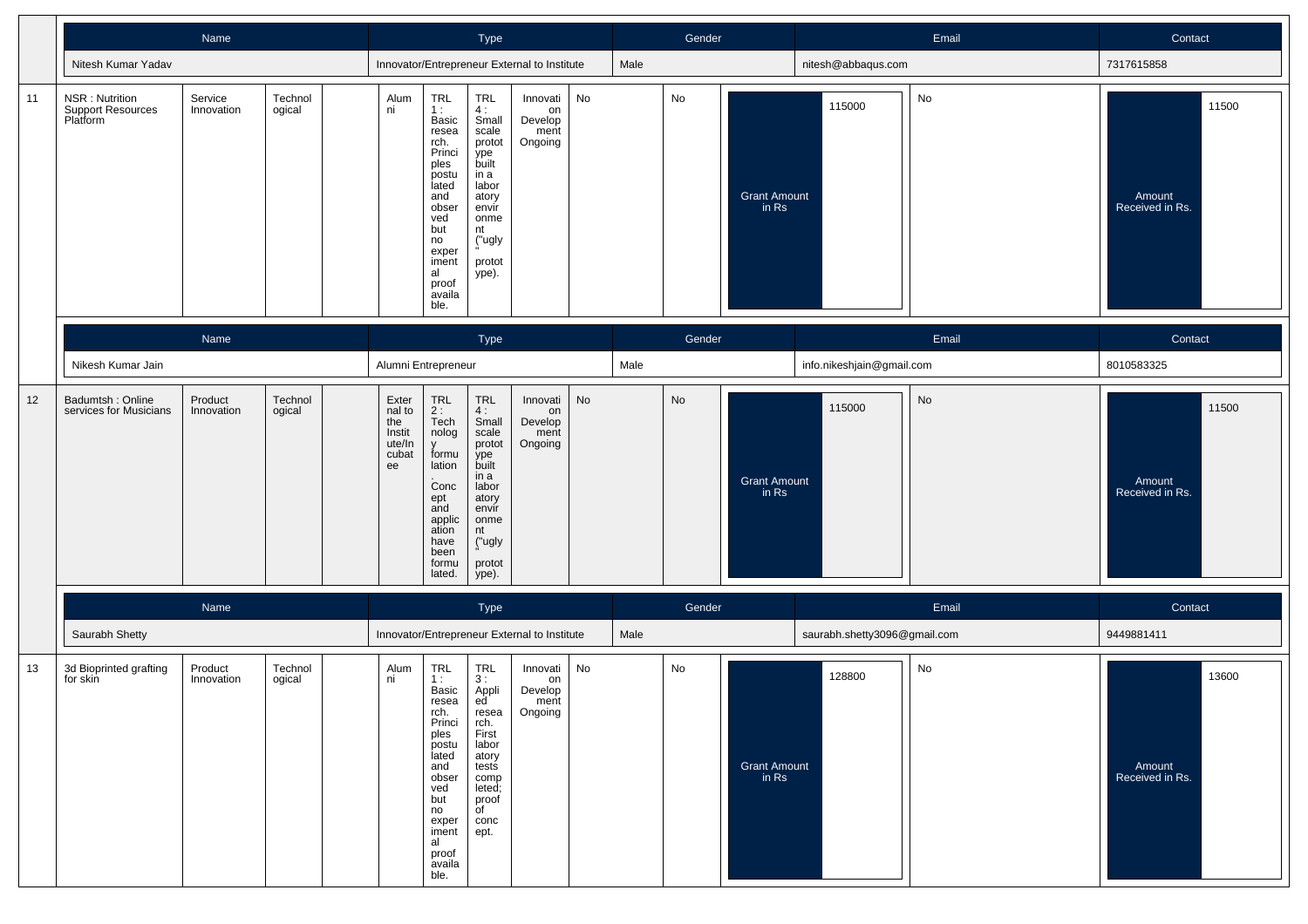| Name | Type | Gender | Email | Contact |
|---|---|---|---|---|
| Nitesh Kumar Yadav | Innovator/Entrepreneur External to Institute | Male | nitesh@abbaqus.com | 7317615858 |

| 11 | NSR : Nutrition Support Resources Platform | Service Innovation | Technological | | Alumni | TRL 1 : Basic research. Principles postulated and observed but no experimental proof available. | TRL 4 : Small scale prototype built in a laboratory environment ("ugly" prototype). | Innovation Development Ongoing | No | No | Grant Amount in Rs | 115000 | No | Amount Received in Rs. | 11500 |
|---|---|---|---|---|---|---|---|---|---|---|---|---|---|---|---|

| Name | Type | Gender | Email | Contact |
|---|---|---|---|---|
| Nikesh Kumar Jain | Alumni Entrepreneur | Male | info.nikeshjain@gmail.com | 8010583325 |

| 12 | Badumtsh : Online services for Musicians | Product Innovation | Technological | | External to the Institute/Incubatee | TRL 2 : Technology formulation. Concept and application have been formulated. | TRL 4 : Small scale prototype built in a laboratory environment ("ugly" prototype). | Innovation Development Ongoing | No | No | Grant Amount in Rs | 115000 | No | Amount Received in Rs. | 11500 |
|---|---|---|---|---|---|---|---|---|---|---|---|---|---|---|---|

| Name | Type | Gender | Email | Contact |
|---|---|---|---|---|
| Saurabh Shetty | Innovator/Entrepreneur External to Institute | Male | saurabh.shetty3096@gmail.com | 9449881411 |

| 13 | 3d Bioprinted grafting for skin | Product Innovation | Technological | | Alumni | TRL 1 : Basic research. Principles postulated and observed but no experimental proof available. | TRL 3 : Applied research. First laboratory tests completed; proof of concept. | Innovation Development Ongoing | No | No | Grant Amount in Rs | 128800 | No | Amount Received in Rs. | 13600 |
|---|---|---|---|---|---|---|---|---|---|---|---|---|---|---|---|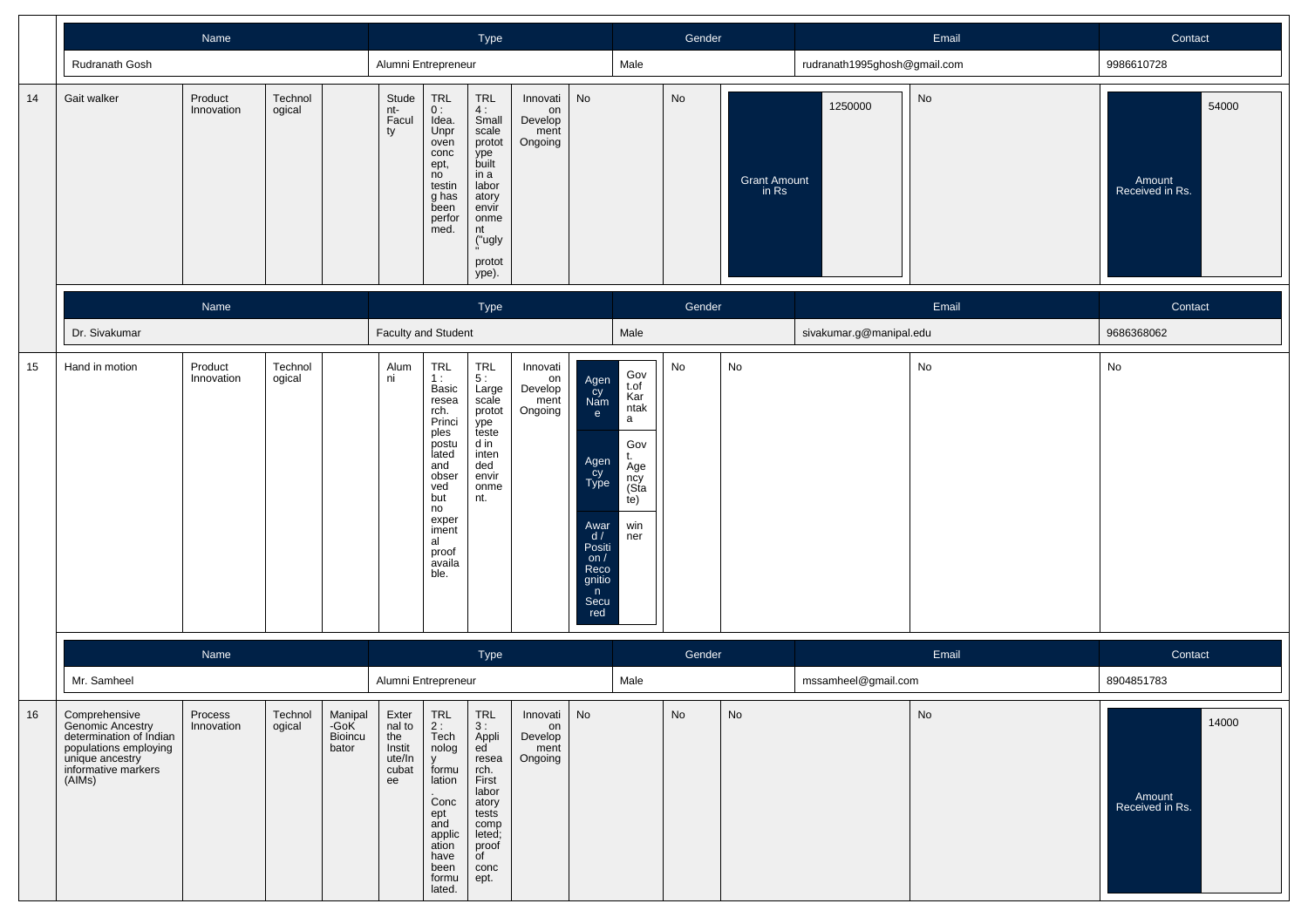| Name | Type | Gender | Email | Contact |
|---|---|---|---|---|
| Rudranath Gosh | Alumni Entrepreneur | Male | rudranath1995ghosh@gmail.com | 9986610728 |

| 14 | Gait walker | Product Innovation | Technological | | Student-Faculty | TRL 0 : Idea. Unproven concept, no testing has been performed. | TRL 4 : Small scale prototype built in a laboratory environment ("ugly" prototype). | Innovation Development Ongoing | No | No | Grant Amount in Rs: 1250000 | No | Amount Received in Rs.: 54000 |
|---|---|---|---|---|---|---|---|---|---|---|---|---|---|

| Name | Type | Gender | Email | Contact |
|---|---|---|---|---|
| Dr. Sivakumar | Faculty and Student | Male | sivakumar.g@manipal.edu | 9686368062 |

| 15 | Hand in motion | Product Innovation | Technological | | Alumni | TRL 1 : Basic research. Principles postulated and observed but no experimental proof available. | TRL 5 : Large scale prototype tested in intended environment. | Innovation Development Ongoing | Agency Name: Govt.of Karnataka; Agency Type: Govt. Agency (State); Award / Position / Recognition Secured: winner | No | No | No | No |
|---|---|---|---|---|---|---|---|---|---|---|---|---|---|

| Name | Type | Gender | Email | Contact |
|---|---|---|---|---|
| Mr. Samheel | Alumni Entrepreneur | Male | mssamheel@gmail.com | 8904851783 |

| 16 | Comprehensive Genomic Ancestry determination of Indian populations employing unique ancestry informative markers (AIMs) | Process Innovation | Technological | Manipal-GoK Bioincubator | External to the Institute/Incubatee | TRL 2 : Technology formulation. Concept and application have been formulated. | TRL 3 : Applied research. First laboratory tests completed; proof of concept. | Innovation Development Ongoing | No | No | No | No | Amount Received in Rs.: 14000 |
|---|---|---|---|---|---|---|---|---|---|---|---|---|---|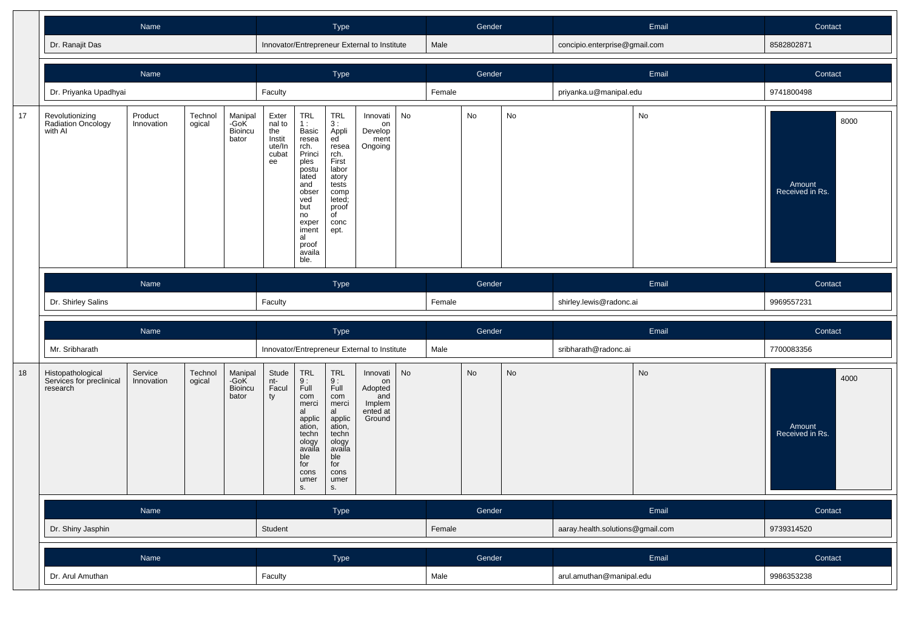| Name | Type | Gender | Email | Contact |
|---|---|---|---|---|
| Dr. Ranajit Das | Innovator/Entrepreneur External to Institute | Male | concipio.enterprise@gmail.com | 8582802871 |

| Name | Type | Gender | Email | Contact |
|---|---|---|---|---|
| Dr. Priyanka Upadhyai | Faculty | Female | priyanka.u@manipal.edu | 9741800498 |

| 17 | Revolutionizing Radiation Oncology with AI | Product Innovation | Technological | Manipal-GoK Bioincubator | External to the Institute/Incubatee | TRL 1 : Basic research. Principles postulated and observed but no experimental proof available. | TRL 3 : Applied research. First laboratory tests completed; proof of concept. | Innovation Development Ongoing | No | No | No | No | Amount Received in Rs. | 8000 |
|---|---|---|---|---|---|---|---|---|---|---|---|---|---|---|

| Name | Type | Gender | Email | Contact |
|---|---|---|---|---|
| Dr. Shirley Salins | Faculty | Female | shirley.lewis@radonc.ai | 9969557231 |

| Name | Type | Gender | Email | Contact |
|---|---|---|---|---|
| Mr. Sribharath | Innovator/Entrepreneur External to Institute | Male | sribharath@radonc.ai | 7700083356 |

| 18 | Histopathological Services for preclinical research | Service Innovation | Technological | Manipal-GoK Bioincubator | Student-Faculty | TRL 9 : Full commercial application, technology available for consumers. | TRL 9 : Full commercial application, technology available for consumers. | Innovation Adopted and Implemented at Ground | No | No | No | No | Amount Received in Rs. | 4000 |
|---|---|---|---|---|---|---|---|---|---|---|---|---|---|---|

| Name | Type | Gender | Email | Contact |
|---|---|---|---|---|
| Dr. Shiny Jasphin | Student | Female | aaray.health.solutions@gmail.com | 9739314520 |

| Name | Type | Gender | Email | Contact |
|---|---|---|---|---|
| Dr. Arul Amuthan | Faculty | Male | arul.amuthan@manipal.edu | 9986353238 |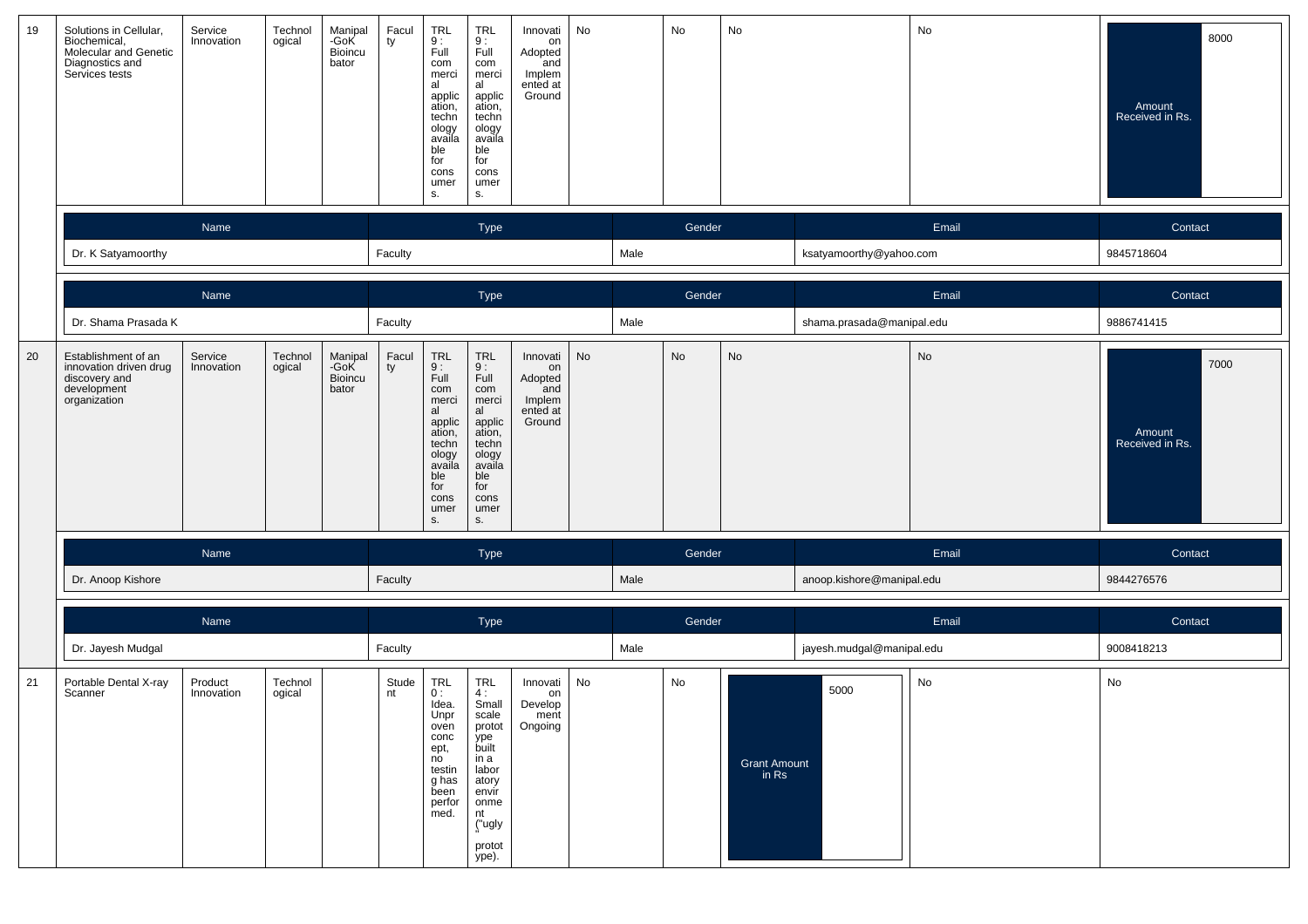| 19 | Solutions in Cellular, Biochemical, Molecular and Genetic Diagnostics and Services tests | Service Innovation | Technological | Manipal-GoK Bioincubator | Faculty | TRL 9 : Full commercial application, technology available for consumers. | TRL 9 : Full commercial application, technology available for consumers. | Innovation Adopted and Implemented at Ground | No | No | No | No | Amount Received in Rs. 8000 |
|---|---|---|---|---|---|---|---|---|---|---|---|---|---|

| Name | Type | Gender | Email | Contact |
|---|---|---|---|---|
| Dr. K Satyamoorthy | Faculty | Male | ksatyamoorthy@yahoo.com | 9845718604 |

| Name | Type | Gender | Email | Contact |
|---|---|---|---|---|
| Dr. Shama Prasada K | Faculty | Male | shama.prasada@manipal.edu | 9886741415 |

| 20 | Establishment of an innovation driven drug discovery and development organization | Service Innovation | Technological | Manipal-GoK Bioincubator | Faculty | TRL 9 : Full commercial application, technology available for consumers. | TRL 9 : Full commercial application, technology available for consumers. | Innovation Adopted and Implemented at Ground | No | No | No | No | Amount Received in Rs. 7000 |
|---|---|---|---|---|---|---|---|---|---|---|---|---|---|

| Name | Type | Gender | Email | Contact |
|---|---|---|---|---|
| Dr. Anoop Kishore | Faculty | Male | anoop.kishore@manipal.edu | 9844276576 |

| Name | Type | Gender | Email | Contact |
|---|---|---|---|---|
| Dr. Jayesh Mudgal | Faculty | Male | jayesh.mudgal@manipal.edu | 9008418213 |

| 21 | Portable Dental X-ray Scanner | Product Innovation | Technological | | Student | TRL 0 : Idea. Unproven concept, no testing has been performed. | TRL 4 : Small scale prototype built in a laboratory environment ("ugly" prototype). | Innovation Development Ongoing | No | No | Grant Amount in Rs 5000 | No | No |
|---|---|---|---|---|---|---|---|---|---|---|---|---|---|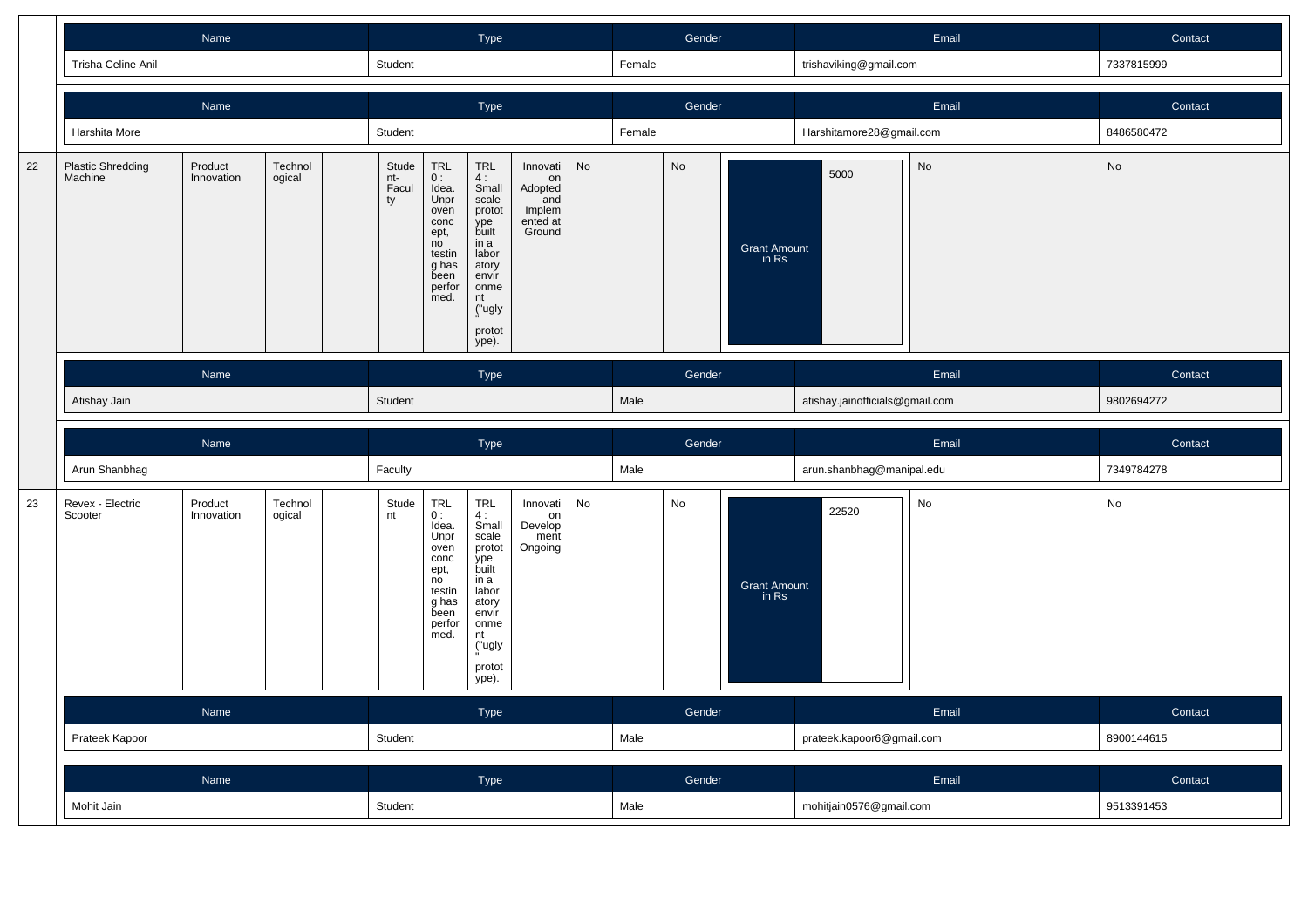| Name | Type | Gender | Email | Contact |
|---|---|---|---|---|
| Trisha Celine Anil | Student | Female | trishaviking@gmail.com | 7337815999 |

| Name | Type | Gender | Email | Contact |
|---|---|---|---|---|
| Harshita More | Student | Female | Harshitamore28@gmail.com | 8486580472 |

| | | | | | | | | | | | | | |
|---|---|---|---|---|---|---|---|---|---|---|---|---|---|
| 22 | Plastic Shredding Machine | Product Innovation | Technological | | Student-Faculty | TRL 0 : Idea. Unproven concept, no testing has been performed. | TRL 4 : Small scale prototype built in a laboratory environment ("ugly" prototype). | Innovation Adopted and Implemented at Ground | No | No | Grant Amount in Rs: 5000 | No | No |

| Name | Type | Gender | Email | Contact |
|---|---|---|---|---|
| Atishay Jain | Student | Male | atishay.jainofficials@gmail.com | 9802694272 |

| Name | Type | Gender | Email | Contact |
|---|---|---|---|---|
| Arun Shanbhag | Faculty | Male | arun.shanbhag@manipal.edu | 7349784278 |

| | | | | | | | | | | | | | |
|---|---|---|---|---|---|---|---|---|---|---|---|---|---|
| 23 | Revex - Electric Scooter | Product Innovation | Technological | | Student | TRL 0 : Idea. Unproven concept, no testing has been performed. | TRL 4 : Small scale prototype built in a laboratory environment ("ugly" prototype). | Innovation Development Ongoing | No | No | Grant Amount in Rs: 22520 | No | No |

| Name | Type | Gender | Email | Contact |
|---|---|---|---|---|
| Prateek Kapoor | Student | Male | prateek.kapoor6@gmail.com | 8900144615 |

| Name | Type | Gender | Email | Contact |
|---|---|---|---|---|
| Mohit Jain | Student | Male | mohitjain0576@gmail.com | 9513391453 |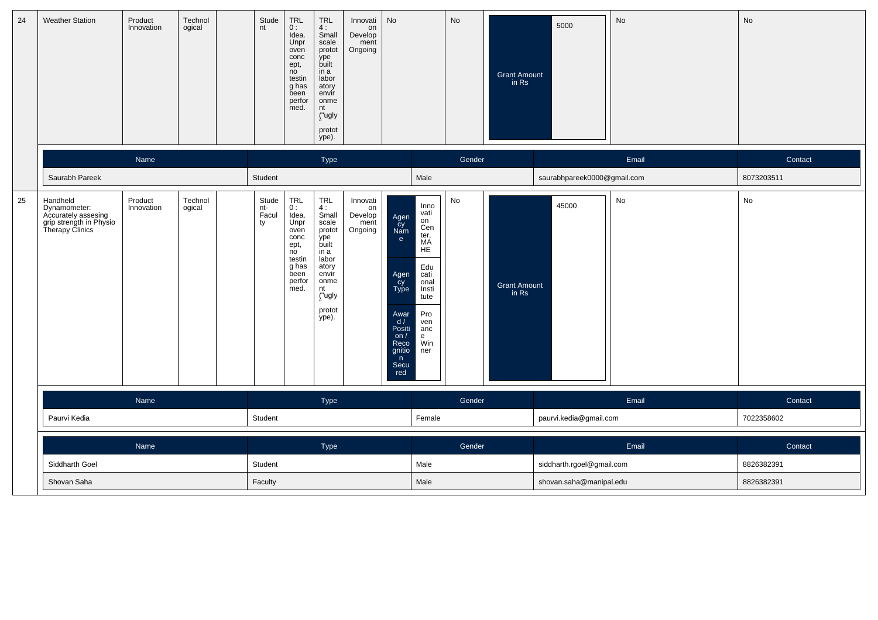| 24 | Weather Station | Product Innovation | Technological | | Student | TRL 0 : Idea. Unproven concept, no testing has been performed. | TRL 4 : Small scale prototype built in a laboratory environment ("ugly" prototype). | Innovation Development Ongoing | No | No | Grant Amount in Rs: 5000 | No | No |
|---|---|---|---|---|---|---|---|---|---|---|---|---|---|

| Name | Type | Gender | Email | Contact |
|---|---|---|---|---|
| Saurabh Pareek | Student | Male | saurabhpareek0000@gmail.com | 8073203511 |

| 25 | Handheld Dynamometer: Accurately assesing grip strength in Physio Therapy Clinics | Product Innovation | Technological | | Student-Faculty | TRL 0 : Idea. Unproven concept, no testing has been performed. | TRL 4 : Small scale prototype built in a laboratory environment ("ugly" prototype). | Innovation Development Ongoing | Agency Name: Innovation Center, MAHE; Agency Type: Educational Institute; Award / Position / Recognition Secured: Provenance Winner | No | Grant Amount in Rs: 45000 | No | No |
|---|---|---|---|---|---|---|---|---|---|---|---|---|---|

| Name | Type | Gender | Email | Contact |
|---|---|---|---|---|
| Paurvi Kedia | Student | Female | paurvi.kedia@gmail.com | 7022358602 |

| Name | Type | Gender | Email | Contact |
|---|---|---|---|---|
| Siddharth Goel | Student | Male | siddharth.rgoel@gmail.com | 8826382391 |
| Shovan Saha | Faculty | Male | shovan.saha@manipal.edu | 8826382391 |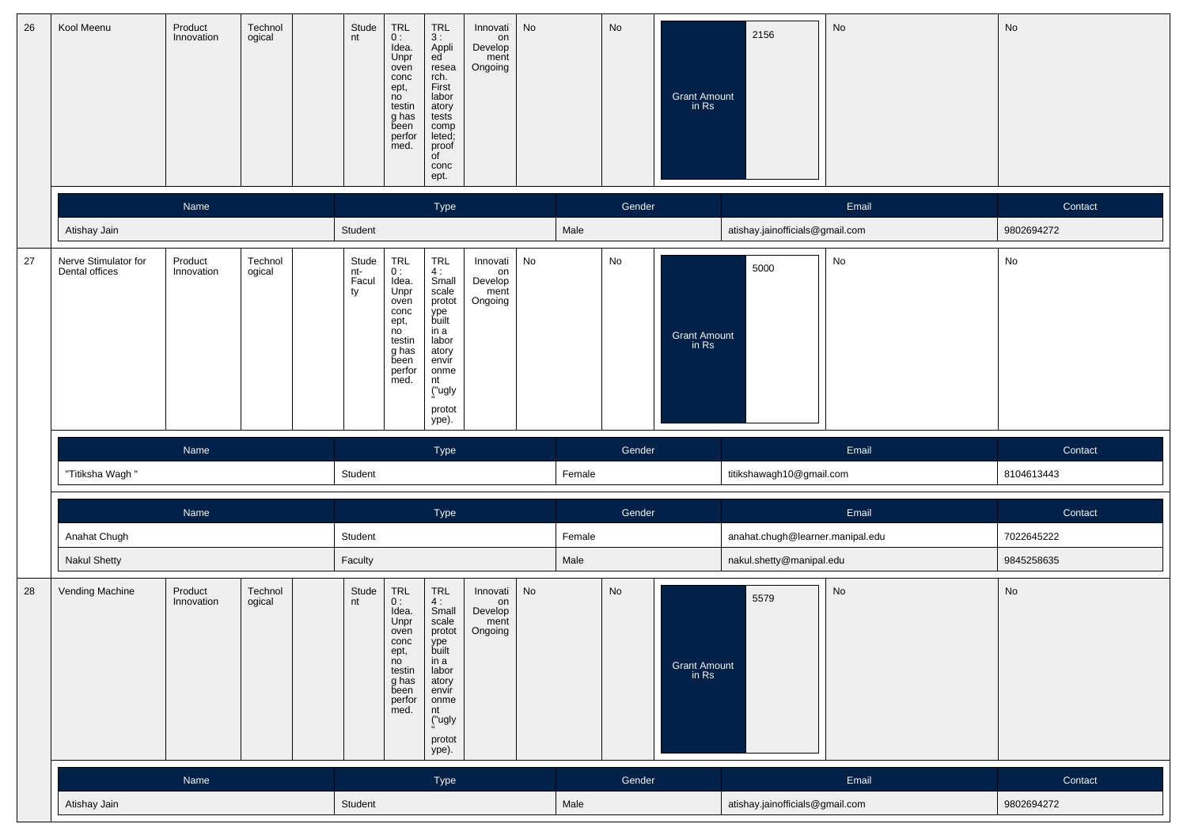| 26 | Kool Meenu | Product Innovation | Technological | | Student | TRL 0 : Idea. Unproven concept, no testing has been performed. | TRL 3 : Applied research. First laboratory tests completed; proof of concept. | Innovation Development Ongoing | No | No | Grant Amount in Rs | 2156 | No | No |
|---|---|---|---|---|---|---|---|---|---|---|---|---|---|---|

| Name | Type | Gender | Email | Contact |
|---|---|---|---|---|
| Atishay Jain | Student | Male | atishay.jainofficials@gmail.com | 9802694272 |

| 27 | Nerve Stimulator for Dental offices | Product Innovation | Technological | | Student-Faculty | TRL 0 : Idea. Unproven concept, no testing has been performed. | TRL 4 : Small scale prototype built in a laboratory environment ("ugly" prototype). | Innovation Development Ongoing | No | No | Grant Amount in Rs | 5000 | No | No |
|---|---|---|---|---|---|---|---|---|---|---|---|---|---|---|

| Name | Type | Gender | Email | Contact |
|---|---|---|---|---|
| "Titiksha Wagh " | Student | Female | titikshawagh10@gmail.com | 8104613443 |

| Name | Type | Gender | Email | Contact |
|---|---|---|---|---|
| Anahat Chugh | Student | Female | anahat.chugh@learner.manipal.edu | 7022645222 |
| Nakul Shetty | Faculty | Male | nakul.shetty@manipal.edu | 9845258635 |

| 28 | Vending Machine | Product Innovation | Technological | | Student | TRL 0 : Idea. Unproven concept, no testing has been performed. | TRL 4 : Small scale prototype built in a laboratory environment ("ugly" prototype). | Innovation Development Ongoing | No | No | Grant Amount in Rs | 5579 | No | No |
|---|---|---|---|---|---|---|---|---|---|---|---|---|---|---|

| Name | Type | Gender | Email | Contact |
|---|---|---|---|---|
| Atishay Jain | Student | Male | atishay.jainofficials@gmail.com | 9802694272 |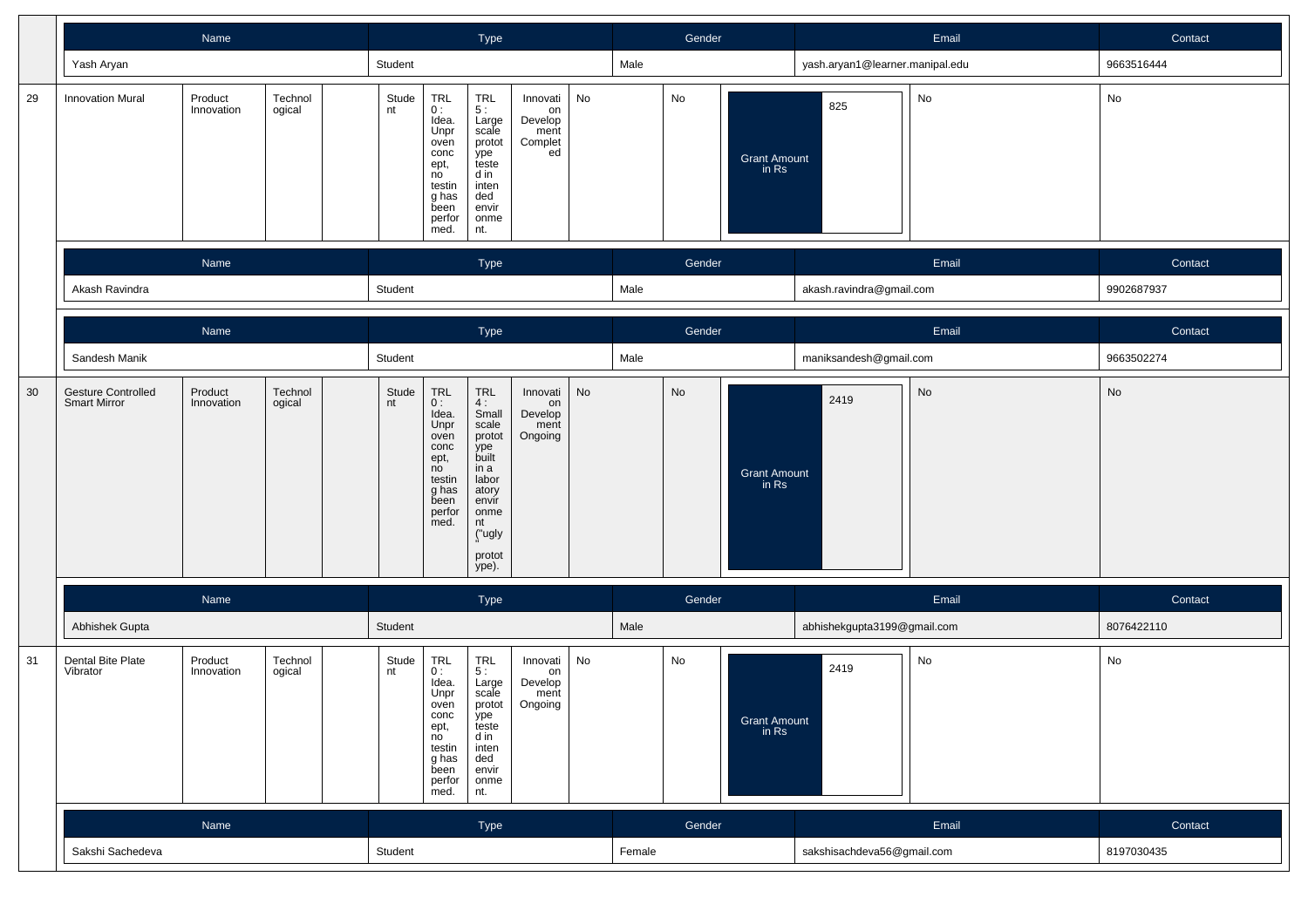| Name | Type | Gender | Email | Contact |
|---|---|---|---|---|
| Yash Aryan | Student | Male | yash.aryan1@learner.manipal.edu | 9663516444 |

| 29 | Innovation Mural | Product Innovation | Technological | | Student | TRL 0 : Idea. Unproven concept, no testing has been performed. | TRL 5 : Large scale prototype tested in intended environment. | Innovation Development Completed | No | No | Grant Amount in Rs | 825 | No | No |
|---|---|---|---|---|---|---|---|---|---|---|---|---|---|---|

| Name | Type | Gender | Email | Contact |
|---|---|---|---|---|
| Akash Ravindra | Student | Male | akash.ravindra@gmail.com | 9902687937 |

| Name | Type | Gender | Email | Contact |
|---|---|---|---|---|
| Sandesh Manik | Student | Male | maniksandesh@gmail.com | 9663502274 |

| 30 | Gesture Controlled Smart Mirror | Product Innovation | Technological | | Student | TRL 0 : Idea. Unproven concept, no testing has been performed. | TRL 4 : Small scale prototype built in a laboratory environment ("ugly" prototype). | Innovation Development Ongoing | No | No | Grant Amount in Rs | 2419 | No | No |
|---|---|---|---|---|---|---|---|---|---|---|---|---|---|---|

| Name | Type | Gender | Email | Contact |
|---|---|---|---|---|
| Abhishek Gupta | Student | Male | abhishekgupta3199@gmail.com | 8076422110 |

| 31 | Dental Bite Plate Vibrator | Product Innovation | Technological | | Student | TRL 0 : Idea. Unproven concept, no testing has been performed. | TRL 5 : Large scale prototype tested in intended environment. | Innovation Development Ongoing | No | No | Grant Amount in Rs | 2419 | No | No |
|---|---|---|---|---|---|---|---|---|---|---|---|---|---|---|

| Name | Type | Gender | Email | Contact |
|---|---|---|---|---|
| Sakshi Sachedeva | Student | Female | sakshisachdeva56@gmail.com | 8197030435 |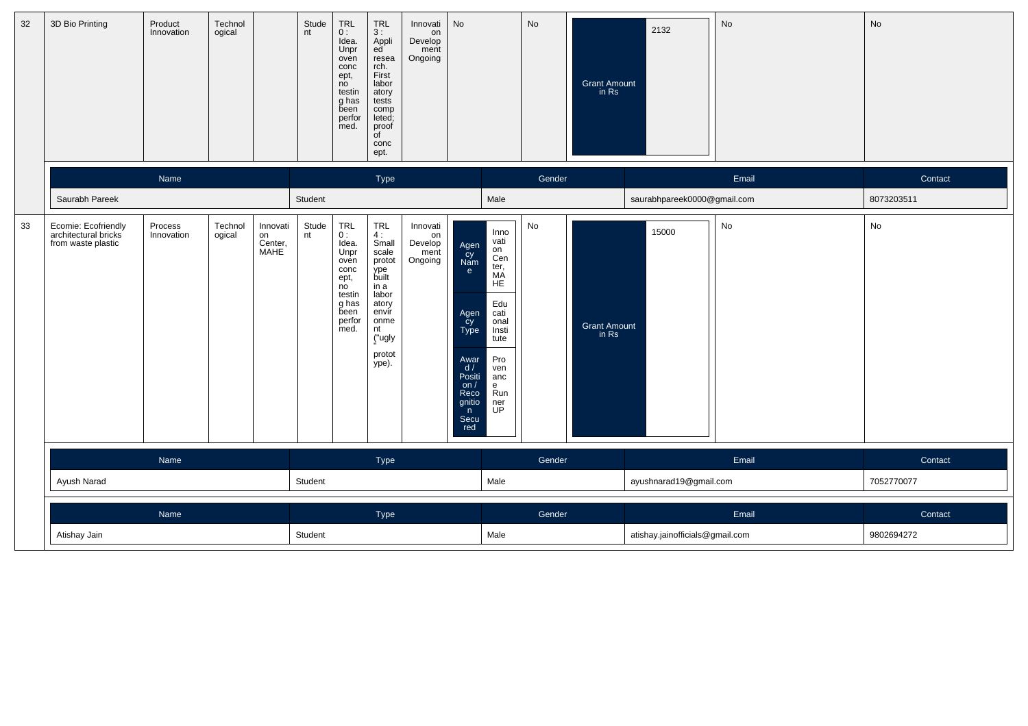| 32 | 3D Bio Printing | Product Innovation | Technological | | Student | TRL 0 : Idea. Unproven concept, no testing has been performed. | TRL 3 : Applied research. First laboratory tests completed; proof of concept. | Innovation Development Ongoing | No | No | Grant Amount in Rs | 2132 | No | No |
|---|---|---|---|---|---|---|---|---|---|---|---|---|---|---|

| Name | Type | Gender | Email | Contact |
|---|---|---|---|---|
| Saurabh Pareek | Student | Male | saurabhpareek0000@gmail.com | 8073203511 |

| 33 | Ecomie: Ecofriendly architectural bricks from waste plastic | Process Innovation | Technological | Innovation Center, MAHE | Student | TRL 0 : Idea. Unproven concept, no testing has been performed. | TRL 4 : Small scale prototype built in a laboratory environment ("ugly" prototype). | Innovation Development Ongoing | Agency Name: Innovation Center, MAHE; Agency Type: Educational Institute; Award / Position / Recognition Secured: Provenance Runner UP | No | Grant Amount in Rs | 15000 | No | No |
|---|---|---|---|---|---|---|---|---|---|---|---|---|---|---|

| Name | Type | Gender | Email | Contact |
|---|---|---|---|---|
| Ayush Narad | Student | Male | ayushnarad19@gmail.com | 7052770077 |

| Name | Type | Gender | Email | Contact |
|---|---|---|---|---|
| Atishay Jain | Student | Male | atishay.jainofficials@gmail.com | 9802694272 |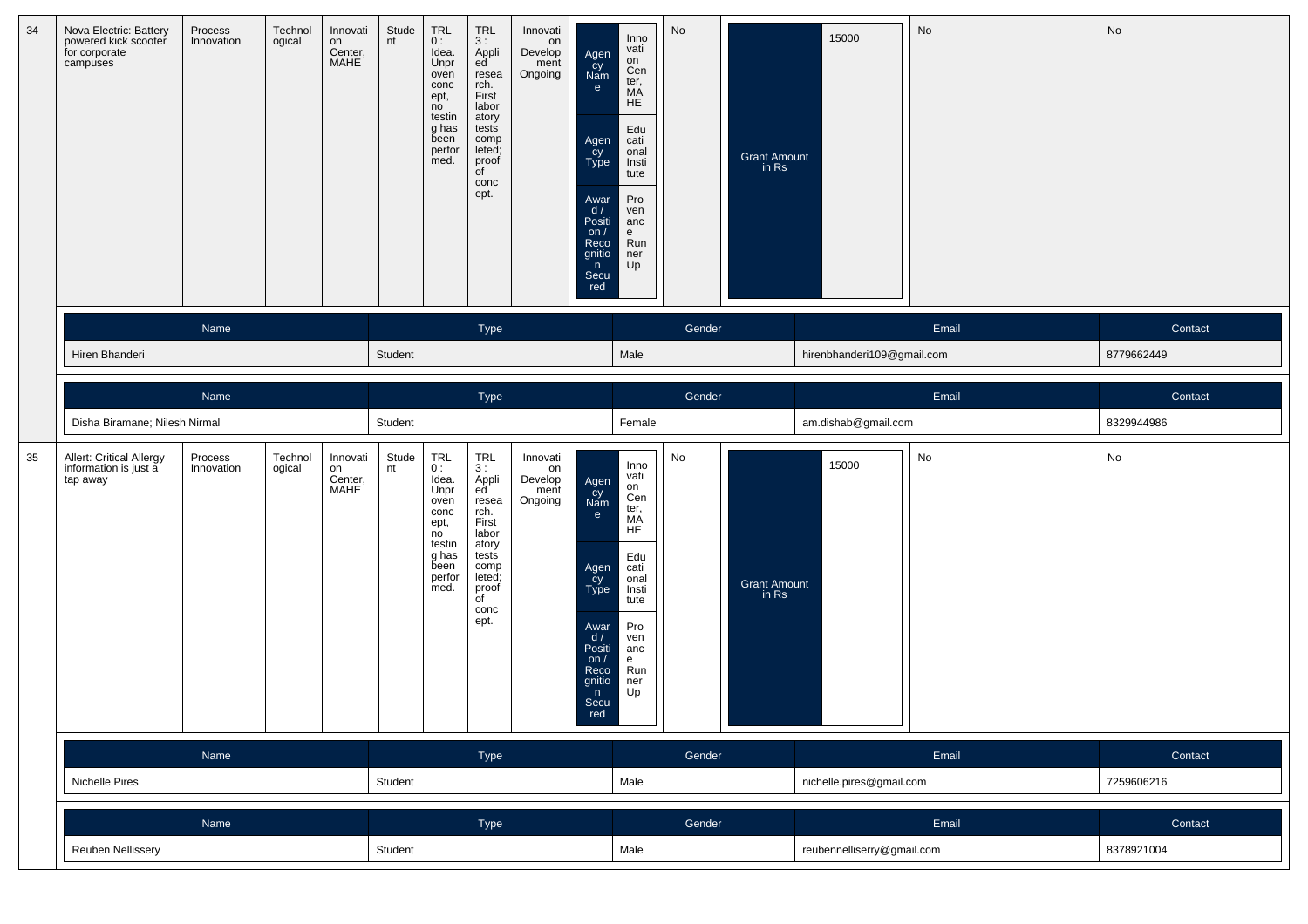| 34 | Nova Electric: Battery powered kick scooter for corporate campuses | Process Innovation | Technological | Innovation Center, MAHE | Student | TRL 0 : Idea. Unproven concept, no testing has been performed. | TRL 3 : Applied research. First laboratory tests completed; proof of concept. | Innovation Development Ongoing | Agency Name: Innovation Center, MAHE; Agency Type: Educational Institute; Award / Position / Recognition Secured: Provenance Runner Up | No | Grant Amount in Rs: 15000 | No | No |
|---|---|---|---|---|---|---|---|---|---|---|---|---|---|

| Name | Type | Gender | Email | Contact |
|---|---|---|---|---|
| Hiren Bhanderi | Student | Male | hirenbhanderi109@gmail.com | 8779662449 |

| Name | Type | Gender | Email | Contact |
|---|---|---|---|---|
| Disha Biramane; Nilesh Nirmal | Student | Female | am.dishab@gmail.com | 8329944986 |

| 35 | Allert: Critical Allergy information is just a tap away | Process Innovation | Technological | Innovation Center, MAHE | Student | TRL 0 : Idea. Unproven concept, no testing has been performed. | TRL 3 : Applied research. First laboratory tests completed; proof of concept. | Innovation Development Ongoing | Agency Name: Innovation Center, MAHE; Agency Type: Educational Institute; Award / Position / Recognition Secured: Provenance Runner Up | No | Grant Amount in Rs: 15000 | No | No |
|---|---|---|---|---|---|---|---|---|---|---|---|---|---|

| Name | Type | Gender | Email | Contact |
|---|---|---|---|---|
| Nichelle Pires | Student | Male | nichelle.pires@gmail.com | 7259606216 |

| Name | Type | Gender | Email | Contact |
|---|---|---|---|---|
| Reuben Nellissery | Student | Male | reubennelliserry@gmail.com | 8378921004 |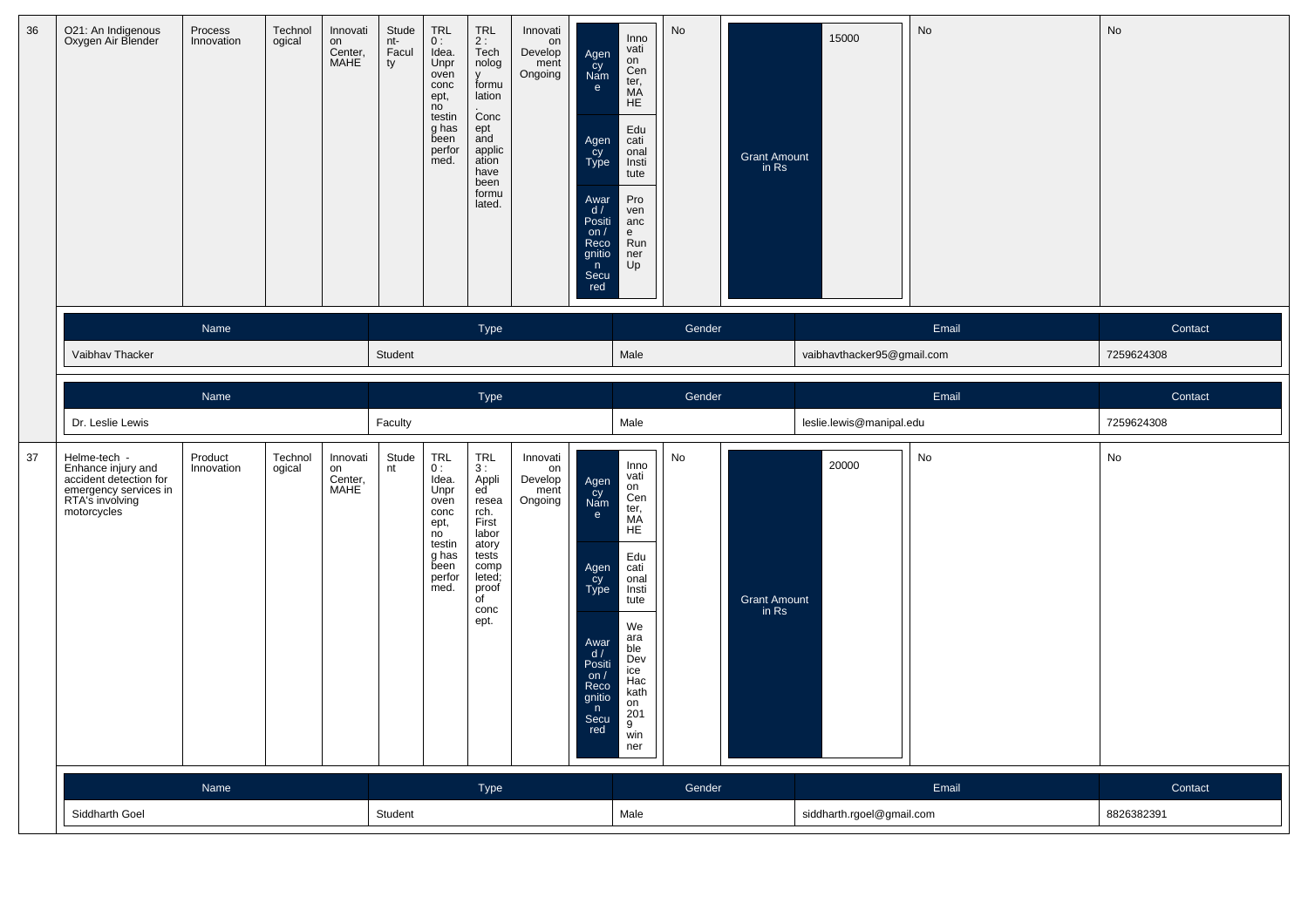| 36 | O21: An Indigenous Oxygen Air Blender | Process Innovation | Technological | Innovation Center, MAHE | Student-Faculty | TRL 0 : Idea. Unproven concept, no testing has been performed. | TRL 2 : Technology formulation. Concept and application have been formulated. | Innovation Development Ongoing | Agency Name: Innovation Center, MAHE<br>Agency Type: Educational Institute<br>Award / Position / Recognition Secured: Provenance Runner Up | No | Grant Amount in Rs: 15000 | No | No |
|---|---|---|---|---|---|---|---|---|---|---|---|---|---|

| Name | Type | Gender | Email | Contact |
|---|---|---|---|---|
| Vaibhav Thacker | Student | Male | vaibhavthacker95@gmail.com | 7259624308 |

| Name | Type | Gender | Email | Contact |
|---|---|---|---|---|
| Dr. Leslie Lewis | Faculty | Male | leslie.lewis@manipal.edu | 7259624308 |

| 37 | Helme-tech - Enhance injury and accident detection for emergency services in RTA's involving motorcycles | Product Innovation | Technological | Innovation Center, MAHE | Student | TRL 0 : Idea. Unproven concept, no testing has been performed. | TRL 3 : Applied research. First laboratory tests completed; proof of concept. | Innovation Development Ongoing | Agency Name: Innovation Center, MAHE<br>Agency Type: Educational Institute<br>Award / Position / Recognition Secured: Wearable Device Hackathon 2019 winner | No | Grant Amount in Rs: 20000 | No | No |
|---|---|---|---|---|---|---|---|---|---|---|---|---|---|

| Name | Type | Gender | Email | Contact |
|---|---|---|---|---|
| Siddharth Goel | Student | Male | siddharth.rgoel@gmail.com | 8826382391 |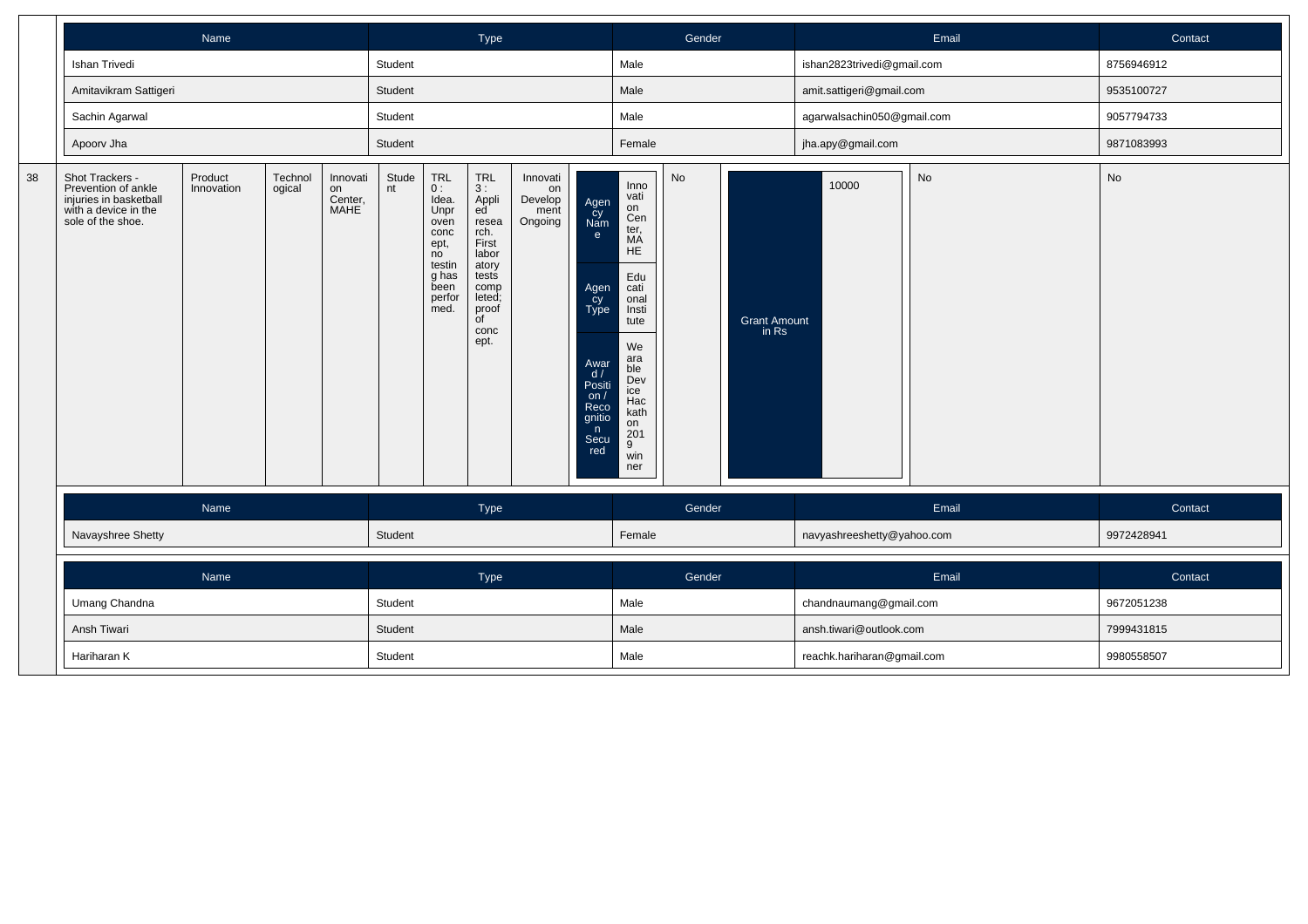| Name | Type | Gender | Email | Contact |
|---|---|---|---|---|
| Ishan Trivedi | Student | Male | ishan2823trivedi@gmail.com | 8756946912 |
| Amitavikram Sattigeri | Student | Male | amit.sattigeri@gmail.com | 9535100727 |
| Sachin Agarwal | Student | Male | agarwalsachin050@gmail.com | 9057794733 |
| Apoorv Jha | Student | Female | jha.apy@gmail.com | 9871083993 |

| 38 | Shot Trackers - Prevention of ankle injuries in basketball with a device in the sole of the shoe. | Product Innovation | Technological | Innovation Center, MAHE | Student | TRL 0 : Idea. Unproven concept, no testing has been performed. | TRL 3 : Applied research. First laboratory tests completed; proof of concept. | Innovation Development Ongoing | Agency Name: Innovation Center, MAHE; Agency Type: Educational Institute; Award / Position / Recognition Secured: Wearable Device Hackathon 2019 winner | No | Grant Amount in Rs: 10000 | No | No |
|---|---|---|---|---|---|---|---|---|---|---|---|---|---|

| Name | Type | Gender | Email | Contact |
|---|---|---|---|---|
| Navayshree Shetty | Student | Female | navyashreeshetty@yahoo.com | 9972428941 |

| Name | Type | Gender | Email | Contact |
|---|---|---|---|---|
| Umang Chandna | Student | Male | chandnaumang@gmail.com | 9672051238 |
| Ansh Tiwari | Student | Male | ansh.tiwari@outlook.com | 7999431815 |
| Hariharan K | Student | Male | reachk.hariharan@gmail.com | 9980558507 |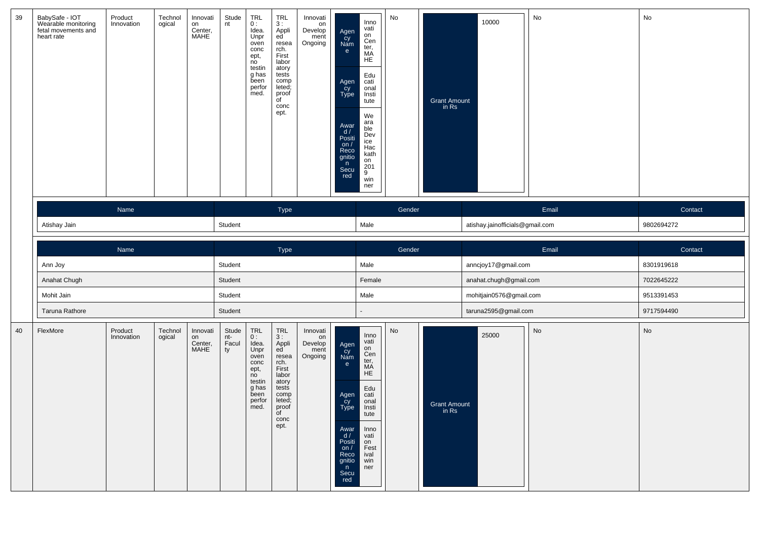| 39 | BabySafe - IOT Wearable monitoring fetal movements and heart rate | Product Innovation | Technological | Innovation Center, MAHE | Student | TRL 0 : Idea. Unproven concept, no testing has been performed. | TRL 3 : Applied research. First laboratory tests completed; proof of concept. | Innovation Development Ongoing | Agency Name: Innovation Center, MAHE; Agency Type: Educational Institute; Award / Position / Recognition Secured: Wearable Device Hackathon 2019 winner | No | Grant Amount in Rs: 10000 | No | No |
|---|---|---|---|---|---|---|---|---|---|---|---|---|---|

| Name | Type | Gender | Email | Contact |
|---|---|---|---|---|
| Atishay Jain | Student | Male | atishay.jainofficials@gmail.com | 9802694272 |

| Name | Type | Gender | Email | Contact |
|---|---|---|---|---|
| Ann Joy | Student | Male | anncjoy17@gmail.com | 8301919618 |
| Anahat Chugh | Student | Female | anahat.chugh@gmail.com | 7022645222 |
| Mohit Jain | Student | Male | mohitjain0576@gmail.com | 9513391453 |
| Taruna Rathore | Student | - | taruna2595@gmail.com | 9717594490 |

| 40 | FlexMore | Product Innovation | Technological | Innovation Center, MAHE | Student-Faculty | TRL 0 : Idea. Unproven concept, no testing has been performed. | TRL 3 : Applied research. First laboratory tests completed; proof of concept. | Innovation Development Ongoing | Agency Name: Innovation Center, MAHE; Agency Type: Educational Institute; Award / Position / Recognition Secured: Innovation Festival winner | No | Grant Amount in Rs: 25000 | No | No |
|---|---|---|---|---|---|---|---|---|---|---|---|---|---|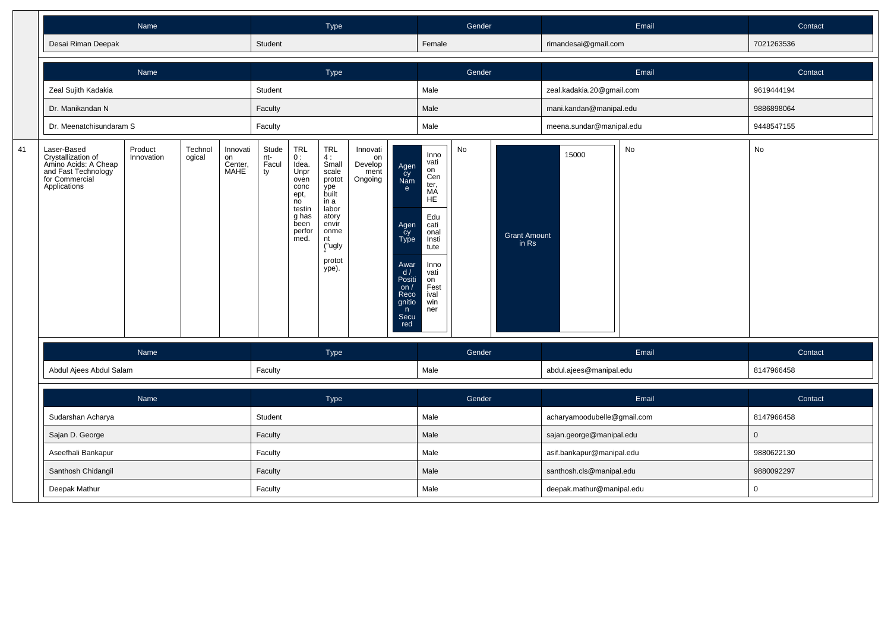| Name | Type | Gender | Email | Contact |
|---|---|---|---|---|
| Desai Riman Deepak | Student | Female | rimandesai@gmail.com | 7021263536 |

| Name | Type | Gender | Email | Contact |
|---|---|---|---|---|
| Zeal Sujith Kadakia | Student | Male | zeal.kadakia.20@gmail.com | 9619444194 |
| Dr. Manikandan N | Faculty | Male | mani.kandan@manipal.edu | 9886898064 |
| Dr. Meenatchisundaram S | Faculty | Male | meena.sundar@manipal.edu | 9448547155 |

| 41 | Laser-Based Crystallization of Amino Acids: A Cheap and Fast Technology for Commercial Applications | Product Innovation | Technological | Innovation Center, MAHE | Student-Faculty | TRL 0 : Idea. Unproven concept, no testing has been performed. | TRL 4 : Small scale prototype built in a laboratory environment ("ugly" prototype). | Innovation Development Ongoing | Agency Name: Innovation Center, MAHE; Agency Type: Educational Institute; Award / Position / Recognition Secured: Innovation Festival winner | No | Grant Amount in Rs: 15000 | No | No |
|---|---|---|---|---|---|---|---|---|---|---|---|---|---|

| Name | Type | Gender | Email | Contact |
|---|---|---|---|---|
| Abdul Ajees Abdul Salam | Faculty | Male | abdul.ajees@manipal.edu | 8147966458 |

| Name | Type | Gender | Email | Contact |
|---|---|---|---|---|
| Sudarshan Acharya | Student | Male | acharyamoodubelle@gmail.com | 8147966458 |
| Sajan D. George | Faculty | Male | sajan.george@manipal.edu | 0 |
| Aseefhali Bankapur | Faculty | Male | asif.bankapur@manipal.edu | 9880622130 |
| Santhosh Chidangil | Faculty | Male | santhosh.cls@manipal.edu | 9880092297 |
| Deepak Mathur | Faculty | Male | deepak.mathur@manipal.edu | 0 |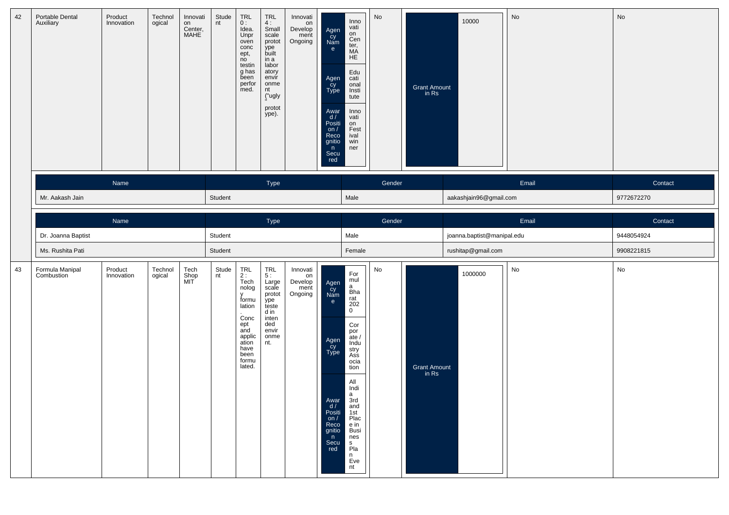| 42 | Portable Dental Auxiliary | Product Innovation | Technological | Innovation Center, MAHE | Student | TRL 0 : Idea. Unproven concept, no testing has been performed. | TRL 4 : Small scale prototype built in a laboratory environment ("ugly" prototype). | Innovation Development Ongoing | Agency Name: Innovation Center, MAHE; Agency Type: Educational Institute; Award / Position / Recognition Secured: Innovation Festival winner | No | Grant Amount in Rs: 10000 | No | No |
|---|---|---|---|---|---|---|---|---|---|---|---|---|---|

| Name | Type | Gender | Email | Contact |
|---|---|---|---|---|
| Mr. Aakash Jain | Student | Male | aakashjain96@gmail.com | 9772672270 |

| Name | Type | Gender | Email | Contact |
|---|---|---|---|---|
| Dr. Joanna Baptist | Student | Male | joanna.baptist@manipal.edu | 9448054924 |
| Ms. Rushita Pati | Student | Female | rushitap@gmail.com | 9908221815 |

| 43 | Formula Manipal Combustion | Product Innovation | Technological | Tech Shop MIT | Student | TRL 2 : Technology formulation. Concept and application have been formulated. | TRL 5 : Large scale prototype tested in intended environment. | Innovation Development Ongoing | Agency Name: Formula Bharat 2020; Agency Type: Corporate / Industry Association; Award / Position / Recognition Secured: All India 3rd and 1st Place in Business Plan Event | No | Grant Amount in Rs: 1000000 | No | No |
|---|---|---|---|---|---|---|---|---|---|---|---|---|---|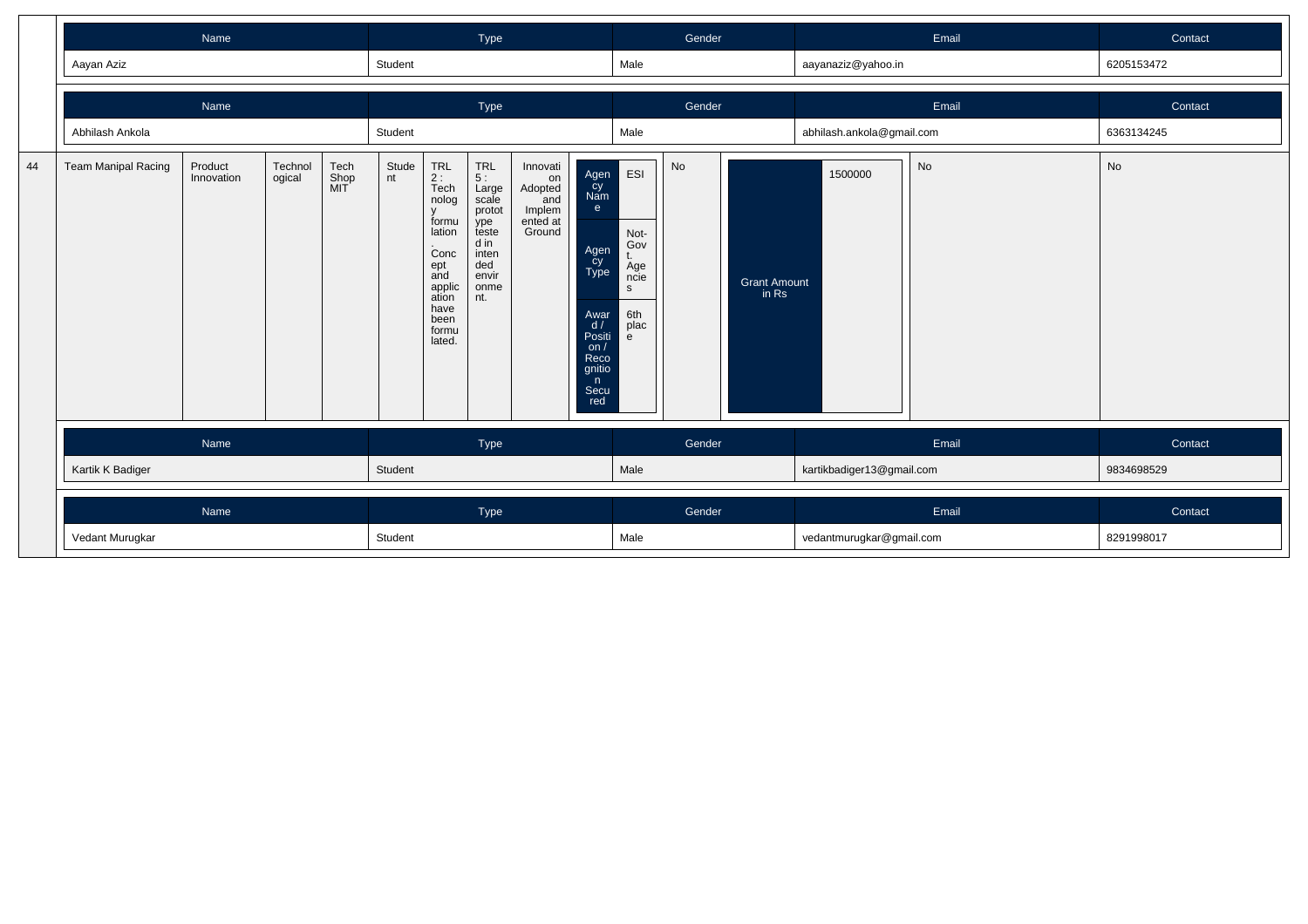| Name | Type | Gender | Email | Contact |
|---|---|---|---|---|
| Aayan Aziz | Student | Male | aayanaziz@yahoo.in | 6205153472 |

| Name | Type | Gender | Email | Contact |
|---|---|---|---|---|
| Abhilash Ankola | Student | Male | abhilash.ankola@gmail.com | 6363134245 |

| 44 | Team Manipal Racing | Product Innovation | Technological | Tech Shop MIT | Student | TRL 2 : Technology formulation. Concept and application have been formulated. | TRL 5 : Large scale prototype tested in intended environment. | Innovation Adopted and Implemented at Ground | Agency Name: ESI; Agency Type: Not-Govt. Agencies; Award / Position / Recognition Secured: 6th place | No | Grant Amount in Rs: 1500000 | No | No |
|---|---|---|---|---|---|---|---|---|---|---|---|---|---|

| Name | Type | Gender | Email | Contact |
|---|---|---|---|---|
| Kartik K Badiger | Student | Male | kartikbadiger13@gmail.com | 9834698529 |

| Name | Type | Gender | Email | Contact |
|---|---|---|---|---|
| Vedant Murugkar | Student | Male | vedantmurugkar@gmail.com | 8291998017 |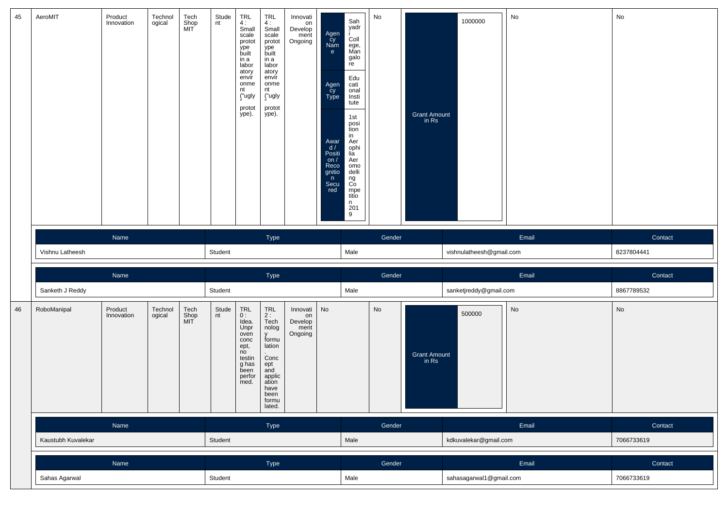| 45 | AeroMIT | Product Innovation | Technological | Tech Shop MIT | Student | TRL 4 : Small scale prototype built in a laboratory environment ("ugly" prototype). | TRL 4 : Small scale prototype built in a laboratory environment ("ugly" prototype). | Innovation Development Ongoing | Agency Name: Sahyadri College, Mangalore; Agency Type: Educational Institute; Award / Position / Recognition Secured: 1st position in Aerophilia Aeromodelling Competition 2019 | No | Grant Amount in Rs: 1000000 | No | No |
|---|---|---|---|---|---|---|---|---|---|---|---|---|---|

| Name | Type | Gender | Email | Contact |
|---|---|---|---|---|
| Vishnu Latheesh | Student | Male | vishnulatheesh@gmail.com | 8237804441 |

| Name | Type | Gender | Email | Contact |
|---|---|---|---|---|
| Sanketh J Reddy | Student | Male | sanketjreddy@gmail.com | 8867789532 |

| 46 | RoboManipal | Product Innovation | Technological | Tech Shop MIT | Student | TRL 0 : Idea. Unproven concept, no testing has been performed. | TRL 2 : Technology formulation. Concept and application have been formulated. | Innovation Development Ongoing | No | No | Grant Amount in Rs: 500000 | No | No |
|---|---|---|---|---|---|---|---|---|---|---|---|---|---|

| Name | Type | Gender | Email | Contact |
|---|---|---|---|---|
| Kaustubh Kuvalekar | Student | Male | kdkuvalekar@gmail.com | 7066733619 |

| Name | Type | Gender | Email | Contact |
|---|---|---|---|---|
| Sahas Agarwal | Student | Male | sahasagarwal1@gmail.com | 7066733619 |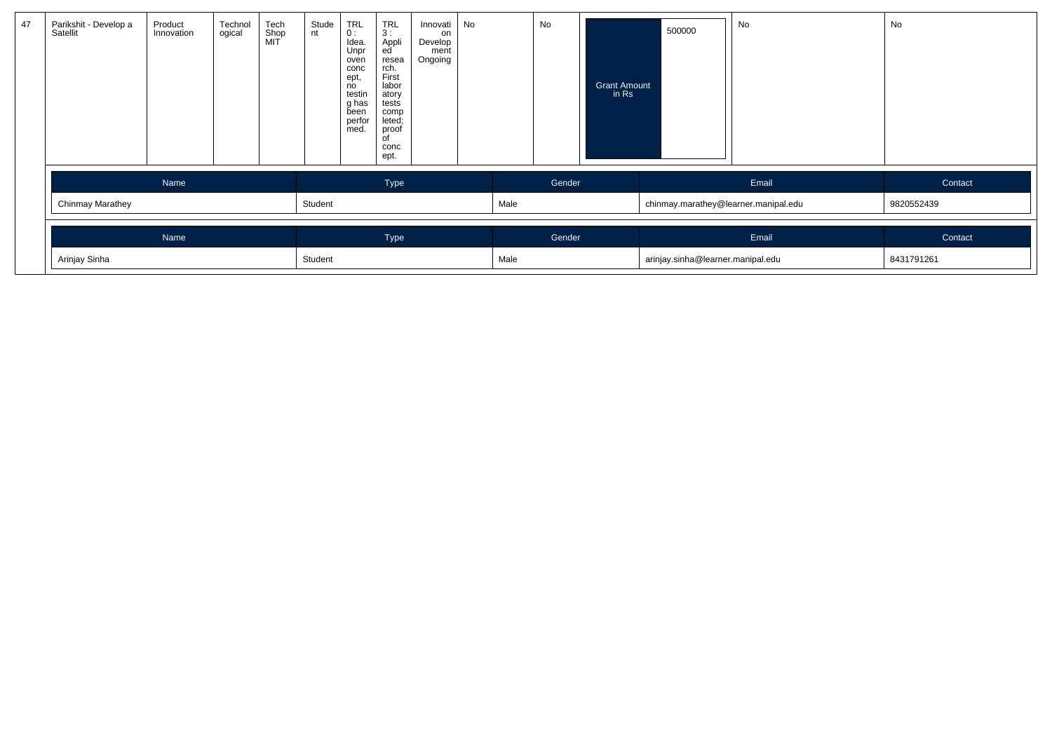| 47 | Parikshit - Develop a Satellit | Product Innovation | Technological | Tech Shop MIT | Student | TRL 0 : Idea. Unproven concept, no testing has been performed. | TRL 3 : Applied research. First laboratory tests completed; proof of concept. | Innovation Development Ongoing | No | No | Grant Amount in Rs | 500000 | No | No |
|---|---|---|---|---|---|---|---|---|---|---|---|---|---|---|

| Name | Type | Gender | Email | Contact |
|---|---|---|---|---|
| Chinmay Marathey | Student | Male | chinmay.marathey@learner.manipal.edu | 9820552439 |

| Name | Type | Gender | Email | Contact |
|---|---|---|---|---|
| Arinjay Sinha | Student | Male | arinjay.sinha@learner.manipal.edu | 8431791261 |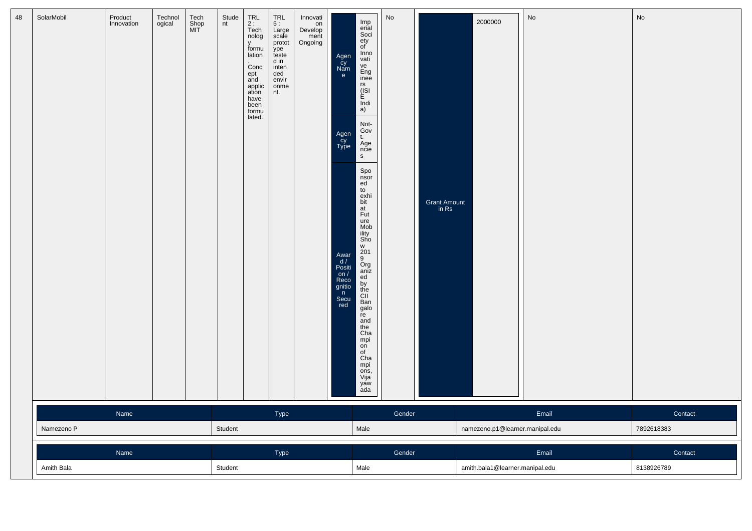| 48 | SolarMobil | Product Innovation | Technological | Tech Shop MIT | Student | TRL 2 : Technology formulation. Concept and application have been formulated. | TRL 5 : Large scale prototype tested in intended environment. | Innovation Development Ongoing | Agency Name: Imperial Society of Innovative Engineers (ISIE India)<br>Agency Type: Not-Govt. Agencies<br>Award / Position / Recognition Secured: Sponsored to exhibit at Future Mobility Show 2019 Organized by the CII Bangalore and the Champion of Champions, Vijayawada | No | Grant Amount in Rs: 2000000 | No | No |
|---|---|---|---|---|---|---|---|---|---|---|---|---|---|

| Name | Type | Gender | Email | Contact |
|---|---|---|---|---|
| Namezeno P | Student | Male | namezeno.p1@learner.manipal.edu | 7892618383 |

| Name | Type | Gender | Email | Contact |
|---|---|---|---|---|
| Amith Bala | Student | Male | amith.bala1@learner.manipal.edu | 8138926789 |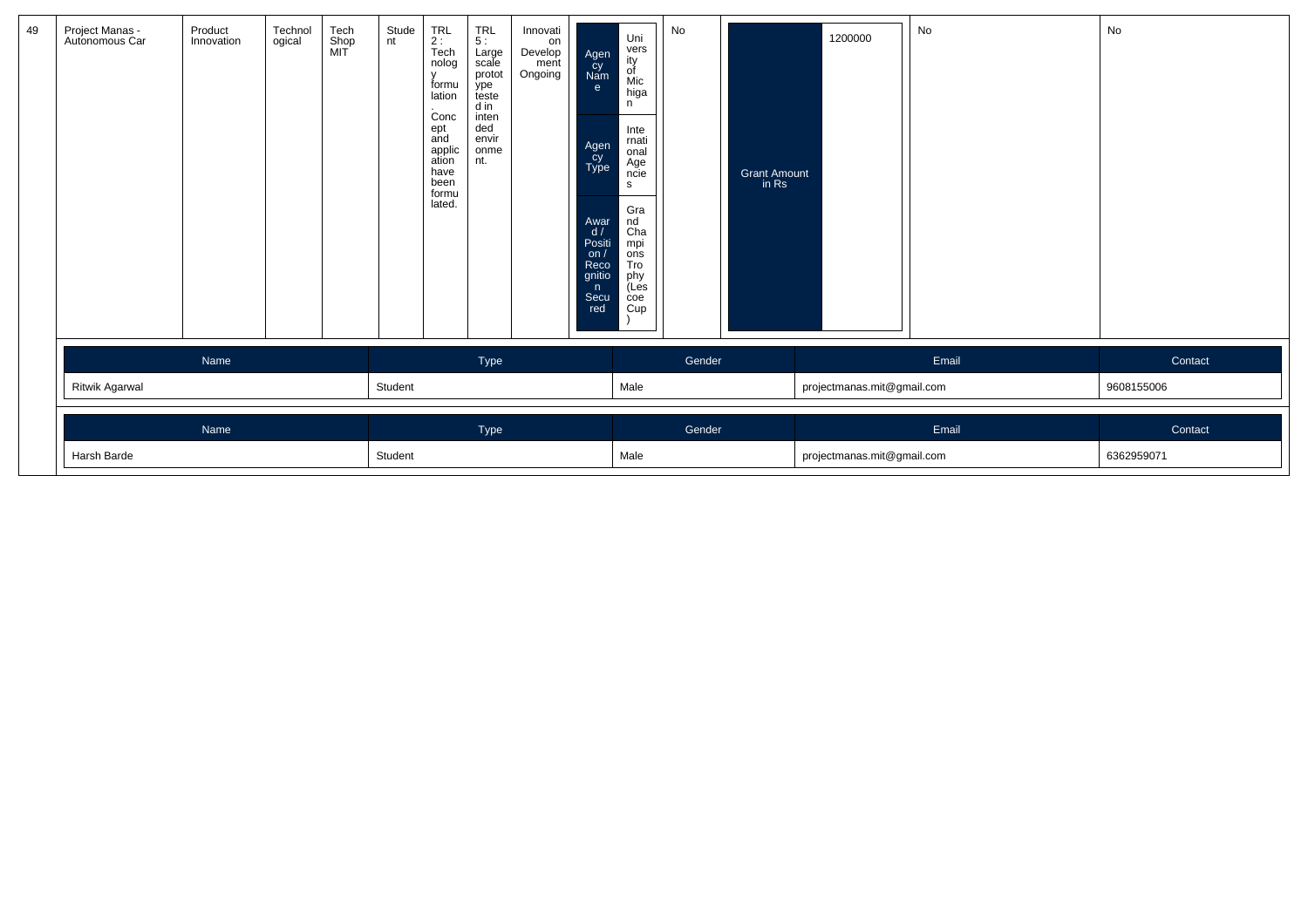| 49 | Project Manas - Autonomous Car | Product Innovation | Technological | Tech Shop MIT | Student | TRL 2 : Technology formulation. Concept and application have been formulated. | TRL 5 : Large scale prototype tested in intended environment. | Innovation Development Ongoing | Agency Name: University of Michigan; Agency Type: International Agencies; Award / Position / Recognition Secured: Grand Champions Trophy (Lescoe Cup) | No | Grant Amount in Rs: 1200000 | No | No |
|---|---|---|---|---|---|---|---|---|---|---|---|---|---|

| Name | Type | Gender | Email | Contact |
|---|---|---|---|---|
| Ritwik Agarwal | Student | Male | projectmanas.mit@gmail.com | 9608155006 |

| Name | Type | Gender | Email | Contact |
|---|---|---|---|---|
| Harsh Barde | Student | Male | projectmanas.mit@gmail.com | 6362959071 |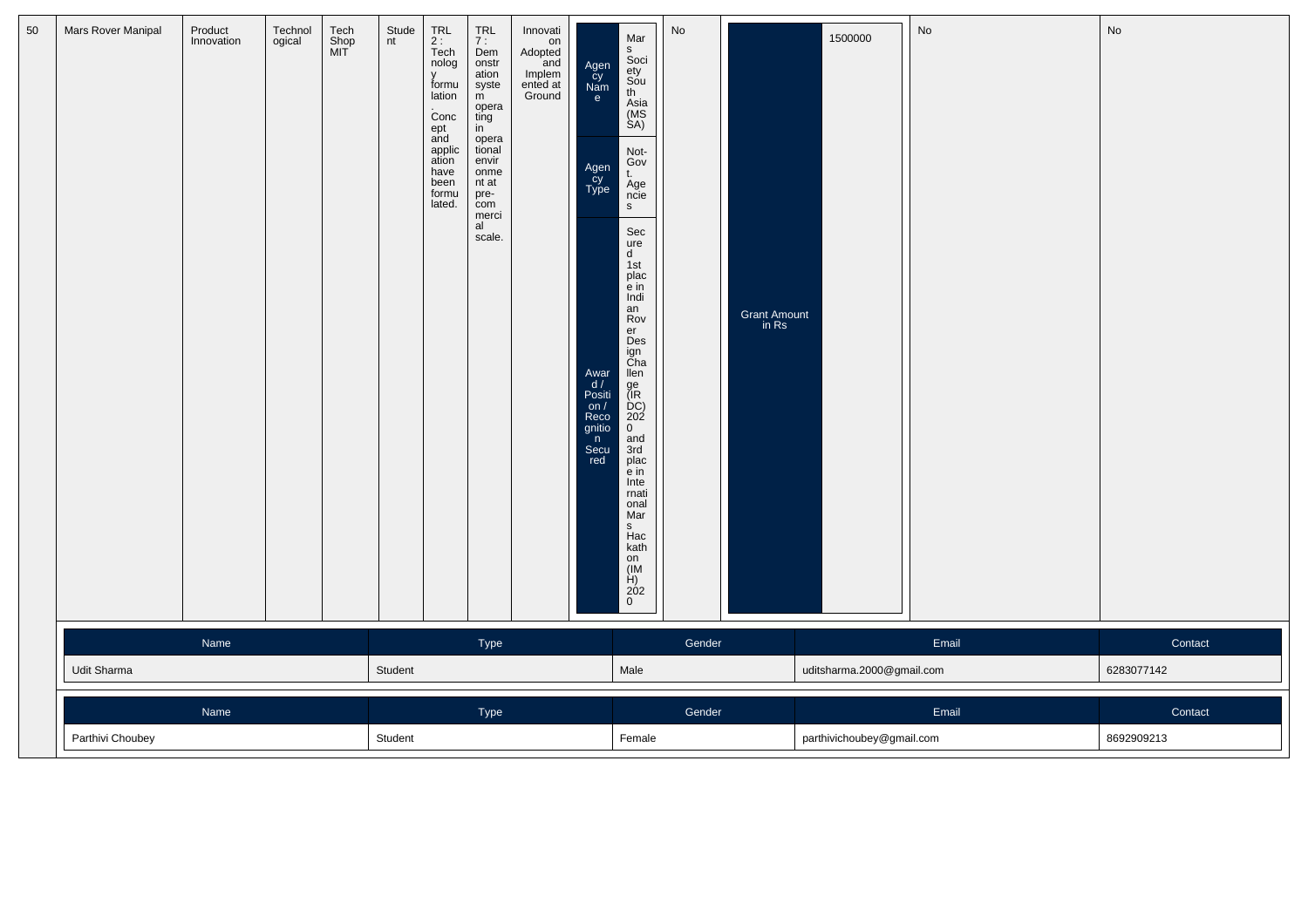| 50 | Mars Rover Manipal | Product Innovation | Technological | Tech Shop MIT | Student | TRL 2 : Technology formulation. Concept and application have been formulated. | TRL 7 : Demonstration system operating in operational environment at pre-commercial scale. | Innovation Adopted and Implemented at Ground | Agency Name: Mars Society South Asia (MSSA); Agency Type: Not-Govt. Agencies; Award / Position / Recognition Secured: Secured 1st place in Indian Rover Design Challenge (IRDC) 2020 and 3rd place in International Mars Hackathon (IMH) 2020 | No | Grant Amount in Rs: 1500000 | No | No |
|---|---|---|---|---|---|---|---|---|---|---|---|---|---|

| Name | Type | Gender | Email | Contact |
|---|---|---|---|---|
| Udit Sharma | Student | Male | uditsharma.2000@gmail.com | 6283077142 |

| Name | Type | Gender | Email | Contact |
|---|---|---|---|---|
| Parthivi Choubey | Student | Female | parthivichoubey@gmail.com | 8692909213 |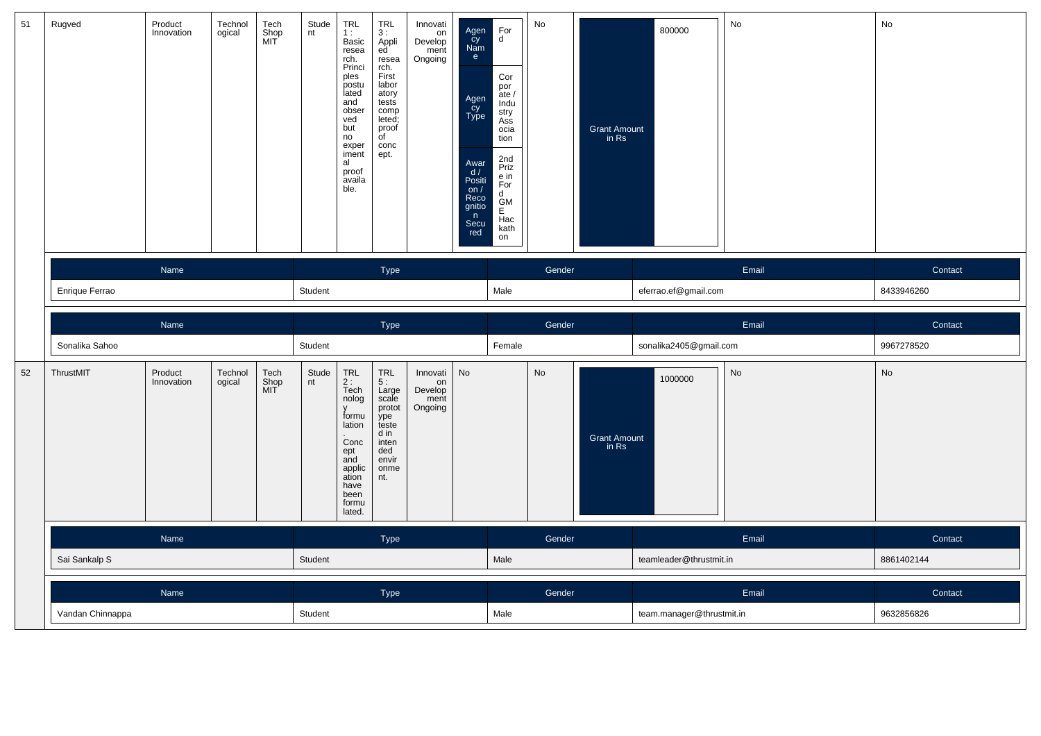| 51 | Rugved | Product Innovation | Technological | Tech Shop MIT | Student | TRL 1 : Basic research. Principles postulated and observed but no experimental proof available. | TRL 3 : Applied research. First laboratory tests completed; proof of concept. | Innovation Development Ongoing | Agency Name: Ford; Agency Type: Corporate / Industry Association; Award / Position / Recognition Secured: 2nd Prize in Ford GME Hackathon | No | Grant Amount in Rs: 800000 | No | No |
|---|---|---|---|---|---|---|---|---|---|---|---|---|---|

| Name | Type | Gender | Email | Contact |
|---|---|---|---|---|
| Enrique Ferrao | Student | Male | eferrao.ef@gmail.com | 8433946260 |

| Name | Type | Gender | Email | Contact |
|---|---|---|---|---|
| Sonalika Sahoo | Student | Female | sonalika2405@gmail.com | 9967278520 |

| 52 | ThrustMIT | Product Innovation | Technological | Tech Shop MIT | Student | TRL 2 : Technology formulation. Concept and application have been formulated. | TRL 5 : Large scale prototype tested in intended environment. | Innovation Development Ongoing | No | No | Grant Amount in Rs: 1000000 | No | No |
|---|---|---|---|---|---|---|---|---|---|---|---|---|---|

| Name | Type | Gender | Email | Contact |
|---|---|---|---|---|
| Sai Sankalp S | Student | Male | teamleader@thrustmit.in | 8861402144 |

| Name | Type | Gender | Email | Contact |
|---|---|---|---|---|
| Vandan Chinnappa | Student | Male | team.manager@thrustmit.in | 9632856826 |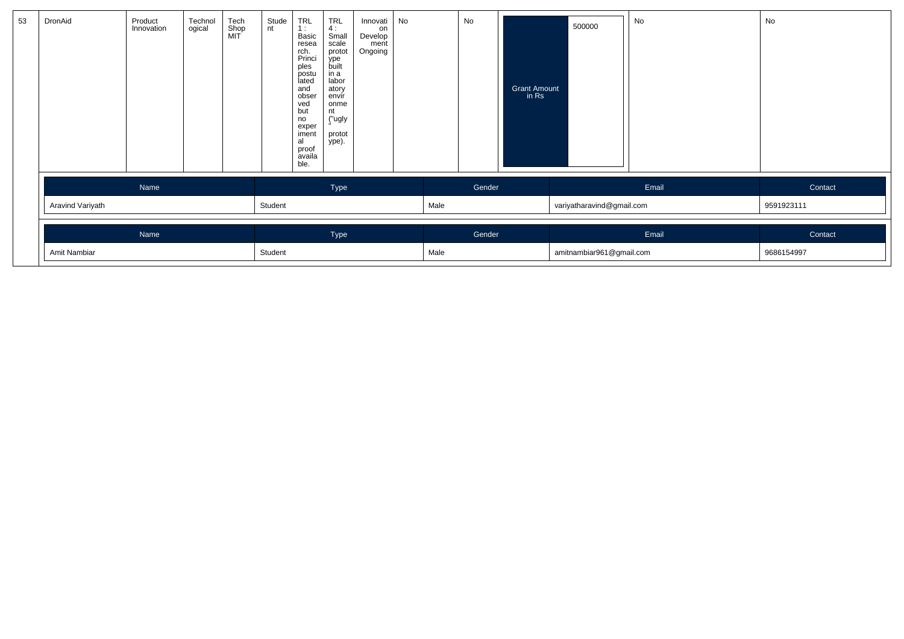| 53 | DronAid | Product Innovation | Technological | Tech Shop MIT | Student | TRL 1 : Basic research. Principles postulated and observed but no experimental proof available. | TRL 4 : Small scale prototype built in a laboratory environment ("ugly" prototype). | Innovation Development Ongoing | No | No | Grant Amount in Rs | 500000 | No | No |
|---|---|---|---|---|---|---|---|---|---|---|---|---|---|---|

| Name | Type | Gender | Email | Contact |
|---|---|---|---|---|
| Aravind Variyath | Student | Male | variyatharavind@gmail.com | 9591923111 |

| Name | Type | Gender | Email | Contact |
|---|---|---|---|---|
| Amit Nambiar | Student | Male | amitnambiar961@gmail.com | 9686154997 |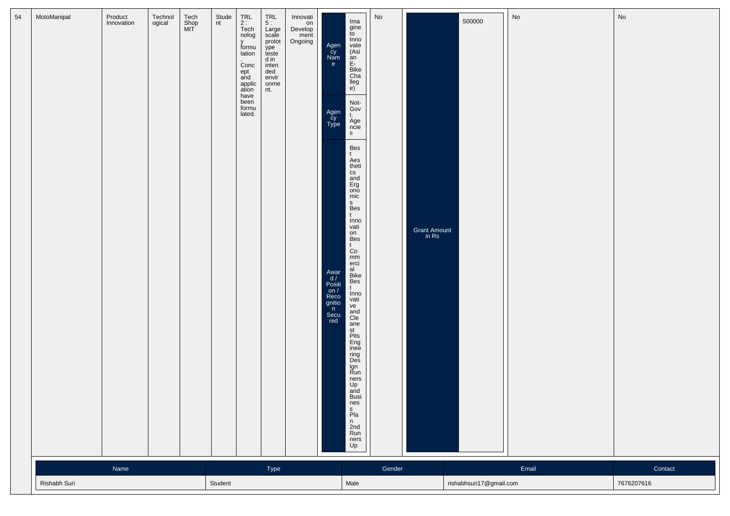| 54 | MotoManipal | Product Innovation | Technological | Tech Shop MIT | Student | TRL 2 : Technology formulation. Concept and application have been formulated. | TRL 5 : Large scale prototype tested in intended environment. | Innovation Development Ongoing | Agency Name: Imagine to Innovate (Asian E-Bike Challege); Agency Type: Not-Govt. Agencies; Award / Position / Recognition Secured: Best Aesthetics and Ergonomics Best Innovation Best Commercial Bike Best Innovative and Cleanest Pits Engineering Design Runners Up and Business Plan 2nd Runners Up | No | Grant Amount in Rs: 500000 | No | No |
|---|---|---|---|---|---|---|---|---|---|---|---|---|---|

| Name | Type | Gender | Email | Contact |
|---|---|---|---|---|
| Rishabh Suri | Student | Male | rishabhsuri17@gmail.com | 7676207616 |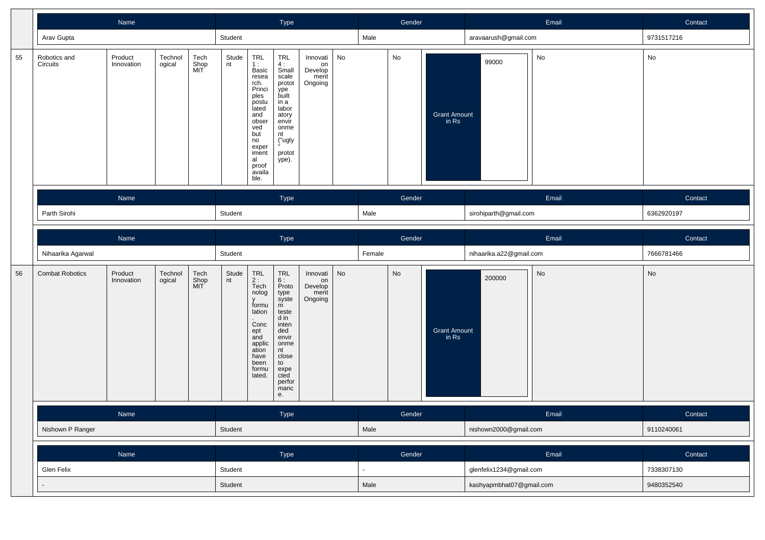| Name | Type | Gender | Email | Contact |
|---|---|---|---|---|
| Arav Gupta | Student | Male | aravaarush@gmail.com | 9731517216 |

| | | | | | | | | | | | | | | |
|---|---|---|---|---|---|---|---|---|---|---|---|---|---|---|
| 55 | Robotics and Circuits | Product Innovation | Technological | Tech Shop MIT | Student | TRL 1 : Basic research. Principles postulated and observed but no experimental proof available. | TRL 4 : Small scale prototype built in a laboratory environment ("ugly" prototype). | Innovation Development Ongoing | No | No | Grant Amount in Rs | 99000 | No | No |

| Name | Type | Gender | Email | Contact |
|---|---|---|---|---|
| Parth Sirohi | Student | Male | sirohiparth@gmail.com | 6362920197 |

| Name | Type | Gender | Email | Contact |
|---|---|---|---|---|
| Nihaarika Agarwal | Student | Female | nihaarika.a22@gmail.com | 7666781466 |

| | | | | | | | | | | | | | | |
|---|---|---|---|---|---|---|---|---|---|---|---|---|---|---|
| 56 | Combat Robotics | Product Innovation | Technological | Tech Shop MIT | Student | TRL 2 : Technology formulation. Concept and application have been formulated. | TRL 6 : Prototype system tested in intended environment close to expected performance. | Innovation Development Ongoing | No | No | Grant Amount in Rs | 200000 | No | No |

| Name | Type | Gender | Email | Contact |
|---|---|---|---|---|
| Nishown P Ranger | Student | Male | nishown2000@gmail.com | 9110240061 |

| Name | Type | Gender | Email | Contact |
|---|---|---|---|---|
| Glen Felix | Student | - | glenfelix1234@gmail.com | 7338307130 |
| - | Student | Male | kashyapmbhat07@gmail.com | 9480352540 |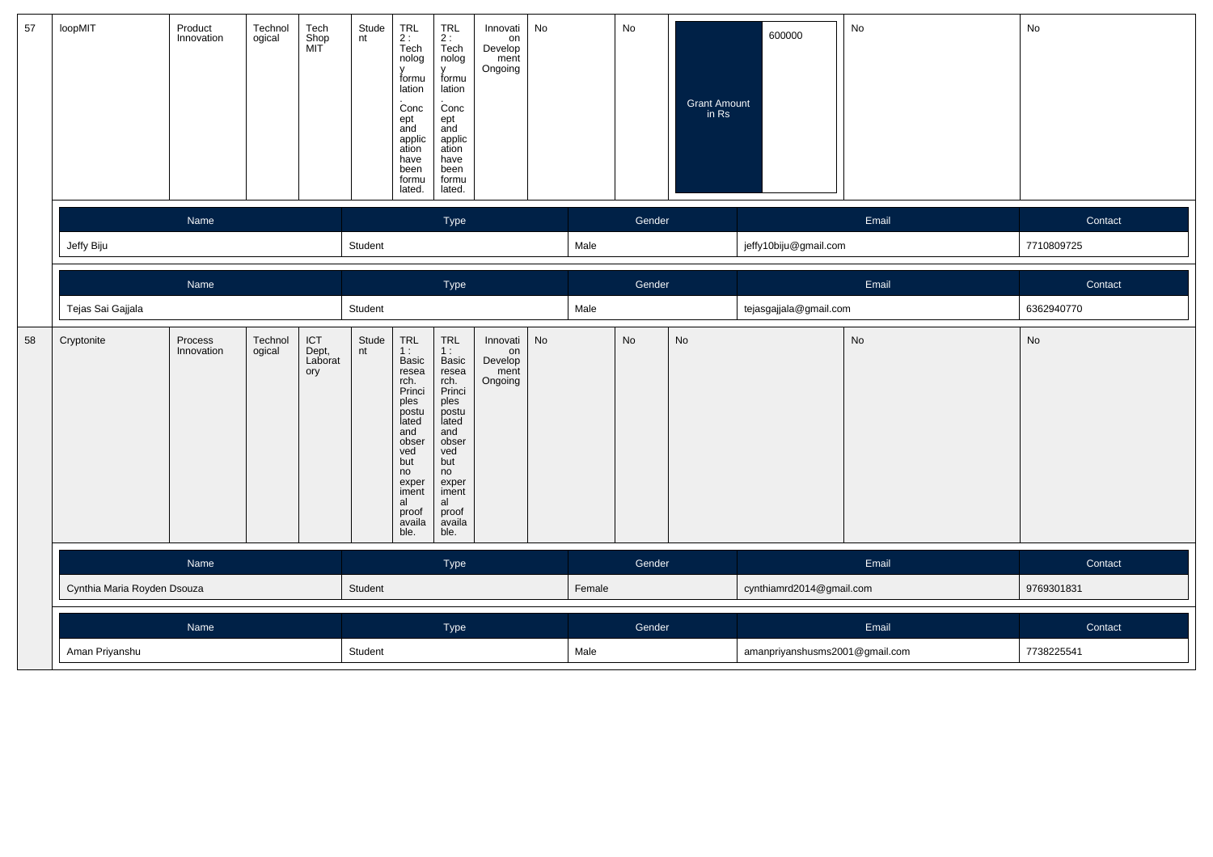| 57 | loopMIT | Product Innovation | Technological | Tech Shop MIT | Student | TRL 2 : Technology formulation. Concept and application have been formulated. | TRL 2 : Technology formulation. Concept and application have been formulated. | Innovation Development Ongoing | No | No | Grant Amount in Rs: 600000 | No | No |
|---|---|---|---|---|---|---|---|---|---|---|---|---|---|

| Name | Type | Gender | Email | Contact |
|---|---|---|---|---|
| Jeffy Biju | Student | Male | jeffy10biju@gmail.com | 7710809725 |

| Name | Type | Gender | Email | Contact |
|---|---|---|---|---|
| Tejas Sai Gajjala | Student | Male | tejasgajjala@gmail.com | 6362940770 |

| 58 | Cryptonite | Process Innovation | Technological | ICT Dept, Laboratory | Student | TRL 1 : Basic research. Principles postulated and observed but no experimental proof available. | TRL 1 : Basic research. Principles postulated and observed but no experimental proof available. | Innovation Development Ongoing | No | No | No | No | No |
|---|---|---|---|---|---|---|---|---|---|---|---|---|---|

| Name | Type | Gender | Email | Contact |
|---|---|---|---|---|
| Cynthia Maria Royden Dsouza | Student | Female | cynthiamrd2014@gmail.com | 9769301831 |

| Name | Type | Gender | Email | Contact |
|---|---|---|---|---|
| Aman Priyanshu | Student | Male | amanpriyanshusms2001@gmail.com | 7738225541 |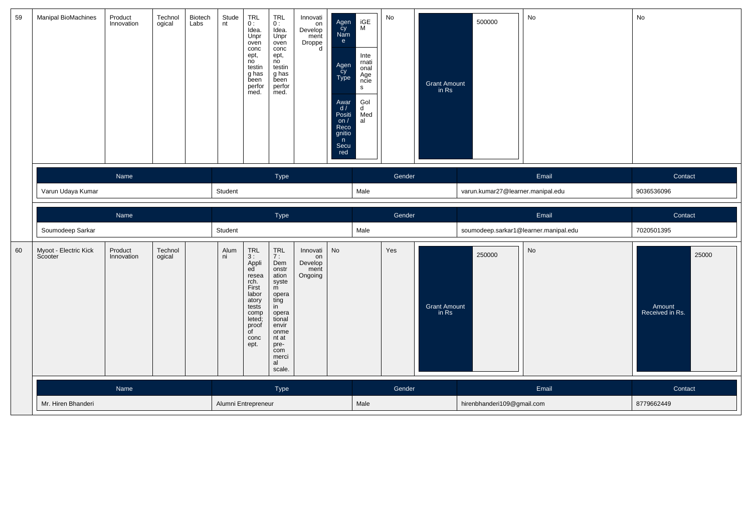| 59 | Manipal BioMachines | Product Innovation | Technological | Biotech Labs | Student | TRL 0 : Idea. Unproven concept, no testing has been performed. | TRL 0 : Idea. Unproven concept, no testing has been performed. | Innovation Development Dropped | Agency Name: iGEM; Agency Type: International Agencies; Award / Position / Recognition Secured: Gold Medal | No | Grant Amount in Rs: 500000 | No | No |
|---|---|---|---|---|---|---|---|---|---|---|---|---|---|

| Name | Type | Gender | Email | Contact |
|---|---|---|---|---|
| Varun Udaya Kumar | Student | Male | varun.kumar27@learner.manipal.edu | 9036536096 |

| Name | Type | Gender | Email | Contact |
|---|---|---|---|---|
| Soumodeep Sarkar | Student | Male | soumodeep.sarkar1@learner.manipal.edu | 7020501395 |

| 60 | Myoot - Electric Kick Scooter | Product Innovation | Technological | | Alumni | TRL 3 : Applied research. First laboratory tests completed; proof of concept. | TRL 7 : Demonstration system operating in operational environment at pre-commercial scale. | Innovation Development Ongoing | No | Yes | Grant Amount in Rs: 250000 | No | Amount Received in Rs.: 25000 |
|---|---|---|---|---|---|---|---|---|---|---|---|---|---|

| Name | Type | Gender | Email | Contact |
|---|---|---|---|---|
| Mr. Hiren Bhanderi | Alumni Entrepreneur | Male | hirenbhanderi109@gmail.com | 8779662449 |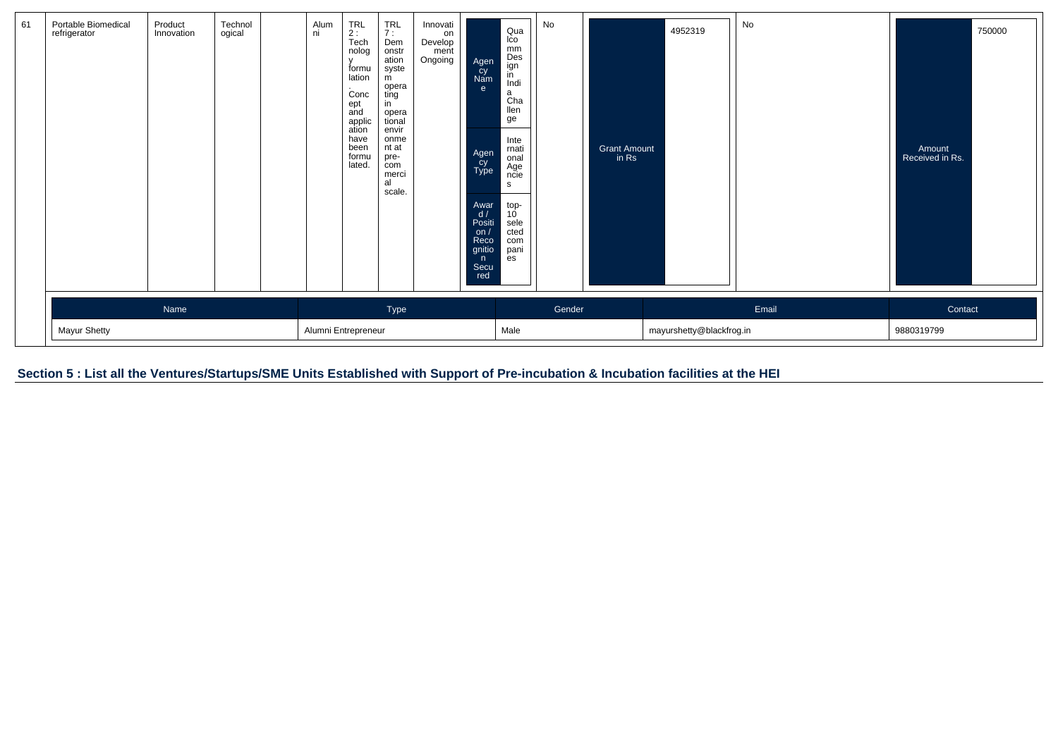| 61 | Portable Biomedical refrigerator | Product Innovation | Technological | | Alumni | TRL 2 : Technology formulation . Concept and application have been formulated. | TRL 7 : Demonstration system operating in operational environment at pre-commercial scale. | Innovation Development Ongoing | Agency Name: Qualcomm Design in India Challenge; Agency Type: International Agencies; Award / Position / Recognition Secured: top-10 selected companies | No | Grant Amount in Rs: 4952319 | No | Amount Received in Rs.: 750000 |
|---|---|---|---|---|---|---|---|---|---|---|---|---|---|

| Name | Type | Gender | Email | Contact |
|---|---|---|---|---|
| Mayur Shetty | Alumni Entrepreneur | Male | mayurshetty@blackfrog.in | 9880319799 |

## Section 5 : List all the Ventures/Startups/SME Units Established with Support of Pre-incubation & Incubation facilities at the HEI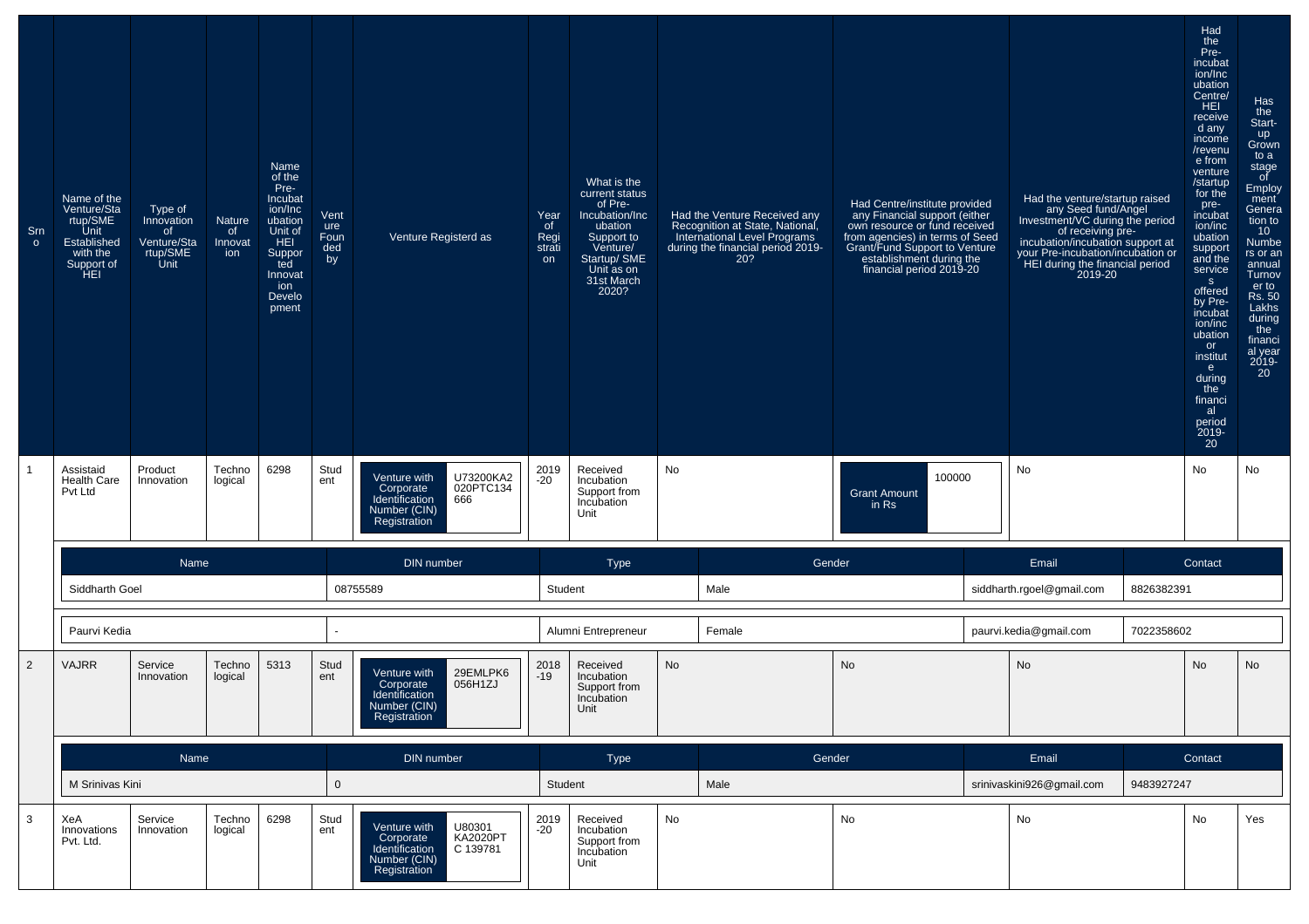| Srno | Name of the Venture/Startup/SME Unit Established with the Support of HEI | Type of Innovation of Venture/Startup/SME Unit | Nature of Innovation | Name of the Pre-Incubation/Incubation Unit of HEI Supported Innovation Development | Venture Founded by | Venture Registerd as | Year of Registration | What is the current status of Pre-Incubation/Incubation Support to Venture/ Startup/ SME Unit as on 31st March 2020? | Had the Venture Received any Recognition at State, National, International Level Programs during the financial period 2019-20? | Had Centre/institute provided any Financial support (either own resource or fund received from agencies) in terms of Seed Grant/Fund Support to Venture establishment during the financial period 2019-20 | Had the venture/startup raised any Seed fund/Angel Investment/VC during the period of receiving pre-incubation/incubation support at your Pre-incubation/incubation or HEI during the financial period 2019-20 | Had the Pre-incubation/Incubation Centre/HEI received any income /revenue from venture /startup for the pre-incubation/incubation support and the services offered by Pre-incubation/incubation or institute during the financial period 2019-20 | Has the Start-up Grown to a stage of Employment Generation to 10 Numbers or an annual Turnover to Rs. 50 Lakhs during the financial year 2019-20 |
|---|---|---|---|---|---|---|---|---|---|---|---|---|---|
| 1 | Assistaid Health Care Pvt Ltd | Product Innovation | Technological | 6298 | Student | Venture with Corporate Identification Number (CIN) Registration: U73200KA2020PTC134666 | 2019-20 | Received Incubation Support from Incubation Unit | No | Grant Amount in Rs: 100000 | No | No | No |

| Name | DIN number | Type | Gender | Email | Contact |
|---|---|---|---|---|---|
| Siddharth Goel | 08755589 | Student | Male | siddharth.rgoel@gmail.com | 8826382391 |
| Paurvi Kedia | - | Alumni Entrepreneur | Female | paurvi.kedia@gmail.com | 7022358602 |

| Srno | Name of the Venture/Startup/SME Unit Established with the Support of HEI | Type of Innovation of Venture/Startup/SME Unit | Nature of Innovation | Name of the Pre-Incubation/Incubation Unit of HEI Supported Innovation Development | Venture Founded by | Venture Registerd as | Year of Registration | What is the current status of Pre-Incubation/Incubation Support to Venture/ Startup/ SME Unit as on 31st March 2020? | Had the Venture Received any Recognition at State, National, International Level Programs during the financial period 2019-20? | Had Centre/institute provided any Financial support (either own resource or fund received from agencies) in terms of Seed Grant/Fund Support to Venture establishment during the financial period 2019-20 | Had the venture/startup raised any Seed fund/Angel Investment/VC during the period of receiving pre-incubation/incubation support at your Pre-incubation/incubation or HEI during the financial period 2019-20 | Had the Pre-incubation/Incubation Centre/HEI received any income /revenue from venture /startup for the pre-incubation/incubation support and the services offered by Pre-incubation/incubation or institute during the financial period 2019-20 | Has the Start-up Grown to a stage of Employment Generation to 10 Numbers or an annual Turnover to Rs. 50 Lakhs during the financial year 2019-20 |
|---|---|---|---|---|---|---|---|---|---|---|---|---|---|
| 2 | VAJRR | Service Innovation | Technological | 5313 | Student | Venture with Corporate Identification Number (CIN) Registration: 29EMLPK6056H1ZJ | 2018-19 | Received Incubation Support from Incubation Unit | No | No | No | No | No |

| Name | DIN number | Type | Gender | Email | Contact |
|---|---|---|---|---|---|
| M Srinivas Kini | 0 | Student | Male | srinivaskini926@gmail.com | 9483927247 |

| Srno | Name of the Venture/Startup/SME Unit Established with the Support of HEI | Type of Innovation of Venture/Startup/SME Unit | Nature of Innovation | Name of the Pre-Incubation/Incubation Unit of HEI Supported Innovation Development | Venture Founded by | Venture Registerd as | Year of Registration | What is the current status of Pre-Incubation/Incubation Support to Venture/ Startup/ SME Unit as on 31st March 2020? | Had the Venture Received any Recognition at State, National, International Level Programs during the financial period 2019-20? | Had Centre/institute provided any Financial support (either own resource or fund received from agencies) in terms of Seed Grant/Fund Support to Venture establishment during the financial period 2019-20 | Had the venture/startup raised any Seed fund/Angel Investment/VC during the period of receiving pre-incubation/incubation support at your Pre-incubation/incubation or HEI during the financial period 2019-20 | Had the Pre-incubation/Incubation Centre/HEI received any income /revenue from venture /startup for the pre-incubation/incubation support and the services offered by Pre-incubation/incubation or institute during the financial period 2019-20 | Has the Start-up Grown to a stage of Employment Generation to 10 Numbers or an annual Turnover to Rs. 50 Lakhs during the financial year 2019-20 |
|---|---|---|---|---|---|---|---|---|---|---|---|---|---|
| 3 | XeA Innovations Pvt. Ltd. | Service Innovation | Technological | 6298 | Student | Venture with Corporate Identification Number (CIN) Registration: U80301KA2020PTC139781 | 2019-20 | Received Incubation Support from Incubation Unit | No | No | No | No | Yes |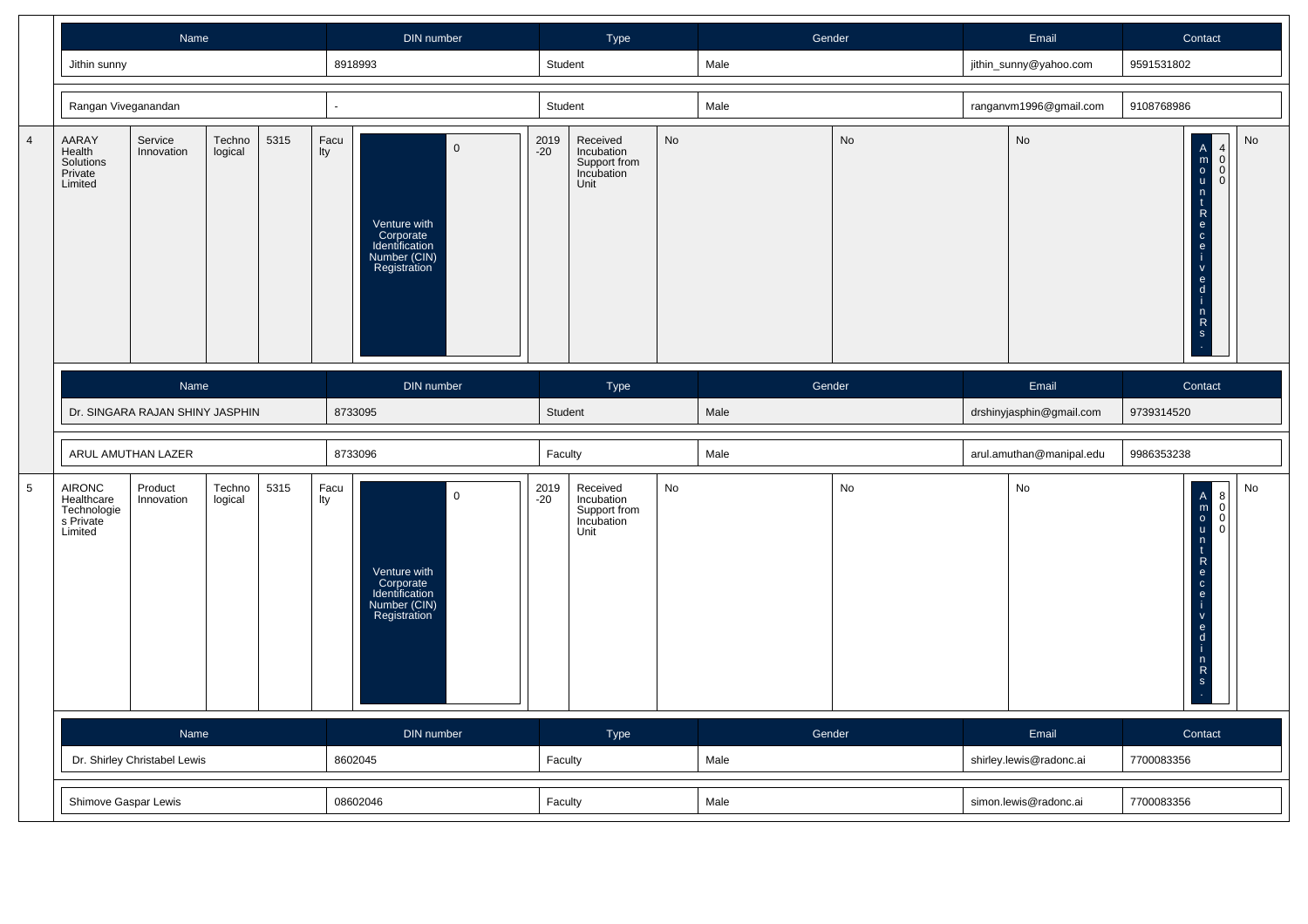| Name | DIN number | Type | Gender | Email | Contact |
|---|---|---|---|---|---|
| Jithin sunny | 8918993 | Student | Male | jithin_sunny@yahoo.com | 9591531802 |
| Rangan Viveganandan | - | Student | Male | ranganvm1996@gmail.com | 9108768986 |

| | | | | | | | | | | | | | | |
|---|---|---|---|---|---|---|---|---|---|---|---|---|---|---|
| 4 | AARAY Health Solutions Private Limited | Service Innovation | Technological | 5315 | Faculty | Venture with Corporate Identification Number (CIN) Registration | 0 | 2019-20 | Received Incubation Support from Incubation Unit | No | No | No | Amount Received in Rs. | 4000 | No |

| Name | DIN number | Type | Gender | Email | Contact |
|---|---|---|---|---|---|
| Dr. SINGARA RAJAN SHINY JASPHIN | 8733095 | Student | Male | drshinyjasphin@gmail.com | 9739314520 |
| ARUL AMUTHAN LAZER | 8733096 | Faculty | Male | arul.amuthan@manipal.edu | 9986353238 |

| | | | | | | | | | | | | | | |
|---|---|---|---|---|---|---|---|---|---|---|---|---|---|---|
| 5 | AIRONC Healthcare Technologies Private Limited | Product Innovation | Technological | 5315 | Faculty | Venture with Corporate Identification Number (CIN) Registration | 0 | 2019-20 | Received Incubation Support from Incubation Unit | No | No | No | Amount Received in Rs. | 8000 | No |

| Name | DIN number | Type | Gender | Email | Contact |
|---|---|---|---|---|---|
| Dr. Shirley Christabel Lewis | 8602045 | Faculty | Male | shirley.lewis@radonc.ai | 7700083356 |
| Shimove Gaspar Lewis | 08602046 | Faculty | Male | simon.lewis@radonc.ai | 7700083356 |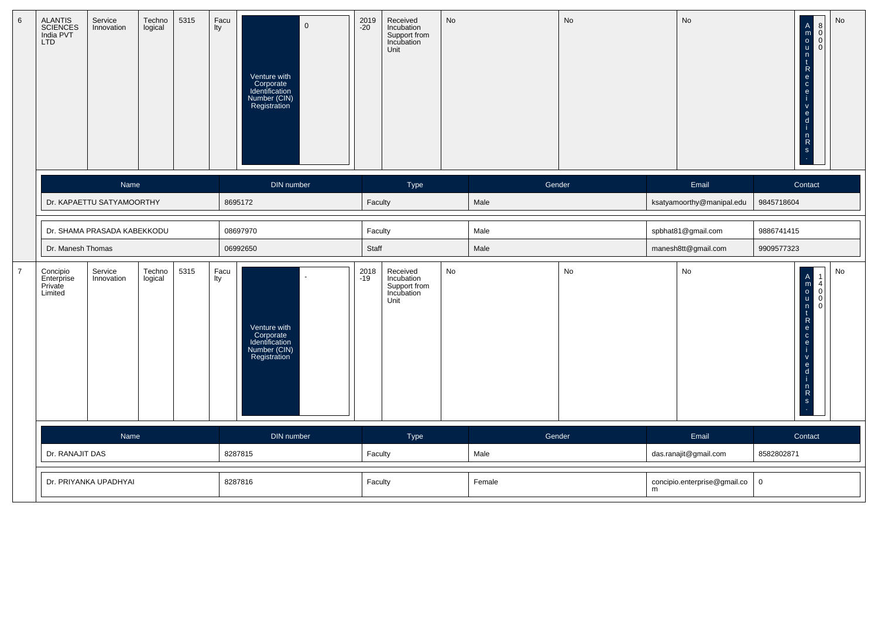| 6 | ALANTIS SCIENCES India PVT LTD | Service Innovation | Technological | 5315 | Faculty | Venture with Corporate Identification Number (CIN) Registration | 0 | 2019-20 | Received Incubation Support from Incubation Unit | No | No | No | Amount Received in Rs. | 8000 | No |
|---|---|---|---|---|---|---|---|---|---|---|---|---|---|---|---|

| Name | DIN number | Type | Gender | Email | Contact |
|---|---|---|---|---|---|
| Dr. KAPAETTU SATYAMOORTHY | 8695172 | Faculty | Male | ksatyamoorthy@manipal.edu | 9845718604 |
| Dr. SHAMA PRASADA KABEKKODU | 08697970 | Faculty | Male | spbhat81@gmail.com | 9886741415 |
| Dr. Manesh Thomas | 06992650 | Staff | Male | manesh8tt@gmail.com | 9909577323 |

| 7 | Concipio Enterprise Private Limited | Service Innovation | Technological | 5315 | Faculty | Venture with Corporate Identification Number (CIN) Registration | - | 2018-19 | Received Incubation Support from Incubation Unit | No | No | No | Amount Received in Rs. | 14000 | No |
|---|---|---|---|---|---|---|---|---|---|---|---|---|---|---|---|

| Name | DIN number | Type | Gender | Email | Contact |
|---|---|---|---|---|---|
| Dr. RANAJIT DAS | 8287815 | Faculty | Male | das.ranajit@gmail.com | 8582802871 |
| Dr. PRIYANKA UPADHYAI | 8287816 | Faculty | Female | concipio.enterprise@gmail.com | 0 |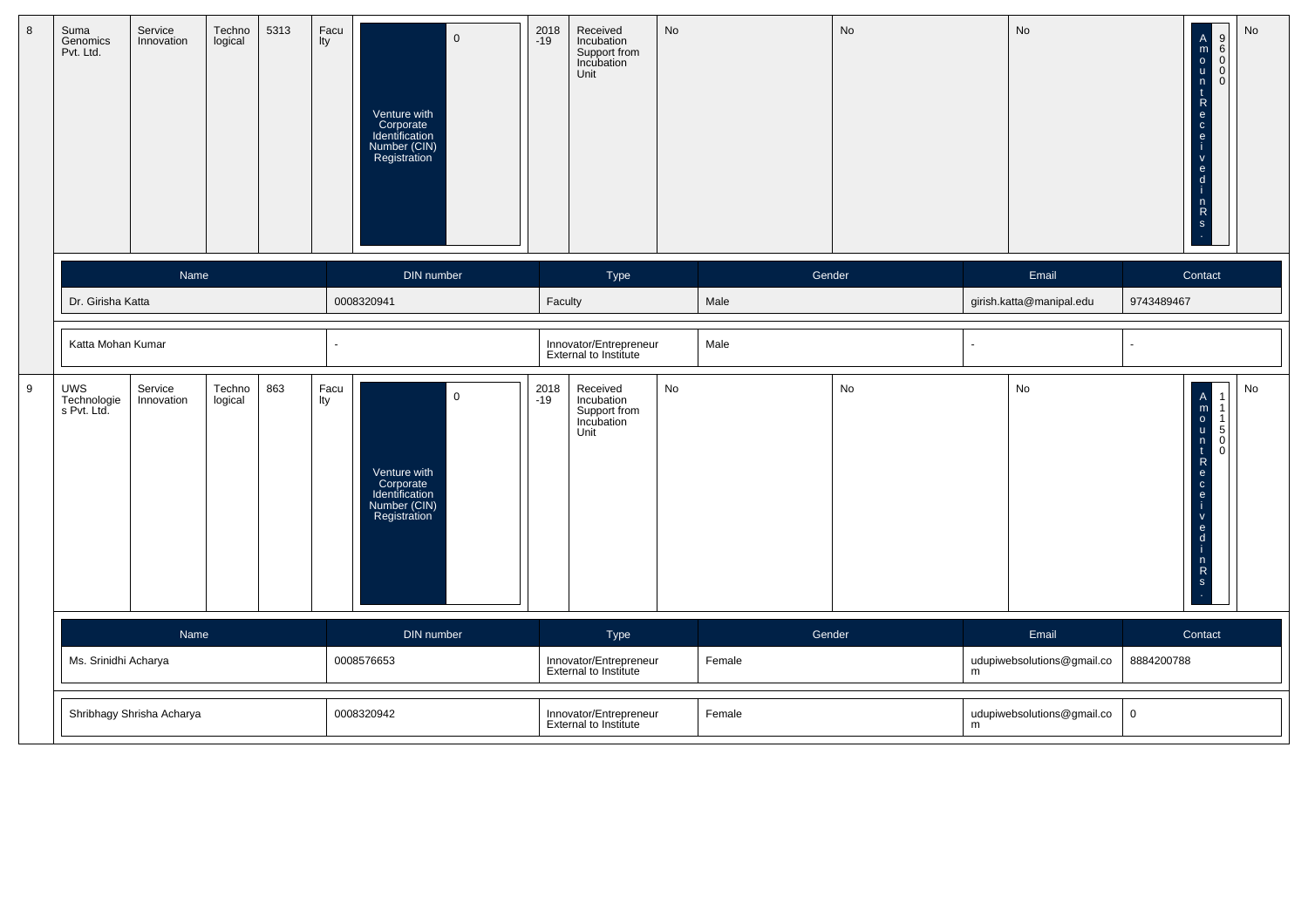| 8 | Suma Genomics Pvt. Ltd. | Service Innovation | Technological | 5313 | Faculty | Venture with Corporate Identification Number (CIN) Registration | 0 | 2018-19 | Received Incubation Support from Incubation Unit | No | No | No | Amount Received in Rs. | 96000 | No |
|---|---|---|---|---|---|---|---|---|---|---|---|---|---|---|---|

| Name | DIN number | Type | Gender | Email | Contact |
|---|---|---|---|---|---|
| Dr. Girisha Katta | 0008320941 | Faculty | Male | girish.katta@manipal.edu | 9743489467 |
| Katta Mohan Kumar | - | Innovator/Entrepreneur External to Institute | Male | - | - |

| 9 | UWS Technologies Pvt. Ltd. | Service Innovation | Technological | 863 | Faculty | Venture with Corporate Identification Number (CIN) Registration | 0 | 2018-19 | Received Incubation Support from Incubation Unit | No | No | No | Amount Received in Rs. | 111500 | No |
|---|---|---|---|---|---|---|---|---|---|---|---|---|---|---|---|

| Name | DIN number | Type | Gender | Email | Contact |
|---|---|---|---|---|---|
| Ms. Srinidhi Acharya | 0008576653 | Innovator/Entrepreneur External to Institute | Female | udupiwebsolutions@gmail.com | 8884200788 |
| Shribhagy Shrisha Acharya | 0008320942 | Innovator/Entrepreneur External to Institute | Female | udupiwebsolutions@gmail.com | 0 |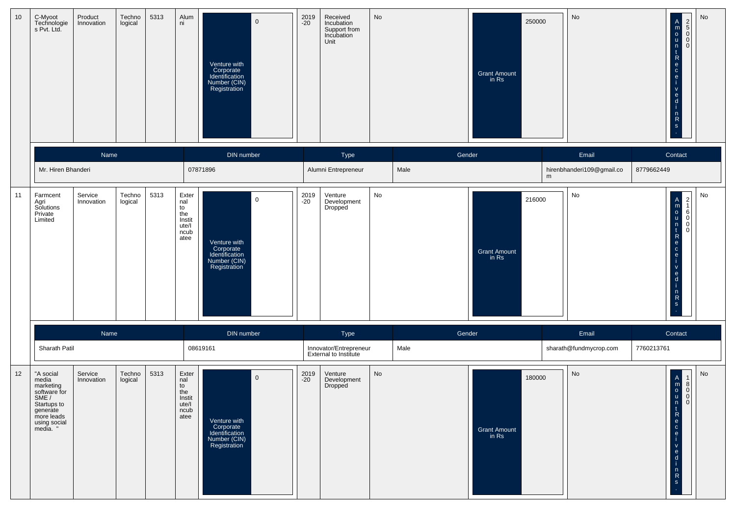| 10 | C-Myoot Technologies Pvt. Ltd. | Product Innovation | Technological | 5313 | Alumni | Venture with Corporate Identification Number (CIN) Registration | 0 | 2019-20 | Received Incubation Support from Incubation Unit | No | Grant Amount in Rs | 250000 | No | Amount Received in Rs. | 250000 | No |
|---|---|---|---|---|---|---|---|---|---|---|---|---|---|---|---|---|

| Name | DIN number | Type | Gender | Email | Contact |
|---|---|---|---|---|---|
| Mr. Hiren Bhanderi | 07871896 | Alumni Entrepreneur | Male | hirenbhanderi109@gmail.com | 8779662449 |

| 11 | Farmcent Agri Solutions Private Limited | Service Innovation | Technological | 5313 | External to the Institute/Incubatee | Venture with Corporate Identification Number (CIN) Registration | 0 | 2019-20 | Venture Development Dropped | No | Grant Amount in Rs | 216000 | No | Amount Received in Rs. | 216000 | No |
|---|---|---|---|---|---|---|---|---|---|---|---|---|---|---|---|---|

| Name | DIN number | Type | Gender | Email | Contact |
|---|---|---|---|---|---|
| Sharath Patil | 08619161 | Innovator/Entrepreneur External to Institute | Male | sharath@fundmycrop.com | 7760213761 |

| 12 | "A social media marketing software for SME / Startups to generate more leads using social media. " | Service Innovation | Technological | 5313 | External to the Institute/Incubatee | Venture with Corporate Identification Number (CIN) Registration | 0 | 2019-20 | Venture Development Dropped | No | Grant Amount in Rs | 180000 | No | Amount Received in Rs. | 180000 | No |
|---|---|---|---|---|---|---|---|---|---|---|---|---|---|---|---|---|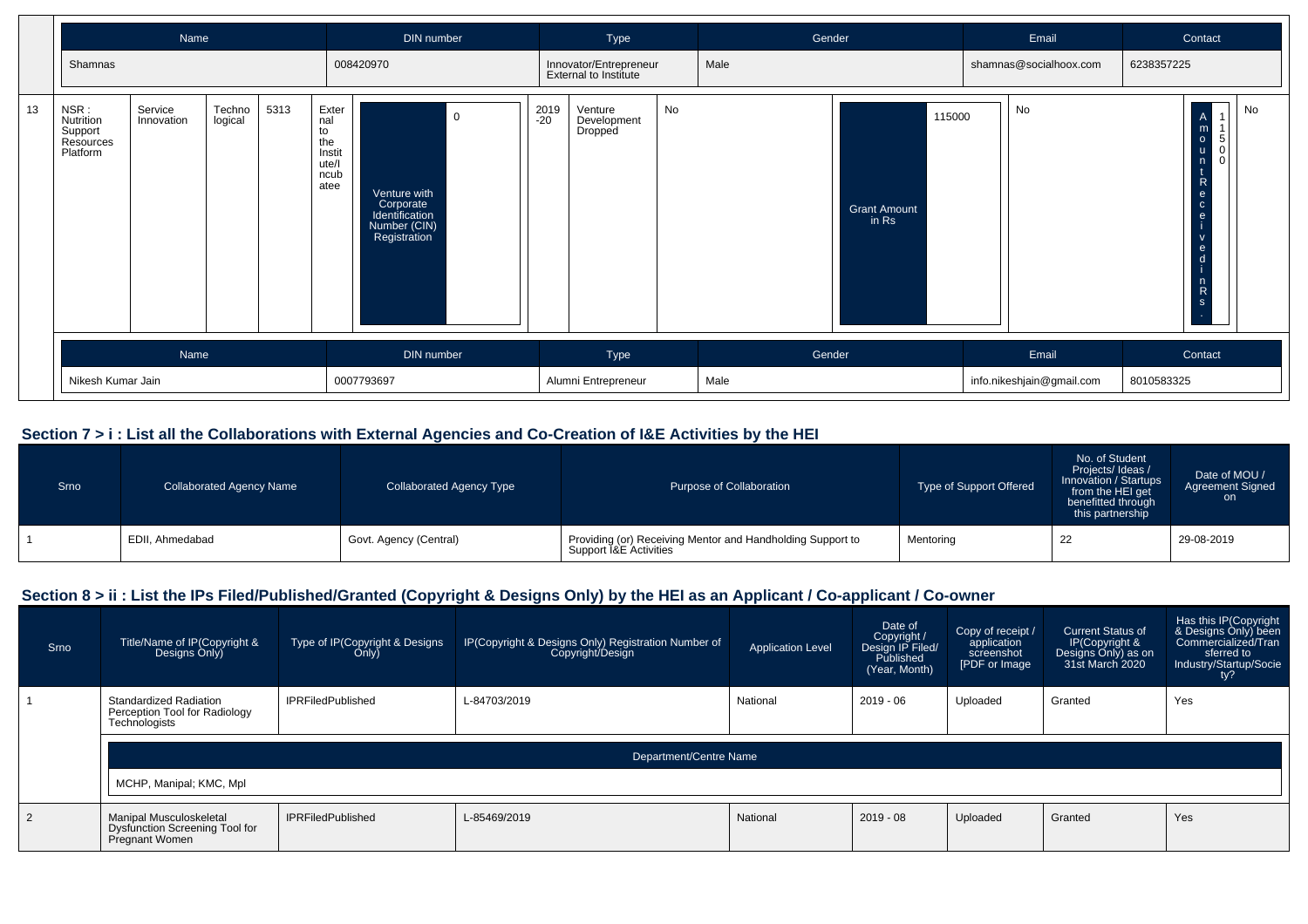| Name | DIN number | Type | Gender | Email | Contact |
|---|---|---|---|---|---|
| Shamnas | 008420970 | Innovator/Entrepreneur External to Institute | Male | shamnas@socialhoox.com | 6238357225 |

| 13 | NSR : Nutrition Support Resources Platform | Service Innovation | Technological | 5313 | External to the Institute/Incubatee | Venture with Corporate Identification Number (CIN) Registration | 0 | 2019-20 | Venture Development Dropped | No | Grant Amount in Rs | 115000 | No | Amount Received in Rs. | 11500 | No |
|---|---|---|---|---|---|---|---|---|---|---|---|---|---|---|---|---|

| Name | DIN number | Type | Gender | Email | Contact |
|---|---|---|---|---|---|
| Nikesh Kumar Jain | 0007793697 | Alumni Entrepreneur | Male | info.nikeshjain@gmail.com | 8010583325 |

## Section 7 > i : List all the Collaborations with External Agencies and Co-Creation of I&E Activities by the HEI

| Srno | Collaborated Agency Name | Collaborated Agency Type | Purpose of Collaboration | Type of Support Offered | No. of Student Projects/ Ideas / Innovation / Startups from the HEI get benefitted through this partnership | Date of MOU / Agreement Signed on |
|---|---|---|---|---|---|---|
| 1 | EDII, Ahmedabad | Govt. Agency (Central) | Providing (or) Receiving Mentor and Handholding Support to Support I&E Activities | Mentoring | 22 | 29-08-2019 |

## Section 8 > ii : List the IPs Filed/Published/Granted (Copyright & Designs Only) by the HEI as an Applicant / Co-applicant / Co-owner

| Srno | Title/Name of IP(Copyright & Designs Only) | Type of IP(Copyright & Designs Only) | IP(Copyright & Designs Only) Registration Number of Copyright/Design | Application Level | Date of Copyright / Design IP Filed/ Published (Year, Month) | Copy of receipt / application screenshot [PDF or Image | Current Status of IP(Copyright & Designs Only) as on 31st March 2020 | Has this IP(Copyright & Designs Only) been Commercialized/Transferred to Industry/Startup/Society? |
|---|---|---|---|---|---|---|---|---|
| 1 | Standardized Radiation Perception Tool for Radiology Technologists | IPRFiledPublished | L-84703/2019 | National | 2019 - 06 | Uploaded | Granted | Yes |
| | Department/Centre Name: MCHP, Manipal; KMC, Mpl | | | | | | | |
| 2 | Manipal Musculoskeletal Dysfunction Screening Tool for Pregnant Women | IPRFiledPublished | L-85469/2019 | National | 2019 - 08 | Uploaded | Granted | Yes |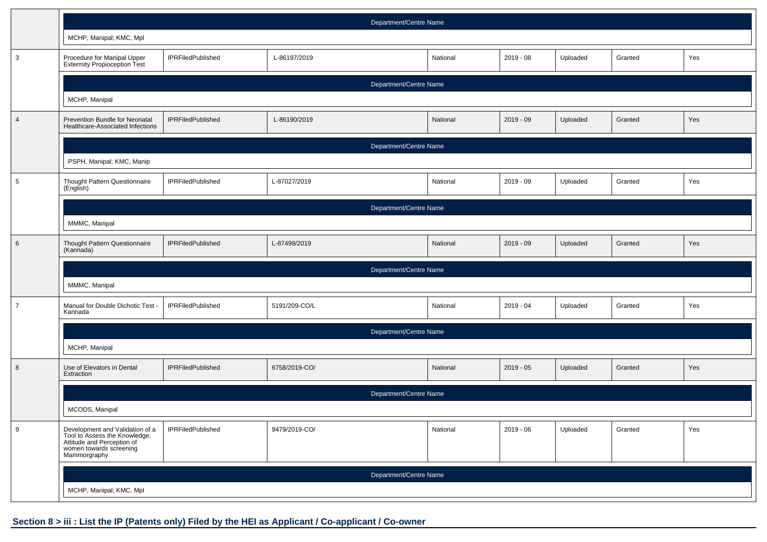| Sl. No. | Title | Type | Application/Registration No. | National/International | Year - Month | Uploaded | Status | Yes/No |
|---|---|---|---|---|---|---|---|---|
| | Department/Centre Name: MCHP, Manipal; KMC, Mpl | | | | | | | |
| 3 | Procedure for Manipal Upper Extermity Propioception Test | IPRFiledPublished | L-86197/2019 | National | 2019 - 08 | Uploaded | Granted | Yes |
| | Department/Centre Name: MCHP, Manipal | | | | | | | |
| 4 | Prevention Bundle for Neonatal Healthcare-Associated Infections | IPRFiledPublished | L-86190/2019 | National | 2019 - 09 | Uploaded | Granted | Yes |
| | Department/Centre Name: PSPH, Manipal; KMC, Manip | | | | | | | |
| 5 | Thought Pattern Questionnaire (English) | IPRFiledPublished | L-87027/2019 | National | 2019 - 09 | Uploaded | Granted | Yes |
| | Department/Centre Name: MMMC, Manipal | | | | | | | |
| 6 | Thought Pattern Questionnaire (Kannada) | IPRFiledPublished | L-87499/2019 | National | 2019 - 09 | Uploaded | Granted | Yes |
| | Department/Centre Name: MMMC, Manipal | | | | | | | |
| 7 | Manual for Double Dichotic Test - Kannada | IPRFiledPublished | 5191/209-CO/L | National | 2019 - 04 | Uploaded | Granted | Yes |
| | Department/Centre Name: MCHP, Manipal | | | | | | | |
| 8 | Use of Elevators in Dental Extraction | IPRFiledPublished | 6758/2019-CO/ | National | 2019 - 05 | Uploaded | Granted | Yes |
| | Department/Centre Name: MCODS, Manipal | | | | | | | |
| 9 | Development and Validation of a Tool to Assess the Knowledge, Attitude and Perception of women towards screening Mammorgraphy | IPRFiledPublished | 9479/2019-CO/ | National | 2019 - 06 | Uploaded | Granted | Yes |
| | Department/Centre Name: MCHP, Manipal; KMC, Mpl | | | | | | | |

## Section 8 > iii : List the IP (Patents only) Filed by the HEI as Applicant / Co-applicant / Co-owner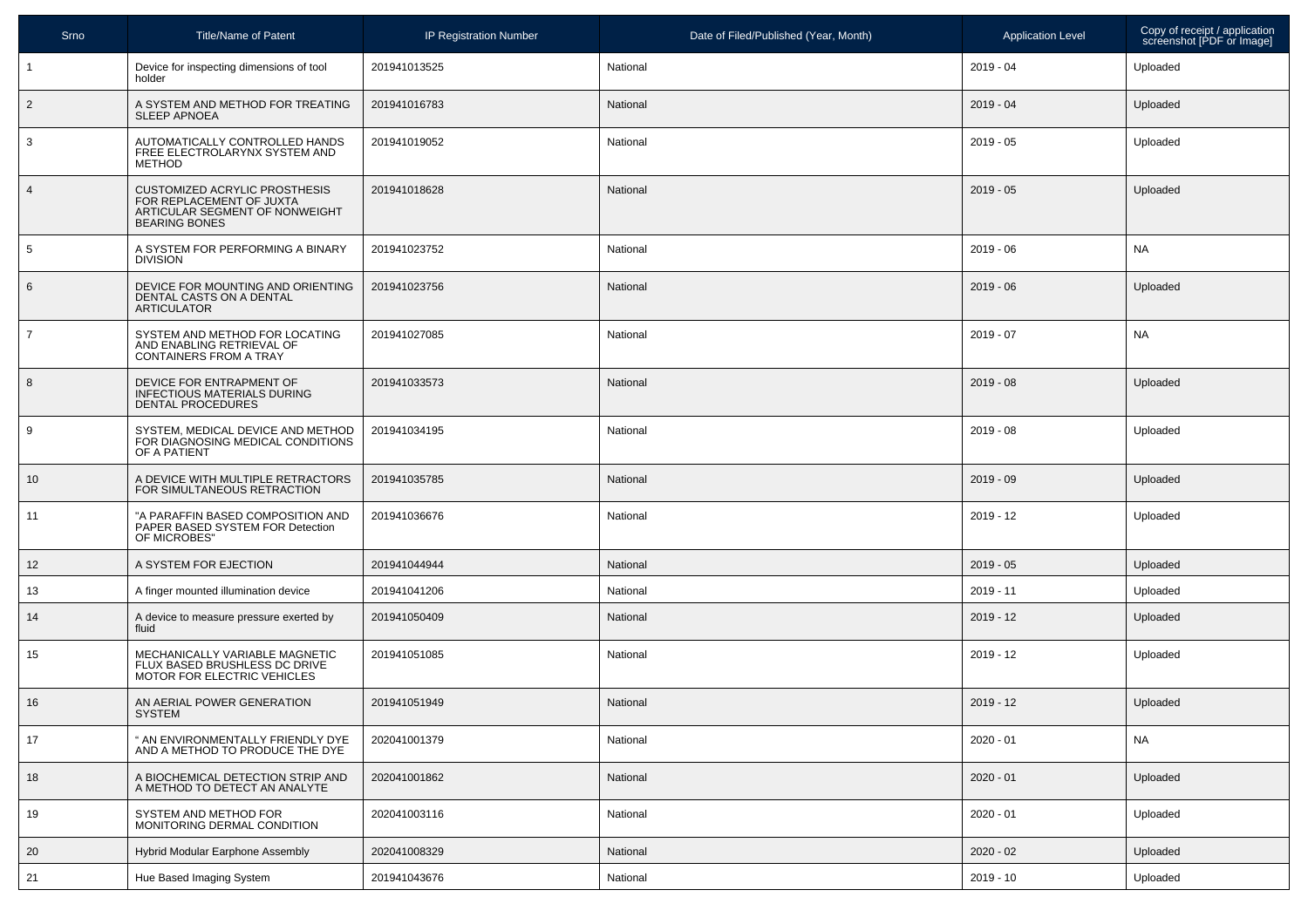| Srno | Title/Name of Patent | IP Registration Number | Date of Filed/Published (Year, Month) | Application Level | Copy of receipt / application screenshot [PDF or Image] |
|---|---|---|---|---|---|
| 1 | Device for inspecting dimensions of tool holder | 201941013525 | National | 2019 - 04 | Uploaded |
| 2 | A SYSTEM AND METHOD FOR TREATING SLEEP APNOEA | 201941016783 | National | 2019 - 04 | Uploaded |
| 3 | AUTOMATICALLY CONTROLLED HANDS FREE ELECTROLARYNX SYSTEM AND METHOD | 201941019052 | National | 2019 - 05 | Uploaded |
| 4 | CUSTOMIZED ACRYLIC PROSTHESIS FOR REPLACEMENT OF JUXTA ARTICULAR SEGMENT OF NONWEIGHT BEARING BONES | 201941018628 | National | 2019 - 05 | Uploaded |
| 5 | A SYSTEM FOR PERFORMING A BINARY DIVISION | 201941023752 | National | 2019 - 06 | NA |
| 6 | DEVICE FOR MOUNTING AND ORIENTING DENTAL CASTS ON A DENTAL ARTICULATOR | 201941023756 | National | 2019 - 06 | Uploaded |
| 7 | SYSTEM AND METHOD FOR LOCATING AND ENABLING RETRIEVAL OF CONTAINERS FROM A TRAY | 201941027085 | National | 2019 - 07 | NA |
| 8 | DEVICE FOR ENTRAPMENT OF INFECTIOUS MATERIALS DURING DENTAL PROCEDURES | 201941033573 | National | 2019 - 08 | Uploaded |
| 9 | SYSTEM, MEDICAL DEVICE AND METHOD FOR DIAGNOSING MEDICAL CONDITIONS OF A PATIENT | 201941034195 | National | 2019 - 08 | Uploaded |
| 10 | A DEVICE WITH MULTIPLE RETRACTORS FOR SIMULTANEOUS RETRACTION | 201941035785 | National | 2019 - 09 | Uploaded |
| 11 | "A PARAFFIN BASED COMPOSITION AND PAPER BASED SYSTEM FOR Detection OF MICROBES" | 201941036676 | National | 2019 - 12 | Uploaded |
| 12 | A SYSTEM FOR EJECTION | 201941044944 | National | 2019 - 05 | Uploaded |
| 13 | A finger mounted illumination device | 201941041206 | National | 2019 - 11 | Uploaded |
| 14 | A device to measure pressure exerted by fluid | 201941050409 | National | 2019 - 12 | Uploaded |
| 15 | MECHANICALLY VARIABLE MAGNETIC FLUX BASED BRUSHLESS DC DRIVE MOTOR FOR ELECTRIC VEHICLES | 201941051085 | National | 2019 - 12 | Uploaded |
| 16 | AN AERIAL POWER GENERATION SYSTEM | 201941051949 | National | 2019 - 12 | Uploaded |
| 17 | " AN ENVIRONMENTALLY FRIENDLY DYE AND A METHOD TO PRODUCE THE DYE | 202041001379 | National | 2020 - 01 | NA |
| 18 | A BIOCHEMICAL DETECTION STRIP AND A METHOD TO DETECT AN ANALYTE | 202041001862 | National | 2020 - 01 | Uploaded |
| 19 | SYSTEM AND METHOD FOR MONITORING DERMAL CONDITION | 202041003116 | National | 2020 - 01 | Uploaded |
| 20 | Hybrid Modular Earphone Assembly | 202041008329 | National | 2020 - 02 | Uploaded |
| 21 | Hue Based Imaging System | 201941043676 | National | 2019 - 10 | Uploaded |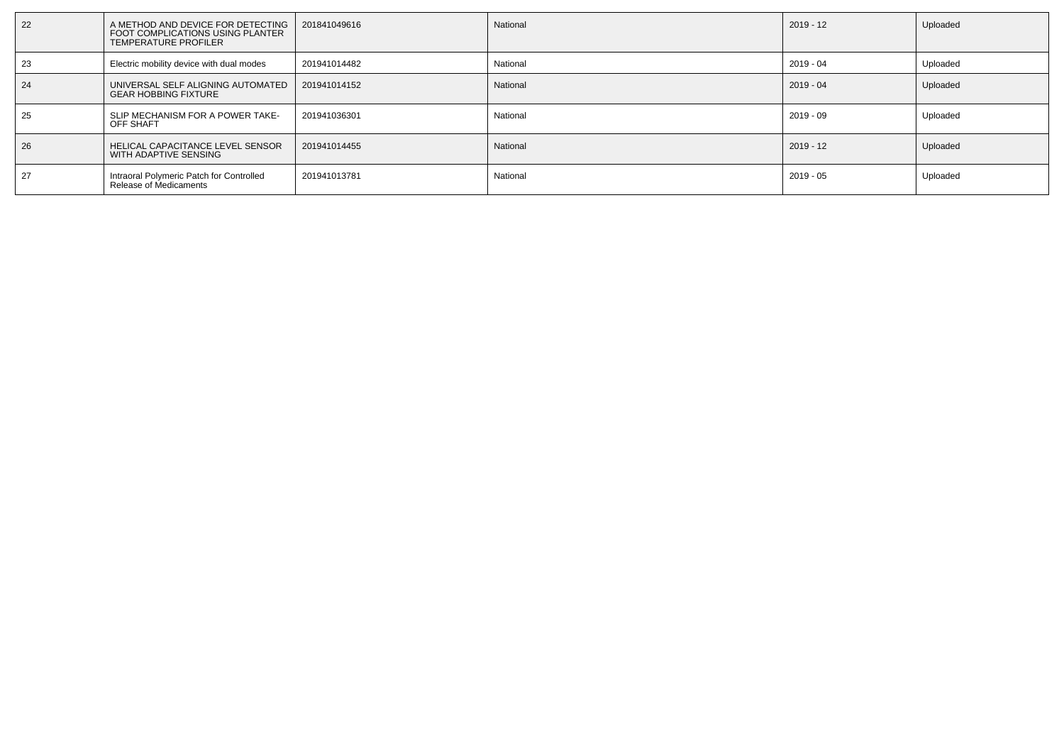| | | | | | |
|---|---|---|---|---|---|
| 22 | A METHOD AND DEVICE FOR DETECTING FOOT COMPLICATIONS USING PLANTER TEMPERATURE PROFILER | 201841049616 | National | 2019 - 12 | Uploaded |
| 23 | Electric mobility device with dual modes | 201941014482 | National | 2019 - 04 | Uploaded |
| 24 | UNIVERSAL SELF ALIGNING AUTOMATED GEAR HOBBING FIXTURE | 201941014152 | National | 2019 - 04 | Uploaded |
| 25 | SLIP MECHANISM FOR A POWER TAKE-OFF SHAFT | 201941036301 | National | 2019 - 09 | Uploaded |
| 26 | HELICAL CAPACITANCE LEVEL SENSOR WITH ADAPTIVE SENSING | 201941014455 | National | 2019 - 12 | Uploaded |
| 27 | Intraoral Polymeric Patch for Controlled Release of Medicaments | 201941013781 | National | 2019 - 05 | Uploaded |